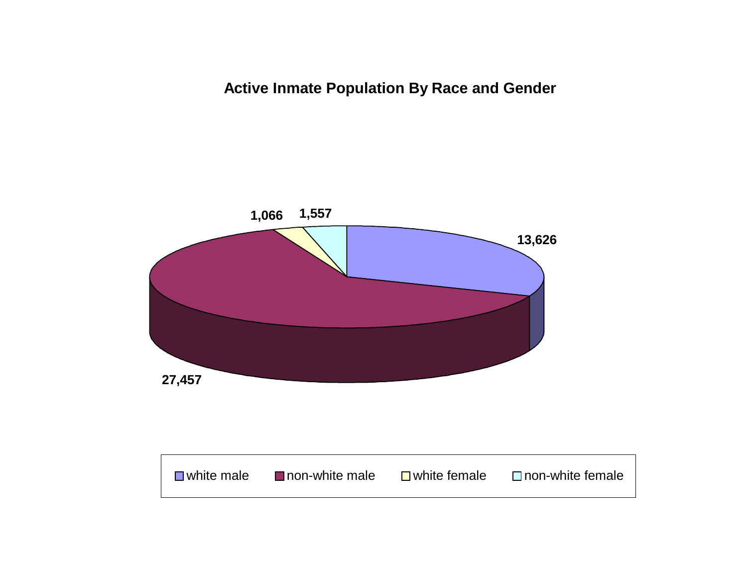## Active Inmate Population By Race and Gender

| Category | Count |
|---|---|
| white male | 13,626 |
| non-white male | 27,457 |
| white female | 1,066 |
| non-white female | 1,557 |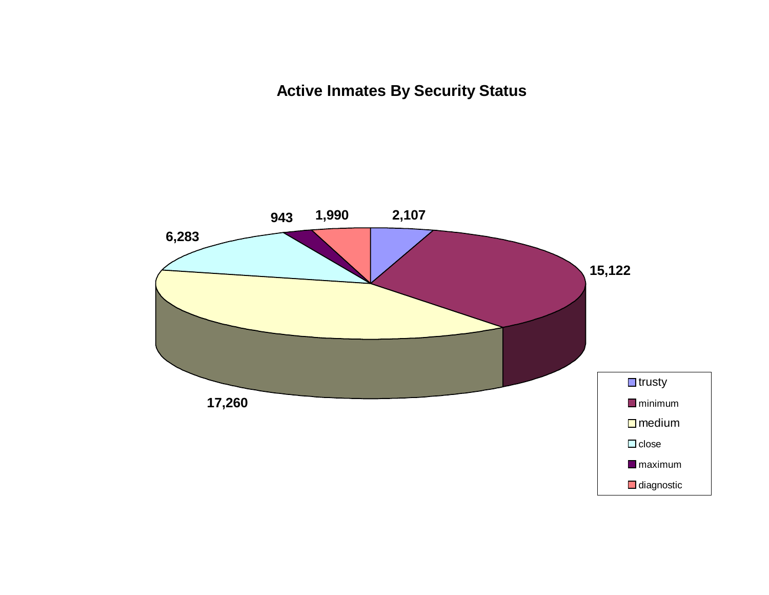# Active Inmates By Security Status

| Security Status | Count |
|---|---|
| trusty | 2,107 |
| minimum | 15,122 |
| medium | 17,260 |
| close | 6,283 |
| maximum | 943 |
| diagnostic | 1,990 |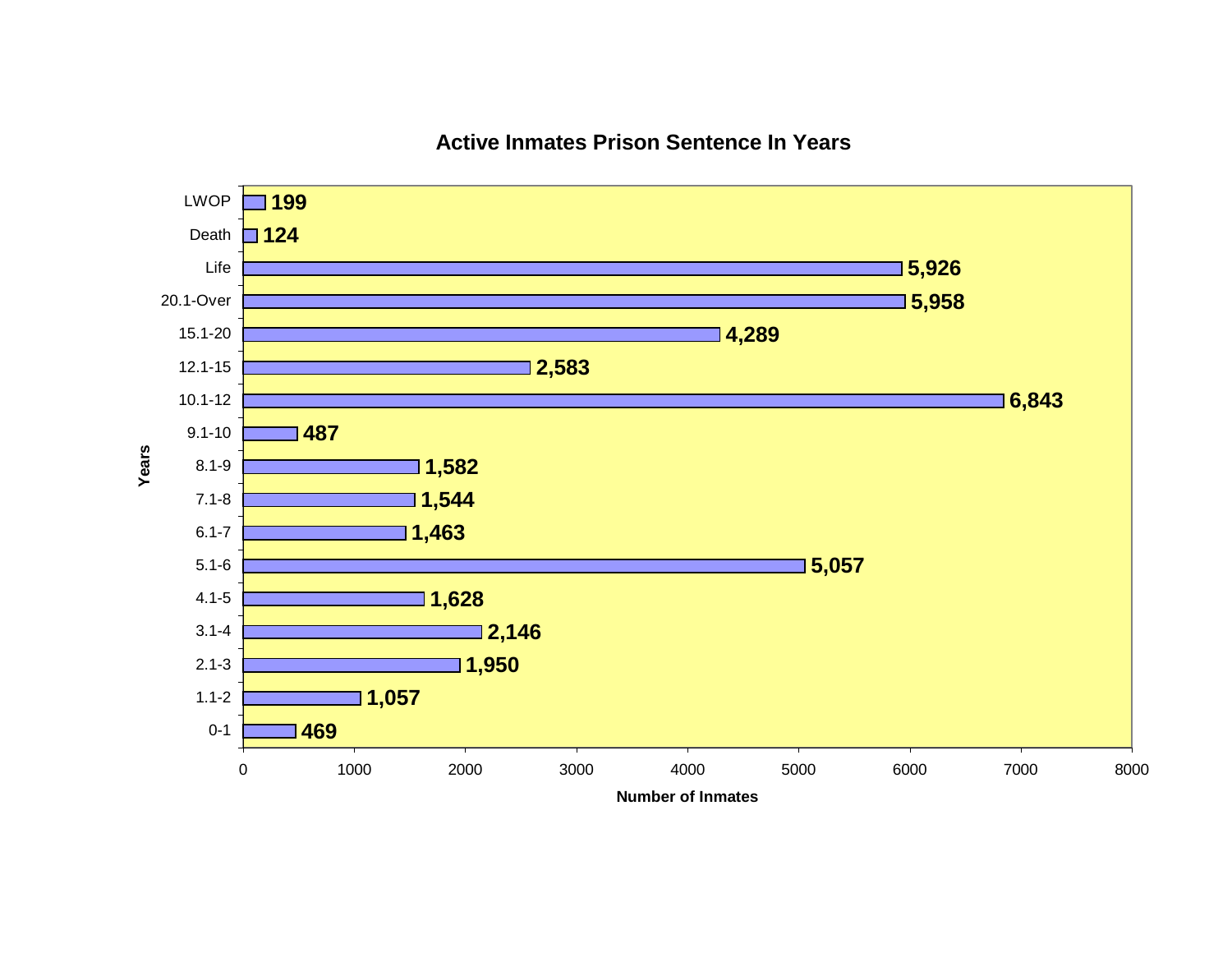## Active Inmates Prison Sentence In Years

| Years | Number of Inmates |
|---|---|
| LWOP | 199 |
| Death | 124 |
| Life | 5,926 |
| 20.1-Over | 5,958 |
| 15.1-20 | 4,289 |
| 12.1-15 | 2,583 |
| 10.1-12 | 6,843 |
| 9.1-10 | 487 |
| 8.1-9 | 1,582 |
| 7.1-8 | 1,544 |
| 6.1-7 | 1,463 |
| 5.1-6 | 5,057 |
| 4.1-5 | 1,628 |
| 3.1-4 | 2,146 |
| 2.1-3 | 1,950 |
| 1.1-2 | 1,057 |
| 0-1 | 469 |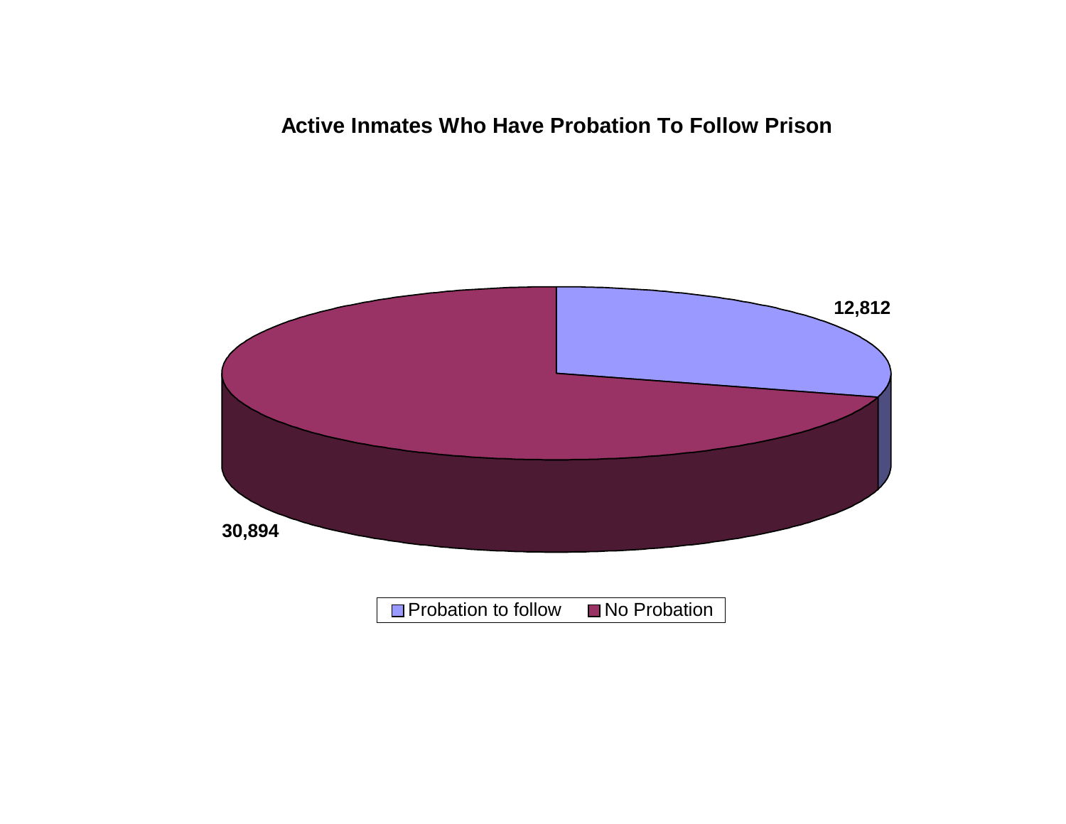## Active Inmates Who Have Probation To Follow Prison

12,812

30,894

Probation to follow | No Probation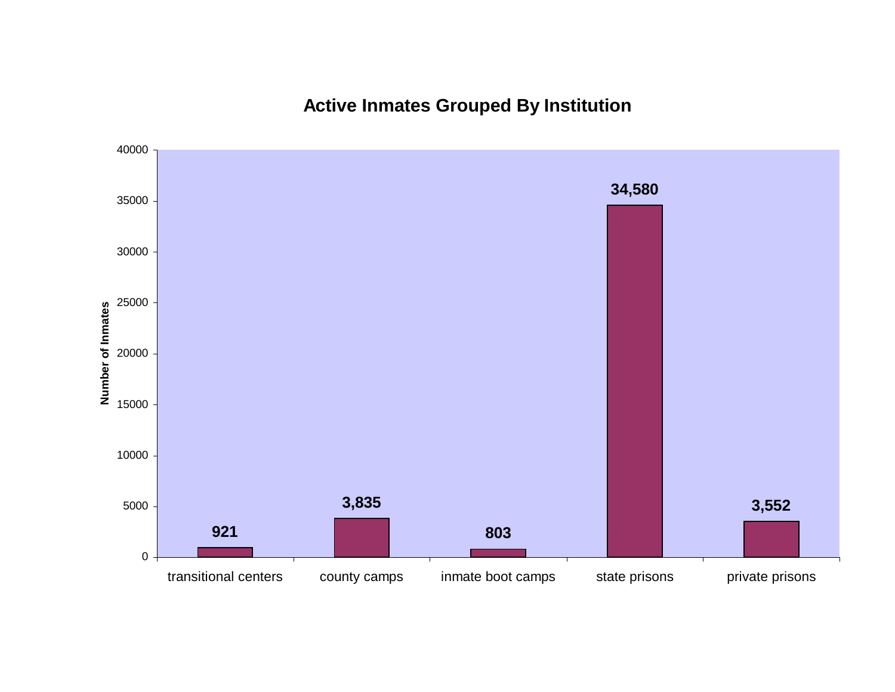## Active Inmates Grouped By Institution

| Institution | Number of Inmates |
|---|---|
| transitional centers | 921 |
| county camps | 3,835 |
| inmate boot camps | 803 |
| state prisons | 34,580 |
| private prisons | 3,552 |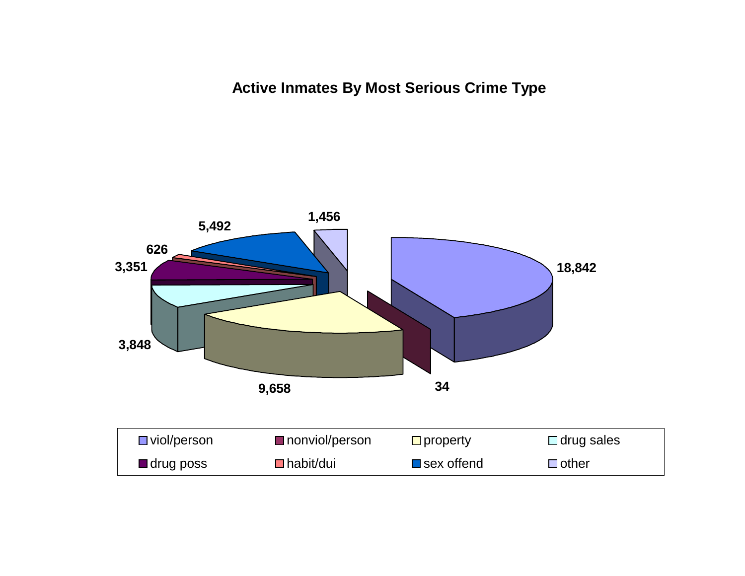## Active Inmates By Most Serious Crime Type

| Crime Type | Active Inmates |
| --- | --- |
| viol/person | 18,842 |
| nonviol/person | 34 |
| property | 9,658 |
| drug sales | 3,848 |
| drug poss | 3,351 |
| habit/dui | 626 |
| sex offend | 5,492 |
| other | 1,456 |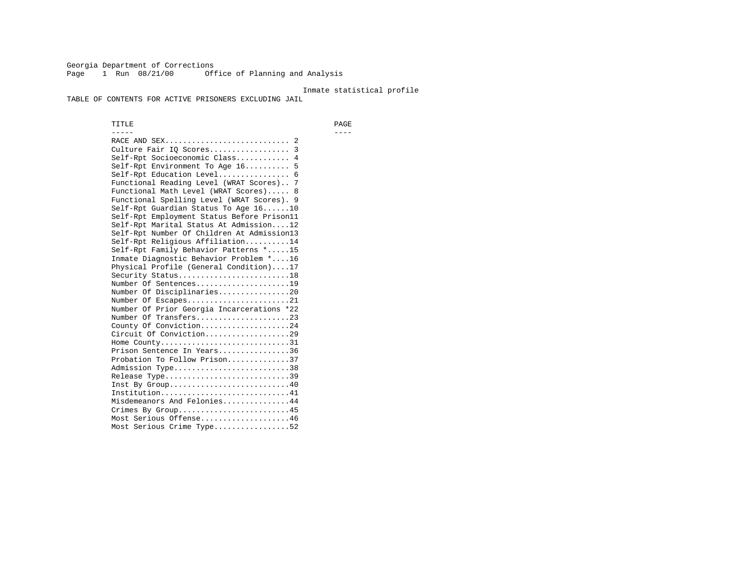Georgia Department of Corrections
Page 1 Run 08/21/00 Office of Planning and Analysis

Inmate statistical profile

TABLE OF CONTENTS FOR ACTIVE PRISONERS EXCLUDING JAIL

| TITLE | PAGE |
| --- | --- |
| RACE AND SEX | 2 |
| Culture Fair IQ Scores | 3 |
| Self-Rpt Socioeconomic Class | 4 |
| Self-Rpt Environment To Age 16 | 5 |
| Self-Rpt Education Level | 6 |
| Functional Reading Level (WRAT Scores) | 7 |
| Functional Math Level (WRAT Scores) | 8 |
| Functional Spelling Level (WRAT Scores) | 9 |
| Self-Rpt Guardian Status To Age 16 | 10 |
| Self-Rpt Employment Status Before Prison | 11 |
| Self-Rpt Marital Status At Admission | 12 |
| Self-Rpt Number Of Children At Admission | 13 |
| Self-Rpt Religious Affiliation | 14 |
| Self-Rpt Family Behavior Patterns * | 15 |
| Inmate Diagnostic Behavior Problem * | 16 |
| Physical Profile (General Condition) | 17 |
| Security Status | 18 |
| Number Of Sentences | 19 |
| Number Of Disciplinaries | 20 |
| Number Of Escapes | 21 |
| Number Of Prior Georgia Incarcerations * | 22 |
| Number Of Transfers | 23 |
| County Of Conviction | 24 |
| Circuit Of Conviction | 29 |
| Home County | 31 |
| Prison Sentence In Years | 36 |
| Probation To Follow Prison | 37 |
| Admission Type | 38 |
| Release Type | 39 |
| Inst By Group | 40 |
| Institution | 41 |
| Misdemeanors And Felonies | 44 |
| Crimes By Group | 45 |
| Most Serious Offense | 46 |
| Most Serious Crime Type | 52 |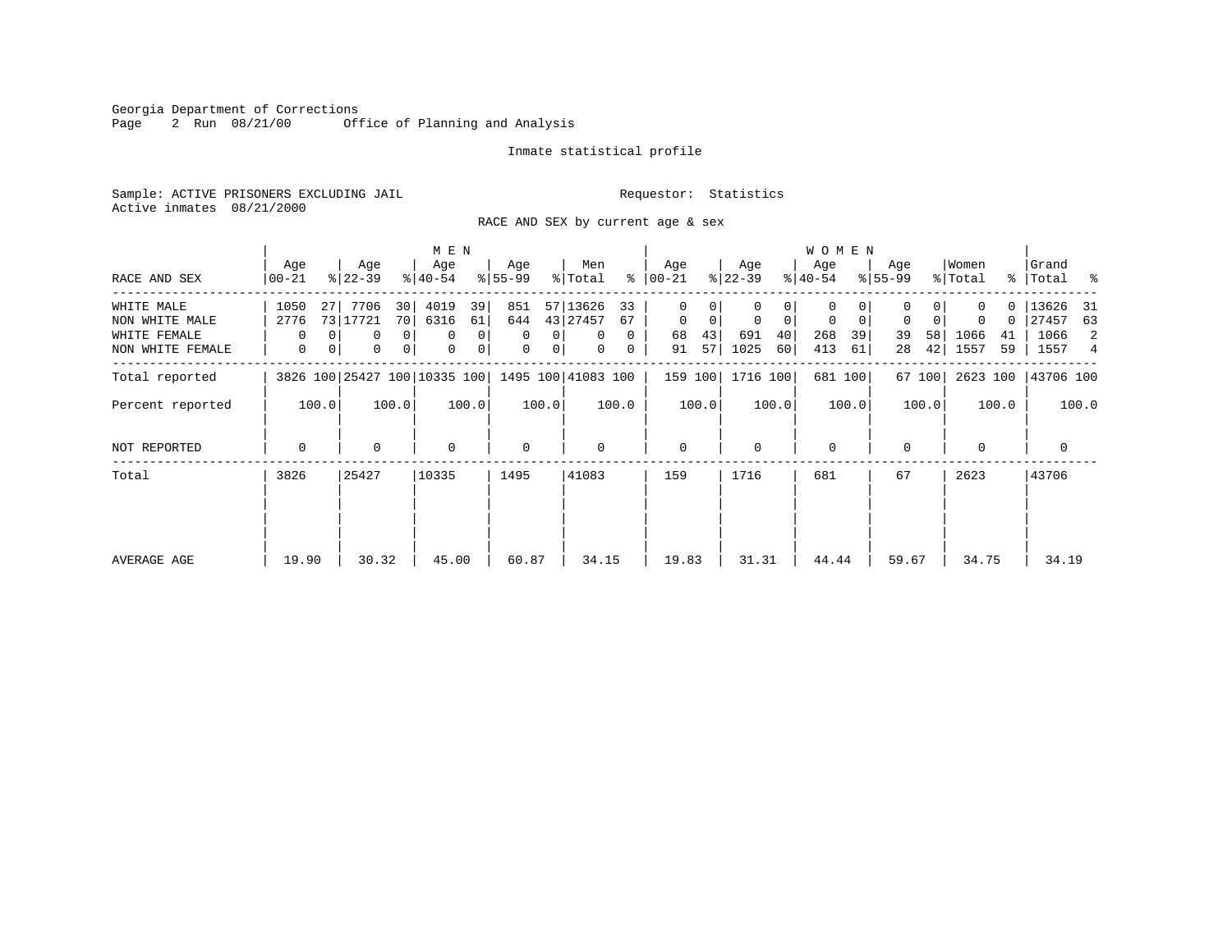Georgia Department of Corrections
Page 2 Run 08/21/00 Office of Planning and Analysis

Inmate statistical profile

Sample: ACTIVE PRISONERS EXCLUDING JAIL
Active inmates 08/21/2000

Requestor: Statistics

RACE AND SEX by current age & sex

| RACE AND SEX | MEN Age 00-21 | % | Age 22-39 | % | Age 40-54 | % | Age 55-99 | % | Men Total | % | WOMEN Age 00-21 | % | Age 22-39 | % | Age 40-54 | % | Age 55-99 | % | Women Total | % | Grand Total | % |
|---|---|---|---|---|---|---|---|---|---|---|---|---|---|---|---|---|---|---|---|---|---|---|
| WHITE MALE | 1050 | 27 | 7706 | 30 | 4019 | 39 | 851 | 57 | 13626 | 33 | 0 | 0 | 0 | 0 | 0 | 0 | 0 | 0 | 0 | 0 | 13626 | 31 |
| NON WHITE MALE | 2776 | 73 | 17721 | 70 | 6316 | 61 | 644 | 43 | 27457 | 67 | 0 | 0 | 0 | 0 | 0 | 0 | 0 | 0 | 0 | 0 | 27457 | 63 |
| WHITE FEMALE | 0 | 0 | 0 | 0 | 0 | 0 | 0 | 0 | 0 | 0 | 68 | 43 | 691 | 40 | 268 | 39 | 39 | 58 | 1066 | 41 | 1066 | 2 |
| NON WHITE FEMALE | 0 | 0 | 0 | 0 | 0 | 0 | 0 | 0 | 0 | 0 | 91 | 57 | 1025 | 60 | 413 | 61 | 28 | 42 | 1557 | 59 | 1557 | 4 |
| Total reported | 3826 | 100 | 25427 | 100 | 10335 | 100 | 1495 | 100 | 41083 | 100 | 159 | 100 | 1716 | 100 | 681 | 100 | 67 | 100 | 2623 | 100 | 43706 | 100 |
| Percent reported | | 100.0 | | 100.0 | | 100.0 | | 100.0 | | 100.0 | | 100.0 | | 100.0 | | 100.0 | | 100.0 | | 100.0 | | 100.0 |
| NOT REPORTED | 0 | | 0 | | 0 | | 0 | | 0 | | 0 | | 0 | | 0 | | 0 | | 0 | | 0 | |
| Total | 3826 | | 25427 | | 10335 | | 1495 | | 41083 | | 159 | | 1716 | | 681 | | 67 | | 2623 | | 43706 | |
| AVERAGE AGE | 19.90 | | 30.32 | | 45.00 | | 60.87 | | 34.15 | | 19.83 | | 31.31 | | 44.44 | | 59.67 | | 34.75 | | 34.19 | |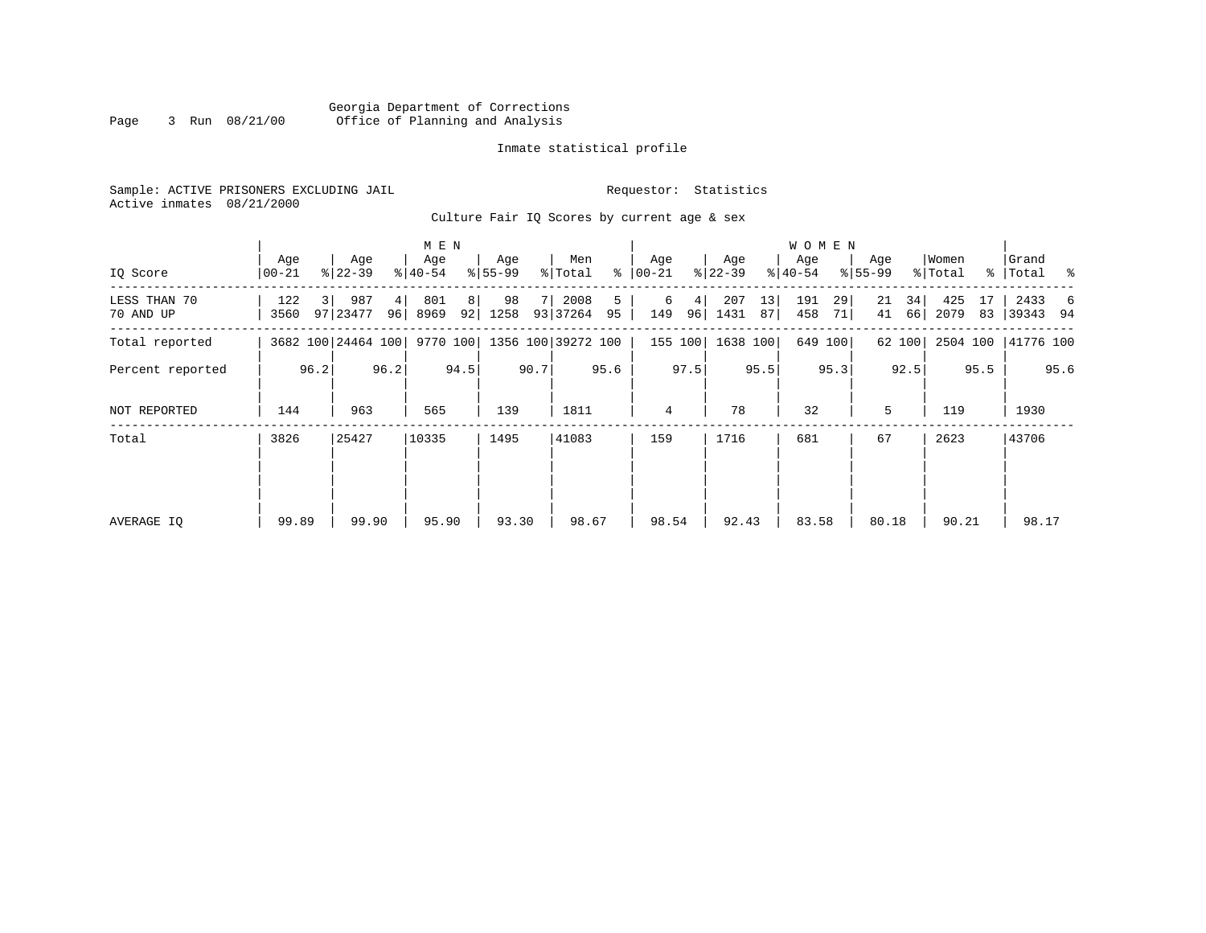Georgia Department of Corrections
Office of Planning and Analysis

Inmate statistical profile

Sample: ACTIVE PRISONERS EXCLUDING JAIL

Requestor: Statistics

Active inmates 08/21/2000

Culture Fair IQ Scores by current age & sex

| IQ Score | MEN Age 00-21 | % | Age 22-39 | % | Age 40-54 | % | Age 55-99 | % | Men Total | % | WOMEN Age 00-21 | % | Age 22-39 | % | Age 40-54 | % | Age 55-99 | % | Women Total | % | Grand Total | % |
|---|---|---|---|---|---|---|---|---|---|---|---|---|---|---|---|---|---|---|---|---|---|---|
| LESS THAN 70 | 122 | 3 | 987 | 4 | 801 | 8 | 98 | 7 | 2008 | 5 | 6 | 4 | 207 | 13 | 191 | 29 | 21 | 34 | 425 | 17 | 2433 | 6 |
| 70 AND UP | 3560 | 97 | 23477 | 96 | 8969 | 92 | 1258 | 93 | 37264 | 95 | 149 | 96 | 1431 | 87 | 458 | 71 | 41 | 66 | 2079 | 83 | 39343 | 94 |
| Total reported | 3682 | 100 | 24464 | 100 | 9770 | 100 | 1356 | 100 | 39272 | 100 | 155 | 100 | 1638 | 100 | 649 | 100 | 62 | 100 | 2504 | 100 | 41776 | 100 |
| Percent reported | | 96.2 | | 96.2 | | 94.5 | | 90.7 | | 95.6 | | 97.5 | | 95.5 | | 95.3 | | 92.5 | | 95.5 | | 95.6 |
| NOT REPORTED | 144 | | 963 | | 565 | | 139 | | 1811 | | 4 | | 78 | | 32 | | 5 | | 119 | | 1930 | |
| Total | 3826 | | 25427 | | 10335 | | 1495 | | 41083 | | 159 | | 1716 | | 681 | | 67 | | 2623 | | 43706 | |
| AVERAGE IQ | 99.89 | | 99.90 | | 95.90 | | 93.30 | | 98.67 | | 98.54 | | 92.43 | | 83.58 | | 80.18 | | 90.21 | | 98.17 | |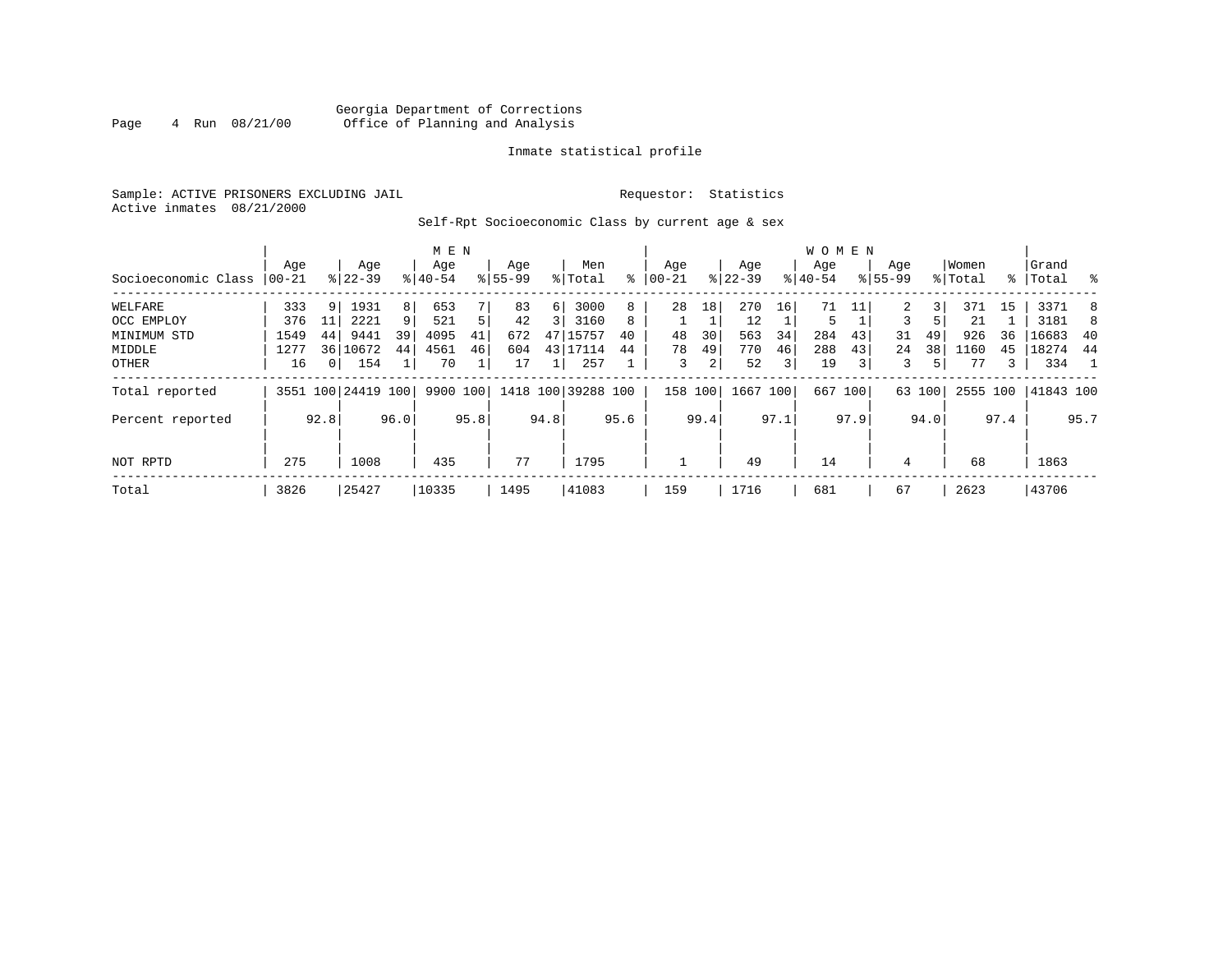Georgia Department of Corrections
Office of Planning and Analysis

Inmate statistical profile

Sample: ACTIVE PRISONERS EXCLUDING JAIL
Active inmates 08/21/2000

Requestor: Statistics

Self-Rpt Socioeconomic Class by current age & sex

| | MEN | | | | | | | | | | WOMEN | | | | | | | | | | | |
|---|---|---|---|---|---|---|---|---|---|---|---|---|---|---|---|---|---|---|---|---|---|---|
| Socioeconomic Class | Age 00-21 | % | Age 22-39 | % | Age 40-54 | % | Age 55-99 | % | Men Total | % | Age 00-21 | % | Age 22-39 | % | Age 40-54 | % | Age 55-99 | % | Women Total | % | Grand Total | % |
| WELFARE | 333 | 9 | 1931 | 8 | 653 | 7 | 83 | 6 | 3000 | 8 | 28 | 18 | 270 | 16 | 71 | 11 | 2 | 3 | 371 | 15 | 3371 | 8 |
| OCC EMPLOY | 376 | 11 | 2221 | 9 | 521 | 5 | 42 | 3 | 3160 | 8 | 1 | 1 | 12 | 1 | 5 | 1 | 3 | 5 | 21 | 1 | 3181 | 8 |
| MINIMUM STD | 1549 | 44 | 9441 | 39 | 4095 | 41 | 672 | 47 | 15757 | 40 | 48 | 30 | 563 | 34 | 284 | 43 | 31 | 49 | 926 | 36 | 16683 | 40 |
| MIDDLE | 1277 | 36 | 10672 | 44 | 4561 | 46 | 604 | 43 | 17114 | 44 | 78 | 49 | 770 | 46 | 288 | 43 | 24 | 38 | 1160 | 45 | 18274 | 44 |
| OTHER | 16 | 0 | 154 | 1 | 70 | 1 | 17 | 1 | 257 | 1 | 3 | 2 | 52 | 3 | 19 | 3 | 3 | 5 | 77 | 3 | 334 | 1 |
| Total reported | 3551 | 100 | 24419 | 100 | 9900 | 100 | 1418 | 100 | 39288 | 100 | 158 | 100 | 1667 | 100 | 667 | 100 | 63 | 100 | 2555 | 100 | 41843 | 100 |
| Percent reported | | 92.8 | | 96.0 | | 95.8 | | 94.8 | | 95.6 | | 99.4 | | 97.1 | | 97.9 | | 94.0 | | 97.4 | | 95.7 |
| NOT RPTD | 275 | | 1008 | | 435 | | 77 | | 1795 | | 1 | | 49 | | 14 | | 4 | | 68 | | 1863 | |
| Total | 3826 | | 25427 | | 10335 | | 1495 | | 41083 | | 159 | | 1716 | | 681 | | 67 | | 2623 | | 43706 | |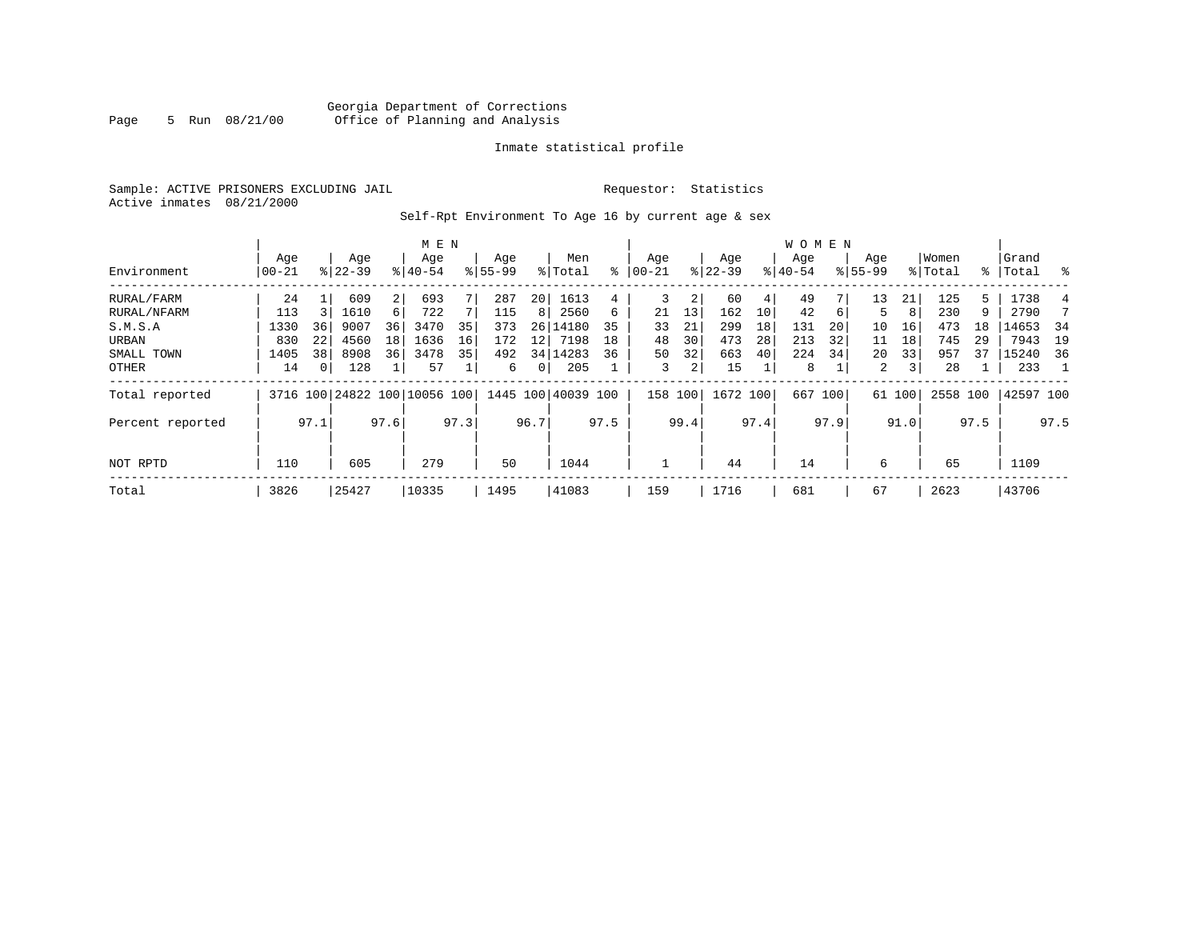Georgia Department of Corrections
Office of Planning and Analysis

Inmate statistical profile

Sample: ACTIVE PRISONERS EXCLUDING JAIL

Requestor: Statistics

Active inmates 08/21/2000

Self-Rpt Environment To Age 16 by current age & sex

| Environment | MEN Age 00-21 | % | Age 22-39 | % | Age 40-54 | % | Age 55-99 | % | Men Total | % | WOMEN Age 00-21 | % | Age 22-39 | % | Age 40-54 | % | Age 55-99 | % | Women Total | % | Grand Total | % |
|---|---|---|---|---|---|---|---|---|---|---|---|---|---|---|---|---|---|---|---|---|---|---|
| RURAL/FARM | 24 | 1 | 609 | 2 | 693 | 7 | 287 | 20 | 1613 | 4 | 3 | 2 | 60 | 4 | 49 | 7 | 13 | 21 | 125 | 5 | 1738 | 4 |
| RURAL/NFARM | 113 | 3 | 1610 | 6 | 722 | 7 | 115 | 8 | 2560 | 6 | 21 | 13 | 162 | 10 | 42 | 6 | 5 | 8 | 230 | 9 | 2790 | 7 |
| S.M.S.A | 1330 | 36 | 9007 | 36 | 3470 | 35 | 373 | 26 | 14180 | 35 | 33 | 21 | 299 | 18 | 131 | 20 | 10 | 16 | 473 | 18 | 14653 | 34 |
| URBAN | 830 | 22 | 4560 | 18 | 1636 | 16 | 172 | 12 | 7198 | 18 | 48 | 30 | 473 | 28 | 213 | 32 | 11 | 18 | 745 | 29 | 7943 | 19 |
| SMALL TOWN | 1405 | 38 | 8908 | 36 | 3478 | 35 | 492 | 34 | 14283 | 36 | 50 | 32 | 663 | 40 | 224 | 34 | 20 | 33 | 957 | 37 | 15240 | 36 |
| OTHER | 14 | 0 | 128 | 1 | 57 | 1 | 6 | 0 | 205 | 1 | 3 | 2 | 15 | 1 | 8 | 1 | 2 | 3 | 28 | 1 | 233 | 1 |
| Total reported | 3716 | 100 | 24822 | 100 | 10056 | 100 | 1445 | 100 | 40039 | 100 | 158 | 100 | 1672 | 100 | 667 | 100 | 61 | 100 | 2558 | 100 | 42597 | 100 |
| Percent reported | | 97.1 | | 97.6 | | 97.3 | | 96.7 | | 97.5 | | 99.4 | | 97.4 | | 97.9 | | 91.0 | | 97.5 | | 97.5 |
| NOT RPTD | 110 | | 605 | | 279 | | 50 | | 1044 | | 1 | | 44 | | 14 | | 6 | | 65 | | 1109 | |
| Total | 3826 | | 25427 | | 10335 | | 1495 | | 41083 | | 159 | | 1716 | | 681 | | 67 | | 2623 | | 43706 | |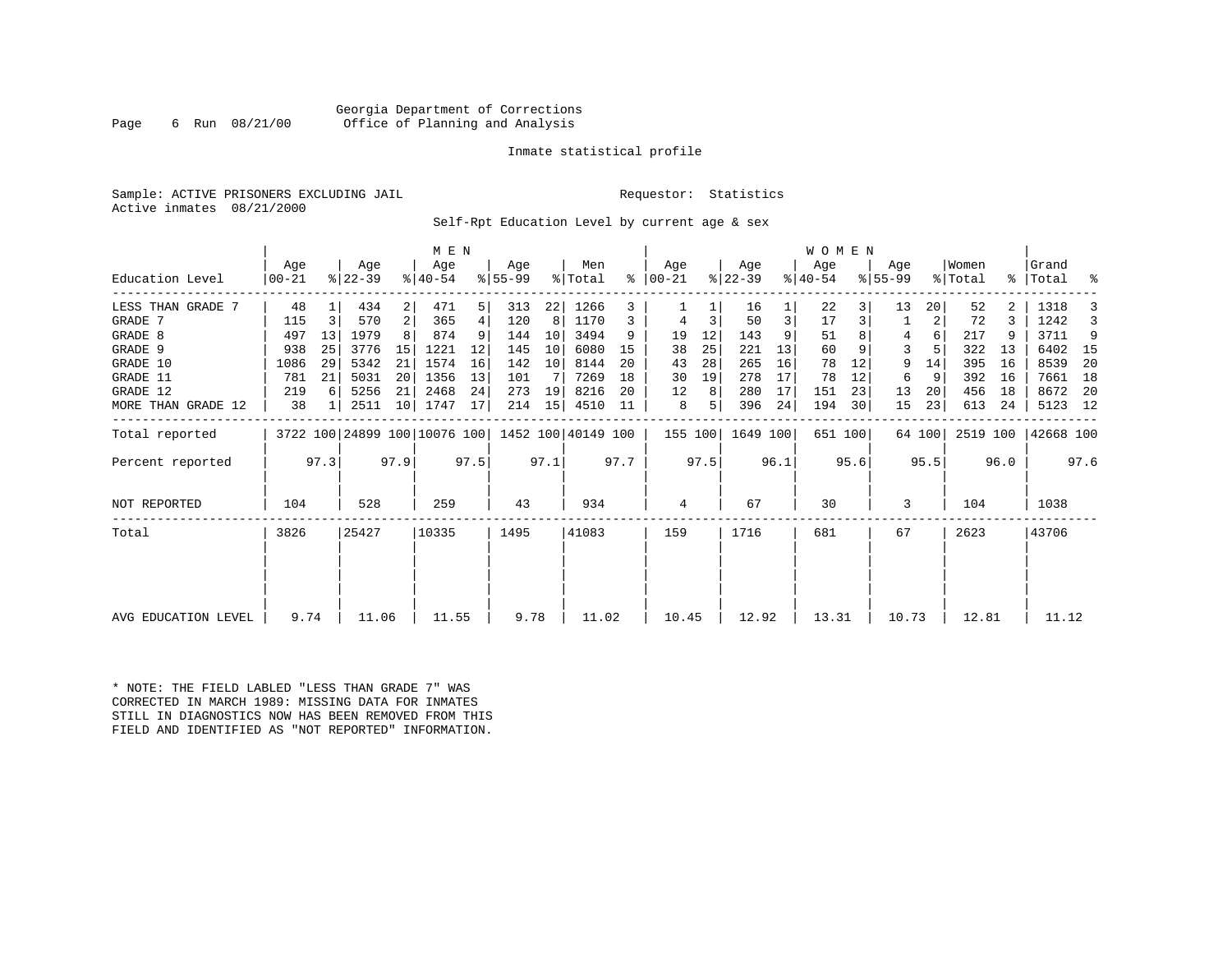Georgia Department of Corrections
Office of Planning and Analysis

Inmate statistical profile

Sample: ACTIVE PRISONERS EXCLUDING JAIL

Requestor: Statistics

Active inmates 08/21/2000

Self-Rpt Education Level by current age & sex

| Education Level | MEN Age 00-21 | % | Age 22-39 | % | Age 40-54 | % | Age 55-99 | % | Men Total | % | WOMEN Age 00-21 | % | Age 22-39 | % | Age 40-54 | % | Age 55-99 | % | Women Total | % | Grand Total | % |
|---|---|---|---|---|---|---|---|---|---|---|---|---|---|---|---|---|---|---|---|---|---|---|
| LESS THAN GRADE 7 | 48 | 1 | 434 | 2 | 471 | 5 | 313 | 22 | 1266 | 3 | 1 | 1 | 16 | 1 | 22 | 3 | 13 | 20 | 52 | 2 | 1318 | 3 |
| GRADE 7 | 115 | 3 | 570 | 2 | 365 | 4 | 120 | 8 | 1170 | 3 | 4 | 3 | 50 | 3 | 17 | 3 | 1 | 2 | 72 | 3 | 1242 | 3 |
| GRADE 8 | 497 | 13 | 1979 | 8 | 874 | 9 | 144 | 10 | 3494 | 9 | 19 | 12 | 143 | 9 | 51 | 8 | 4 | 6 | 217 | 9 | 3711 | 9 |
| GRADE 9 | 938 | 25 | 3776 | 15 | 1221 | 12 | 145 | 10 | 6080 | 15 | 38 | 25 | 221 | 13 | 60 | 9 | 3 | 5 | 322 | 13 | 6402 | 15 |
| GRADE 10 | 1086 | 29 | 5342 | 21 | 1574 | 16 | 142 | 10 | 8144 | 20 | 43 | 28 | 265 | 16 | 78 | 12 | 9 | 14 | 395 | 16 | 8539 | 20 |
| GRADE 11 | 781 | 21 | 5031 | 20 | 1356 | 13 | 101 | 7 | 7269 | 18 | 30 | 19 | 278 | 17 | 78 | 12 | 6 | 9 | 392 | 16 | 7661 | 18 |
| GRADE 12 | 219 | 6 | 5256 | 21 | 2468 | 24 | 273 | 19 | 8216 | 20 | 12 | 8 | 280 | 17 | 151 | 23 | 13 | 20 | 456 | 18 | 8672 | 20 |
| MORE THAN GRADE 12 | 38 | 1 | 2511 | 10 | 1747 | 17 | 214 | 15 | 4510 | 11 | 8 | 5 | 396 | 24 | 194 | 30 | 15 | 23 | 613 | 24 | 5123 | 12 |
| Total reported | 3722 | 100 | 24899 | 100 | 10076 | 100 | 1452 | 100 | 40149 | 100 | 155 | 100 | 1649 | 100 | 651 | 100 | 64 | 100 | 2519 | 100 | 42668 | 100 |
| Percent reported | | 97.3 | | 97.9 | | 97.5 | | 97.1 | | 97.7 | | 97.5 | | 96.1 | | 95.6 | | 95.5 | | 96.0 | | 97.6 |
| NOT REPORTED | 104 | | 528 | | 259 | | 43 | | 934 | | 4 | | 67 | | 30 | | 3 | | 104 | | 1038 | |
| Total | 3826 | | 25427 | | 10335 | | 1495 | | 41083 | | 159 | | 1716 | | 681 | | 67 | | 2623 | | 43706 | |
| AVG EDUCATION LEVEL | 9.74 | | 11.06 | | 11.55 | | 9.78 | | 11.02 | | 10.45 | | 12.92 | | 13.31 | | 10.73 | | 12.81 | | 11.12 | |

* NOTE: THE FIELD LABLED "LESS THAN GRADE 7" WAS CORRECTED IN MARCH 1989: MISSING DATA FOR INMATES STILL IN DIAGNOSTICS NOW HAS BEEN REMOVED FROM THIS FIELD AND IDENTIFIED AS "NOT REPORTED" INFORMATION.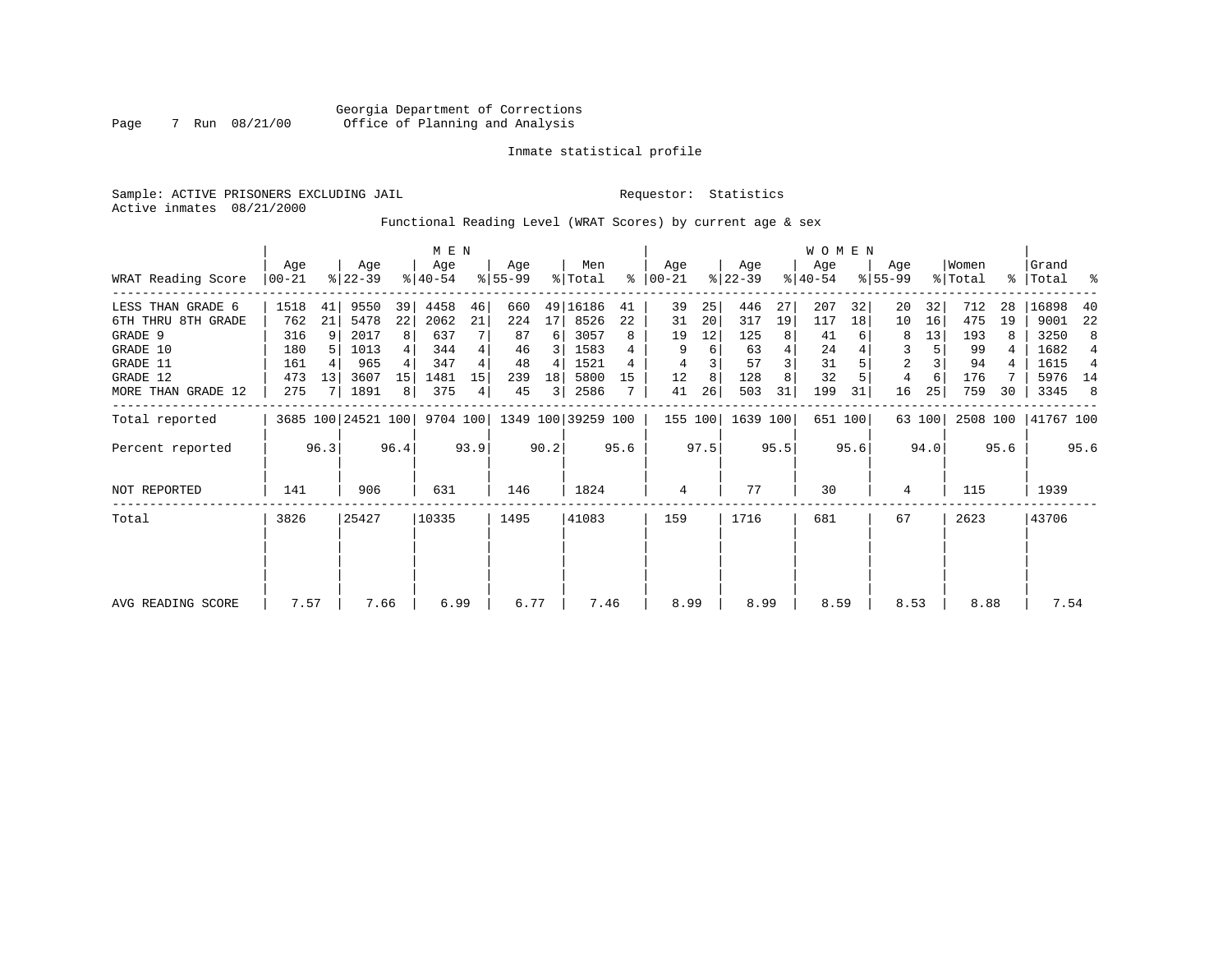Georgia Department of Corrections
Office of Planning and Analysis

Inmate statistical profile

Sample: ACTIVE PRISONERS EXCLUDING JAIL        Requestor: Statistics
Active inmates 08/21/2000

Functional Reading Level (WRAT Scores) by current age & sex

| WRAT Reading Score | MEN Age 00-21 | % | Age 22-39 | % | Age 40-54 | % | Age 55-99 | % | Men Total | % | WOMEN Age 00-21 | % | Age 22-39 | % | Age 40-54 | % | Age 55-99 | % | Women Total | % | Grand Total | % |
|---|---|---|---|---|---|---|---|---|---|---|---|---|---|---|---|---|---|---|---|---|---|---|
| LESS THAN GRADE 6 | 1518 | 41 | 9550 | 39 | 4458 | 46 | 660 | 49 | 16186 | 41 | 39 | 25 | 446 | 27 | 207 | 32 | 20 | 32 | 712 | 28 | 16898 | 40 |
| 6TH THRU 8TH GRADE | 762 | 21 | 5478 | 22 | 2062 | 21 | 224 | 17 | 8526 | 22 | 31 | 20 | 317 | 19 | 117 | 18 | 10 | 16 | 475 | 19 | 9001 | 22 |
| GRADE 9 | 316 | 9 | 2017 | 8 | 637 | 7 | 87 | 6 | 3057 | 8 | 19 | 12 | 125 | 8 | 41 | 6 | 8 | 13 | 193 | 8 | 3250 | 8 |
| GRADE 10 | 180 | 5 | 1013 | 4 | 344 | 4 | 46 | 3 | 1583 | 4 | 9 | 6 | 63 | 4 | 24 | 4 | 3 | 5 | 99 | 4 | 1682 | 4 |
| GRADE 11 | 161 | 4 | 965 | 4 | 347 | 4 | 48 | 4 | 1521 | 4 | 4 | 3 | 57 | 3 | 31 | 5 | 2 | 3 | 94 | 4 | 1615 | 4 |
| GRADE 12 | 473 | 13 | 3607 | 15 | 1481 | 15 | 239 | 18 | 5800 | 15 | 12 | 8 | 128 | 8 | 32 | 5 | 4 | 6 | 176 | 7 | 5976 | 14 |
| MORE THAN GRADE 12 | 275 | 7 | 1891 | 8 | 375 | 4 | 45 | 3 | 2586 | 7 | 41 | 26 | 503 | 31 | 199 | 31 | 16 | 25 | 759 | 30 | 3345 | 8 |
| Total reported | 3685 | 100 | 24521 | 100 | 9704 | 100 | 1349 | 100 | 39259 | 100 | 155 | 100 | 1639 | 100 | 651 | 100 | 63 | 100 | 2508 | 100 | 41767 | 100 |
| Percent reported | | 96.3 | | 96.4 | | 93.9 | | 90.2 | | 95.6 | | 97.5 | | 95.5 | | 95.6 | | 94.0 | | 95.6 | | 95.6 |
| NOT REPORTED | 141 | | 906 | | 631 | | 146 | | 1824 | | 4 | | 77 | | 30 | | 4 | | 115 | | 1939 | |
| Total | 3826 | | 25427 | | 10335 | | 1495 | | 41083 | | 159 | | 1716 | | 681 | | 67 | | 2623 | | 43706 | |
| AVG READING SCORE | 7.57 | | 7.66 | | 6.99 | | 6.77 | | 7.46 | | 8.99 | | 8.99 | | 8.59 | | 8.53 | | 8.88 | | 7.54 | |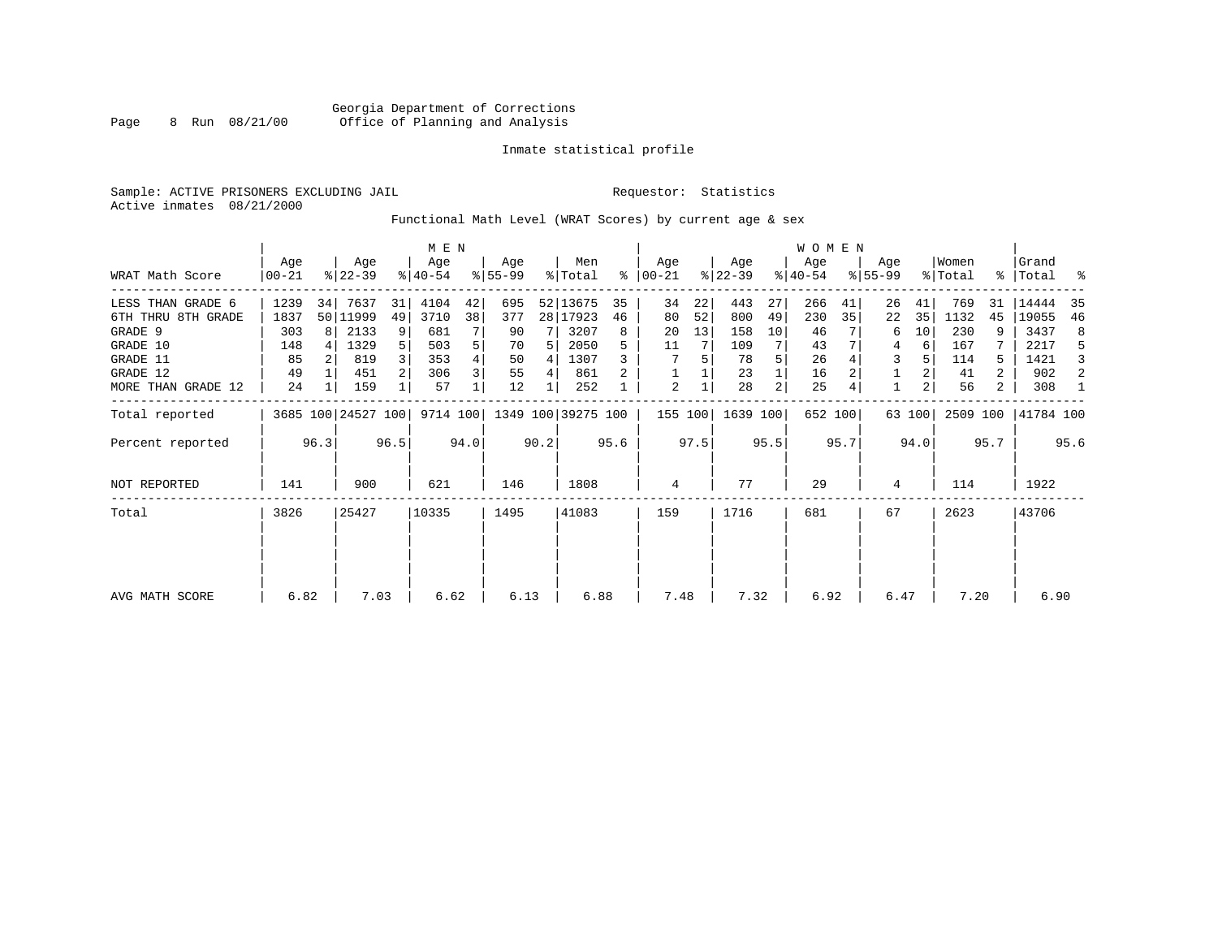Georgia Department of Corrections
Office of Planning and Analysis

Inmate statistical profile

Sample: ACTIVE PRISONERS EXCLUDING JAIL

Requestor: Statistics

Active inmates 08/21/2000

Functional Math Level (WRAT Scores) by current age & sex

| | MEN | | | | | | | | | | WOMEN | | | | | | | | | | | |
|---|---|---|---|---|---|---|---|---|---|---|---|---|---|---|---|---|---|---|---|---|---|---|
| WRAT Math Score | Age 00-21 | % | Age 22-39 | % | Age 40-54 | % | Age 55-99 | % | Men Total | % | Age 00-21 | % | Age 22-39 | % | Age 40-54 | % | Age 55-99 | % | Women Total | % | Grand Total | % |
| LESS THAN GRADE 6 | 1239 | 34 | 7637 | 31 | 4104 | 42 | 695 | 52 | 13675 | 35 | 34 | 22 | 443 | 27 | 266 | 41 | 26 | 41 | 769 | 31 | 14444 | 35 |
| 6TH THRU 8TH GRADE | 1837 | 50 | 11999 | 49 | 3710 | 38 | 377 | 28 | 17923 | 46 | 80 | 52 | 800 | 49 | 230 | 35 | 22 | 35 | 1132 | 45 | 19055 | 46 |
| GRADE 9 | 303 | 8 | 2133 | 9 | 681 | 7 | 90 | 7 | 3207 | 8 | 20 | 13 | 158 | 10 | 46 | 7 | 6 | 10 | 230 | 9 | 3437 | 8 |
| GRADE 10 | 148 | 4 | 1329 | 5 | 503 | 5 | 70 | 5 | 2050 | 5 | 11 | 7 | 109 | 7 | 43 | 7 | 4 | 6 | 167 | 7 | 2217 | 5 |
| GRADE 11 | 85 | 2 | 819 | 3 | 353 | 4 | 50 | 4 | 1307 | 3 | 7 | 5 | 78 | 5 | 26 | 4 | 3 | 5 | 114 | 5 | 1421 | 3 |
| GRADE 12 | 49 | 1 | 451 | 2 | 306 | 3 | 55 | 4 | 861 | 2 | 1 | 1 | 23 | 1 | 16 | 2 | 1 | 2 | 41 | 2 | 902 | 2 |
| MORE THAN GRADE 12 | 24 | 1 | 159 | 1 | 57 | 1 | 12 | 1 | 252 | 1 | 2 | 1 | 28 | 2 | 25 | 4 | 1 | 2 | 56 | 2 | 308 | 1 |
| Total reported | 3685 | 100 | 24527 | 100 | 9714 | 100 | 1349 | 100 | 39275 | 100 | 155 | 100 | 1639 | 100 | 652 | 100 | 63 | 100 | 2509 | 100 | 41784 | 100 |
| Percent reported | | 96.3 | | 96.5 | | 94.0 | | 90.2 | | 95.6 | | 97.5 | | 95.5 | | 95.7 | | 94.0 | | 95.7 | | 95.6 |
| NOT REPORTED | 141 | | 900 | | 621 | | 146 | | 1808 | | 4 | | 77 | | 29 | | 4 | | 114 | | 1922 | |
| Total | 3826 | | 25427 | | 10335 | | 1495 | | 41083 | | 159 | | 1716 | | 681 | | 67 | | 2623 | | 43706 | |
| AVG MATH SCORE | 6.82 | | 7.03 | | 6.62 | | 6.13 | | 6.88 | | 7.48 | | 7.32 | | 6.92 | | 6.47 | | 7.20 | | 6.90 | |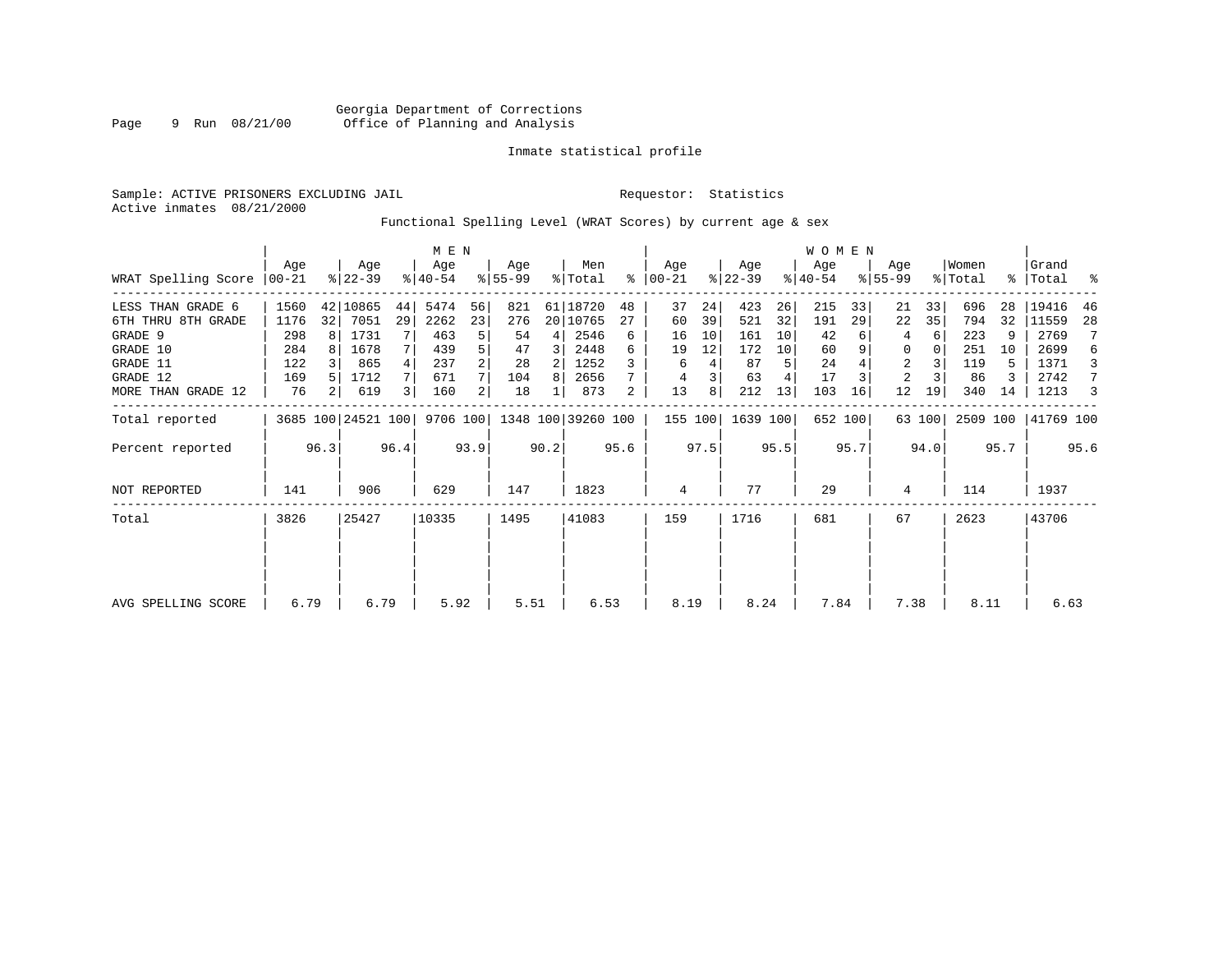Georgia Department of Corrections
Office of Planning and Analysis

Inmate statistical profile

Sample: ACTIVE PRISONERS EXCLUDING JAIL                                   Requestor: Statistics
Active inmates 08/21/2000

Functional Spelling Level (WRAT Scores) by current age & sex

| WRAT Spelling Score | MEN Age 00-21 | % | Age 22-39 | % | Age 40-54 | % | Age 55-99 | % | Men Total | % | WOMEN Age 00-21 | % | Age 22-39 | % | Age 40-54 | % | Age 55-99 | % | Women Total | % | Grand Total | % |
|---|---|---|---|---|---|---|---|---|---|---|---|---|---|---|---|---|---|---|---|---|---|---|
| LESS THAN GRADE 6 | 1560 | 42 | 10865 | 44 | 5474 | 56 | 821 | 61 | 18720 | 48 | 37 | 24 | 423 | 26 | 215 | 33 | 21 | 33 | 696 | 28 | 19416 | 46 |
| 6TH THRU 8TH GRADE | 1176 | 32 | 7051 | 29 | 2262 | 23 | 276 | 20 | 10765 | 27 | 60 | 39 | 521 | 32 | 191 | 29 | 22 | 35 | 794 | 32 | 11559 | 28 |
| GRADE 9 | 298 | 8 | 1731 | 7 | 463 | 5 | 54 | 4 | 2546 | 6 | 16 | 10 | 161 | 10 | 42 | 6 | 4 | 6 | 223 | 9 | 2769 | 7 |
| GRADE 10 | 284 | 8 | 1678 | 7 | 439 | 5 | 47 | 3 | 2448 | 6 | 19 | 12 | 172 | 10 | 60 | 9 | 0 | 0 | 251 | 10 | 2699 | 6 |
| GRADE 11 | 122 | 3 | 865 | 4 | 237 | 2 | 28 | 2 | 1252 | 3 | 6 | 4 | 87 | 5 | 24 | 4 | 2 | 3 | 119 | 5 | 1371 | 3 |
| GRADE 12 | 169 | 5 | 1712 | 7 | 671 | 7 | 104 | 8 | 2656 | 7 | 4 | 3 | 63 | 4 | 17 | 3 | 2 | 3 | 86 | 3 | 2742 | 7 |
| MORE THAN GRADE 12 | 76 | 2 | 619 | 3 | 160 | 2 | 18 | 1 | 873 | 2 | 13 | 8 | 212 | 13 | 103 | 16 | 12 | 19 | 340 | 14 | 1213 | 3 |
| Total reported | 3685 | 100 | 24521 | 100 | 9706 | 100 | 1348 | 100 | 39260 | 100 | 155 | 100 | 1639 | 100 | 652 | 100 | 63 | 100 | 2509 | 100 | 41769 | 100 |
| Percent reported | | 96.3 | | 96.4 | | 93.9 | | 90.2 | | 95.6 | | 97.5 | | 95.5 | | 95.7 | | 94.0 | | 95.7 | | 95.6 |
| NOT REPORTED | 141 | | 906 | | 629 | | 147 | | 1823 | | 4 | | 77 | | 29 | | 4 | | 114 | | 1937 | |
| Total | 3826 | | 25427 | | 10335 | | 1495 | | 41083 | | 159 | | 1716 | | 681 | | 67 | | 2623 | | 43706 | |
| AVG SPELLING SCORE | 6.79 | | 6.79 | | 5.92 | | 5.51 | | 6.53 | | 8.19 | | 8.24 | | 7.84 | | 7.38 | | 8.11 | | 6.63 | |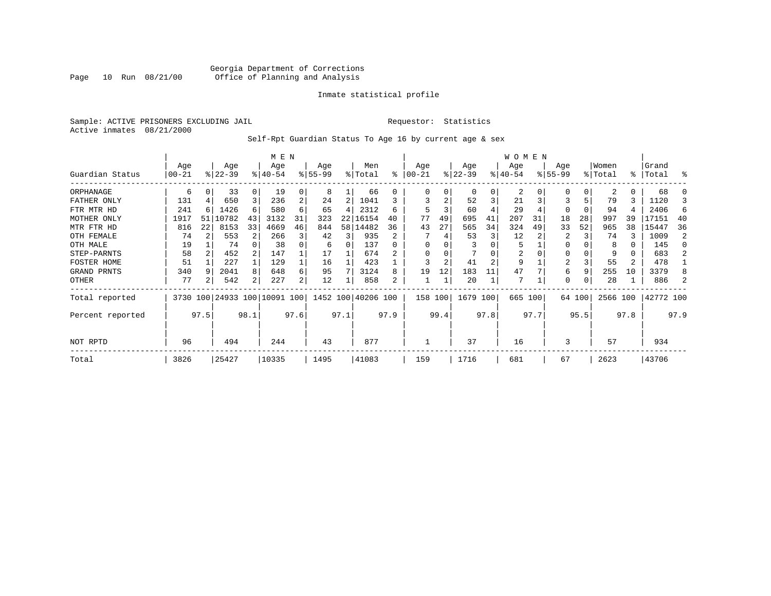Georgia Department of Corrections
Office of Planning and Analysis

Inmate statistical profile

Sample: ACTIVE PRISONERS EXCLUDING JAIL

Requestor: Statistics

Active inmates 08/21/2000

Self-Rpt Guardian Status To Age 16 by current age & sex

| Guardian Status | MEN Age 00-21 | % | Age 22-39 | % | Age 40-54 | % | Age 55-99 | % | Men Total | % | WOMEN Age 00-21 | % | Age 22-39 | % | Age 40-54 | % | Age 55-99 | % | Women Total | % | Grand Total | % |
|---|---|---|---|---|---|---|---|---|---|---|---|---|---|---|---|---|---|---|---|---|---|---|
| ORPHANAGE | 6 | 0 | 33 | 0 | 19 | 0 | 8 | 1 | 66 | 0 | 0 | 0 | 0 | 0 | 2 | 0 | 0 | 0 | 2 | 0 | 68 | 0 |
| FATHER ONLY | 131 | 4 | 650 | 3 | 236 | 2 | 24 | 2 | 1041 | 3 | 3 | 2 | 52 | 3 | 21 | 3 | 3 | 5 | 79 | 3 | 1120 | 3 |
| FTR MTR HD | 241 | 6 | 1426 | 6 | 580 | 6 | 65 | 4 | 2312 | 6 | 5 | 3 | 60 | 4 | 29 | 4 | 0 | 0 | 94 | 4 | 2406 | 6 |
| MOTHER ONLY | 1917 | 51 | 10782 | 43 | 3132 | 31 | 323 | 22 | 16154 | 40 | 77 | 49 | 695 | 41 | 207 | 31 | 18 | 28 | 997 | 39 | 17151 | 40 |
| MTR FTR HD | 816 | 22 | 8153 | 33 | 4669 | 46 | 844 | 58 | 14482 | 36 | 43 | 27 | 565 | 34 | 324 | 49 | 33 | 52 | 965 | 38 | 15447 | 36 |
| OTH FEMALE | 74 | 2 | 553 | 2 | 266 | 3 | 42 | 3 | 935 | 2 | 7 | 4 | 53 | 3 | 12 | 2 | 2 | 3 | 74 | 3 | 1009 | 2 |
| OTH MALE | 19 | 1 | 74 | 0 | 38 | 0 | 6 | 0 | 137 | 0 | 0 | 0 | 3 | 0 | 5 | 1 | 0 | 0 | 8 | 0 | 145 | 0 |
| STEP-PARNTS | 58 | 2 | 452 | 2 | 147 | 1 | 17 | 1 | 674 | 2 | 0 | 0 | 7 | 0 | 2 | 0 | 0 | 0 | 9 | 0 | 683 | 2 |
| FOSTER HOME | 51 | 1 | 227 | 1 | 129 | 1 | 16 | 1 | 423 | 1 | 3 | 2 | 41 | 2 | 9 | 1 | 2 | 3 | 55 | 2 | 478 | 1 |
| GRAND PRNTS | 340 | 9 | 2041 | 8 | 648 | 6 | 95 | 7 | 3124 | 8 | 19 | 12 | 183 | 11 | 47 | 7 | 6 | 9 | 255 | 10 | 3379 | 8 |
| OTHER | 77 | 2 | 542 | 2 | 227 | 2 | 12 | 1 | 858 | 2 | 1 | 1 | 20 | 1 | 7 | 1 | 0 | 0 | 28 | 1 | 886 | 2 |
| Total reported | 3730 | 100 | 24933 | 100 | 10091 | 100 | 1452 | 100 | 40206 | 100 | 158 | 100 | 1679 | 100 | 665 | 100 | 64 | 100 | 2566 | 100 | 42772 | 100 |
| Percent reported | | 97.5 | | 98.1 | | 97.6 | | 97.1 | | 97.9 | | 99.4 | | 97.8 | | 97.7 | | 95.5 | | 97.8 | | 97.9 |
| NOT RPTD | 96 | | 494 | | 244 | | 43 | | 877 | | 1 | | 37 | | 16 | | 3 | | 57 | | 934 | |
| Total | 3826 | | 25427 | | 10335 | | 1495 | | 41083 | | 159 | | 1716 | | 681 | | 67 | | 2623 | | 43706 | |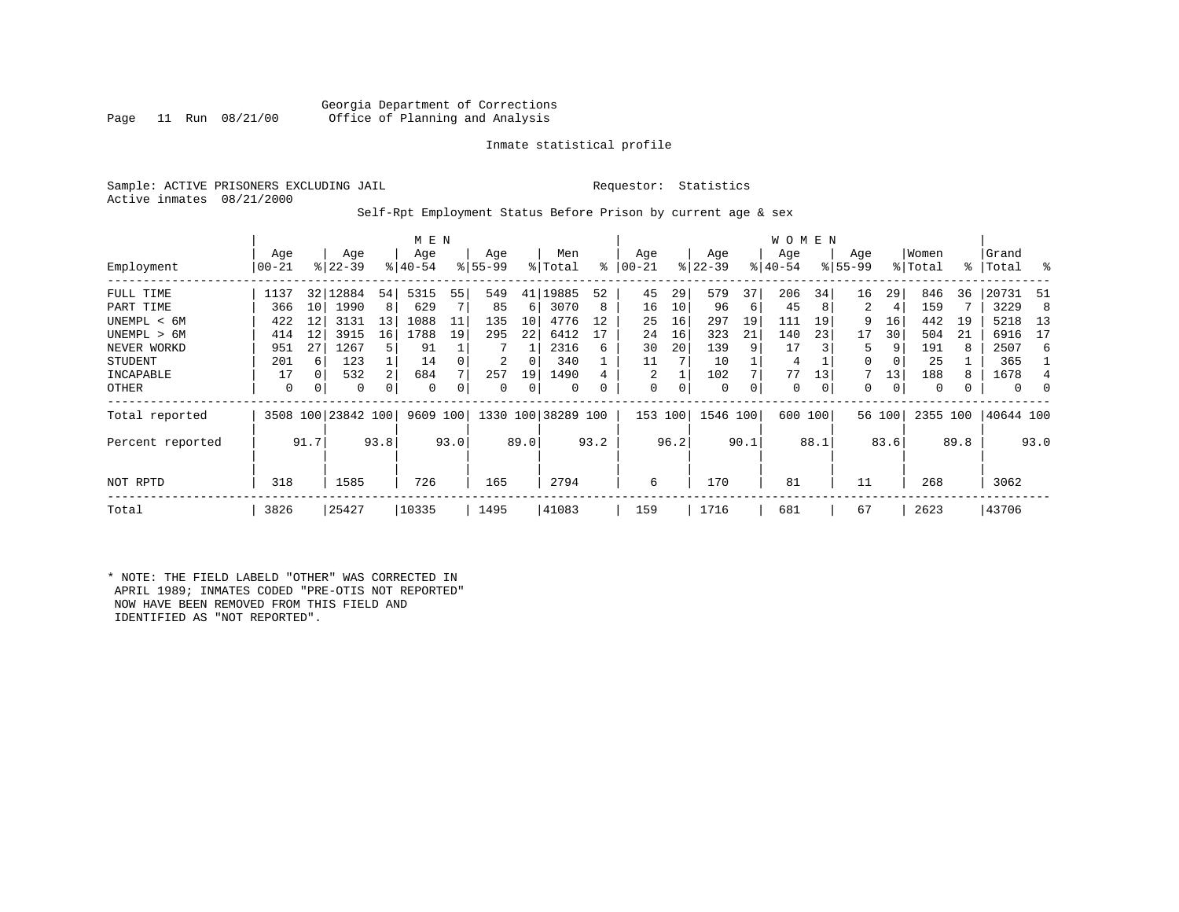Georgia Department of Corrections
Office of Planning and Analysis

Inmate statistical profile

Sample: ACTIVE PRISONERS EXCLUDING JAIL

Requestor: Statistics

Active inmates 08/21/2000

Self-Rpt Employment Status Before Prison by current age & sex

| | MEN | | | | | | | | | | WOMEN | | | | | | | | | | | |
|---|---|---|---|---|---|---|---|---|---|---|---|---|---|---|---|---|---|---|---|---|---|---|
| Employment | Age 00-21 | % | Age 22-39 | % | Age 40-54 | % | Age 55-99 | % | Men Total | % | Age 00-21 | % | Age 22-39 | % | Age 40-54 | % | Age 55-99 | % | Women Total | % | Grand Total | % |
| FULL TIME | 1137 | 32 | 12884 | 54 | 5315 | 55 | 549 | 41 | 19885 | 52 | 45 | 29 | 579 | 37 | 206 | 34 | 16 | 29 | 846 | 36 | 20731 | 51 |
| PART TIME | 366 | 10 | 1990 | 8 | 629 | 7 | 85 | 6 | 3070 | 8 | 16 | 10 | 96 | 6 | 45 | 8 | 2 | 4 | 159 | 7 | 3229 | 8 |
| UNEMPL < 6M | 422 | 12 | 3131 | 13 | 1088 | 11 | 135 | 10 | 4776 | 12 | 25 | 16 | 297 | 19 | 111 | 19 | 9 | 16 | 442 | 19 | 5218 | 13 |
| UNEMPL > 6M | 414 | 12 | 3915 | 16 | 1788 | 19 | 295 | 22 | 6412 | 17 | 24 | 16 | 323 | 21 | 140 | 23 | 17 | 30 | 504 | 21 | 6916 | 17 |
| NEVER WORKD | 951 | 27 | 1267 | 5 | 91 | 1 | 7 | 1 | 2316 | 6 | 30 | 20 | 139 | 9 | 17 | 3 | 5 | 9 | 191 | 8 | 2507 | 6 |
| STUDENT | 201 | 6 | 123 | 1 | 14 | 0 | 2 | 0 | 340 | 1 | 11 | 7 | 10 | 1 | 4 | 1 | 0 | 0 | 25 | 1 | 365 | 1 |
| INCAPABLE | 17 | 0 | 532 | 2 | 684 | 7 | 257 | 19 | 1490 | 4 | 2 | 1 | 102 | 7 | 77 | 13 | 7 | 13 | 188 | 8 | 1678 | 4 |
| OTHER | 0 | 0 | 0 | 0 | 0 | 0 | 0 | 0 | 0 | 0 | 0 | 0 | 0 | 0 | 0 | 0 | 0 | 0 | 0 | 0 | 0 | 0 |
| Total reported | 3508 | 100 | 23842 | 100 | 9609 | 100 | 1330 | 100 | 38289 | 100 | 153 | 100 | 1546 | 100 | 600 | 100 | 56 | 100 | 2355 | 100 | 40644 | 100 |
| Percent reported | | 91.7 | | 93.8 | | 93.0 | | 89.0 | | 93.2 | | 96.2 | | 90.1 | | 88.1 | | 83.6 | | 89.8 | | 93.0 |
| NOT RPTD | 318 | | 1585 | | 726 | | 165 | | 2794 | | 6 | | 170 | | 81 | | 11 | | 268 | | 3062 | |
| Total | 3826 | | 25427 | | 10335 | | 1495 | | 41083 | | 159 | | 1716 | | 681 | | 67 | | 2623 | | 43706 | |

* NOTE: THE FIELD LABELD "OTHER" WAS CORRECTED IN APRIL 1989; INMATES CODED "PRE-OTIS NOT REPORTED" NOW HAVE BEEN REMOVED FROM THIS FIELD AND IDENTIFIED AS "NOT REPORTED".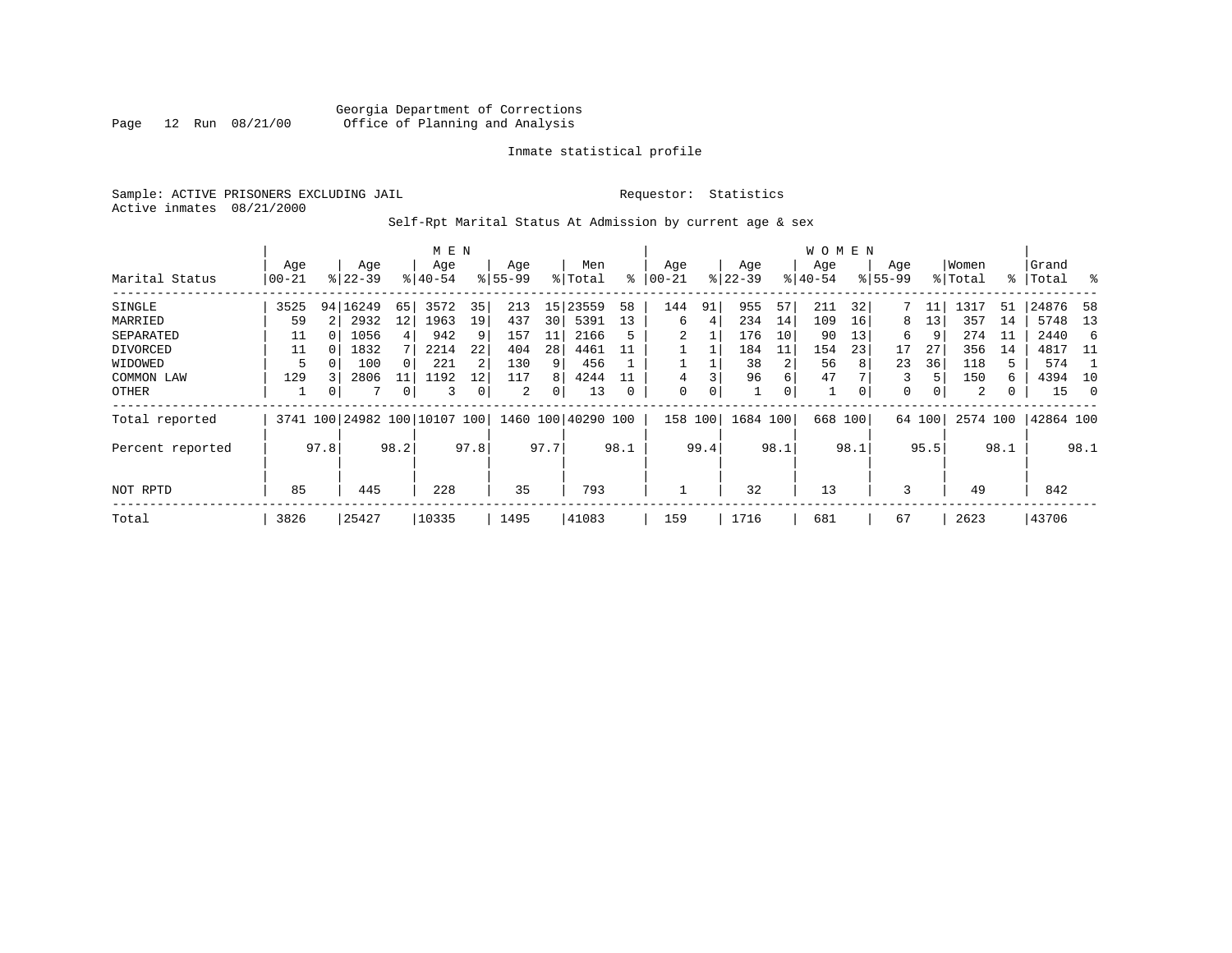Georgia Department of Corrections
Office of Planning and Analysis

Inmate statistical profile

Sample: ACTIVE PRISONERS EXCLUDING JAIL
Active inmates 08/21/2000

Requestor: Statistics

Self-Rpt Marital Status At Admission by current age & sex

| Marital Status | MEN Age 00-21 | % | Age 22-39 | % | Age 40-54 | % | Age 55-99 | % | Men Total | % | WOMEN Age 00-21 | % | Age 22-39 | % | Age 40-54 | % | Age 55-99 | % | Women Total | % | Grand Total | % |
|---|---|---|---|---|---|---|---|---|---|---|---|---|---|---|---|---|---|---|---|---|---|---|
| SINGLE | 3525 | 94 | 16249 | 65 | 3572 | 35 | 213 | 15 | 23559 | 58 | 144 | 91 | 955 | 57 | 211 | 32 | 7 | 11 | 1317 | 51 | 24876 | 58 |
| MARRIED | 59 | 2 | 2932 | 12 | 1963 | 19 | 437 | 30 | 5391 | 13 | 6 | 4 | 234 | 14 | 109 | 16 | 8 | 13 | 357 | 14 | 5748 | 13 |
| SEPARATED | 11 | 0 | 1056 | 4 | 942 | 9 | 157 | 11 | 2166 | 5 | 2 | 1 | 176 | 10 | 90 | 13 | 6 | 9 | 274 | 11 | 2440 | 6 |
| DIVORCED | 11 | 0 | 1832 | 7 | 2214 | 22 | 404 | 28 | 4461 | 11 | 1 | 1 | 184 | 11 | 154 | 23 | 17 | 27 | 356 | 14 | 4817 | 11 |
| WIDOWED | 5 | 0 | 100 | 0 | 221 | 2 | 130 | 9 | 456 | 1 | 1 | 1 | 38 | 2 | 56 | 8 | 23 | 36 | 118 | 5 | 574 | 1 |
| COMMON LAW | 129 | 3 | 2806 | 11 | 1192 | 12 | 117 | 8 | 4244 | 11 | 4 | 3 | 96 | 6 | 47 | 7 | 3 | 5 | 150 | 6 | 4394 | 10 |
| OTHER | 1 | 0 | 7 | 0 | 3 | 0 | 2 | 0 | 13 | 0 | 0 | 0 | 1 | 0 | 1 | 0 | 0 | 0 | 2 | 0 | 15 | 0 |
| Total reported | 3741 | 100 | 24982 | 100 | 10107 | 100 | 1460 | 100 | 40290 | 100 | 158 | 100 | 1684 | 100 | 668 | 100 | 64 | 100 | 2574 | 100 | 42864 | 100 |
| Percent reported | | 97.8 | | 98.2 | | 97.8 | | 97.7 | | 98.1 | | 99.4 | | 98.1 | | 98.1 | | 95.5 | | 98.1 | | 98.1 |
| NOT RPTD | 85 | | 445 | | 228 | | 35 | | 793 | | 1 | | 32 | | 13 | | 3 | | 49 | | 842 | |
| Total | 3826 | | 25427 | | 10335 | | 1495 | | 41083 | | 159 | | 1716 | | 681 | | 67 | | 2623 | | 43706 | |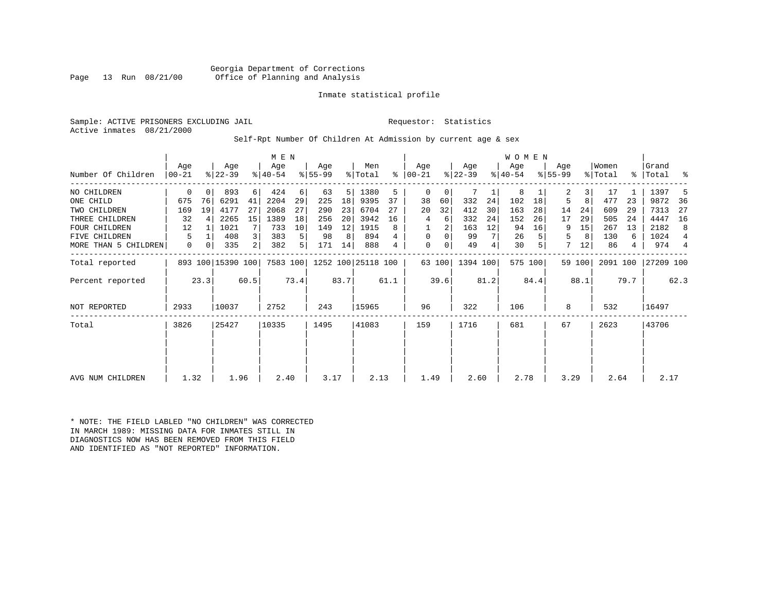Georgia Department of Corrections
Office of Planning and Analysis

Inmate statistical profile

Sample: ACTIVE PRISONERS EXCLUDING JAIL

Requestor: Statistics

Active inmates 08/21/2000

Self-Rpt Number Of Children At Admission by current age & sex

| Number Of Children | MEN Age 00-21 | % | Age 22-39 | % | Age 40-54 | % | Age 55-99 | % | Men Total | % | WOMEN Age 00-21 | % | Age 22-39 | % | Age 40-54 | % | Age 55-99 | % | Women Total | % | Grand Total | % |
|---|---|---|---|---|---|---|---|---|---|---|---|---|---|---|---|---|---|---|---|---|---|---|
| NO CHILDREN | 0 | 0 | 893 | 6 | 424 | 6 | 63 | 5 | 1380 | 5 | 0 | 0 | 7 | 1 | 8 | 1 | 2 | 3 | 17 | 1 | 1397 | 5 |
| ONE CHILD | 675 | 76 | 6291 | 41 | 2204 | 29 | 225 | 18 | 9395 | 37 | 38 | 60 | 332 | 24 | 102 | 18 | 5 | 8 | 477 | 23 | 9872 | 36 |
| TWO CHILDREN | 169 | 19 | 4177 | 27 | 2068 | 27 | 290 | 23 | 6704 | 27 | 20 | 32 | 412 | 30 | 163 | 28 | 14 | 24 | 609 | 29 | 7313 | 27 |
| THREE CHILDREN | 32 | 4 | 2265 | 15 | 1389 | 18 | 256 | 20 | 3942 | 16 | 4 | 6 | 332 | 24 | 152 | 26 | 17 | 29 | 505 | 24 | 4447 | 16 |
| FOUR CHILDREN | 12 | 1 | 1021 | 7 | 733 | 10 | 149 | 12 | 1915 | 8 | 1 | 2 | 163 | 12 | 94 | 16 | 9 | 15 | 267 | 13 | 2182 | 8 |
| FIVE CHILDREN | 5 | 1 | 408 | 3 | 383 | 5 | 98 | 8 | 894 | 4 | 0 | 0 | 99 | 7 | 26 | 5 | 5 | 8 | 130 | 6 | 1024 | 4 |
| MORE THAN 5 CHILDREN | 0 | 0 | 335 | 2 | 382 | 5 | 171 | 14 | 888 | 4 | 0 | 0 | 49 | 4 | 30 | 5 | 7 | 12 | 86 | 4 | 974 | 4 |
| Total reported | 893 | 100 | 15390 | 100 | 7583 | 100 | 1252 | 100 | 25118 | 100 | 63 | 100 | 1394 | 100 | 575 | 100 | 59 | 100 | 2091 | 100 | 27209 | 100 |
| Percent reported | | 23.3 | | 60.5 | | 73.4 | | 83.7 | | 61.1 | | 39.6 | | 81.2 | | 84.4 | | 88.1 | | 79.7 | | 62.3 |
| NOT REPORTED | 2933 | | 10037 | | 2752 | | 243 | | 15965 | | 96 | | 322 | | 106 | | 8 | | 532 | | 16497 | |
| Total | 3826 | | 25427 | | 10335 | | 1495 | | 41083 | | 159 | | 1716 | | 681 | | 67 | | 2623 | | 43706 | |
| AVG NUM CHILDREN | 1.32 | | 1.96 | | 2.40 | | 3.17 | | 2.13 | | 1.49 | | 2.60 | | 2.78 | | 3.29 | | 2.64 | | 2.17 | |

* NOTE: THE FIELD LABLED "NO CHILDREN" WAS CORRECTED IN MARCH 1989: MISSING DATA FOR INMATES STILL IN DIAGNOSTICS NOW HAS BEEN REMOVED FROM THIS FIELD AND IDENTIFIED AS "NOT REPORTED" INFORMATION.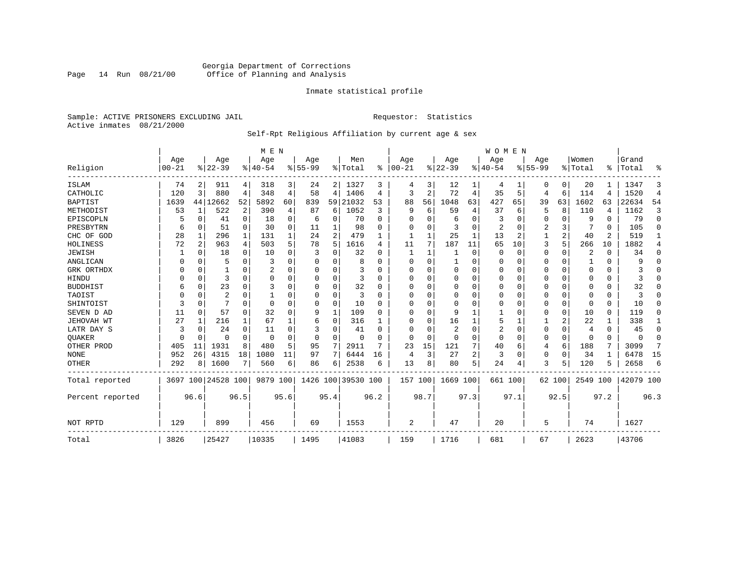Georgia Department of Corrections
Office of Planning and Analysis

Inmate statistical profile

Sample: ACTIVE PRISONERS EXCLUDING JAIL     Requestor: Statistics
Active inmates 08/21/2000

Self-Rpt Religious Affiliation by current age & sex

| | MEN | | | | | | | | | | WOMEN | | | | | | | | | | | |
|---|---|---|---|---|---|---|---|---|---|---|---|---|---|---|---|---|---|---|---|---|---|---|
| Religion | Age 00-21 | % | Age 22-39 | % | Age 40-54 | % | Age 55-99 | % | Men Total | % | Age 00-21 | % | Age 22-39 | % | Age 40-54 | % | Age 55-99 | % | Women Total | % | Grand Total | % |
| ISLAM | 74 | 2 | 911 | 4 | 318 | 3 | 24 | 2 | 1327 | 3 | 4 | 3 | 12 | 1 | 4 | 1 | 0 | 0 | 20 | 1 | 1347 | 3 |
| CATHOLIC | 120 | 3 | 880 | 4 | 348 | 4 | 58 | 4 | 1406 | 4 | 3 | 2 | 72 | 4 | 35 | 5 | 4 | 6 | 114 | 4 | 1520 | 4 |
| BAPTIST | 1639 | 44 | 12662 | 52 | 5892 | 60 | 839 | 59 | 21032 | 53 | 88 | 56 | 1048 | 63 | 427 | 65 | 39 | 63 | 1602 | 63 | 22634 | 54 |
| METHODIST | 53 | 1 | 522 | 2 | 390 | 4 | 87 | 6 | 1052 | 3 | 9 | 6 | 59 | 4 | 37 | 6 | 5 | 8 | 110 | 4 | 1162 | 3 |
| EPISCOPLN | 5 | 0 | 41 | 0 | 18 | 0 | 6 | 0 | 70 | 0 | 0 | 0 | 6 | 0 | 3 | 0 | 0 | 0 | 9 | 0 | 79 | 0 |
| PRESBYTRN | 6 | 0 | 51 | 0 | 30 | 0 | 11 | 1 | 98 | 0 | 0 | 0 | 3 | 0 | 2 | 0 | 2 | 3 | 7 | 0 | 105 | 0 |
| CHC OF GOD | 28 | 1 | 296 | 1 | 131 | 1 | 24 | 2 | 479 | 1 | 1 | 1 | 25 | 1 | 13 | 2 | 1 | 2 | 40 | 2 | 519 | 1 |
| HOLINESS | 72 | 2 | 963 | 4 | 503 | 5 | 78 | 5 | 1616 | 4 | 11 | 7 | 187 | 11 | 65 | 10 | 3 | 5 | 266 | 10 | 1882 | 4 |
| JEWISH | 1 | 0 | 18 | 0 | 10 | 0 | 3 | 0 | 32 | 0 | 1 | 1 | 1 | 0 | 0 | 0 | 0 | 0 | 2 | 0 | 34 | 0 |
| ANGLICAN | 0 | 0 | 5 | 0 | 3 | 0 | 0 | 0 | 8 | 0 | 0 | 0 | 1 | 0 | 0 | 0 | 0 | 0 | 1 | 0 | 9 | 0 |
| GRK ORTHDX | 0 | 0 | 1 | 0 | 2 | 0 | 0 | 0 | 3 | 0 | 0 | 0 | 0 | 0 | 0 | 0 | 0 | 0 | 0 | 0 | 3 | 0 |
| HINDU | 0 | 0 | 3 | 0 | 0 | 0 | 0 | 0 | 3 | 0 | 0 | 0 | 0 | 0 | 0 | 0 | 0 | 0 | 0 | 0 | 3 | 0 |
| BUDDHIST | 6 | 0 | 23 | 0 | 3 | 0 | 0 | 0 | 32 | 0 | 0 | 0 | 0 | 0 | 0 | 0 | 0 | 0 | 0 | 0 | 32 | 0 |
| TAOIST | 0 | 0 | 2 | 0 | 1 | 0 | 0 | 0 | 3 | 0 | 0 | 0 | 0 | 0 | 0 | 0 | 0 | 0 | 0 | 0 | 3 | 0 |
| SHINTOIST | 3 | 0 | 7 | 0 | 0 | 0 | 0 | 0 | 10 | 0 | 0 | 0 | 0 | 0 | 0 | 0 | 0 | 0 | 0 | 0 | 10 | 0 |
| SEVEN D AD | 11 | 0 | 57 | 0 | 32 | 0 | 9 | 1 | 109 | 0 | 0 | 0 | 9 | 1 | 1 | 0 | 0 | 0 | 10 | 0 | 119 | 0 |
| JEHOVAH WT | 27 | 1 | 216 | 1 | 67 | 1 | 6 | 0 | 316 | 1 | 0 | 0 | 16 | 1 | 5 | 1 | 1 | 2 | 22 | 1 | 338 | 1 |
| LATR DAY S | 3 | 0 | 24 | 0 | 11 | 0 | 3 | 0 | 41 | 0 | 0 | 0 | 2 | 0 | 2 | 0 | 0 | 0 | 4 | 0 | 45 | 0 |
| QUAKER | 0 | 0 | 0 | 0 | 0 | 0 | 0 | 0 | 0 | 0 | 0 | 0 | 0 | 0 | 0 | 0 | 0 | 0 | 0 | 0 | 0 | 0 |
| OTHER PROD | 405 | 11 | 1931 | 8 | 480 | 5 | 95 | 7 | 2911 | 7 | 23 | 15 | 121 | 7 | 40 | 6 | 4 | 6 | 188 | 7 | 3099 | 7 |
| NONE | 952 | 26 | 4315 | 18 | 1080 | 11 | 97 | 7 | 6444 | 16 | 4 | 3 | 27 | 2 | 3 | 0 | 0 | 0 | 34 | 1 | 6478 | 15 |
| OTHER | 292 | 8 | 1600 | 7 | 560 | 6 | 86 | 6 | 2538 | 6 | 13 | 8 | 80 | 5 | 24 | 4 | 3 | 5 | 120 | 5 | 2658 | 6 |
| Total reported | 3697 | 100 | 24528 | 100 | 9879 | 100 | 1426 | 100 | 39530 | 100 | 157 | 100 | 1669 | 100 | 661 | 100 | 62 | 100 | 2549 | 100 | 42079 | 100 |
| Percent reported | | 96.6 | | 96.5 | | 95.6 | | 95.4 | | 96.2 | | 98.7 | | 97.3 | | 97.1 | | 92.5 | | 97.2 | | 96.3 |
| NOT RPTD | 129 | | 899 | | 456 | | 69 | | 1553 | | 2 | | 47 | | 20 | | 5 | | 74 | | 1627 | |
| Total | 3826 | | 25427 | | 10335 | | 1495 | | 41083 | | 159 | | 1716 | | 681 | | 67 | | 2623 | | 43706 | |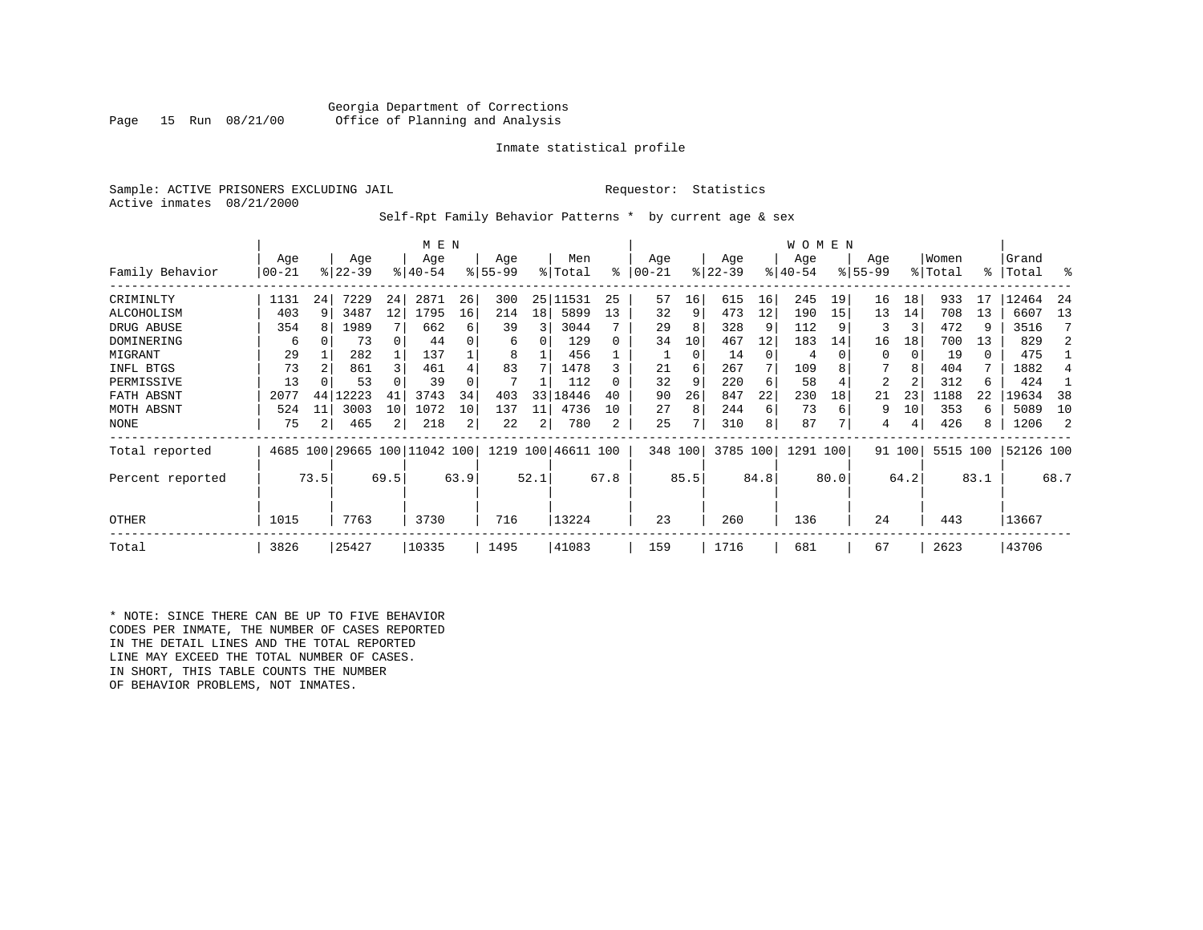Georgia Department of Corrections
Office of Planning and Analysis

Inmate statistical profile

Sample: ACTIVE PRISONERS EXCLUDING JAIL                    Requestor: Statistics
Active inmates 08/21/2000

Self-Rpt Family Behavior Patterns * by current age & sex

| Family Behavior | MEN Age 00-21 | % | Age 22-39 | % | Age 40-54 | % | Age 55-99 | % | Men Total | % | WOMEN Age 00-21 | % | Age 22-39 | % | Age 40-54 | % | Age 55-99 | % | Women Total | % | Grand Total | % |
|---|---|---|---|---|---|---|---|---|---|---|---|---|---|---|---|---|---|---|---|---|---|---|
| CRIMINLTY | 1131 | 24 | 7229 | 24 | 2871 | 26 | 300 | 25 | 11531 | 25 | 57 | 16 | 615 | 16 | 245 | 19 | 16 | 18 | 933 | 17 | 12464 | 24 |
| ALCOHOLISM | 403 | 9 | 3487 | 12 | 1795 | 16 | 214 | 18 | 5899 | 13 | 32 | 9 | 473 | 12 | 190 | 15 | 13 | 14 | 708 | 13 | 6607 | 13 |
| DRUG ABUSE | 354 | 8 | 1989 | 7 | 662 | 6 | 39 | 3 | 3044 | 7 | 29 | 8 | 328 | 9 | 112 | 9 | 3 | 3 | 472 | 9 | 3516 | 7 |
| DOMINERING | 6 | 0 | 73 | 0 | 44 | 0 | 6 | 0 | 129 | 0 | 34 | 10 | 467 | 12 | 183 | 14 | 16 | 18 | 700 | 13 | 829 | 2 |
| MIGRANT | 29 | 1 | 282 | 1 | 137 | 1 | 8 | 1 | 456 | 1 | 1 | 0 | 14 | 0 | 4 | 0 | 0 | 0 | 19 | 0 | 475 | 1 |
| INFL BTGS | 73 | 2 | 861 | 3 | 461 | 4 | 83 | 7 | 1478 | 3 | 21 | 6 | 267 | 7 | 109 | 8 | 7 | 8 | 404 | 7 | 1882 | 4 |
| PERMISSIVE | 13 | 0 | 53 | 0 | 39 | 0 | 7 | 1 | 112 | 0 | 32 | 9 | 220 | 6 | 58 | 4 | 2 | 2 | 312 | 6 | 424 | 1 |
| FATH ABSNT | 2077 | 44 | 12223 | 41 | 3743 | 34 | 403 | 33 | 18446 | 40 | 90 | 26 | 847 | 22 | 230 | 18 | 21 | 23 | 1188 | 22 | 19634 | 38 |
| MOTH ABSNT | 524 | 11 | 3003 | 10 | 1072 | 10 | 137 | 11 | 4736 | 10 | 27 | 8 | 244 | 6 | 73 | 6 | 9 | 10 | 353 | 6 | 5089 | 10 |
| NONE | 75 | 2 | 465 | 2 | 218 | 2 | 22 | 2 | 780 | 2 | 25 | 7 | 310 | 8 | 87 | 7 | 4 | 4 | 426 | 8 | 1206 | 2 |
| Total reported | 4685 | 100 | 29665 | 100 | 11042 | 100 | 1219 | 100 | 46611 | 100 | 348 | 100 | 3785 | 100 | 1291 | 100 | 91 | 100 | 5515 | 100 | 52126 | 100 |
| Percent reported | | 73.5 | | 69.5 | | 63.9 | | 52.1 | | 67.8 | | 85.5 | | 84.8 | | 80.0 | | 64.2 | | 83.1 | | 68.7 |
| OTHER | 1015 | | 7763 | | 3730 | | 716 | | 13224 | | 23 | | 260 | | 136 | | 24 | | 443 | | 13667 | |
| Total | 3826 | | 25427 | | 10335 | | 1495 | | 41083 | | 159 | | 1716 | | 681 | | 67 | | 2623 | | 43706 | |

* NOTE: SINCE THERE CAN BE UP TO FIVE BEHAVIOR CODES PER INMATE, THE NUMBER OF CASES REPORTED IN THE DETAIL LINES AND THE TOTAL REPORTED LINE MAY EXCEED THE TOTAL NUMBER OF CASES. IN SHORT, THIS TABLE COUNTS THE NUMBER OF BEHAVIOR PROBLEMS, NOT INMATES.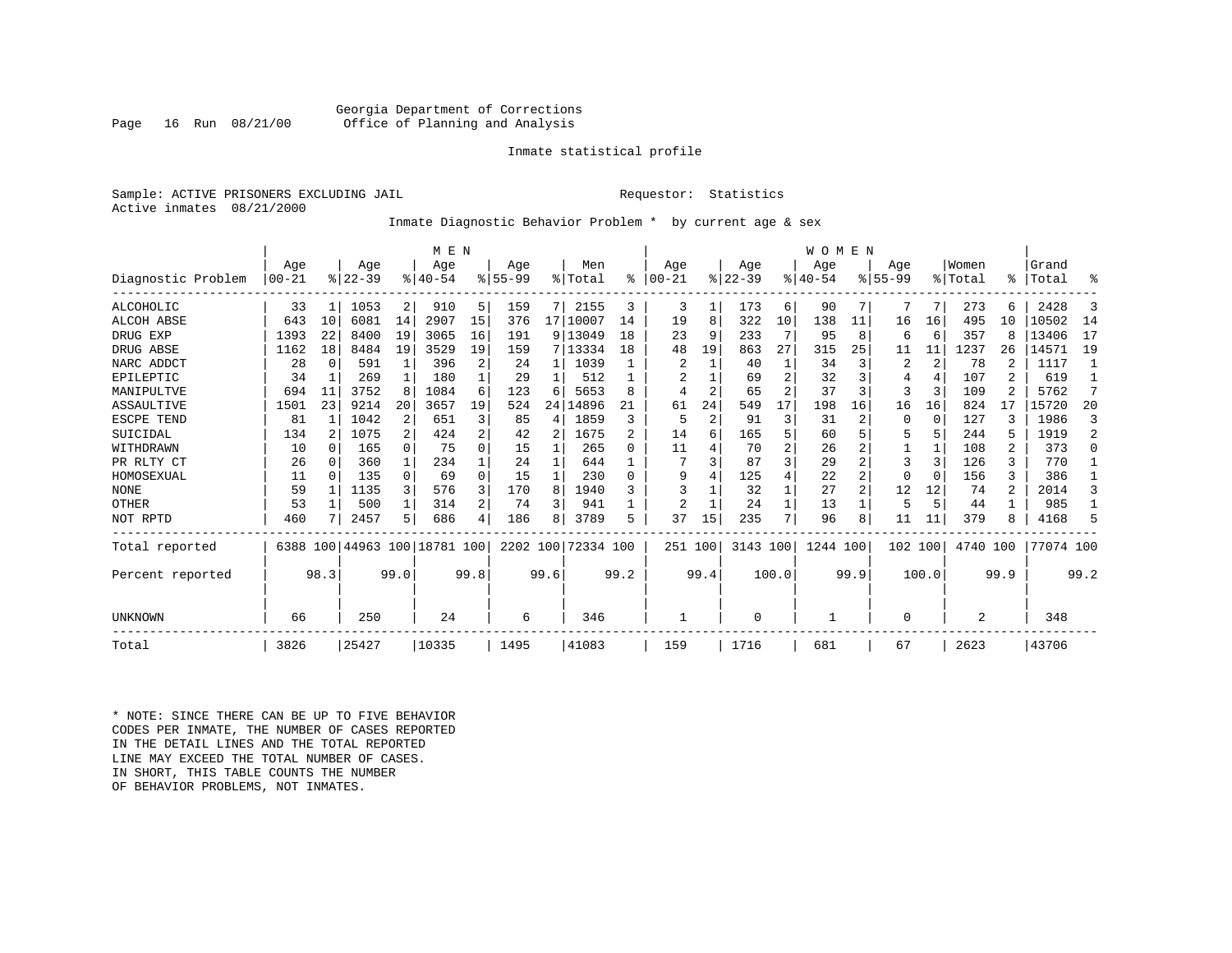Georgia Department of Corrections
Office of Planning and Analysis

Inmate statistical profile

Sample: ACTIVE PRISONERS EXCLUDING JAIL    Requestor: Statistics
Active inmates 08/21/2000

Inmate Diagnostic Behavior Problem * by current age & sex

| Diagnostic Problem | MEN Age 00-21 | % | Age 22-39 | % | Age 40-54 | % | Age 55-99 | % | Men Total | % | WOMEN Age 00-21 | % | Age 22-39 | % | Age 40-54 | % | Age 55-99 | % | Women Total | % | Grand Total | % |
|---|---|---|---|---|---|---|---|---|---|---|---|---|---|---|---|---|---|---|---|---|---|---|
| ALCOHOLIC | 33 | 1 | 1053 | 2 | 910 | 5 | 159 | 7 | 2155 | 3 | 3 | 1 | 173 | 6 | 90 | 7 | 7 | 7 | 273 | 6 | 2428 | 3 |
| ALCOH ABSE | 643 | 10 | 6081 | 14 | 2907 | 15 | 376 | 17 | 10007 | 14 | 19 | 8 | 322 | 10 | 138 | 11 | 16 | 16 | 495 | 10 | 10502 | 14 |
| DRUG EXP | 1393 | 22 | 8400 | 19 | 3065 | 16 | 191 | 9 | 13049 | 18 | 23 | 9 | 233 | 7 | 95 | 8 | 6 | 6 | 357 | 8 | 13406 | 17 |
| DRUG ABSE | 1162 | 18 | 8484 | 19 | 3529 | 19 | 159 | 7 | 13334 | 18 | 48 | 19 | 863 | 27 | 315 | 25 | 11 | 11 | 1237 | 26 | 14571 | 19 |
| NARC ADDCT | 28 | 0 | 591 | 1 | 396 | 2 | 24 | 1 | 1039 | 1 | 2 | 1 | 40 | 1 | 34 | 3 | 2 | 2 | 78 | 2 | 1117 | 1 |
| EPILEPTIC | 34 | 1 | 269 | 1 | 180 | 1 | 29 | 1 | 512 | 1 | 2 | 1 | 69 | 2 | 32 | 3 | 4 | 4 | 107 | 2 | 619 | 1 |
| MANIPULTVE | 694 | 11 | 3752 | 8 | 1084 | 6 | 123 | 6 | 5653 | 8 | 4 | 2 | 65 | 2 | 37 | 3 | 3 | 3 | 109 | 2 | 5762 | 7 |
| ASSAULTIVE | 1501 | 23 | 9214 | 20 | 3657 | 19 | 524 | 24 | 14896 | 21 | 61 | 24 | 549 | 17 | 198 | 16 | 16 | 16 | 824 | 17 | 15720 | 20 |
| ESCPE TEND | 81 | 1 | 1042 | 2 | 651 | 3 | 85 | 4 | 1859 | 3 | 5 | 2 | 91 | 3 | 31 | 2 | 0 | 0 | 127 | 3 | 1986 | 3 |
| SUICIDAL | 134 | 2 | 1075 | 2 | 424 | 2 | 42 | 2 | 1675 | 2 | 14 | 6 | 165 | 5 | 60 | 5 | 5 | 5 | 244 | 5 | 1919 | 2 |
| WITHDRAWN | 10 | 0 | 165 | 0 | 75 | 0 | 15 | 1 | 265 | 0 | 11 | 4 | 70 | 2 | 26 | 2 | 1 | 1 | 108 | 2 | 373 | 0 |
| PR RLTY CT | 26 | 0 | 360 | 1 | 234 | 1 | 24 | 1 | 644 | 1 | 7 | 3 | 87 | 3 | 29 | 2 | 3 | 3 | 126 | 3 | 770 | 1 |
| HOMOSEXUAL | 11 | 0 | 135 | 0 | 69 | 0 | 15 | 1 | 230 | 0 | 9 | 4 | 125 | 4 | 22 | 2 | 0 | 0 | 156 | 3 | 386 | 1 |
| NONE | 59 | 1 | 1135 | 3 | 576 | 3 | 170 | 8 | 1940 | 3 | 3 | 1 | 32 | 1 | 27 | 2 | 12 | 12 | 74 | 2 | 2014 | 3 |
| OTHER | 53 | 1 | 500 | 1 | 314 | 2 | 74 | 3 | 941 | 1 | 2 | 1 | 24 | 1 | 13 | 1 | 5 | 5 | 44 | 1 | 985 | 1 |
| NOT RPTD | 460 | 7 | 2457 | 5 | 686 | 4 | 186 | 8 | 3789 | 5 | 37 | 15 | 235 | 7 | 96 | 8 | 11 | 11 | 379 | 8 | 4168 | 5 |
| Total reported | 6388 | 100 | 44963 | 100 | 18781 | 100 | 2202 | 100 | 72334 | 100 | 251 | 100 | 3143 | 100 | 1244 | 100 | 102 | 100 | 4740 | 100 | 77074 | 100 |
| Percent reported | | 98.3 | | 99.0 | | 99.8 | | 99.6 | | 99.2 | | 99.4 | | 100.0 | | 99.9 | | 100.0 | | 99.9 | | 99.2 |
| UNKNOWN | 66 | | 250 | | 24 | | 6 | | 346 | | 1 | | 0 | | 1 | | 0 | | 2 | | 348 | |
| Total | 3826 | | 25427 | | 10335 | | 1495 | | 41083 | | 159 | | 1716 | | 681 | | 67 | | 2623 | | 43706 | |

* NOTE: SINCE THERE CAN BE UP TO FIVE BEHAVIOR CODES PER INMATE, THE NUMBER OF CASES REPORTED IN THE DETAIL LINES AND THE TOTAL REPORTED LINE MAY EXCEED THE TOTAL NUMBER OF CASES. IN SHORT, THIS TABLE COUNTS THE NUMBER OF BEHAVIOR PROBLEMS, NOT INMATES.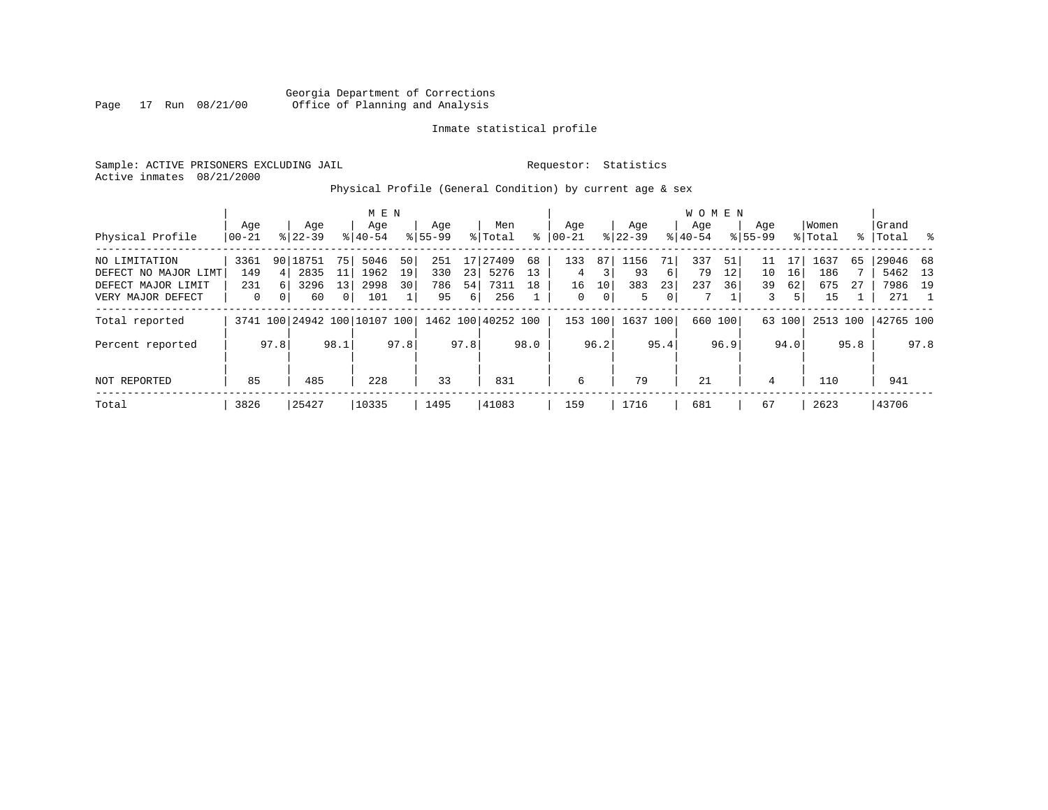Georgia Department of Corrections
Office of Planning and Analysis

Inmate statistical profile

Sample: ACTIVE PRISONERS EXCLUDING JAIL
Active inmates 08/21/2000

Requestor: Statistics

Physical Profile (General Condition) by current age & sex

| Physical Profile | MEN Age 00-21 | % | Age 22-39 | % | Age 40-54 | % | Age 55-99 | % | Men Total | % | WOMEN Age 00-21 | % | Age 22-39 | % | Age 40-54 | % | Age 55-99 | % | Women Total | % | Grand Total | % |
|---|---|---|---|---|---|---|---|---|---|---|---|---|---|---|---|---|---|---|---|---|---|---|
| NO LIMITATION | 3361 | 90 | 18751 | 75 | 5046 | 50 | 251 | 17 | 27409 | 68 | 133 | 87 | 1156 | 71 | 337 | 51 | 11 | 17 | 1637 | 65 | 29046 | 68 |
| DEFECT NO MAJOR LIMT | 149 | 4 | 2835 | 11 | 1962 | 19 | 330 | 23 | 5276 | 13 | 4 | 3 | 93 | 6 | 79 | 12 | 10 | 16 | 186 | 7 | 5462 | 13 |
| DEFECT MAJOR LIMIT | 231 | 6 | 3296 | 13 | 2998 | 30 | 786 | 54 | 7311 | 18 | 16 | 10 | 383 | 23 | 237 | 36 | 39 | 62 | 675 | 27 | 7986 | 19 |
| VERY MAJOR DEFECT | 0 | 0 | 60 | 0 | 101 | 1 | 95 | 6 | 256 | 1 | 0 | 0 | 5 | 0 | 7 | 1 | 3 | 5 | 15 | 1 | 271 | 1 |
| Total reported | 3741 | 100 | 24942 | 100 | 10107 | 100 | 1462 | 100 | 40252 | 100 | 153 | 100 | 1637 | 100 | 660 | 100 | 63 | 100 | 2513 | 100 | 42765 | 100 |
| Percent reported | | 97.8 | | 98.1 | | 97.8 | | 97.8 | | 98.0 | | 96.2 | | 95.4 | | 96.9 | | 94.0 | | 95.8 | | 97.8 |
| NOT REPORTED | 85 | | 485 | | 228 | | 33 | | 831 | | 6 | | 79 | | 21 | | 4 | | 110 | | 941 | |
| Total | 3826 | | 25427 | | 10335 | | 1495 | | 41083 | | 159 | | 1716 | | 681 | | 67 | | 2623 | | 43706 | |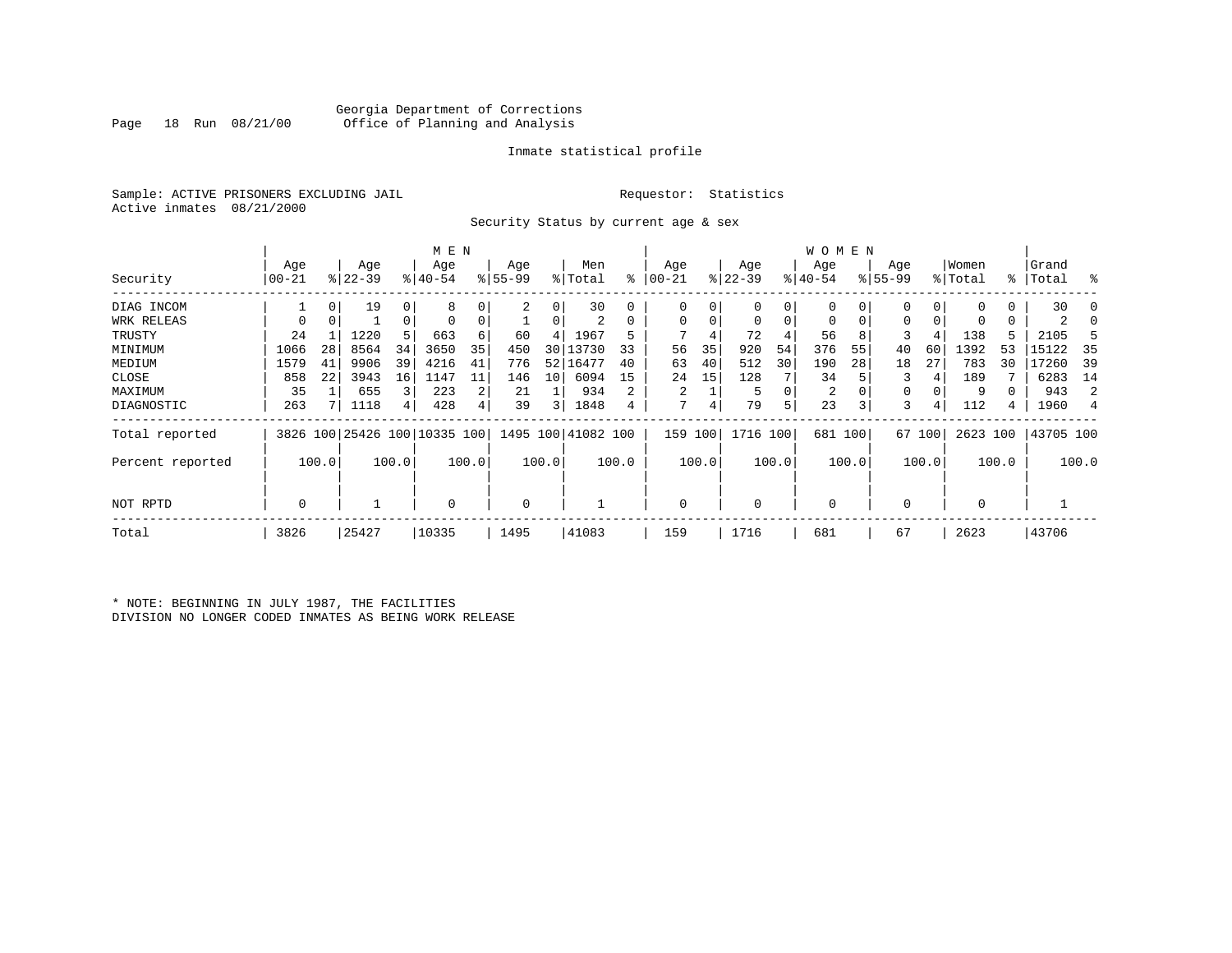Georgia Department of Corrections
Office of Planning and Analysis

Inmate statistical profile

Sample: ACTIVE PRISONERS EXCLUDING JAIL
Active inmates 08/21/2000

Requestor: Statistics

Security Status by current age & sex

| Security | MEN Age 00-21 | % | Age 22-39 | % | Age 40-54 | % | Age 55-99 | % | Men Total | % | WOMEN Age 00-21 | % | Age 22-39 | % | Age 40-54 | % | Age 55-99 | % | Women Total | % | Grand Total | % |
|---|---|---|---|---|---|---|---|---|---|---|---|---|---|---|---|---|---|---|---|---|---|---|
| DIAG INCOM | 1 | 0 | 19 | 0 | 8 | 0 | 2 | 0 | 30 | 0 | 0 | 0 | 0 | 0 | 0 | 0 | 0 | 0 | 0 | 0 | 30 | 0 |
| WRK RELEAS | 0 | 0 | 1 | 0 | 0 | 0 | 1 | 0 | 2 | 0 | 0 | 0 | 0 | 0 | 0 | 0 | 0 | 0 | 0 | 0 | 2 | 0 |
| TRUSTY | 24 | 1 | 1220 | 5 | 663 | 6 | 60 | 4 | 1967 | 5 | 7 | 4 | 72 | 4 | 56 | 8 | 3 | 4 | 138 | 5 | 2105 | 5 |
| MINIMUM | 1066 | 28 | 8564 | 34 | 3650 | 35 | 450 | 30 | 13730 | 33 | 56 | 35 | 920 | 54 | 376 | 55 | 40 | 60 | 1392 | 53 | 15122 | 35 |
| MEDIUM | 1579 | 41 | 9906 | 39 | 4216 | 41 | 776 | 52 | 16477 | 40 | 63 | 40 | 512 | 30 | 190 | 28 | 18 | 27 | 783 | 30 | 17260 | 39 |
| CLOSE | 858 | 22 | 3943 | 16 | 1147 | 11 | 146 | 10 | 6094 | 15 | 24 | 15 | 128 | 7 | 34 | 5 | 3 | 4 | 189 | 7 | 6283 | 14 |
| MAXIMUM | 35 | 1 | 655 | 3 | 223 | 2 | 21 | 1 | 934 | 2 | 2 | 1 | 5 | 0 | 2 | 0 | 0 | 0 | 9 | 0 | 943 | 2 |
| DIAGNOSTIC | 263 | 7 | 1118 | 4 | 428 | 4 | 39 | 3 | 1848 | 4 | 7 | 4 | 79 | 5 | 23 | 3 | 3 | 4 | 112 | 4 | 1960 | 4 |
| Total reported | 3826 | 100 | 25426 | 100 | 10335 | 100 | 1495 | 100 | 41082 | 100 | 159 | 100 | 1716 | 100 | 681 | 100 | 67 | 100 | 2623 | 100 | 43705 | 100 |
| Percent reported | | 100.0 | | 100.0 | | 100.0 | | 100.0 | | 100.0 | | 100.0 | | 100.0 | | 100.0 | | 100.0 | | 100.0 | | 100.0 |
| NOT RPTD | 0 | | 1 | | 0 | | 0 | | 1 | | 0 | | 0 | | 0 | | 0 | | 0 | | 1 | |
| Total | 3826 | | 25427 | | 10335 | | 1495 | | 41083 | | 159 | | 1716 | | 681 | | 67 | | 2623 | | 43706 | |

* NOTE: BEGINNING IN JULY 1987, THE FACILITIES DIVISION NO LONGER CODED INMATES AS BEING WORK RELEASE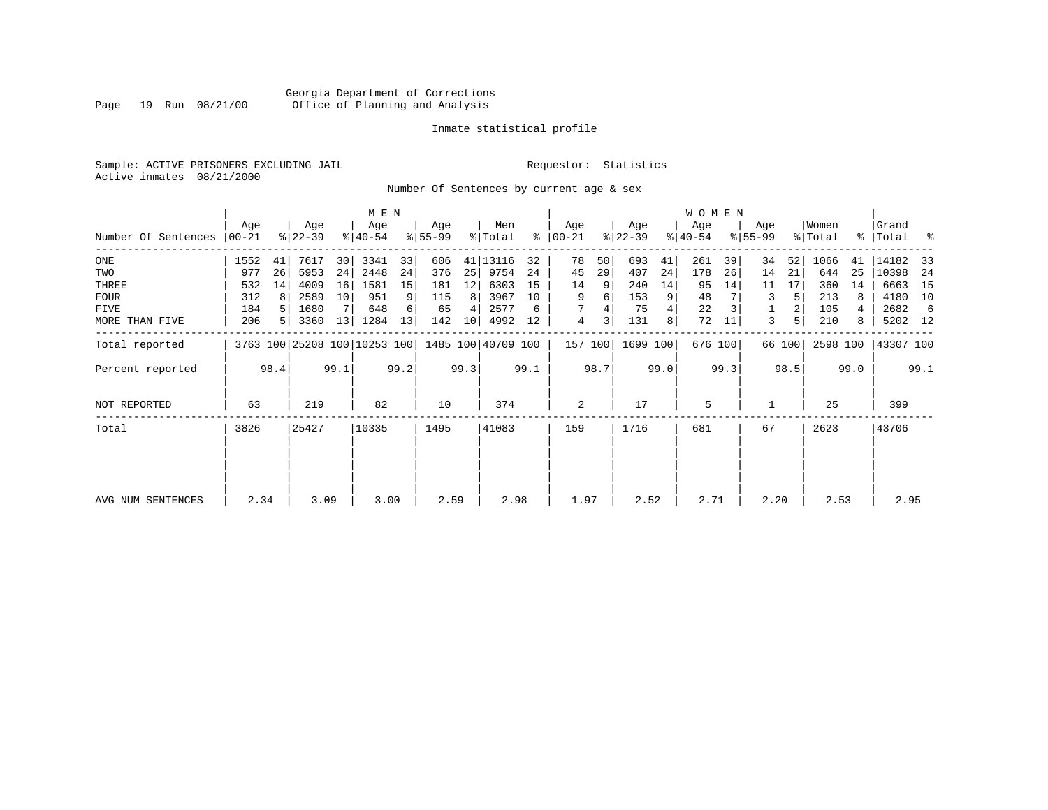Georgia Department of Corrections
Office of Planning and Analysis

Inmate statistical profile

Sample: ACTIVE PRISONERS EXCLUDING JAIL
Active inmates 08/21/2000

Requestor: Statistics

Number Of Sentences by current age & sex

| Number Of Sentences | MEN Age 00-21 | % | Age 22-39 | % | Age 40-54 | % | Age 55-99 | % | Men Total | % | WOMEN Age 00-21 | % | Age 22-39 | % | Age 40-54 | % | Age 55-99 | % | Women Total | % | Grand Total | % |
|---|---|---|---|---|---|---|---|---|---|---|---|---|---|---|---|---|---|---|---|---|---|---|
| ONE | 1552 | 41 | 7617 | 30 | 3341 | 33 | 606 | 41 | 13116 | 32 | 78 | 50 | 693 | 41 | 261 | 39 | 34 | 52 | 1066 | 41 | 14182 | 33 |
| TWO | 977 | 26 | 5953 | 24 | 2448 | 24 | 376 | 25 | 9754 | 24 | 45 | 29 | 407 | 24 | 178 | 26 | 14 | 21 | 644 | 25 | 10398 | 24 |
| THREE | 532 | 14 | 4009 | 16 | 1581 | 15 | 181 | 12 | 6303 | 15 | 14 | 9 | 240 | 14 | 95 | 14 | 11 | 17 | 360 | 14 | 6663 | 15 |
| FOUR | 312 | 8 | 2589 | 10 | 951 | 9 | 115 | 8 | 3967 | 10 | 9 | 6 | 153 | 9 | 48 | 7 | 3 | 5 | 213 | 8 | 4180 | 10 |
| FIVE | 184 | 5 | 1680 | 7 | 648 | 6 | 65 | 4 | 2577 | 6 | 7 | 4 | 75 | 4 | 22 | 3 | 1 | 2 | 105 | 4 | 2682 | 6 |
| MORE THAN FIVE | 206 | 5 | 3360 | 13 | 1284 | 13 | 142 | 10 | 4992 | 12 | 4 | 3 | 131 | 8 | 72 | 11 | 3 | 5 | 210 | 8 | 5202 | 12 |
| Total reported | 3763 | 100 | 25208 | 100 | 10253 | 100 | 1485 | 100 | 40709 | 100 | 157 | 100 | 1699 | 100 | 676 | 100 | 66 | 100 | 2598 | 100 | 43307 | 100 |
| Percent reported | | 98.4 | | 99.1 | | 99.2 | | 99.3 | | 99.1 | | 98.7 | | 99.0 | | 99.3 | | 98.5 | | 99.0 | | 99.1 |
| NOT REPORTED | 63 | | 219 | | 82 | | 10 | | 374 | | 2 | | 17 | | 5 | | 1 | | 25 | | 399 | |
| Total | 3826 | | 25427 | | 10335 | | 1495 | | 41083 | | 159 | | 1716 | | 681 | | 67 | | 2623 | | 43706 | |
| AVG NUM SENTENCES | 2.34 | | 3.09 | | 3.00 | | 2.59 | | 2.98 | | 1.97 | | 2.52 | | 2.71 | | 2.20 | | 2.53 | | 2.95 | |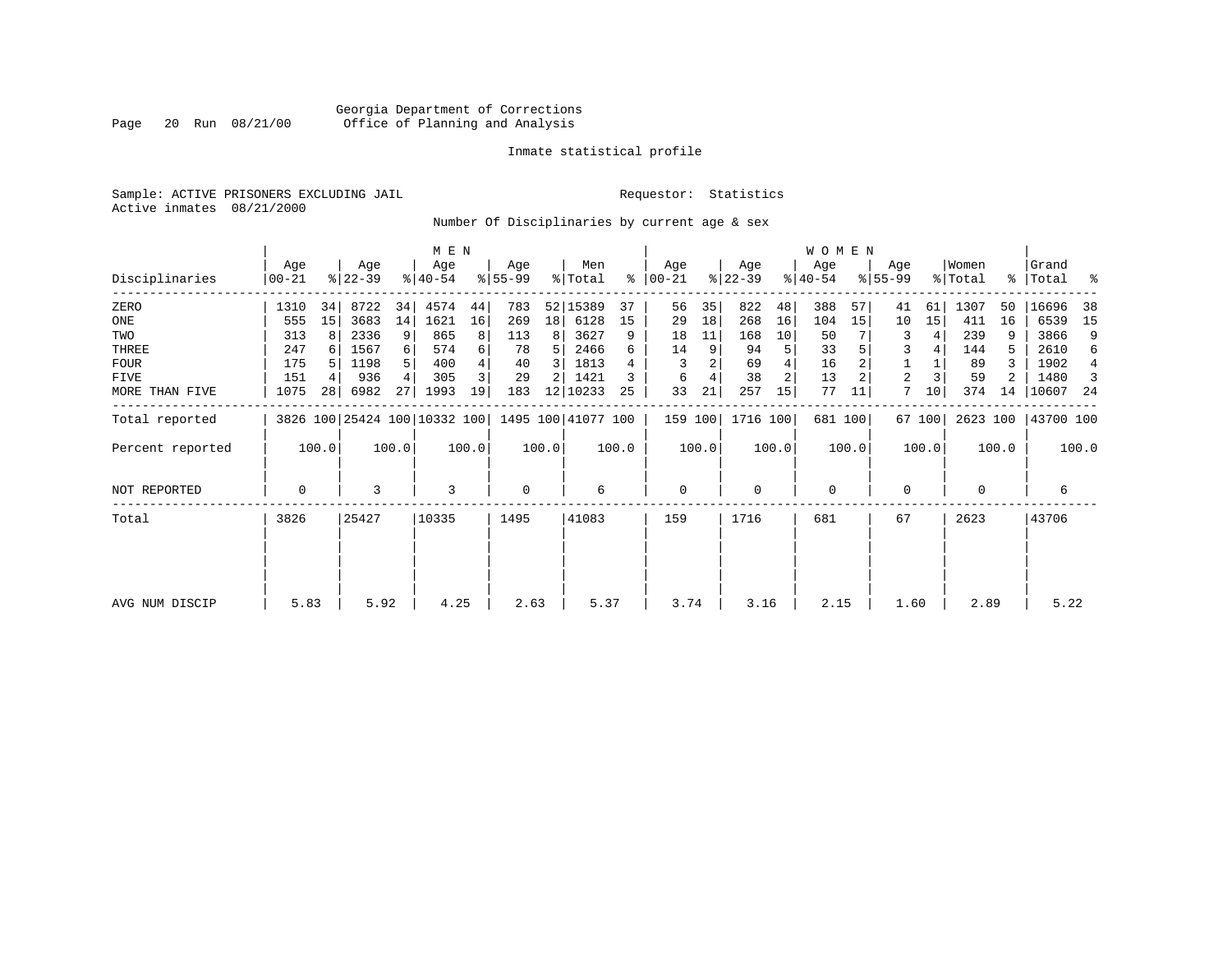Georgia Department of Corrections
Office of Planning and Analysis

Inmate statistical profile

Sample: ACTIVE PRISONERS EXCLUDING JAIL

Requestor: Statistics

Active inmates 08/21/2000

Number Of Disciplinaries by current age & sex

| Disciplinaries | MEN Age 00-21 | % | Age 22-39 | % | Age 40-54 | % | Age 55-99 | % | Men Total | % | WOMEN Age 00-21 | % | Age 22-39 | % | Age 40-54 | % | Age 55-99 | % | Women Total | % | Grand Total | % |
|---|---|---|---|---|---|---|---|---|---|---|---|---|---|---|---|---|---|---|---|---|---|---|
| ZERO | 1310 | 34 | 8722 | 34 | 4574 | 44 | 783 | 52 | 15389 | 37 | 56 | 35 | 822 | 48 | 388 | 57 | 41 | 61 | 1307 | 50 | 16696 | 38 |
| ONE | 555 | 15 | 3683 | 14 | 1621 | 16 | 269 | 18 | 6128 | 15 | 29 | 18 | 268 | 16 | 104 | 15 | 10 | 15 | 411 | 16 | 6539 | 15 |
| TWO | 313 | 8 | 2336 | 9 | 865 | 8 | 113 | 8 | 3627 | 9 | 18 | 11 | 168 | 10 | 50 | 7 | 3 | 4 | 239 | 9 | 3866 | 9 |
| THREE | 247 | 6 | 1567 | 6 | 574 | 6 | 78 | 5 | 2466 | 6 | 14 | 9 | 94 | 5 | 33 | 5 | 3 | 4 | 144 | 5 | 2610 | 6 |
| FOUR | 175 | 5 | 1198 | 5 | 400 | 4 | 40 | 3 | 1813 | 4 | 3 | 2 | 69 | 4 | 16 | 2 | 1 | 1 | 89 | 3 | 1902 | 4 |
| FIVE | 151 | 4 | 936 | 4 | 305 | 3 | 29 | 2 | 1421 | 3 | 6 | 4 | 38 | 2 | 13 | 2 | 2 | 3 | 59 | 2 | 1480 | 3 |
| MORE THAN FIVE | 1075 | 28 | 6982 | 27 | 1993 | 19 | 183 | 12 | 10233 | 25 | 33 | 21 | 257 | 15 | 77 | 11 | 7 | 10 | 374 | 14 | 10607 | 24 |
| Total reported | 3826 | 100 | 25424 | 100 | 10332 | 100 | 1495 | 100 | 41077 | 100 | 159 | 100 | 1716 | 100 | 681 | 100 | 67 | 100 | 2623 | 100 | 43700 | 100 |
| Percent reported | 100.0 | | 100.0 | | 100.0 | | 100.0 | | 100.0 | | 100.0 | | 100.0 | | 100.0 | | 100.0 | | 100.0 | | 100.0 | |
| NOT REPORTED | 0 | | 3 | | 3 | | 0 | | 6 | | 0 | | 0 | | 0 | | 0 | | 0 | | 6 | |
| Total | 3826 | | 25427 | | 10335 | | 1495 | | 41083 | | 159 | | 1716 | | 681 | | 67 | | 2623 | | 43706 | |
| AVG NUM DISCIP | 5.83 | | 5.92 | | 4.25 | | 2.63 | | 5.37 | | 3.74 | | 3.16 | | 2.15 | | 1.60 | | 2.89 | | 5.22 | |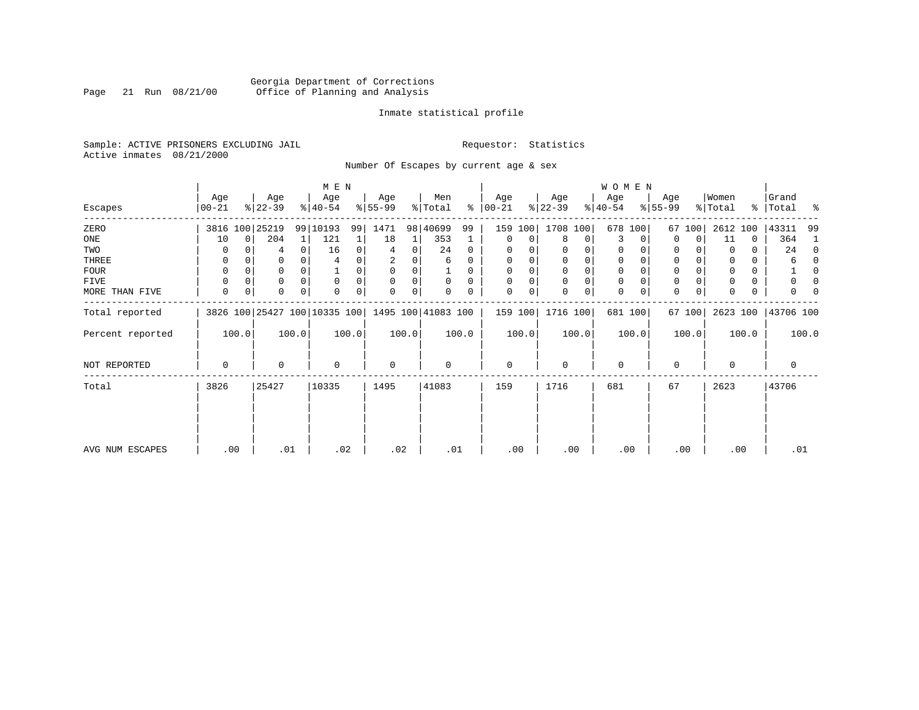Georgia Department of Corrections
Office of Planning and Analysis

Inmate statistical profile

Sample: ACTIVE PRISONERS EXCLUDING JAIL
Active inmates 08/21/2000

Requestor: Statistics

Number Of Escapes by current age & sex

| Escapes | MEN Age 00-21 | % | Age 22-39 | % | Age 40-54 | % | Age 55-99 | % | Men Total | % | WOMEN Age 00-21 | % | Age 22-39 | % | Age 40-54 | % | Age 55-99 | % | Women Total | % | Grand Total | % |
|---|---|---|---|---|---|---|---|---|---|---|---|---|---|---|---|---|---|---|---|---|---|---|
| ZERO | 3816 | 100 | 25219 | 99 | 10193 | 99 | 1471 | 98 | 40699 | 99 | 159 | 100 | 1708 | 100 | 678 | 100 | 67 | 100 | 2612 | 100 | 43311 | 99 |
| ONE | 10 | 0 | 204 | 1 | 121 | 1 | 18 | 1 | 353 | 1 | 0 | 0 | 8 | 0 | 3 | 0 | 0 | 0 | 11 | 0 | 364 | 1 |
| TWO | 0 | 0 | 4 | 0 | 16 | 0 | 4 | 0 | 24 | 0 | 0 | 0 | 0 | 0 | 0 | 0 | 0 | 0 | 0 | 0 | 24 | 0 |
| THREE | 0 | 0 | 0 | 0 | 4 | 0 | 2 | 0 | 6 | 0 | 0 | 0 | 0 | 0 | 0 | 0 | 0 | 0 | 0 | 0 | 6 | 0 |
| FOUR | 0 | 0 | 0 | 0 | 1 | 0 | 0 | 0 | 1 | 0 | 0 | 0 | 0 | 0 | 0 | 0 | 0 | 0 | 0 | 0 | 1 | 0 |
| FIVE | 0 | 0 | 0 | 0 | 0 | 0 | 0 | 0 | 0 | 0 | 0 | 0 | 0 | 0 | 0 | 0 | 0 | 0 | 0 | 0 | 0 | 0 |
| MORE THAN FIVE | 0 | 0 | 0 | 0 | 0 | 0 | 0 | 0 | 0 | 0 | 0 | 0 | 0 | 0 | 0 | 0 | 0 | 0 | 0 | 0 | 0 | 0 |
| Total reported | 3826 | 100 | 25427 | 100 | 10335 | 100 | 1495 | 100 | 41083 | 100 | 159 | 100 | 1716 | 100 | 681 | 100 | 67 | 100 | 2623 | 100 | 43706 | 100 |
| Percent reported | 100.0 | | 100.0 | | 100.0 | | 100.0 | | 100.0 | | 100.0 | | 100.0 | | 100.0 | | 100.0 | | 100.0 | | 100.0 | |
| NOT REPORTED | 0 | | 0 | | 0 | | 0 | | 0 | | 0 | | 0 | | 0 | | 0 | | 0 | | 0 | |
| Total | 3826 | | 25427 | | 10335 | | 1495 | | 41083 | | 159 | | 1716 | | 681 | | 67 | | 2623 | | 43706 | |
| AVG NUM ESCAPES | .00 | | .01 | | .02 | | .02 | | .01 | | .00 | | .00 | | .00 | | .00 | | .00 | | .01 | |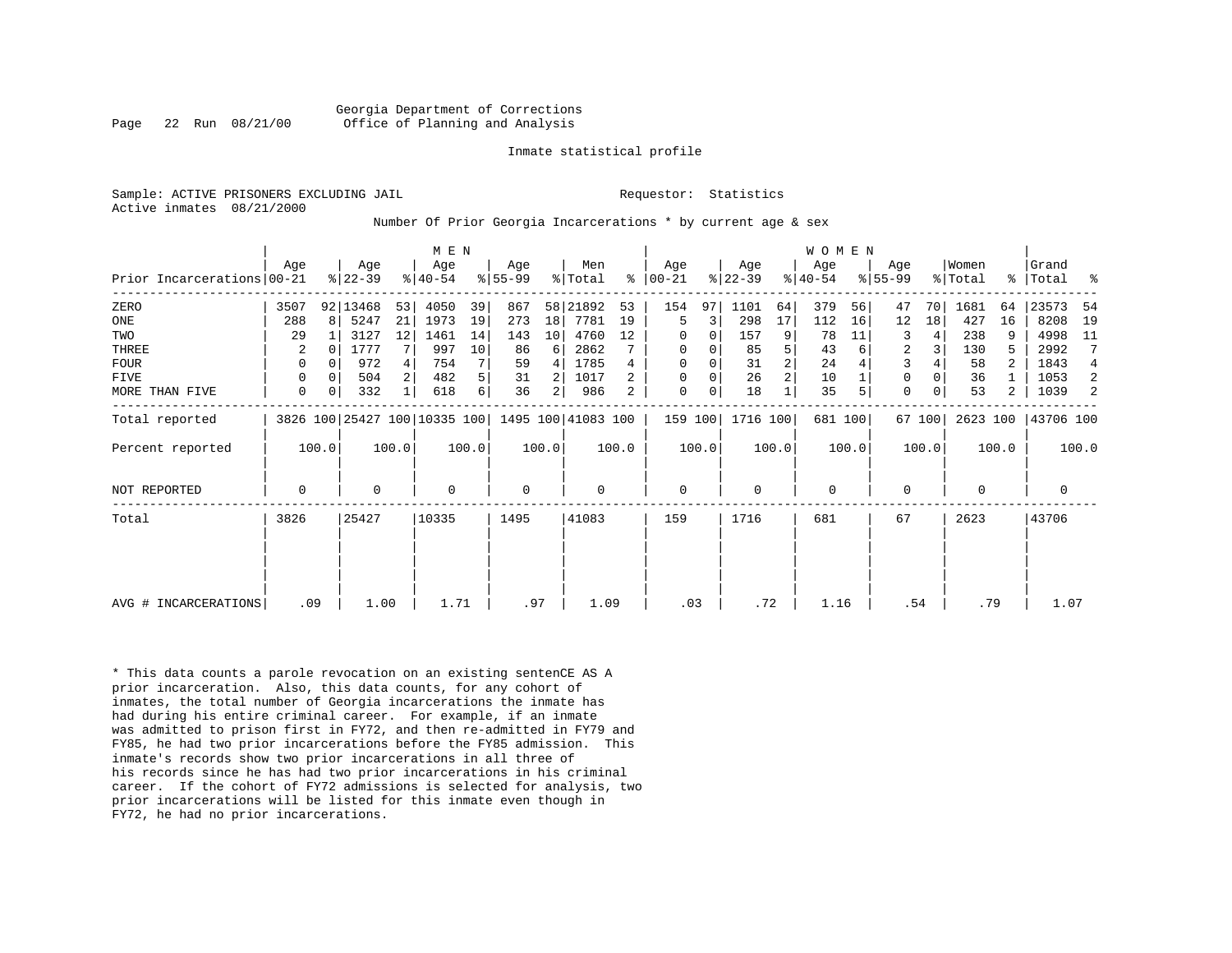Georgia Department of Corrections
Office of Planning and Analysis

Inmate statistical profile

Sample: ACTIVE PRISONERS EXCLUDING JAIL

Requestor: Statistics

Active inmates 08/21/2000

Number Of Prior Georgia Incarcerations * by current age & sex

| | MEN | | | | | | | | | | WOMEN | | | | | | | | | | | |
|---|---|---|---|---|---|---|---|---|---|---|---|---|---|---|---|---|---|---|---|---|---|---|
| Prior Incarcerations | Age 00-21 | % | Age 22-39 | % | Age 40-54 | % | Age 55-99 | % | Men Total | % | Age 00-21 | % | Age 22-39 | % | Age 40-54 | % | Age 55-99 | % | Women Total | % | Grand Total | % |
| ZERO | 3507 | 92 | 13468 | 53 | 4050 | 39 | 867 | 58 | 21892 | 53 | 154 | 97 | 1101 | 64 | 379 | 56 | 47 | 70 | 1681 | 64 | 23573 | 54 |
| ONE | 288 | 8 | 5247 | 21 | 1973 | 19 | 273 | 18 | 7781 | 19 | 5 | 3 | 298 | 17 | 112 | 16 | 12 | 18 | 427 | 16 | 8208 | 19 |
| TWO | 29 | 1 | 3127 | 12 | 1461 | 14 | 143 | 10 | 4760 | 12 | 0 | 0 | 157 | 9 | 78 | 11 | 3 | 4 | 238 | 9 | 4998 | 11 |
| THREE | 2 | 0 | 1777 | 7 | 997 | 10 | 86 | 6 | 2862 | 7 | 0 | 0 | 85 | 5 | 43 | 6 | 2 | 3 | 130 | 5 | 2992 | 7 |
| FOUR | 0 | 0 | 972 | 4 | 754 | 7 | 59 | 4 | 1785 | 4 | 0 | 0 | 31 | 2 | 24 | 4 | 3 | 4 | 58 | 2 | 1843 | 4 |
| FIVE | 0 | 0 | 504 | 2 | 482 | 5 | 31 | 2 | 1017 | 2 | 0 | 0 | 26 | 2 | 10 | 1 | 0 | 0 | 36 | 1 | 1053 | 2 |
| MORE THAN FIVE | 0 | 0 | 332 | 1 | 618 | 6 | 36 | 2 | 986 | 2 | 0 | 0 | 18 | 1 | 35 | 5 | 0 | 0 | 53 | 2 | 1039 | 2 |
| Total reported | 3826 | 100 | 25427 | 100 | 10335 | 100 | 1495 | 100 | 41083 | 100 | 159 | 100 | 1716 | 100 | 681 | 100 | 67 | 100 | 2623 | 100 | 43706 | 100 |
| Percent reported | 100.0 | | 100.0 | | 100.0 | | 100.0 | | 100.0 | | 100.0 | | 100.0 | | 100.0 | | 100.0 | | 100.0 | | 100.0 | |
| NOT REPORTED | 0 | | 0 | | 0 | | 0 | | 0 | | 0 | | 0 | | 0 | | 0 | | 0 | | 0 | |
| Total | 3826 | | 25427 | | 10335 | | 1495 | | 41083 | | 159 | | 1716 | | 681 | | 67 | | 2623 | | 43706 | |
| AVG # INCARCERATIONS | .09 | | 1.00 | | 1.71 | | .97 | | 1.09 | | .03 | | .72 | | 1.16 | | .54 | | .79 | | 1.07 | |

* This data counts a parole revocation on an existing sentenCE AS A prior incarceration. Also, this data counts, for any cohort of inmates, the total number of Georgia incarcerations the inmate has had during his entire criminal career. For example, if an inmate was admitted to prison first in FY72, and then re-admitted in FY79 and FY85, he had two prior incarcerations before the FY85 admission. This inmate's records show two prior incarcerations in all three of his records since he has had two prior incarcerations in his criminal career. If the cohort of FY72 admissions is selected for analysis, two prior incarcerations will be listed for this inmate even though in FY72, he had no prior incarcerations.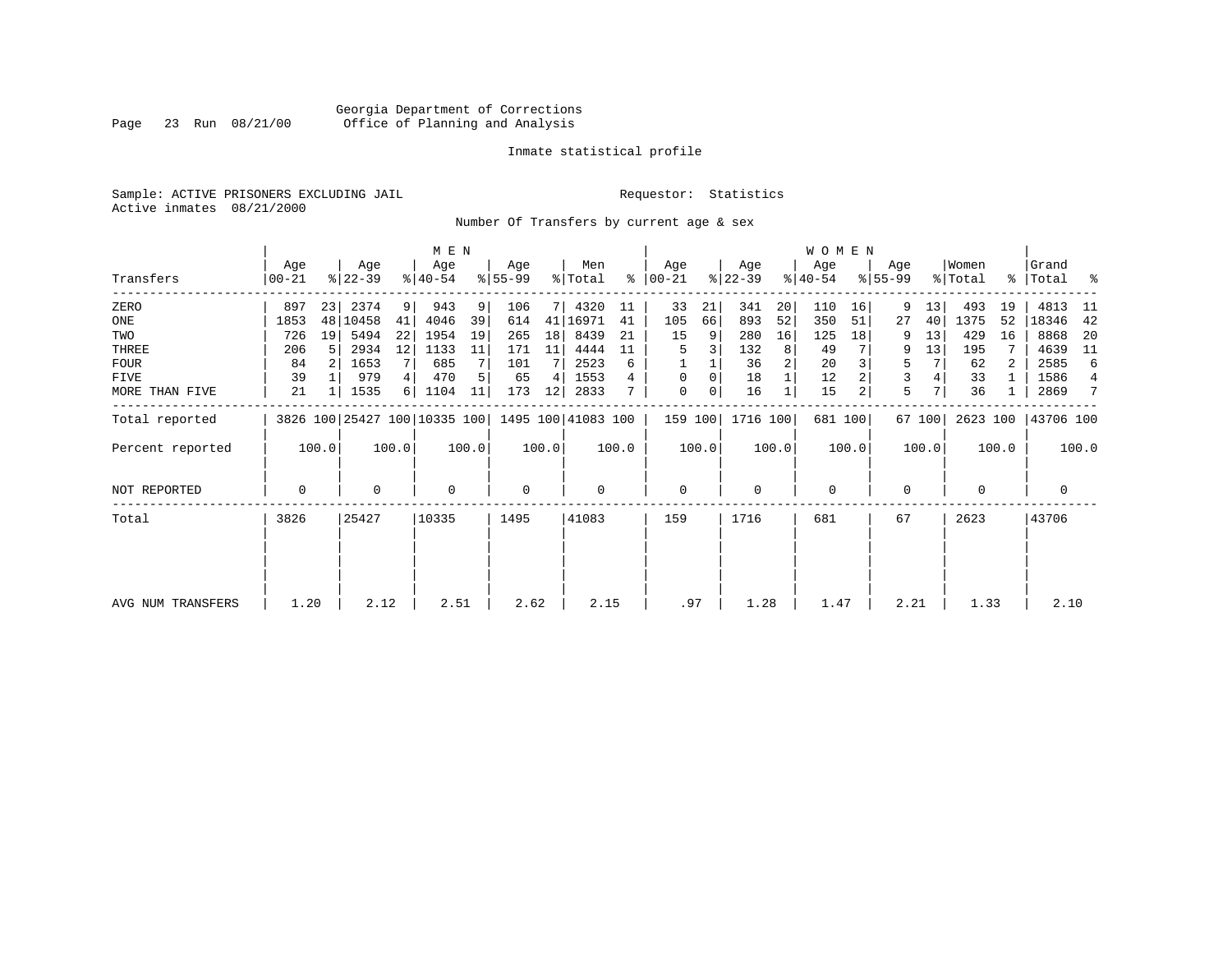Georgia Department of Corrections
Office of Planning and Analysis

Inmate statistical profile

Sample: ACTIVE PRISONERS EXCLUDING JAIL

Requestor: Statistics

Active inmates 08/21/2000

Number Of Transfers by current age & sex

| Transfers | MEN Age 00-21 | % | Age 22-39 | % | Age 40-54 | % | Age 55-99 | % | Men Total | % | WOMEN Age 00-21 | % | Age 22-39 | % | Age 40-54 | % | Age 55-99 | % | Women Total | % | Grand Total | % |
|---|---|---|---|---|---|---|---|---|---|---|---|---|---|---|---|---|---|---|---|---|---|---|
| ZERO | 897 | 23 | 2374 | 9 | 943 | 9 | 106 | 7 | 4320 | 11 | 33 | 21 | 341 | 20 | 110 | 16 | 9 | 13 | 493 | 19 | 4813 | 11 |
| ONE | 1853 | 48 | 10458 | 41 | 4046 | 39 | 614 | 41 | 16971 | 41 | 105 | 66 | 893 | 52 | 350 | 51 | 27 | 40 | 1375 | 52 | 18346 | 42 |
| TWO | 726 | 19 | 5494 | 22 | 1954 | 19 | 265 | 18 | 8439 | 21 | 15 | 9 | 280 | 16 | 125 | 18 | 9 | 13 | 429 | 16 | 8868 | 20 |
| THREE | 206 | 5 | 2934 | 12 | 1133 | 11 | 171 | 11 | 4444 | 11 | 5 | 3 | 132 | 8 | 49 | 7 | 9 | 13 | 195 | 7 | 4639 | 11 |
| FOUR | 84 | 2 | 1653 | 7 | 685 | 7 | 101 | 7 | 2523 | 6 | 1 | 1 | 36 | 2 | 20 | 3 | 5 | 7 | 62 | 2 | 2585 | 6 |
| FIVE | 39 | 1 | 979 | 4 | 470 | 5 | 65 | 4 | 1553 | 4 | 0 | 0 | 18 | 1 | 12 | 2 | 3 | 4 | 33 | 1 | 1586 | 4 |
| MORE THAN FIVE | 21 | 1 | 1535 | 6 | 1104 | 11 | 173 | 12 | 2833 | 7 | 0 | 0 | 16 | 1 | 15 | 2 | 5 | 7 | 36 | 1 | 2869 | 7 |
| Total reported | 3826 | 100 | 25427 | 100 | 10335 | 100 | 1495 | 100 | 41083 | 100 | 159 | 100 | 1716 | 100 | 681 | 100 | 67 | 100 | 2623 | 100 | 43706 | 100 |
| Percent reported | | 100.0 | | 100.0 | | 100.0 | | 100.0 | | 100.0 | | 100.0 | | 100.0 | | 100.0 | | 100.0 | | 100.0 | | 100.0 |
| NOT REPORTED | 0 | | 0 | | 0 | | 0 | | 0 | | 0 | | 0 | | 0 | | 0 | | 0 | | 0 | |
| Total | 3826 | | 25427 | | 10335 | | 1495 | | 41083 | | 159 | | 1716 | | 681 | | 67 | | 2623 | | 43706 | |
| AVG NUM TRANSFERS | 1.20 | | 2.12 | | 2.51 | | 2.62 | | 2.15 | | .97 | | 1.28 | | 1.47 | | 2.21 | | 1.33 | | 2.10 | |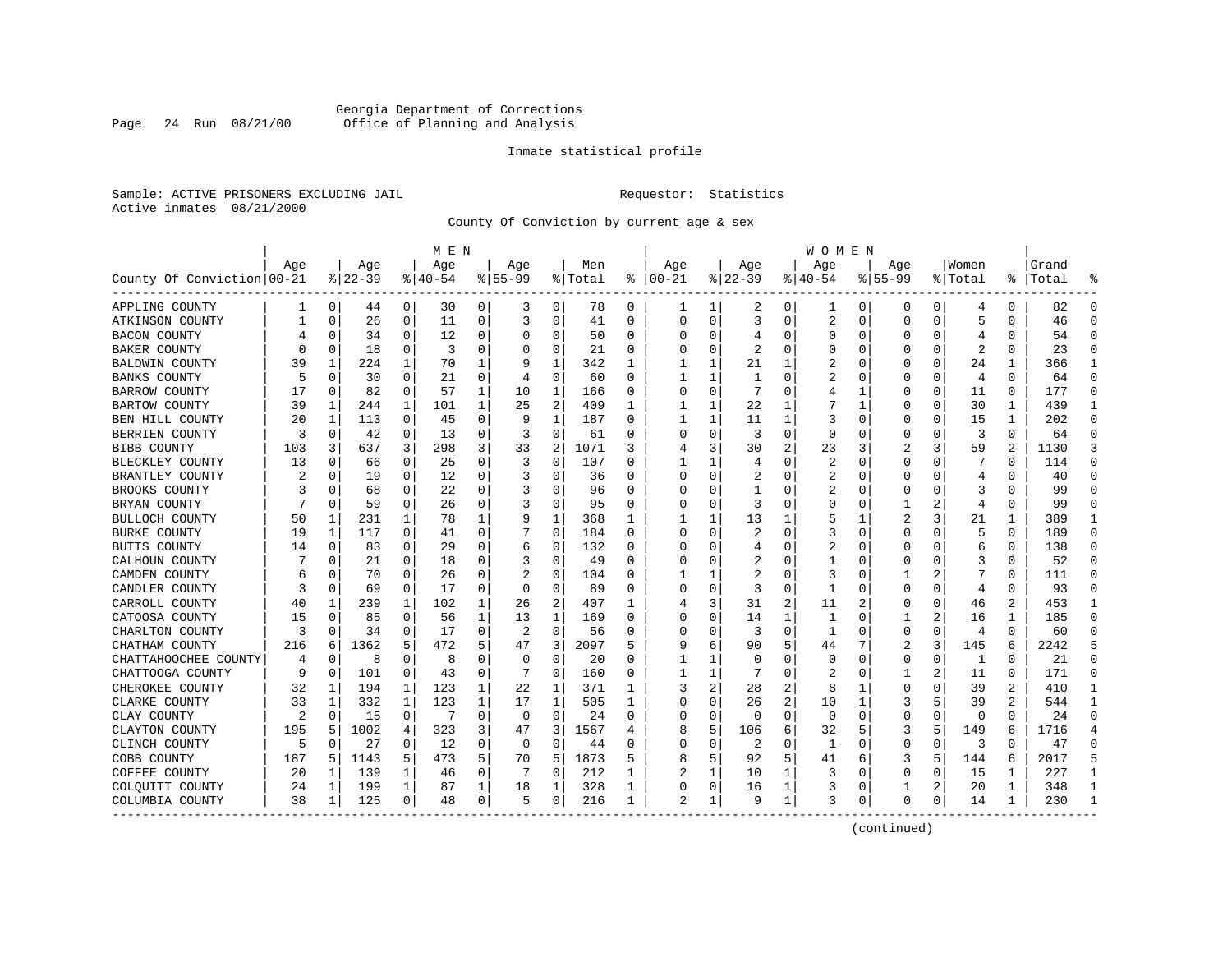Georgia Department of Corrections
Office of Planning and Analysis

Inmate statistical profile

Sample: ACTIVE PRISONERS EXCLUDING JAIL

Requestor: Statistics

Active inmates 08/21/2000

County Of Conviction by current age & sex

| County Of Conviction | MEN Age 00-21 | % | Age 22-39 | % | Age 40-54 | % | Age 55-99 | % | Men Total | % | WOMEN Age 00-21 | % | Age 22-39 | % | Age 40-54 | % | Age 55-99 | % | Women Total | % | Grand Total | % |
|---|---|---|---|---|---|---|---|---|---|---|---|---|---|---|---|---|---|---|---|---|---|---|
| APPLING COUNTY | 1 | 0 | 44 | 0 | 30 | 0 | 3 | 0 | 78 | 0 | 1 | 1 | 2 | 0 | 1 | 0 | 0 | 0 | 4 | 0 | 82 | 0 |
| ATKINSON COUNTY | 1 | 0 | 26 | 0 | 11 | 0 | 3 | 0 | 41 | 0 | 0 | 0 | 3 | 0 | 2 | 0 | 0 | 0 | 5 | 0 | 46 | 0 |
| BACON COUNTY | 4 | 0 | 34 | 0 | 12 | 0 | 0 | 0 | 50 | 0 | 0 | 0 | 4 | 0 | 0 | 0 | 0 | 0 | 4 | 0 | 54 | 0 |
| BAKER COUNTY | 0 | 0 | 18 | 0 | 3 | 0 | 0 | 0 | 21 | 0 | 0 | 0 | 2 | 0 | 0 | 0 | 0 | 0 | 2 | 0 | 23 | 0 |
| BALDWIN COUNTY | 39 | 1 | 224 | 1 | 70 | 1 | 9 | 1 | 342 | 1 | 1 | 1 | 21 | 1 | 2 | 0 | 0 | 0 | 24 | 1 | 366 | 1 |
| BANKS COUNTY | 5 | 0 | 30 | 0 | 21 | 0 | 4 | 0 | 60 | 0 | 1 | 1 | 1 | 0 | 2 | 0 | 0 | 0 | 4 | 0 | 64 | 0 |
| BARROW COUNTY | 17 | 0 | 82 | 0 | 57 | 1 | 10 | 1 | 166 | 0 | 0 | 0 | 7 | 0 | 4 | 1 | 0 | 0 | 11 | 0 | 177 | 0 |
| BARTOW COUNTY | 39 | 1 | 244 | 1 | 101 | 1 | 25 | 2 | 409 | 1 | 1 | 1 | 22 | 1 | 7 | 1 | 0 | 0 | 30 | 1 | 439 | 1 |
| BEN HILL COUNTY | 20 | 1 | 113 | 0 | 45 | 0 | 9 | 1 | 187 | 0 | 1 | 1 | 11 | 1 | 3 | 0 | 0 | 0 | 15 | 1 | 202 | 0 |
| BERRIEN COUNTY | 3 | 0 | 42 | 0 | 13 | 0 | 3 | 0 | 61 | 0 | 0 | 0 | 3 | 0 | 0 | 0 | 0 | 0 | 3 | 0 | 64 | 0 |
| BIBB COUNTY | 103 | 3 | 637 | 3 | 298 | 3 | 33 | 2 | 1071 | 3 | 4 | 3 | 30 | 2 | 23 | 3 | 2 | 3 | 59 | 2 | 1130 | 3 |
| BLECKLEY COUNTY | 13 | 0 | 66 | 0 | 25 | 0 | 3 | 0 | 107 | 0 | 1 | 1 | 4 | 0 | 2 | 0 | 0 | 0 | 7 | 0 | 114 | 0 |
| BRANTLEY COUNTY | 2 | 0 | 19 | 0 | 12 | 0 | 3 | 0 | 36 | 0 | 0 | 0 | 2 | 0 | 2 | 0 | 0 | 0 | 4 | 0 | 40 | 0 |
| BROOKS COUNTY | 3 | 0 | 68 | 0 | 22 | 0 | 3 | 0 | 96 | 0 | 0 | 0 | 1 | 0 | 2 | 0 | 0 | 0 | 3 | 0 | 99 | 0 |
| BRYAN COUNTY | 7 | 0 | 59 | 0 | 26 | 0 | 3 | 0 | 95 | 0 | 0 | 0 | 3 | 0 | 0 | 0 | 1 | 2 | 4 | 0 | 99 | 0 |
| BULLOCH COUNTY | 50 | 1 | 231 | 1 | 78 | 1 | 9 | 1 | 368 | 1 | 1 | 1 | 13 | 1 | 5 | 1 | 2 | 3 | 21 | 1 | 389 | 1 |
| BURKE COUNTY | 19 | 1 | 117 | 0 | 41 | 0 | 7 | 0 | 184 | 0 | 0 | 0 | 2 | 0 | 3 | 0 | 0 | 0 | 5 | 0 | 189 | 0 |
| BUTTS COUNTY | 14 | 0 | 83 | 0 | 29 | 0 | 6 | 0 | 132 | 0 | 0 | 0 | 4 | 0 | 2 | 0 | 0 | 0 | 6 | 0 | 138 | 0 |
| CALHOUN COUNTY | 7 | 0 | 21 | 0 | 18 | 0 | 3 | 0 | 49 | 0 | 0 | 0 | 2 | 0 | 1 | 0 | 0 | 0 | 3 | 0 | 52 | 0 |
| CAMDEN COUNTY | 6 | 0 | 70 | 0 | 26 | 0 | 2 | 0 | 104 | 0 | 1 | 1 | 2 | 0 | 3 | 0 | 1 | 2 | 7 | 0 | 111 | 0 |
| CANDLER COUNTY | 3 | 0 | 69 | 0 | 17 | 0 | 0 | 0 | 89 | 0 | 0 | 0 | 3 | 0 | 1 | 0 | 0 | 0 | 4 | 0 | 93 | 0 |
| CARROLL COUNTY | 40 | 1 | 239 | 1 | 102 | 1 | 26 | 2 | 407 | 1 | 4 | 3 | 31 | 2 | 11 | 2 | 0 | 0 | 46 | 2 | 453 | 1 |
| CATOOSA COUNTY | 15 | 0 | 85 | 0 | 56 | 1 | 13 | 1 | 169 | 0 | 0 | 0 | 14 | 1 | 1 | 0 | 1 | 2 | 16 | 1 | 185 | 0 |
| CHARLTON COUNTY | 3 | 0 | 34 | 0 | 17 | 0 | 2 | 0 | 56 | 0 | 0 | 0 | 3 | 0 | 1 | 0 | 0 | 0 | 4 | 0 | 60 | 0 |
| CHATHAM COUNTY | 216 | 6 | 1362 | 5 | 472 | 5 | 47 | 3 | 2097 | 5 | 9 | 6 | 90 | 5 | 44 | 7 | 2 | 3 | 145 | 6 | 2242 | 5 |
| CHATTAHOOCHEE COUNTY | 4 | 0 | 8 | 0 | 8 | 0 | 0 | 0 | 20 | 0 | 1 | 1 | 0 | 0 | 0 | 0 | 0 | 0 | 1 | 0 | 21 | 0 |
| CHATTOOGA COUNTY | 9 | 0 | 101 | 0 | 43 | 0 | 7 | 0 | 160 | 0 | 1 | 1 | 7 | 0 | 2 | 0 | 1 | 2 | 11 | 0 | 171 | 0 |
| CHEROKEE COUNTY | 32 | 1 | 194 | 1 | 123 | 1 | 22 | 1 | 371 | 1 | 3 | 2 | 28 | 2 | 8 | 1 | 0 | 0 | 39 | 2 | 410 | 1 |
| CLARKE COUNTY | 33 | 1 | 332 | 1 | 123 | 1 | 17 | 1 | 505 | 1 | 0 | 0 | 26 | 2 | 10 | 1 | 3 | 5 | 39 | 2 | 544 | 1 |
| CLAY COUNTY | 2 | 0 | 15 | 0 | 7 | 0 | 0 | 0 | 24 | 0 | 0 | 0 | 0 | 0 | 0 | 0 | 0 | 0 | 0 | 0 | 24 | 0 |
| CLAYTON COUNTY | 195 | 5 | 1002 | 4 | 323 | 3 | 47 | 3 | 1567 | 4 | 8 | 5 | 106 | 6 | 32 | 5 | 3 | 5 | 149 | 6 | 1716 | 4 |
| CLINCH COUNTY | 5 | 0 | 27 | 0 | 12 | 0 | 0 | 0 | 44 | 0 | 0 | 0 | 2 | 0 | 1 | 0 | 0 | 0 | 3 | 0 | 47 | 0 |
| COBB COUNTY | 187 | 5 | 1143 | 5 | 473 | 5 | 70 | 5 | 1873 | 5 | 8 | 5 | 92 | 5 | 41 | 6 | 3 | 5 | 144 | 6 | 2017 | 5 |
| COFFEE COUNTY | 20 | 1 | 139 | 1 | 46 | 0 | 7 | 0 | 212 | 1 | 2 | 1 | 10 | 1 | 3 | 0 | 0 | 0 | 15 | 1 | 227 | 1 |
| COLQUITT COUNTY | 24 | 1 | 199 | 1 | 87 | 1 | 18 | 1 | 328 | 1 | 0 | 0 | 16 | 1 | 3 | 0 | 1 | 2 | 20 | 1 | 348 | 1 |
| COLUMBIA COUNTY | 38 | 1 | 125 | 0 | 48 | 0 | 5 | 0 | 216 | 1 | 2 | 1 | 9 | 1 | 3 | 0 | 0 | 0 | 14 | 1 | 230 | 1 |

(continued)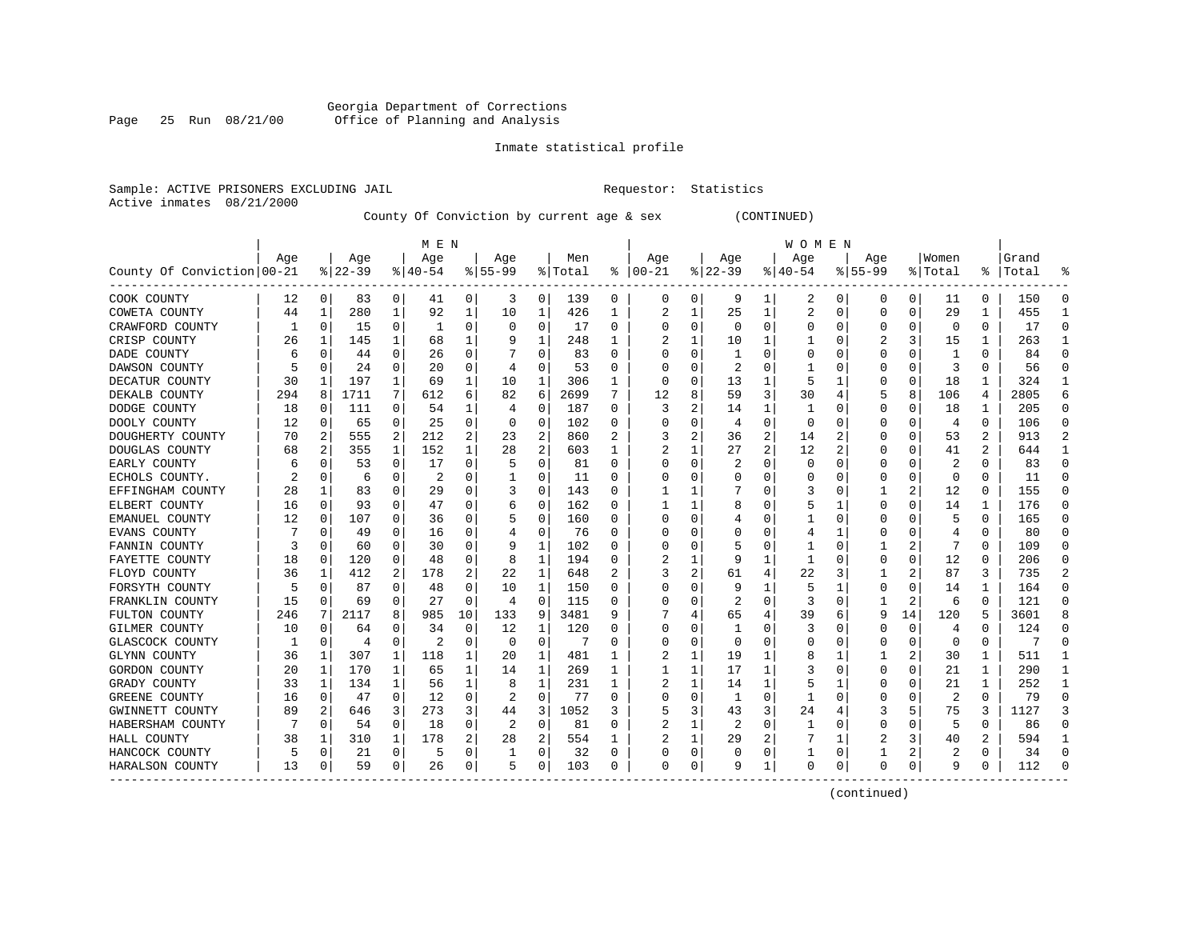Georgia Department of Corrections
Office of Planning and Analysis

Inmate statistical profile

Sample: ACTIVE PRISONERS EXCLUDING JAIL    Requestor: Statistics
Active inmates 08/21/2000

County Of Conviction by current age & sex (CONTINUED)

| County Of Conviction | MEN Age 00-21 | % | Age 22-39 | % | Age 40-54 | % | Age 55-99 | % | Men Total | % | WOMEN Age 00-21 | % | Age 22-39 | % | Age 40-54 | % | Age 55-99 | % | Women Total | % | Grand Total | % |
|---|---|---|---|---|---|---|---|---|---|---|---|---|---|---|---|---|---|---|---|---|---|---|
| COOK COUNTY | 12 | 0 | 83 | 0 | 41 | 0 | 3 | 0 | 139 | 0 | 0 | 0 | 9 | 1 | 2 | 0 | 0 | 0 | 11 | 0 | 150 | 0 |
| COWETA COUNTY | 44 | 1 | 280 | 1 | 92 | 1 | 10 | 1 | 426 | 1 | 2 | 1 | 25 | 1 | 2 | 0 | 0 | 0 | 29 | 1 | 455 | 1 |
| CRAWFORD COUNTY | 1 | 0 | 15 | 0 | 1 | 0 | 0 | 0 | 17 | 0 | 0 | 0 | 0 | 0 | 0 | 0 | 0 | 0 | 0 | 0 | 17 | 0 |
| CRISP COUNTY | 26 | 1 | 145 | 1 | 68 | 1 | 9 | 1 | 248 | 1 | 2 | 1 | 10 | 1 | 1 | 0 | 2 | 3 | 15 | 1 | 263 | 1 |
| DADE COUNTY | 6 | 0 | 44 | 0 | 26 | 0 | 7 | 0 | 83 | 0 | 0 | 0 | 1 | 0 | 0 | 0 | 0 | 0 | 1 | 0 | 84 | 0 |
| DAWSON COUNTY | 5 | 0 | 24 | 0 | 20 | 0 | 4 | 0 | 53 | 0 | 0 | 0 | 2 | 0 | 1 | 0 | 0 | 0 | 3 | 0 | 56 | 0 |
| DECATUR COUNTY | 30 | 1 | 197 | 1 | 69 | 1 | 10 | 1 | 306 | 1 | 0 | 0 | 13 | 1 | 5 | 1 | 0 | 0 | 18 | 1 | 324 | 1 |
| DEKALB COUNTY | 294 | 8 | 1711 | 7 | 612 | 6 | 82 | 6 | 2699 | 7 | 12 | 8 | 59 | 3 | 30 | 4 | 5 | 8 | 106 | 4 | 2805 | 6 |
| DODGE COUNTY | 18 | 0 | 111 | 0 | 54 | 1 | 4 | 0 | 187 | 0 | 3 | 2 | 14 | 1 | 1 | 0 | 0 | 0 | 18 | 1 | 205 | 0 |
| DOOLY COUNTY | 12 | 0 | 65 | 0 | 25 | 0 | 0 | 0 | 102 | 0 | 0 | 0 | 4 | 0 | 0 | 0 | 0 | 0 | 4 | 0 | 106 | 0 |
| DOUGHERTY COUNTY | 70 | 2 | 555 | 2 | 212 | 2 | 23 | 2 | 860 | 2 | 3 | 2 | 36 | 2 | 14 | 2 | 0 | 0 | 53 | 2 | 913 | 2 |
| DOUGLAS COUNTY | 68 | 2 | 355 | 1 | 152 | 1 | 28 | 2 | 603 | 1 | 2 | 1 | 27 | 2 | 12 | 2 | 0 | 0 | 41 | 2 | 644 | 1 |
| EARLY COUNTY | 6 | 0 | 53 | 0 | 17 | 0 | 5 | 0 | 81 | 0 | 0 | 0 | 2 | 0 | 0 | 0 | 0 | 0 | 2 | 0 | 83 | 0 |
| ECHOLS COUNTY. | 2 | 0 | 6 | 0 | 2 | 0 | 1 | 0 | 11 | 0 | 0 | 0 | 0 | 0 | 0 | 0 | 0 | 0 | 0 | 0 | 11 | 0 |
| EFFINGHAM COUNTY | 28 | 1 | 83 | 0 | 29 | 0 | 3 | 0 | 143 | 0 | 1 | 1 | 7 | 0 | 3 | 0 | 1 | 2 | 12 | 0 | 155 | 0 |
| ELBERT COUNTY | 16 | 0 | 93 | 0 | 47 | 0 | 6 | 0 | 162 | 0 | 1 | 1 | 8 | 0 | 5 | 1 | 0 | 0 | 14 | 1 | 176 | 0 |
| EMANUEL COUNTY | 12 | 0 | 107 | 0 | 36 | 0 | 5 | 0 | 160 | 0 | 0 | 0 | 4 | 0 | 1 | 0 | 0 | 0 | 5 | 0 | 165 | 0 |
| EVANS COUNTY | 7 | 0 | 49 | 0 | 16 | 0 | 4 | 0 | 76 | 0 | 0 | 0 | 0 | 0 | 4 | 1 | 0 | 0 | 4 | 0 | 80 | 0 |
| FANNIN COUNTY | 3 | 0 | 60 | 0 | 30 | 0 | 9 | 1 | 102 | 0 | 0 | 0 | 5 | 0 | 1 | 0 | 1 | 2 | 7 | 0 | 109 | 0 |
| FAYETTE COUNTY | 18 | 0 | 120 | 0 | 48 | 0 | 8 | 1 | 194 | 0 | 2 | 1 | 9 | 1 | 1 | 0 | 0 | 0 | 12 | 0 | 206 | 0 |
| FLOYD COUNTY | 36 | 1 | 412 | 2 | 178 | 2 | 22 | 1 | 648 | 2 | 3 | 2 | 61 | 4 | 22 | 3 | 1 | 2 | 87 | 3 | 735 | 2 |
| FORSYTH COUNTY | 5 | 0 | 87 | 0 | 48 | 0 | 10 | 1 | 150 | 0 | 0 | 0 | 9 | 1 | 5 | 1 | 0 | 0 | 14 | 1 | 164 | 0 |
| FRANKLIN COUNTY | 15 | 0 | 69 | 0 | 27 | 0 | 4 | 0 | 115 | 0 | 0 | 0 | 2 | 0 | 3 | 0 | 1 | 2 | 6 | 0 | 121 | 0 |
| FULTON COUNTY | 246 | 7 | 2117 | 8 | 985 | 10 | 133 | 9 | 3481 | 9 | 7 | 4 | 65 | 4 | 39 | 6 | 9 | 14 | 120 | 5 | 3601 | 8 |
| GILMER COUNTY | 10 | 0 | 64 | 0 | 34 | 0 | 12 | 1 | 120 | 0 | 0 | 0 | 1 | 0 | 3 | 0 | 0 | 0 | 4 | 0 | 124 | 0 |
| GLASCOCK COUNTY | 1 | 0 | 4 | 0 | 2 | 0 | 0 | 0 | 7 | 0 | 0 | 0 | 0 | 0 | 0 | 0 | 0 | 0 | 0 | 0 | 7 | 0 |
| GLYNN COUNTY | 36 | 1 | 307 | 1 | 118 | 1 | 20 | 1 | 481 | 1 | 2 | 1 | 19 | 1 | 8 | 1 | 1 | 2 | 30 | 1 | 511 | 1 |
| GORDON COUNTY | 20 | 1 | 170 | 1 | 65 | 1 | 14 | 1 | 269 | 1 | 1 | 1 | 17 | 1 | 3 | 0 | 0 | 0 | 21 | 1 | 290 | 1 |
| GRADY COUNTY | 33 | 1 | 134 | 1 | 56 | 1 | 8 | 1 | 231 | 1 | 2 | 1 | 14 | 1 | 5 | 1 | 0 | 0 | 21 | 1 | 252 | 1 |
| GREENE COUNTY | 16 | 0 | 47 | 0 | 12 | 0 | 2 | 0 | 77 | 0 | 0 | 0 | 1 | 0 | 1 | 0 | 0 | 0 | 2 | 0 | 79 | 0 |
| GWINNETT COUNTY | 89 | 2 | 646 | 3 | 273 | 3 | 44 | 3 | 1052 | 3 | 5 | 3 | 43 | 3 | 24 | 4 | 3 | 5 | 75 | 3 | 1127 | 3 |
| HABERSHAM COUNTY | 7 | 0 | 54 | 0 | 18 | 0 | 2 | 0 | 81 | 0 | 2 | 1 | 2 | 0 | 1 | 0 | 0 | 0 | 5 | 0 | 86 | 0 |
| HALL COUNTY | 38 | 1 | 310 | 1 | 178 | 2 | 28 | 2 | 554 | 1 | 2 | 1 | 29 | 2 | 7 | 1 | 2 | 3 | 40 | 2 | 594 | 1 |
| HANCOCK COUNTY | 5 | 0 | 21 | 0 | 5 | 0 | 1 | 0 | 32 | 0 | 0 | 0 | 0 | 0 | 1 | 0 | 1 | 2 | 2 | 0 | 34 | 0 |
| HARALSON COUNTY | 13 | 0 | 59 | 0 | 26 | 0 | 5 | 0 | 103 | 0 | 0 | 0 | 9 | 1 | 0 | 0 | 0 | 0 | 9 | 0 | 112 | 0 |

(continued)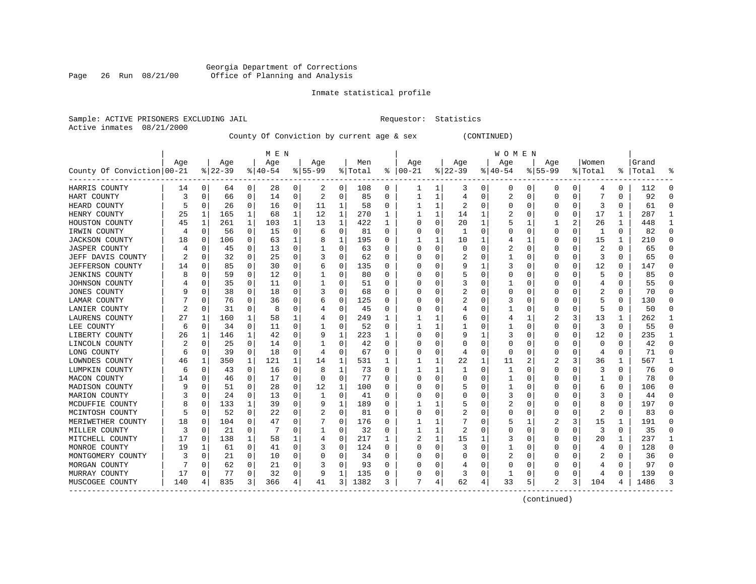Georgia Department of Corrections
Office of Planning and Analysis

Inmate statistical profile

Sample: ACTIVE PRISONERS EXCLUDING JAIL                    Requestor: Statistics
Active inmates 08/21/2000

County Of Conviction by current age & sex (CONTINUED)

| County Of Conviction | MEN Age 00-21 | % | Age 22-39 | % | Age 40-54 | % | Age 55-99 | % | Men Total | % | WOMEN Age 00-21 | % | Age 22-39 | % | Age 40-54 | % | Age 55-99 | % | Women Total | % | Grand Total | % |
|---|---|---|---|---|---|---|---|---|---|---|---|---|---|---|---|---|---|---|---|---|---|---|
| HARRIS COUNTY | 14 | 0 | 64 | 0 | 28 | 0 | 2 | 0 | 108 | 0 | 1 | 1 | 3 | 0 | 0 | 0 | 0 | 0 | 4 | 0 | 112 | 0 |
| HART COUNTY | 3 | 0 | 66 | 0 | 14 | 0 | 2 | 0 | 85 | 0 | 1 | 1 | 4 | 0 | 2 | 0 | 0 | 0 | 7 | 0 | 92 | 0 |
| HEARD COUNTY | 5 | 0 | 26 | 0 | 16 | 0 | 11 | 1 | 58 | 0 | 1 | 1 | 2 | 0 | 0 | 0 | 0 | 0 | 3 | 0 | 61 | 0 |
| HENRY COUNTY | 25 | 1 | 165 | 1 | 68 | 1 | 12 | 1 | 270 | 1 | 1 | 1 | 14 | 1 | 2 | 0 | 0 | 0 | 17 | 1 | 287 | 1 |
| HOUSTON COUNTY | 45 | 1 | 261 | 1 | 103 | 1 | 13 | 1 | 422 | 1 | 0 | 0 | 20 | 1 | 5 | 1 | 1 | 2 | 26 | 1 | 448 | 1 |
| IRWIN COUNTY | 4 | 0 | 56 | 0 | 15 | 0 | 6 | 0 | 81 | 0 | 0 | 0 | 1 | 0 | 0 | 0 | 0 | 0 | 1 | 0 | 82 | 0 |
| JACKSON COUNTY | 18 | 0 | 106 | 0 | 63 | 1 | 8 | 1 | 195 | 0 | 1 | 1 | 10 | 1 | 4 | 1 | 0 | 0 | 15 | 1 | 210 | 0 |
| JASPER COUNTY | 4 | 0 | 45 | 0 | 13 | 0 | 1 | 0 | 63 | 0 | 0 | 0 | 0 | 0 | 2 | 0 | 0 | 0 | 2 | 0 | 65 | 0 |
| JEFF DAVIS COUNTY | 2 | 0 | 32 | 0 | 25 | 0 | 3 | 0 | 62 | 0 | 0 | 0 | 2 | 0 | 1 | 0 | 0 | 0 | 3 | 0 | 65 | 0 |
| JEFFERSON COUNTY | 14 | 0 | 85 | 0 | 30 | 0 | 6 | 0 | 135 | 0 | 0 | 0 | 9 | 1 | 3 | 0 | 0 | 0 | 12 | 0 | 147 | 0 |
| JENKINS COUNTY | 8 | 0 | 59 | 0 | 12 | 0 | 1 | 0 | 80 | 0 | 0 | 0 | 5 | 0 | 0 | 0 | 0 | 0 | 5 | 0 | 85 | 0 |
| JOHNSON COUNTY | 4 | 0 | 35 | 0 | 11 | 0 | 1 | 0 | 51 | 0 | 0 | 0 | 3 | 0 | 1 | 0 | 0 | 0 | 4 | 0 | 55 | 0 |
| JONES COUNTY | 9 | 0 | 38 | 0 | 18 | 0 | 3 | 0 | 68 | 0 | 0 | 0 | 2 | 0 | 0 | 0 | 0 | 0 | 2 | 0 | 70 | 0 |
| LAMAR COUNTY | 7 | 0 | 76 | 0 | 36 | 0 | 6 | 0 | 125 | 0 | 0 | 0 | 2 | 0 | 3 | 0 | 0 | 0 | 5 | 0 | 130 | 0 |
| LANIER COUNTY | 2 | 0 | 31 | 0 | 8 | 0 | 4 | 0 | 45 | 0 | 0 | 0 | 4 | 0 | 1 | 0 | 0 | 0 | 5 | 0 | 50 | 0 |
| LAURENS COUNTY | 27 | 1 | 160 | 1 | 58 | 1 | 4 | 0 | 249 | 1 | 1 | 1 | 6 | 0 | 4 | 1 | 2 | 3 | 13 | 1 | 262 | 1 |
| LEE COUNTY | 6 | 0 | 34 | 0 | 11 | 0 | 1 | 0 | 52 | 0 | 1 | 1 | 1 | 0 | 1 | 0 | 0 | 0 | 3 | 0 | 55 | 0 |
| LIBERTY COUNTY | 26 | 1 | 146 | 1 | 42 | 0 | 9 | 1 | 223 | 1 | 0 | 0 | 9 | 1 | 3 | 0 | 0 | 0 | 12 | 0 | 235 | 1 |
| LINCOLN COUNTY | 2 | 0 | 25 | 0 | 14 | 0 | 1 | 0 | 42 | 0 | 0 | 0 | 0 | 0 | 0 | 0 | 0 | 0 | 0 | 0 | 42 | 0 |
| LONG COUNTY | 6 | 0 | 39 | 0 | 18 | 0 | 4 | 0 | 67 | 0 | 0 | 0 | 4 | 0 | 0 | 0 | 0 | 0 | 4 | 0 | 71 | 0 |
| LOWNDES COUNTY | 46 | 1 | 350 | 1 | 121 | 1 | 14 | 1 | 531 | 1 | 1 | 1 | 22 | 1 | 11 | 2 | 2 | 3 | 36 | 1 | 567 | 1 |
| LUMPKIN COUNTY | 6 | 0 | 43 | 0 | 16 | 0 | 8 | 1 | 73 | 0 | 1 | 1 | 1 | 0 | 1 | 0 | 0 | 0 | 3 | 0 | 76 | 0 |
| MACON COUNTY | 14 | 0 | 46 | 0 | 17 | 0 | 0 | 0 | 77 | 0 | 0 | 0 | 0 | 0 | 1 | 0 | 0 | 0 | 1 | 0 | 78 | 0 |
| MADISON COUNTY | 9 | 0 | 51 | 0 | 28 | 0 | 12 | 1 | 100 | 0 | 0 | 0 | 5 | 0 | 1 | 0 | 0 | 0 | 6 | 0 | 106 | 0 |
| MARION COUNTY | 3 | 0 | 24 | 0 | 13 | 0 | 1 | 0 | 41 | 0 | 0 | 0 | 0 | 0 | 3 | 0 | 0 | 0 | 3 | 0 | 44 | 0 |
| MCDUFFIE COUNTY | 8 | 0 | 133 | 1 | 39 | 0 | 9 | 1 | 189 | 0 | 1 | 1 | 5 | 0 | 2 | 0 | 0 | 0 | 8 | 0 | 197 | 0 |
| MCINTOSH COUNTY | 5 | 0 | 52 | 0 | 22 | 0 | 2 | 0 | 81 | 0 | 0 | 0 | 2 | 0 | 0 | 0 | 0 | 0 | 2 | 0 | 83 | 0 |
| MERIWETHER COUNTY | 18 | 0 | 104 | 0 | 47 | 0 | 7 | 0 | 176 | 0 | 1 | 1 | 7 | 0 | 5 | 1 | 2 | 3 | 15 | 1 | 191 | 0 |
| MILLER COUNTY | 3 | 0 | 21 | 0 | 7 | 0 | 1 | 0 | 32 | 0 | 1 | 1 | 2 | 0 | 0 | 0 | 0 | 0 | 3 | 0 | 35 | 0 |
| MITCHELL COUNTY | 17 | 0 | 138 | 1 | 58 | 1 | 4 | 0 | 217 | 1 | 2 | 1 | 15 | 1 | 3 | 0 | 0 | 0 | 20 | 1 | 237 | 1 |
| MONROE COUNTY | 19 | 1 | 61 | 0 | 41 | 0 | 3 | 0 | 124 | 0 | 0 | 0 | 3 | 0 | 1 | 0 | 0 | 0 | 4 | 0 | 128 | 0 |
| MONTGOMERY COUNTY | 3 | 0 | 21 | 0 | 10 | 0 | 0 | 0 | 34 | 0 | 0 | 0 | 0 | 0 | 2 | 0 | 0 | 0 | 2 | 0 | 36 | 0 |
| MORGAN COUNTY | 7 | 0 | 62 | 0 | 21 | 0 | 3 | 0 | 93 | 0 | 0 | 0 | 4 | 0 | 0 | 0 | 0 | 0 | 4 | 0 | 97 | 0 |
| MURRAY COUNTY | 17 | 0 | 77 | 0 | 32 | 0 | 9 | 1 | 135 | 0 | 0 | 0 | 3 | 0 | 1 | 0 | 0 | 0 | 4 | 0 | 139 | 0 |
| MUSCOGEE COUNTY | 140 | 4 | 835 | 3 | 366 | 4 | 41 | 3 | 1382 | 3 | 7 | 4 | 62 | 4 | 33 | 5 | 2 | 3 | 104 | 4 | 1486 | 3 |

(continued)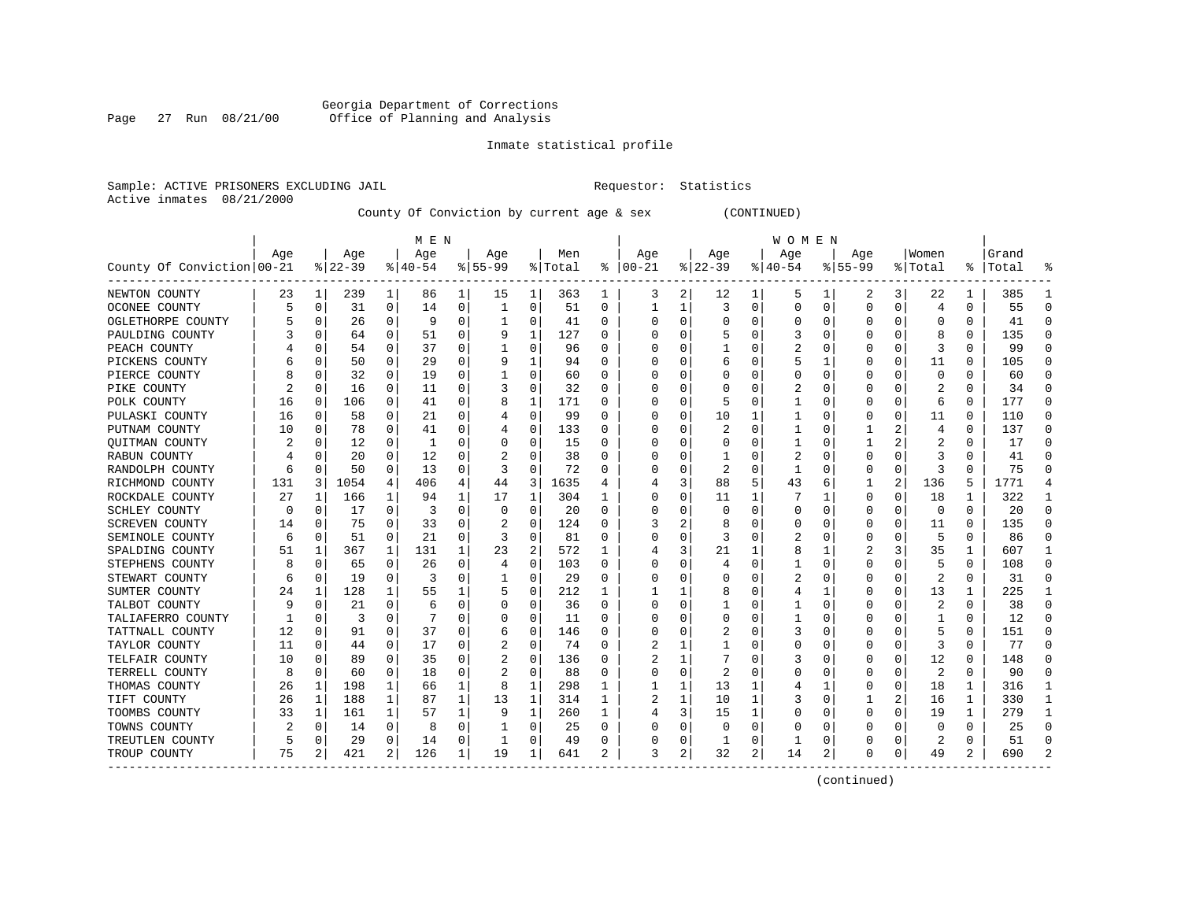Georgia Department of Corrections
Office of Planning and Analysis

Inmate statistical profile

Sample: ACTIVE PRISONERS EXCLUDING JAIL
Requestor: Statistics
Active inmates 08/21/2000

County Of Conviction by current age & sex (CONTINUED)

| County Of Conviction | MEN Age 00-21 | % | Age 22-39 | % | Age 40-54 | % | Age 55-99 | % | Men Total | % | WOMEN Age 00-21 | % | Age 22-39 | % | Age 40-54 | % | Age 55-99 | % | Women Total | % | Grand Total | % |
|---|---|---|---|---|---|---|---|---|---|---|---|---|---|---|---|---|---|---|---|---|---|---|
| NEWTON COUNTY | 23 | 1 | 239 | 1 | 86 | 1 | 15 | 1 | 363 | 1 | 3 | 2 | 12 | 1 | 5 | 1 | 2 | 3 | 22 | 1 | 385 | 1 |
| OCONEE COUNTY | 5 | 0 | 31 | 0 | 14 | 0 | 1 | 0 | 51 | 0 | 1 | 1 | 3 | 0 | 0 | 0 | 0 | 0 | 4 | 0 | 55 | 0 |
| OGLETHORPE COUNTY | 5 | 0 | 26 | 0 | 9 | 0 | 1 | 0 | 41 | 0 | 0 | 0 | 0 | 0 | 0 | 0 | 0 | 0 | 0 | 0 | 41 | 0 |
| PAULDING COUNTY | 3 | 0 | 64 | 0 | 51 | 0 | 9 | 1 | 127 | 0 | 0 | 0 | 5 | 0 | 3 | 0 | 0 | 0 | 8 | 0 | 135 | 0 |
| PEACH COUNTY | 4 | 0 | 54 | 0 | 37 | 0 | 1 | 0 | 96 | 0 | 0 | 0 | 1 | 0 | 2 | 0 | 0 | 0 | 3 | 0 | 99 | 0 |
| PICKENS COUNTY | 6 | 0 | 50 | 0 | 29 | 0 | 9 | 1 | 94 | 0 | 0 | 0 | 6 | 0 | 5 | 1 | 0 | 0 | 11 | 0 | 105 | 0 |
| PIERCE COUNTY | 8 | 0 | 32 | 0 | 19 | 0 | 1 | 0 | 60 | 0 | 0 | 0 | 0 | 0 | 0 | 0 | 0 | 0 | 0 | 0 | 60 | 0 |
| PIKE COUNTY | 2 | 0 | 16 | 0 | 11 | 0 | 3 | 0 | 32 | 0 | 0 | 0 | 0 | 0 | 2 | 0 | 0 | 0 | 2 | 0 | 34 | 0 |
| POLK COUNTY | 16 | 0 | 106 | 0 | 41 | 0 | 8 | 1 | 171 | 0 | 0 | 0 | 5 | 0 | 1 | 0 | 0 | 0 | 6 | 0 | 177 | 0 |
| PULASKI COUNTY | 16 | 0 | 58 | 0 | 21 | 0 | 4 | 0 | 99 | 0 | 0 | 0 | 10 | 1 | 1 | 0 | 0 | 0 | 11 | 0 | 110 | 0 |
| PUTNAM COUNTY | 10 | 0 | 78 | 0 | 41 | 0 | 4 | 0 | 133 | 0 | 0 | 0 | 2 | 0 | 1 | 0 | 1 | 2 | 4 | 0 | 137 | 0 |
| QUITMAN COUNTY | 2 | 0 | 12 | 0 | 1 | 0 | 0 | 0 | 15 | 0 | 0 | 0 | 0 | 0 | 1 | 0 | 1 | 2 | 2 | 0 | 17 | 0 |
| RABUN COUNTY | 4 | 0 | 20 | 0 | 12 | 0 | 2 | 0 | 38 | 0 | 0 | 0 | 1 | 0 | 2 | 0 | 0 | 0 | 3 | 0 | 41 | 0 |
| RANDOLPH COUNTY | 6 | 0 | 50 | 0 | 13 | 0 | 3 | 0 | 72 | 0 | 0 | 0 | 2 | 0 | 1 | 0 | 0 | 0 | 3 | 0 | 75 | 0 |
| RICHMOND COUNTY | 131 | 3 | 1054 | 4 | 406 | 4 | 44 | 3 | 1635 | 4 | 4 | 3 | 88 | 5 | 43 | 6 | 1 | 2 | 136 | 5 | 1771 | 4 |
| ROCKDALE COUNTY | 27 | 1 | 166 | 1 | 94 | 1 | 17 | 1 | 304 | 1 | 0 | 0 | 11 | 1 | 7 | 1 | 0 | 0 | 18 | 1 | 322 | 1 |
| SCHLEY COUNTY | 0 | 0 | 17 | 0 | 3 | 0 | 0 | 0 | 20 | 0 | 0 | 0 | 0 | 0 | 0 | 0 | 0 | 0 | 0 | 0 | 20 | 0 |
| SCREVEN COUNTY | 14 | 0 | 75 | 0 | 33 | 0 | 2 | 0 | 124 | 0 | 3 | 2 | 8 | 0 | 0 | 0 | 0 | 0 | 11 | 0 | 135 | 0 |
| SEMINOLE COUNTY | 6 | 0 | 51 | 0 | 21 | 0 | 3 | 0 | 81 | 0 | 0 | 0 | 3 | 0 | 2 | 0 | 0 | 0 | 5 | 0 | 86 | 0 |
| SPALDING COUNTY | 51 | 1 | 367 | 1 | 131 | 1 | 23 | 2 | 572 | 1 | 4 | 3 | 21 | 1 | 8 | 1 | 2 | 3 | 35 | 1 | 607 | 1 |
| STEPHENS COUNTY | 8 | 0 | 65 | 0 | 26 | 0 | 4 | 0 | 103 | 0 | 0 | 0 | 4 | 0 | 1 | 0 | 0 | 0 | 5 | 0 | 108 | 0 |
| STEWART COUNTY | 6 | 0 | 19 | 0 | 3 | 0 | 1 | 0 | 29 | 0 | 0 | 0 | 0 | 0 | 2 | 0 | 0 | 0 | 2 | 0 | 31 | 0 |
| SUMTER COUNTY | 24 | 1 | 128 | 1 | 55 | 1 | 5 | 0 | 212 | 1 | 1 | 1 | 8 | 0 | 4 | 1 | 0 | 0 | 13 | 1 | 225 | 1 |
| TALBOT COUNTY | 9 | 0 | 21 | 0 | 6 | 0 | 0 | 0 | 36 | 0 | 0 | 0 | 1 | 0 | 1 | 0 | 0 | 0 | 2 | 0 | 38 | 0 |
| TALIAFERRO COUNTY | 1 | 0 | 3 | 0 | 7 | 0 | 0 | 0 | 11 | 0 | 0 | 0 | 0 | 0 | 1 | 0 | 0 | 0 | 1 | 0 | 12 | 0 |
| TATTNALL COUNTY | 12 | 0 | 91 | 0 | 37 | 0 | 6 | 0 | 146 | 0 | 0 | 0 | 2 | 0 | 3 | 0 | 0 | 0 | 5 | 0 | 151 | 0 |
| TAYLOR COUNTY | 11 | 0 | 44 | 0 | 17 | 0 | 2 | 0 | 74 | 0 | 2 | 1 | 1 | 0 | 0 | 0 | 0 | 0 | 3 | 0 | 77 | 0 |
| TELFAIR COUNTY | 10 | 0 | 89 | 0 | 35 | 0 | 2 | 0 | 136 | 0 | 2 | 1 | 7 | 0 | 3 | 0 | 0 | 0 | 12 | 0 | 148 | 0 |
| TERRELL COUNTY | 8 | 0 | 60 | 0 | 18 | 0 | 2 | 0 | 88 | 0 | 0 | 0 | 2 | 0 | 0 | 0 | 0 | 0 | 2 | 0 | 90 | 0 |
| THOMAS COUNTY | 26 | 1 | 198 | 1 | 66 | 1 | 8 | 1 | 298 | 1 | 1 | 1 | 13 | 1 | 4 | 1 | 0 | 0 | 18 | 1 | 316 | 1 |
| TIFT COUNTY | 26 | 1 | 188 | 1 | 87 | 1 | 13 | 1 | 314 | 1 | 2 | 1 | 10 | 1 | 3 | 0 | 1 | 2 | 16 | 1 | 330 | 1 |
| TOOMBS COUNTY | 33 | 1 | 161 | 1 | 57 | 1 | 9 | 1 | 260 | 1 | 4 | 3 | 15 | 1 | 0 | 0 | 0 | 0 | 19 | 1 | 279 | 1 |
| TOWNS COUNTY | 2 | 0 | 14 | 0 | 8 | 0 | 1 | 0 | 25 | 0 | 0 | 0 | 0 | 0 | 0 | 0 | 0 | 0 | 0 | 0 | 25 | 0 |
| TREUTLEN COUNTY | 5 | 0 | 29 | 0 | 14 | 0 | 1 | 0 | 49 | 0 | 0 | 0 | 1 | 0 | 1 | 0 | 0 | 0 | 2 | 0 | 51 | 0 |
| TROUP COUNTY | 75 | 2 | 421 | 2 | 126 | 1 | 19 | 1 | 641 | 2 | 3 | 2 | 32 | 2 | 14 | 2 | 0 | 0 | 49 | 2 | 690 | 2 |

(continued)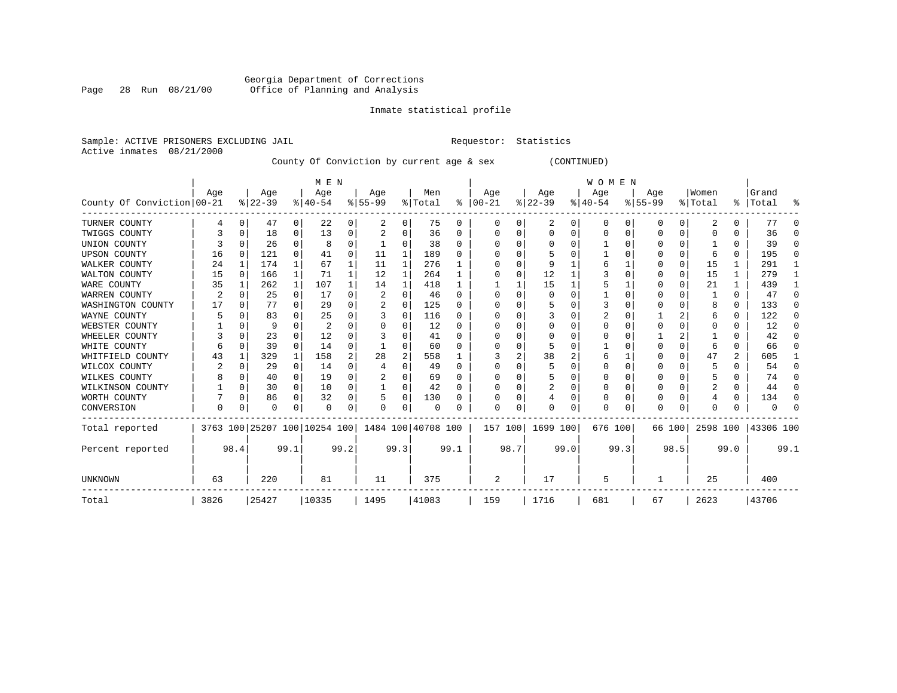Georgia Department of Corrections
Office of Planning and Analysis

Inmate statistical profile

Sample: ACTIVE PRISONERS EXCLUDING JAIL

Requestor: Statistics

Active inmates 08/21/2000

County Of Conviction by current age & sex (CONTINUED)

| County Of Conviction | MEN Age 00-21 | % | Age 22-39 | % | Age 40-54 | % | Age 55-99 | % | Men Total | % | WOMEN Age 00-21 | % | Age 22-39 | % | Age 40-54 | % | Age 55-99 | % | Women Total | % | Grand Total | % |
|---|---|---|---|---|---|---|---|---|---|---|---|---|---|---|---|---|---|---|---|---|---|---|
| TURNER COUNTY | 4 | 0 | 47 | 0 | 22 | 0 | 2 | 0 | 75 | 0 | 0 | 0 | 2 | 0 | 0 | 0 | 0 | 0 | 2 | 0 | 77 | 0 |
| TWIGGS COUNTY | 3 | 0 | 18 | 0 | 13 | 0 | 2 | 0 | 36 | 0 | 0 | 0 | 0 | 0 | 0 | 0 | 0 | 0 | 0 | 0 | 36 | 0 |
| UNION COUNTY | 3 | 0 | 26 | 0 | 8 | 0 | 1 | 0 | 38 | 0 | 0 | 0 | 0 | 0 | 1 | 0 | 0 | 0 | 1 | 0 | 39 | 0 |
| UPSON COUNTY | 16 | 0 | 121 | 0 | 41 | 0 | 11 | 1 | 189 | 0 | 0 | 0 | 5 | 0 | 1 | 0 | 0 | 0 | 6 | 0 | 195 | 0 |
| WALKER COUNTY | 24 | 1 | 174 | 1 | 67 | 1 | 11 | 1 | 276 | 1 | 0 | 0 | 9 | 1 | 6 | 1 | 0 | 0 | 15 | 1 | 291 | 1 |
| WALTON COUNTY | 15 | 0 | 166 | 1 | 71 | 1 | 12 | 1 | 264 | 1 | 0 | 0 | 12 | 1 | 3 | 0 | 0 | 0 | 15 | 1 | 279 | 1 |
| WARE COUNTY | 35 | 1 | 262 | 1 | 107 | 1 | 14 | 1 | 418 | 1 | 1 | 1 | 15 | 1 | 5 | 1 | 0 | 0 | 21 | 1 | 439 | 1 |
| WARREN COUNTY | 2 | 0 | 25 | 0 | 17 | 0 | 2 | 0 | 46 | 0 | 0 | 0 | 0 | 0 | 1 | 0 | 0 | 0 | 1 | 0 | 47 | 0 |
| WASHINGTON COUNTY | 17 | 0 | 77 | 0 | 29 | 0 | 2 | 0 | 125 | 0 | 0 | 0 | 5 | 0 | 3 | 0 | 0 | 0 | 8 | 0 | 133 | 0 |
| WAYNE COUNTY | 5 | 0 | 83 | 0 | 25 | 0 | 3 | 0 | 116 | 0 | 0 | 0 | 3 | 0 | 2 | 0 | 1 | 2 | 6 | 0 | 122 | 0 |
| WEBSTER COUNTY | 1 | 0 | 9 | 0 | 2 | 0 | 0 | 0 | 12 | 0 | 0 | 0 | 0 | 0 | 0 | 0 | 0 | 0 | 0 | 0 | 12 | 0 |
| WHEELER COUNTY | 3 | 0 | 23 | 0 | 12 | 0 | 3 | 0 | 41 | 0 | 0 | 0 | 0 | 0 | 0 | 0 | 1 | 2 | 1 | 0 | 42 | 0 |
| WHITE COUNTY | 6 | 0 | 39 | 0 | 14 | 0 | 1 | 0 | 60 | 0 | 0 | 0 | 5 | 0 | 1 | 0 | 0 | 0 | 6 | 0 | 66 | 0 |
| WHITFIELD COUNTY | 43 | 1 | 329 | 1 | 158 | 2 | 28 | 2 | 558 | 1 | 3 | 2 | 38 | 2 | 6 | 1 | 0 | 0 | 47 | 2 | 605 | 1 |
| WILCOX COUNTY | 2 | 0 | 29 | 0 | 14 | 0 | 4 | 0 | 49 | 0 | 0 | 0 | 5 | 0 | 0 | 0 | 0 | 0 | 5 | 0 | 54 | 0 |
| WILKES COUNTY | 8 | 0 | 40 | 0 | 19 | 0 | 2 | 0 | 69 | 0 | 0 | 0 | 5 | 0 | 0 | 0 | 0 | 0 | 5 | 0 | 74 | 0 |
| WILKINSON COUNTY | 1 | 0 | 30 | 0 | 10 | 0 | 1 | 0 | 42 | 0 | 0 | 0 | 2 | 0 | 0 | 0 | 0 | 0 | 2 | 0 | 44 | 0 |
| WORTH COUNTY | 7 | 0 | 86 | 0 | 32 | 0 | 5 | 0 | 130 | 0 | 0 | 0 | 4 | 0 | 0 | 0 | 0 | 0 | 4 | 0 | 134 | 0 |
| CONVERSION | 0 | 0 | 0 | 0 | 0 | 0 | 0 | 0 | 0 | 0 | 0 | 0 | 0 | 0 | 0 | 0 | 0 | 0 | 0 | 0 | 0 | 0 |
| Total reported | 3763 | 100 | 25207 | 100 | 10254 | 100 | 1484 | 100 | 40708 | 100 | 157 | 100 | 1699 | 100 | 676 | 100 | 66 | 100 | 2598 | 100 | 43306 | 100 |
| Percent reported | | 98.4 | | 99.1 | | 99.2 | | 99.3 | | 99.1 | | 98.7 | | 99.0 | | 99.3 | | 98.5 | | 99.0 | | 99.1 |
| UNKNOWN | 63 | | 220 | | 81 | | 11 | | 375 | | 2 | | 17 | | 5 | | 1 | | 25 | | 400 | |
| Total | 3826 | | 25427 | | 10335 | | 1495 | | 41083 | | 159 | | 1716 | | 681 | | 67 | | 2623 | | 43706 | |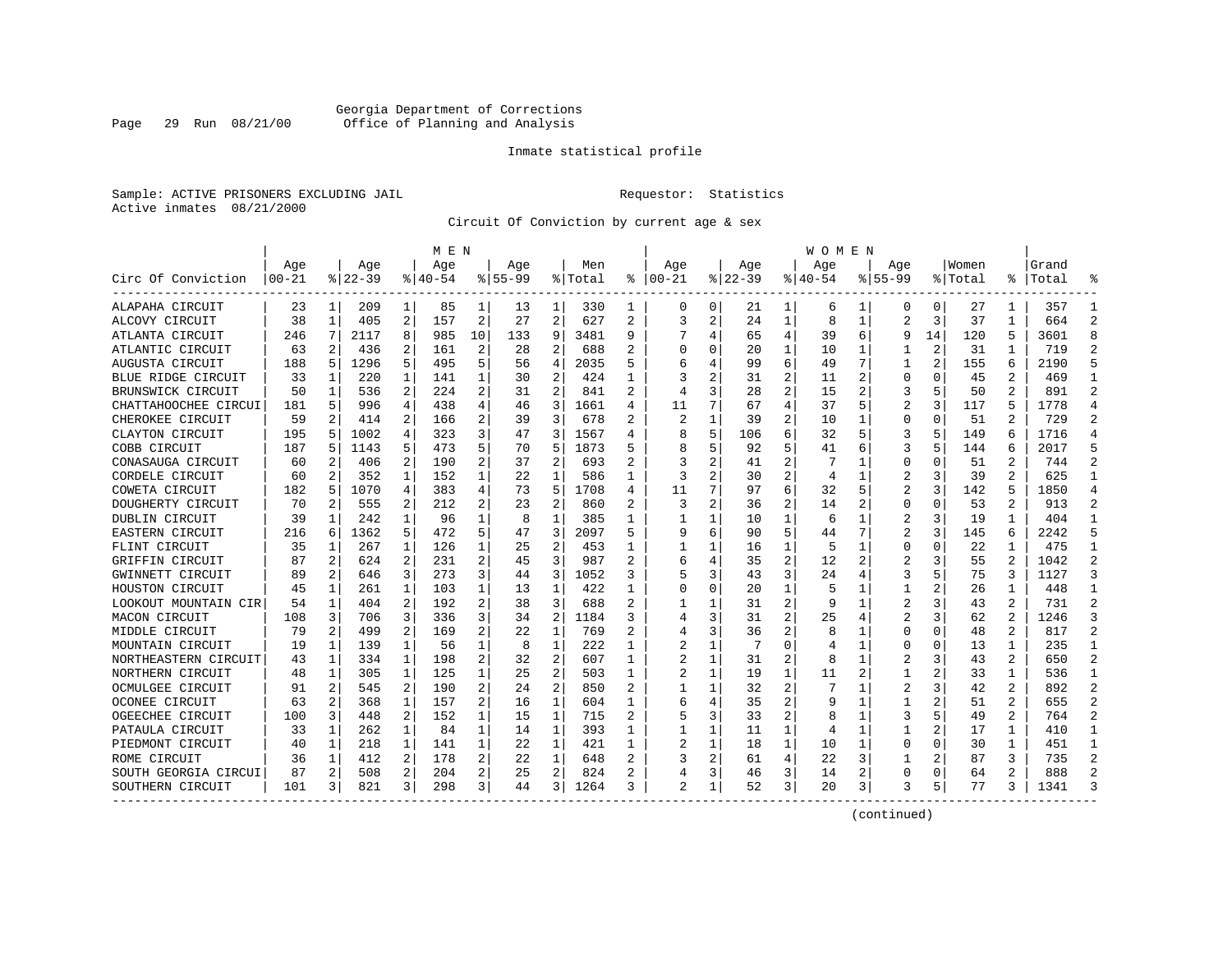Georgia Department of Corrections
Office of Planning and Analysis

Inmate statistical profile

Sample: ACTIVE PRISONERS EXCLUDING JAIL
Requestor: Statistics
Active inmates 08/21/2000

Circuit Of Conviction by current age & sex

| Circ Of Conviction | MEN Age 00-21 | % | Age 22-39 | % | Age 40-54 | % | Age 55-99 | % | Men Total | % | WOMEN Age 00-21 | % | Age 22-39 | % | Age 40-54 | % | Age 55-99 | % | Women Total | % | Grand Total | % |
|---|---|---|---|---|---|---|---|---|---|---|---|---|---|---|---|---|---|---|---|---|---|---|
| ALAPAHA CIRCUIT | 23 | 1 | 209 | 1 | 85 | 1 | 13 | 1 | 330 | 1 | 0 | 0 | 21 | 1 | 6 | 1 | 0 | 0 | 27 | 1 | 357 | 1 |
| ALCOVY CIRCUIT | 38 | 1 | 405 | 2 | 157 | 2 | 27 | 2 | 627 | 2 | 3 | 2 | 24 | 1 | 8 | 1 | 2 | 3 | 37 | 1 | 664 | 2 |
| ATLANTA CIRCUIT | 246 | 7 | 2117 | 8 | 985 | 10 | 133 | 9 | 3481 | 9 | 7 | 4 | 65 | 4 | 39 | 6 | 9 | 14 | 120 | 5 | 3601 | 8 |
| ATLANTIC CIRCUIT | 63 | 2 | 436 | 2 | 161 | 2 | 28 | 2 | 688 | 2 | 0 | 0 | 20 | 1 | 10 | 1 | 1 | 2 | 31 | 1 | 719 | 2 |
| AUGUSTA CIRCUIT | 188 | 5 | 1296 | 5 | 495 | 5 | 56 | 4 | 2035 | 5 | 6 | 4 | 99 | 6 | 49 | 7 | 1 | 2 | 155 | 6 | 2190 | 5 |
| BLUE RIDGE CIRCUIT | 33 | 1 | 220 | 1 | 141 | 1 | 30 | 2 | 424 | 1 | 3 | 2 | 31 | 2 | 11 | 2 | 0 | 0 | 45 | 2 | 469 | 1 |
| BRUNSWICK CIRCUIT | 50 | 1 | 536 | 2 | 224 | 2 | 31 | 2 | 841 | 2 | 4 | 3 | 28 | 2 | 15 | 2 | 3 | 5 | 50 | 2 | 891 | 2 |
| CHATTAHOOCHEE CIRCUI | 181 | 5 | 996 | 4 | 438 | 4 | 46 | 3 | 1661 | 4 | 11 | 7 | 67 | 4 | 37 | 5 | 2 | 3 | 117 | 5 | 1778 | 4 |
| CHEROKEE CIRCUIT | 59 | 2 | 414 | 2 | 166 | 2 | 39 | 3 | 678 | 2 | 2 | 1 | 39 | 2 | 10 | 1 | 0 | 0 | 51 | 2 | 729 | 2 |
| CLAYTON CIRCUIT | 195 | 5 | 1002 | 4 | 323 | 3 | 47 | 3 | 1567 | 4 | 8 | 5 | 106 | 6 | 32 | 5 | 3 | 5 | 149 | 6 | 1716 | 4 |
| COBB CIRCUIT | 187 | 5 | 1143 | 5 | 473 | 5 | 70 | 5 | 1873 | 5 | 8 | 5 | 92 | 5 | 41 | 6 | 3 | 5 | 144 | 6 | 2017 | 5 |
| CONASAUGA CIRCUIT | 60 | 2 | 406 | 2 | 190 | 2 | 37 | 2 | 693 | 2 | 3 | 2 | 41 | 2 | 7 | 1 | 0 | 0 | 51 | 2 | 744 | 2 |
| CORDELE CIRCUIT | 60 | 2 | 352 | 1 | 152 | 1 | 22 | 1 | 586 | 1 | 3 | 2 | 30 | 2 | 4 | 1 | 2 | 3 | 39 | 2 | 625 | 1 |
| COWETA CIRCUIT | 182 | 5 | 1070 | 4 | 383 | 4 | 73 | 5 | 1708 | 4 | 11 | 7 | 97 | 6 | 32 | 5 | 2 | 3 | 142 | 5 | 1850 | 4 |
| DOUGHERTY CIRCUIT | 70 | 2 | 555 | 2 | 212 | 2 | 23 | 2 | 860 | 2 | 3 | 2 | 36 | 2 | 14 | 2 | 0 | 0 | 53 | 2 | 913 | 2 |
| DUBLIN CIRCUIT | 39 | 1 | 242 | 1 | 96 | 1 | 8 | 1 | 385 | 1 | 1 | 1 | 10 | 1 | 6 | 1 | 2 | 3 | 19 | 1 | 404 | 1 |
| EASTERN CIRCUIT | 216 | 6 | 1362 | 5 | 472 | 5 | 47 | 3 | 2097 | 5 | 9 | 6 | 90 | 5 | 44 | 7 | 2 | 3 | 145 | 6 | 2242 | 5 |
| FLINT CIRCUIT | 35 | 1 | 267 | 1 | 126 | 1 | 25 | 2 | 453 | 1 | 1 | 1 | 16 | 1 | 5 | 1 | 0 | 0 | 22 | 1 | 475 | 1 |
| GRIFFIN CIRCUIT | 87 | 2 | 624 | 2 | 231 | 2 | 45 | 3 | 987 | 2 | 6 | 4 | 35 | 2 | 12 | 2 | 2 | 3 | 55 | 2 | 1042 | 2 |
| GWINNETT CIRCUIT | 89 | 2 | 646 | 3 | 273 | 3 | 44 | 3 | 1052 | 3 | 5 | 3 | 43 | 3 | 24 | 4 | 3 | 5 | 75 | 3 | 1127 | 3 |
| HOUSTON CIRCUIT | 45 | 1 | 261 | 1 | 103 | 1 | 13 | 1 | 422 | 1 | 0 | 0 | 20 | 1 | 5 | 1 | 1 | 2 | 26 | 1 | 448 | 1 |
| LOOKOUT MOUNTAIN CIR | 54 | 1 | 404 | 2 | 192 | 2 | 38 | 3 | 688 | 2 | 1 | 1 | 31 | 2 | 9 | 1 | 2 | 3 | 43 | 2 | 731 | 2 |
| MACON CIRCUIT | 108 | 3 | 706 | 3 | 336 | 3 | 34 | 2 | 1184 | 3 | 4 | 3 | 31 | 2 | 25 | 4 | 2 | 3 | 62 | 2 | 1246 | 3 |
| MIDDLE CIRCUIT | 79 | 2 | 499 | 2 | 169 | 2 | 22 | 1 | 769 | 2 | 4 | 3 | 36 | 2 | 8 | 1 | 0 | 0 | 48 | 2 | 817 | 2 |
| MOUNTAIN CIRCUIT | 19 | 1 | 139 | 1 | 56 | 1 | 8 | 1 | 222 | 1 | 2 | 1 | 7 | 0 | 4 | 1 | 0 | 0 | 13 | 1 | 235 | 1 |
| NORTHEASTERN CIRCUIT | 43 | 1 | 334 | 1 | 198 | 2 | 32 | 2 | 607 | 1 | 2 | 1 | 31 | 2 | 8 | 1 | 2 | 3 | 43 | 2 | 650 | 2 |
| NORTHERN CIRCUIT | 48 | 1 | 305 | 1 | 125 | 1 | 25 | 2 | 503 | 1 | 2 | 1 | 19 | 1 | 11 | 2 | 1 | 2 | 33 | 1 | 536 | 1 |
| OCMULGEE CIRCUIT | 91 | 2 | 545 | 2 | 190 | 2 | 24 | 2 | 850 | 2 | 1 | 1 | 32 | 2 | 7 | 1 | 2 | 3 | 42 | 2 | 892 | 2 |
| OCONEE CIRCUIT | 63 | 2 | 368 | 1 | 157 | 2 | 16 | 1 | 604 | 1 | 6 | 4 | 35 | 2 | 9 | 1 | 1 | 2 | 51 | 2 | 655 | 2 |
| OGEECHEE CIRCUIT | 100 | 3 | 448 | 2 | 152 | 1 | 15 | 1 | 715 | 2 | 5 | 3 | 33 | 2 | 8 | 1 | 3 | 5 | 49 | 2 | 764 | 2 |
| PATAULA CIRCUIT | 33 | 1 | 262 | 1 | 84 | 1 | 14 | 1 | 393 | 1 | 1 | 1 | 11 | 1 | 4 | 1 | 1 | 2 | 17 | 1 | 410 | 1 |
| PIEDMONT CIRCUIT | 40 | 1 | 218 | 1 | 141 | 1 | 22 | 1 | 421 | 1 | 2 | 1 | 18 | 1 | 10 | 1 | 0 | 0 | 30 | 1 | 451 | 1 |
| ROME CIRCUIT | 36 | 1 | 412 | 2 | 178 | 2 | 22 | 1 | 648 | 2 | 3 | 2 | 61 | 4 | 22 | 3 | 1 | 2 | 87 | 3 | 735 | 2 |
| SOUTH GEORGIA CIRCUI | 87 | 2 | 508 | 2 | 204 | 2 | 25 | 2 | 824 | 2 | 4 | 3 | 46 | 3 | 14 | 2 | 0 | 0 | 64 | 2 | 888 | 2 |
| SOUTHERN CIRCUIT | 101 | 3 | 821 | 3 | 298 | 3 | 44 | 3 | 1264 | 3 | 2 | 1 | 52 | 3 | 20 | 3 | 3 | 5 | 77 | 3 | 1341 | 3 |

(continued)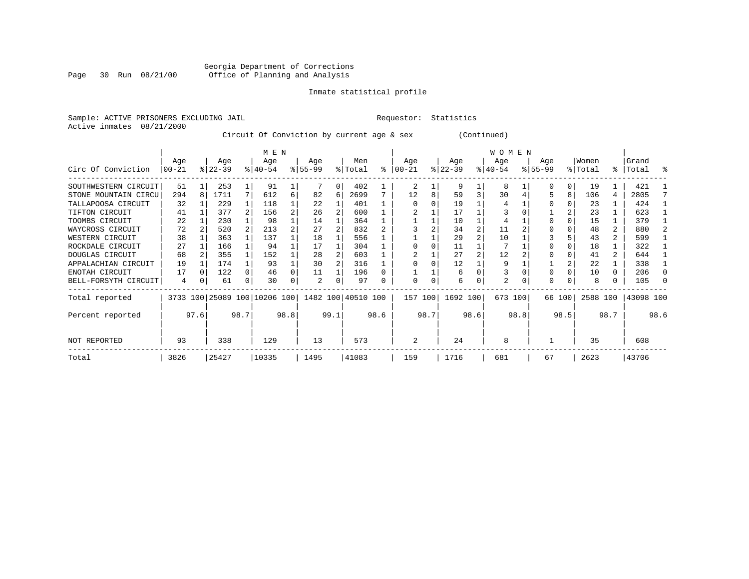Georgia Department of Corrections
Office of Planning and Analysis

Inmate statistical profile

Sample: ACTIVE PRISONERS EXCLUDING JAIL
Requestor: Statistics
Active inmates 08/21/2000

Circuit Of Conviction by current age & sex (Continued)

| Circ Of Conviction | MEN Age 00-21 | % | Age 22-39 | % | Age 40-54 | % | Age 55-99 | % | Men Total | % | WOMEN Age 00-21 | % | Age 22-39 | % | Age 40-54 | % | Age 55-99 | % | Women Total | % | Grand Total | % |
|---|---|---|---|---|---|---|---|---|---|---|---|---|---|---|---|---|---|---|---|---|---|---|
| SOUTHWESTERN CIRCUIT | 51 | 1 | 253 | 1 | 91 | 1 | 7 | 0 | 402 | 1 | 2 | 1 | 9 | 1 | 8 | 1 | 0 | 0 | 19 | 1 | 421 | 1 |
| STONE MOUNTAIN CIRCU | 294 | 8 | 1711 | 7 | 612 | 6 | 82 | 6 | 2699 | 7 | 12 | 8 | 59 | 3 | 30 | 4 | 5 | 8 | 106 | 4 | 2805 | 7 |
| TALLAPOOSA CIRCUIT | 32 | 1 | 229 | 1 | 118 | 1 | 22 | 1 | 401 | 1 | 0 | 0 | 19 | 1 | 4 | 1 | 0 | 0 | 23 | 1 | 424 | 1 |
| TIFTON CIRCUIT | 41 | 1 | 377 | 2 | 156 | 2 | 26 | 2 | 600 | 1 | 2 | 1 | 17 | 1 | 3 | 0 | 1 | 2 | 23 | 1 | 623 | 1 |
| TOOMBS CIRCUIT | 22 | 1 | 230 | 1 | 98 | 1 | 14 | 1 | 364 | 1 | 1 | 1 | 10 | 1 | 4 | 1 | 0 | 0 | 15 | 1 | 379 | 1 |
| WAYCROSS CIRCUIT | 72 | 2 | 520 | 2 | 213 | 2 | 27 | 2 | 832 | 2 | 3 | 2 | 34 | 2 | 11 | 2 | 0 | 0 | 48 | 2 | 880 | 2 |
| WESTERN CIRCUIT | 38 | 1 | 363 | 1 | 137 | 1 | 18 | 1 | 556 | 1 | 1 | 1 | 29 | 2 | 10 | 1 | 3 | 5 | 43 | 2 | 599 | 1 |
| ROCKDALE CIRCUIT | 27 | 1 | 166 | 1 | 94 | 1 | 17 | 1 | 304 | 1 | 0 | 0 | 11 | 1 | 7 | 1 | 0 | 0 | 18 | 1 | 322 | 1 |
| DOUGLAS CIRCUIT | 68 | 2 | 355 | 1 | 152 | 1 | 28 | 2 | 603 | 1 | 2 | 1 | 27 | 2 | 12 | 2 | 0 | 0 | 41 | 2 | 644 | 1 |
| APPALACHIAN CIRCUIT | 19 | 1 | 174 | 1 | 93 | 1 | 30 | 2 | 316 | 1 | 0 | 0 | 12 | 1 | 9 | 1 | 1 | 2 | 22 | 1 | 338 | 1 |
| ENOTAH CIRCUIT | 17 | 0 | 122 | 0 | 46 | 0 | 11 | 1 | 196 | 0 | 1 | 1 | 6 | 0 | 3 | 0 | 0 | 0 | 10 | 0 | 206 | 0 |
| BELL-FORSYTH CIRCUIT | 4 | 0 | 61 | 0 | 30 | 0 | 2 | 0 | 97 | 0 | 0 | 0 | 6 | 0 | 2 | 0 | 0 | 0 | 8 | 0 | 105 | 0 |
| Total reported | 3733 | 100 | 25089 | 100 | 10206 | 100 | 1482 | 100 | 40510 | 100 | 157 | 100 | 1692 | 100 | 673 | 100 | 66 | 100 | 2588 | 100 | 43098 | 100 |
| Percent reported | | 97.6 | | 98.7 | | 98.8 | | 99.1 | | 98.6 | | 98.7 | | 98.6 | | 98.8 | | 98.5 | | 98.7 | | 98.6 |
| NOT REPORTED | 93 | | 338 | | 129 | | 13 | | 573 | | 2 | | 24 | | 8 | | 1 | | 35 | | 608 | |
| Total | 3826 | | 25427 | | 10335 | | 1495 | | 41083 | | 159 | | 1716 | | 681 | | 67 | | 2623 | | 43706 | |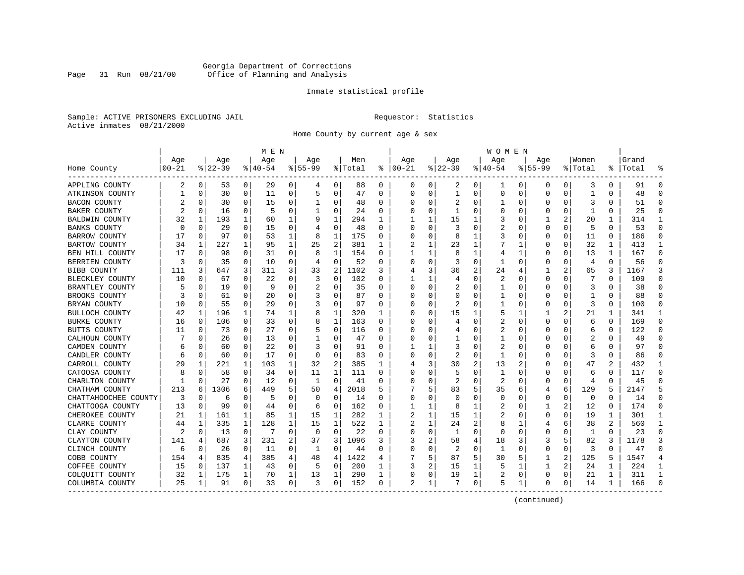Georgia Department of Corrections
Office of Planning and Analysis

Inmate statistical profile

Sample: ACTIVE PRISONERS EXCLUDING JAIL
Active inmates 08/21/2000

Requestor: Statistics

Home County by current age & sex

| | MEN | | | | | | | | | | WOMEN | | | | | | | | | | | |
|---|---|---|---|---|---|---|---|---|---|---|---|---|---|---|---|---|---|---|---|---|---|---|
| Home County | Age 00-21 | % | Age 22-39 | % | Age 40-54 | % | Age 55-99 | % | Men Total | % | Age 00-21 | % | Age 22-39 | % | Age 40-54 | % | Age 55-99 | % | Women Total | % | Grand Total | % |
| APPLING COUNTY | 2 | 0 | 53 | 0 | 29 | 0 | 4 | 0 | 88 | 0 | 0 | 0 | 2 | 0 | 1 | 0 | 0 | 0 | 3 | 0 | 91 | 0 |
| ATKINSON COUNTY | 1 | 0 | 30 | 0 | 11 | 0 | 5 | 0 | 47 | 0 | 0 | 0 | 1 | 0 | 0 | 0 | 0 | 0 | 1 | 0 | 48 | 0 |
| BACON COUNTY | 2 | 0 | 30 | 0 | 15 | 0 | 1 | 0 | 48 | 0 | 0 | 0 | 2 | 0 | 1 | 0 | 0 | 0 | 3 | 0 | 51 | 0 |
| BAKER COUNTY | 2 | 0 | 16 | 0 | 5 | 0 | 1 | 0 | 24 | 0 | 0 | 0 | 1 | 0 | 0 | 0 | 0 | 0 | 1 | 0 | 25 | 0 |
| BALDWIN COUNTY | 32 | 1 | 193 | 1 | 60 | 1 | 9 | 1 | 294 | 1 | 1 | 1 | 15 | 1 | 3 | 0 | 1 | 2 | 20 | 1 | 314 | 1 |
| BANKS COUNTY | 0 | 0 | 29 | 0 | 15 | 0 | 4 | 0 | 48 | 0 | 0 | 0 | 3 | 0 | 2 | 0 | 0 | 0 | 5 | 0 | 53 | 0 |
| BARROW COUNTY | 17 | 0 | 97 | 0 | 53 | 1 | 8 | 1 | 175 | 0 | 0 | 0 | 8 | 1 | 3 | 0 | 0 | 0 | 11 | 0 | 186 | 0 |
| BARTOW COUNTY | 34 | 1 | 227 | 1 | 95 | 1 | 25 | 2 | 381 | 1 | 2 | 1 | 23 | 1 | 7 | 1 | 0 | 0 | 32 | 1 | 413 | 1 |
| BEN HILL COUNTY | 17 | 0 | 98 | 0 | 31 | 0 | 8 | 1 | 154 | 0 | 1 | 1 | 8 | 1 | 4 | 1 | 0 | 0 | 13 | 1 | 167 | 0 |
| BERRIEN COUNTY | 3 | 0 | 35 | 0 | 10 | 0 | 4 | 0 | 52 | 0 | 0 | 0 | 3 | 0 | 1 | 0 | 0 | 0 | 4 | 0 | 56 | 0 |
| BIBB COUNTY | 111 | 3 | 647 | 3 | 311 | 3 | 33 | 2 | 1102 | 3 | 4 | 3 | 36 | 2 | 24 | 4 | 1 | 2 | 65 | 3 | 1167 | 3 |
| BLECKLEY COUNTY | 10 | 0 | 67 | 0 | 22 | 0 | 3 | 0 | 102 | 0 | 1 | 1 | 4 | 0 | 2 | 0 | 0 | 0 | 7 | 0 | 109 | 0 |
| BRANTLEY COUNTY | 5 | 0 | 19 | 0 | 9 | 0 | 2 | 0 | 35 | 0 | 0 | 0 | 2 | 0 | 1 | 0 | 0 | 0 | 3 | 0 | 38 | 0 |
| BROOKS COUNTY | 3 | 0 | 61 | 0 | 20 | 0 | 3 | 0 | 87 | 0 | 0 | 0 | 0 | 0 | 1 | 0 | 0 | 0 | 1 | 0 | 88 | 0 |
| BRYAN COUNTY | 10 | 0 | 55 | 0 | 29 | 0 | 3 | 0 | 97 | 0 | 0 | 0 | 2 | 0 | 1 | 0 | 0 | 0 | 3 | 0 | 100 | 0 |
| BULLOCH COUNTY | 42 | 1 | 196 | 1 | 74 | 1 | 8 | 1 | 320 | 1 | 0 | 0 | 15 | 1 | 5 | 1 | 1 | 2 | 21 | 1 | 341 | 1 |
| BURKE COUNTY | 16 | 0 | 106 | 0 | 33 | 0 | 8 | 1 | 163 | 0 | 0 | 0 | 4 | 0 | 2 | 0 | 0 | 0 | 6 | 0 | 169 | 0 |
| BUTTS COUNTY | 11 | 0 | 73 | 0 | 27 | 0 | 5 | 0 | 116 | 0 | 0 | 0 | 4 | 0 | 2 | 0 | 0 | 0 | 6 | 0 | 122 | 0 |
| CALHOUN COUNTY | 7 | 0 | 26 | 0 | 13 | 0 | 1 | 0 | 47 | 0 | 0 | 0 | 1 | 0 | 1 | 0 | 0 | 0 | 2 | 0 | 49 | 0 |
| CAMDEN COUNTY | 6 | 0 | 60 | 0 | 22 | 0 | 3 | 0 | 91 | 0 | 1 | 1 | 3 | 0 | 2 | 0 | 0 | 0 | 6 | 0 | 97 | 0 |
| CANDLER COUNTY | 6 | 0 | 60 | 0 | 17 | 0 | 0 | 0 | 83 | 0 | 0 | 0 | 2 | 0 | 1 | 0 | 0 | 0 | 3 | 0 | 86 | 0 |
| CARROLL COUNTY | 29 | 1 | 221 | 1 | 103 | 1 | 32 | 2 | 385 | 1 | 4 | 3 | 30 | 2 | 13 | 2 | 0 | 0 | 47 | 2 | 432 | 1 |
| CATOOSA COUNTY | 8 | 0 | 58 | 0 | 34 | 0 | 11 | 1 | 111 | 0 | 0 | 0 | 5 | 0 | 1 | 0 | 0 | 0 | 6 | 0 | 117 | 0 |
| CHARLTON COUNTY | 1 | 0 | 27 | 0 | 12 | 0 | 1 | 0 | 41 | 0 | 0 | 0 | 2 | 0 | 2 | 0 | 0 | 0 | 4 | 0 | 45 | 0 |
| CHATHAM COUNTY | 213 | 6 | 1306 | 6 | 449 | 5 | 50 | 4 | 2018 | 5 | 7 | 5 | 83 | 5 | 35 | 6 | 4 | 6 | 129 | 5 | 2147 | 5 |
| CHATTAHOOCHEE COUNTY | 3 | 0 | 6 | 0 | 5 | 0 | 0 | 0 | 14 | 0 | 0 | 0 | 0 | 0 | 0 | 0 | 0 | 0 | 0 | 0 | 14 | 0 |
| CHATTOOGA COUNTY | 13 | 0 | 99 | 0 | 44 | 0 | 6 | 0 | 162 | 0 | 1 | 1 | 8 | 1 | 2 | 0 | 1 | 2 | 12 | 0 | 174 | 0 |
| CHEROKEE COUNTY | 21 | 1 | 161 | 1 | 85 | 1 | 15 | 1 | 282 | 1 | 2 | 1 | 15 | 1 | 2 | 0 | 0 | 0 | 19 | 1 | 301 | 1 |
| CLARKE COUNTY | 44 | 1 | 335 | 1 | 128 | 1 | 15 | 1 | 522 | 1 | 2 | 1 | 24 | 2 | 8 | 1 | 4 | 6 | 38 | 2 | 560 | 1 |
| CLAY COUNTY | 2 | 0 | 13 | 0 | 7 | 0 | 0 | 0 | 22 | 0 | 0 | 0 | 1 | 0 | 0 | 0 | 0 | 0 | 1 | 0 | 23 | 0 |
| CLAYTON COUNTY | 141 | 4 | 687 | 3 | 231 | 2 | 37 | 3 | 1096 | 3 | 3 | 2 | 58 | 4 | 18 | 3 | 3 | 5 | 82 | 3 | 1178 | 3 |
| CLINCH COUNTY | 6 | 0 | 26 | 0 | 11 | 0 | 1 | 0 | 44 | 0 | 0 | 0 | 2 | 0 | 1 | 0 | 0 | 0 | 3 | 0 | 47 | 0 |
| COBB COUNTY | 154 | 4 | 835 | 4 | 385 | 4 | 48 | 4 | 1422 | 4 | 7 | 5 | 87 | 5 | 30 | 5 | 1 | 2 | 125 | 5 | 1547 | 4 |
| COFFEE COUNTY | 15 | 0 | 137 | 1 | 43 | 0 | 5 | 0 | 200 | 1 | 3 | 2 | 15 | 1 | 5 | 1 | 1 | 2 | 24 | 1 | 224 | 1 |
| COLQUITT COUNTY | 32 | 1 | 175 | 1 | 70 | 1 | 13 | 1 | 290 | 1 | 0 | 0 | 19 | 1 | 2 | 0 | 0 | 0 | 21 | 1 | 311 | 1 |
| COLUMBIA COUNTY | 25 | 1 | 91 | 0 | 33 | 0 | 3 | 0 | 152 | 0 | 2 | 1 | 7 | 0 | 5 | 1 | 0 | 0 | 14 | 1 | 166 | 0 |

(continued)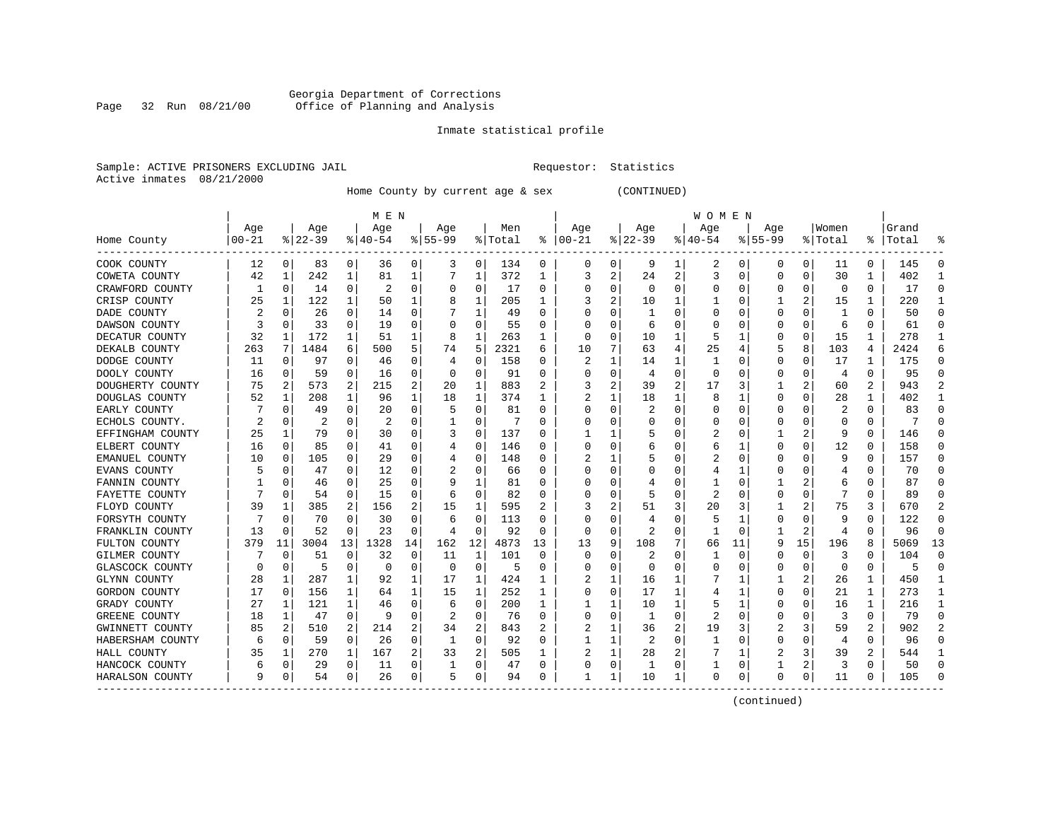Georgia Department of Corrections
Office of Planning and Analysis

Inmate statistical profile

Sample: ACTIVE PRISONERS EXCLUDING JAIL

Requestor: Statistics

Active inmates 08/21/2000

Home County by current age & sex (CONTINUED)

| Home County | MEN Age 00-21 | % | Age 22-39 | % | Age 40-54 | % | Age 55-99 | % | Men Total | % | WOMEN Age 00-21 | % | Age 22-39 | % | Age 40-54 | % | Age 55-99 | % | Women Total | % | Grand Total | % |
|---|---|---|---|---|---|---|---|---|---|---|---|---|---|---|---|---|---|---|---|---|---|---|
| COOK COUNTY | 12 | 0 | 83 | 0 | 36 | 0 | 3 | 0 | 134 | 0 | 0 | 0 | 9 | 1 | 2 | 0 | 0 | 0 | 11 | 0 | 145 | 0 |
| COWETA COUNTY | 42 | 1 | 242 | 1 | 81 | 1 | 7 | 1 | 372 | 1 | 3 | 2 | 24 | 2 | 3 | 0 | 0 | 0 | 30 | 1 | 402 | 1 |
| CRAWFORD COUNTY | 1 | 0 | 14 | 0 | 2 | 0 | 0 | 0 | 17 | 0 | 0 | 0 | 0 | 0 | 0 | 0 | 0 | 0 | 0 | 0 | 17 | 0 |
| CRISP COUNTY | 25 | 1 | 122 | 1 | 50 | 1 | 8 | 1 | 205 | 1 | 3 | 2 | 10 | 1 | 1 | 0 | 1 | 2 | 15 | 1 | 220 | 1 |
| DADE COUNTY | 2 | 0 | 26 | 0 | 14 | 0 | 7 | 1 | 49 | 0 | 0 | 0 | 1 | 0 | 0 | 0 | 0 | 0 | 1 | 0 | 50 | 0 |
| DAWSON COUNTY | 3 | 0 | 33 | 0 | 19 | 0 | 0 | 0 | 55 | 0 | 0 | 0 | 6 | 0 | 0 | 0 | 0 | 0 | 6 | 0 | 61 | 0 |
| DECATUR COUNTY | 32 | 1 | 172 | 1 | 51 | 1 | 8 | 1 | 263 | 1 | 0 | 0 | 10 | 1 | 5 | 1 | 0 | 0 | 15 | 1 | 278 | 1 |
| DEKALB COUNTY | 263 | 7 | 1484 | 6 | 500 | 5 | 74 | 5 | 2321 | 6 | 10 | 7 | 63 | 4 | 25 | 4 | 5 | 8 | 103 | 4 | 2424 | 6 |
| DODGE COUNTY | 11 | 0 | 97 | 0 | 46 | 0 | 4 | 0 | 158 | 0 | 2 | 1 | 14 | 1 | 1 | 0 | 0 | 0 | 17 | 1 | 175 | 0 |
| DOOLY COUNTY | 16 | 0 | 59 | 0 | 16 | 0 | 0 | 0 | 91 | 0 | 0 | 0 | 4 | 0 | 0 | 0 | 0 | 0 | 4 | 0 | 95 | 0 |
| DOUGHERTY COUNTY | 75 | 2 | 573 | 2 | 215 | 2 | 20 | 1 | 883 | 2 | 3 | 2 | 39 | 2 | 17 | 3 | 1 | 2 | 60 | 2 | 943 | 2 |
| DOUGLAS COUNTY | 52 | 1 | 208 | 1 | 96 | 1 | 18 | 1 | 374 | 1 | 2 | 1 | 18 | 1 | 8 | 1 | 0 | 0 | 28 | 1 | 402 | 1 |
| EARLY COUNTY | 7 | 0 | 49 | 0 | 20 | 0 | 5 | 0 | 81 | 0 | 0 | 0 | 2 | 0 | 0 | 0 | 0 | 0 | 2 | 0 | 83 | 0 |
| ECHOLS COUNTY. | 2 | 0 | 2 | 0 | 2 | 0 | 1 | 0 | 7 | 0 | 0 | 0 | 0 | 0 | 0 | 0 | 0 | 0 | 0 | 0 | 7 | 0 |
| EFFINGHAM COUNTY | 25 | 1 | 79 | 0 | 30 | 0 | 3 | 0 | 137 | 0 | 1 | 1 | 5 | 0 | 2 | 0 | 1 | 2 | 9 | 0 | 146 | 0 |
| ELBERT COUNTY | 16 | 0 | 85 | 0 | 41 | 0 | 4 | 0 | 146 | 0 | 0 | 0 | 6 | 0 | 6 | 1 | 0 | 0 | 12 | 0 | 158 | 0 |
| EMANUEL COUNTY | 10 | 0 | 105 | 0 | 29 | 0 | 4 | 0 | 148 | 0 | 2 | 1 | 5 | 0 | 2 | 0 | 0 | 0 | 9 | 0 | 157 | 0 |
| EVANS COUNTY | 5 | 0 | 47 | 0 | 12 | 0 | 2 | 0 | 66 | 0 | 0 | 0 | 0 | 0 | 4 | 1 | 0 | 0 | 4 | 0 | 70 | 0 |
| FANNIN COUNTY | 1 | 0 | 46 | 0 | 25 | 0 | 9 | 1 | 81 | 0 | 0 | 0 | 4 | 0 | 1 | 0 | 1 | 2 | 6 | 0 | 87 | 0 |
| FAYETTE COUNTY | 7 | 0 | 54 | 0 | 15 | 0 | 6 | 0 | 82 | 0 | 0 | 0 | 5 | 0 | 2 | 0 | 0 | 0 | 7 | 0 | 89 | 0 |
| FLOYD COUNTY | 39 | 1 | 385 | 2 | 156 | 2 | 15 | 1 | 595 | 2 | 3 | 2 | 51 | 3 | 20 | 3 | 1 | 2 | 75 | 3 | 670 | 2 |
| FORSYTH COUNTY | 7 | 0 | 70 | 0 | 30 | 0 | 6 | 0 | 113 | 0 | 0 | 0 | 4 | 0 | 5 | 1 | 0 | 0 | 9 | 0 | 122 | 0 |
| FRANKLIN COUNTY | 13 | 0 | 52 | 0 | 23 | 0 | 4 | 0 | 92 | 0 | 0 | 0 | 2 | 0 | 1 | 0 | 1 | 2 | 4 | 0 | 96 | 0 |
| FULTON COUNTY | 379 | 11 | 3004 | 13 | 1328 | 14 | 162 | 12 | 4873 | 13 | 13 | 9 | 108 | 7 | 66 | 11 | 9 | 15 | 196 | 8 | 5069 | 13 |
| GILMER COUNTY | 7 | 0 | 51 | 0 | 32 | 0 | 11 | 1 | 101 | 0 | 0 | 0 | 2 | 0 | 1 | 0 | 0 | 0 | 3 | 0 | 104 | 0 |
| GLASCOCK COUNTY | 0 | 0 | 5 | 0 | 0 | 0 | 0 | 0 | 5 | 0 | 0 | 0 | 0 | 0 | 0 | 0 | 0 | 0 | 0 | 0 | 5 | 0 |
| GLYNN COUNTY | 28 | 1 | 287 | 1 | 92 | 1 | 17 | 1 | 424 | 1 | 2 | 1 | 16 | 1 | 7 | 1 | 1 | 2 | 26 | 1 | 450 | 1 |
| GORDON COUNTY | 17 | 0 | 156 | 1 | 64 | 1 | 15 | 1 | 252 | 1 | 0 | 0 | 17 | 1 | 4 | 1 | 0 | 0 | 21 | 1 | 273 | 1 |
| GRADY COUNTY | 27 | 1 | 121 | 1 | 46 | 0 | 6 | 0 | 200 | 1 | 1 | 1 | 10 | 1 | 5 | 1 | 0 | 0 | 16 | 1 | 216 | 1 |
| GREENE COUNTY | 18 | 1 | 47 | 0 | 9 | 0 | 2 | 0 | 76 | 0 | 0 | 0 | 1 | 0 | 2 | 0 | 0 | 0 | 3 | 0 | 79 | 0 |
| GWINNETT COUNTY | 85 | 2 | 510 | 2 | 214 | 2 | 34 | 2 | 843 | 2 | 2 | 1 | 36 | 2 | 19 | 3 | 2 | 3 | 59 | 2 | 902 | 2 |
| HABERSHAM COUNTY | 6 | 0 | 59 | 0 | 26 | 0 | 1 | 0 | 92 | 0 | 1 | 1 | 2 | 0 | 1 | 0 | 0 | 0 | 4 | 0 | 96 | 0 |
| HALL COUNTY | 35 | 1 | 270 | 1 | 167 | 2 | 33 | 2 | 505 | 1 | 2 | 1 | 28 | 2 | 7 | 1 | 2 | 3 | 39 | 2 | 544 | 1 |
| HANCOCK COUNTY | 6 | 0 | 29 | 0 | 11 | 0 | 1 | 0 | 47 | 0 | 0 | 0 | 1 | 0 | 1 | 0 | 1 | 2 | 3 | 0 | 50 | 0 |
| HARALSON COUNTY | 9 | 0 | 54 | 0 | 26 | 0 | 5 | 0 | 94 | 0 | 1 | 1 | 10 | 1 | 0 | 0 | 0 | 0 | 11 | 0 | 105 | 0 |

(continued)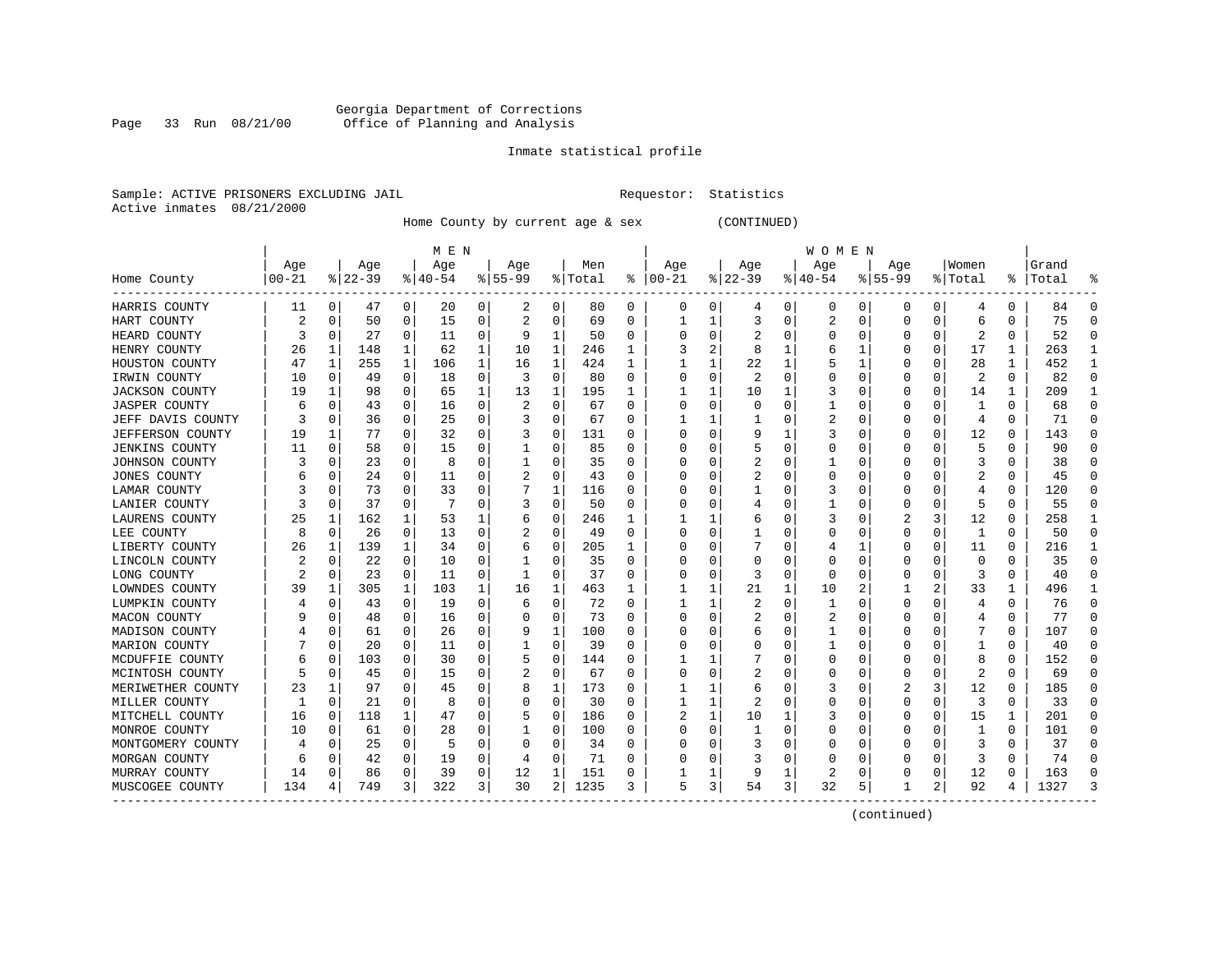Georgia Department of Corrections
Office of Planning and Analysis

Inmate statistical profile

Sample: ACTIVE PRISONERS EXCLUDING JAIL                Requestor: Statistics
Active inmates 08/21/2000

Home County by current age & sex (CONTINUED)

| Home County | MEN Age 00-21 | % | Age 22-39 | % | Age 40-54 | % | Age 55-99 | % | Men Total | % | WOMEN Age 00-21 | % | Age 22-39 | % | Age 40-54 | % | Age 55-99 | % | Women Total | % | Grand Total | % |
|---|---|---|---|---|---|---|---|---|---|---|---|---|---|---|---|---|---|---|---|---|---|---|
| HARRIS COUNTY | 11 | 0 | 47 | 0 | 20 | 0 | 2 | 0 | 80 | 0 | 0 | 0 | 4 | 0 | 0 | 0 | 0 | 0 | 4 | 0 | 84 | 0 |
| HART COUNTY | 2 | 0 | 50 | 0 | 15 | 0 | 2 | 0 | 69 | 0 | 1 | 1 | 3 | 0 | 2 | 0 | 0 | 0 | 6 | 0 | 75 | 0 |
| HEARD COUNTY | 3 | 0 | 27 | 0 | 11 | 0 | 9 | 1 | 50 | 0 | 0 | 0 | 2 | 0 | 0 | 0 | 0 | 0 | 2 | 0 | 52 | 0 |
| HENRY COUNTY | 26 | 1 | 148 | 1 | 62 | 1 | 10 | 1 | 246 | 1 | 3 | 2 | 8 | 1 | 6 | 1 | 0 | 0 | 17 | 1 | 263 | 1 |
| HOUSTON COUNTY | 47 | 1 | 255 | 1 | 106 | 1 | 16 | 1 | 424 | 1 | 1 | 1 | 22 | 1 | 5 | 1 | 0 | 0 | 28 | 1 | 452 | 1 |
| IRWIN COUNTY | 10 | 0 | 49 | 0 | 18 | 0 | 3 | 0 | 80 | 0 | 0 | 0 | 2 | 0 | 0 | 0 | 0 | 0 | 2 | 0 | 82 | 0 |
| JACKSON COUNTY | 19 | 1 | 98 | 0 | 65 | 1 | 13 | 1 | 195 | 1 | 1 | 1 | 10 | 1 | 3 | 0 | 0 | 0 | 14 | 1 | 209 | 1 |
| JASPER COUNTY | 6 | 0 | 43 | 0 | 16 | 0 | 2 | 0 | 67 | 0 | 0 | 0 | 0 | 0 | 1 | 0 | 0 | 0 | 1 | 0 | 68 | 0 |
| JEFF DAVIS COUNTY | 3 | 0 | 36 | 0 | 25 | 0 | 3 | 0 | 67 | 0 | 1 | 1 | 1 | 0 | 2 | 0 | 0 | 0 | 4 | 0 | 71 | 0 |
| JEFFERSON COUNTY | 19 | 1 | 77 | 0 | 32 | 0 | 3 | 0 | 131 | 0 | 0 | 0 | 9 | 1 | 3 | 0 | 0 | 0 | 12 | 0 | 143 | 0 |
| JENKINS COUNTY | 11 | 0 | 58 | 0 | 15 | 0 | 1 | 0 | 85 | 0 | 0 | 0 | 5 | 0 | 0 | 0 | 0 | 0 | 5 | 0 | 90 | 0 |
| JOHNSON COUNTY | 3 | 0 | 23 | 0 | 8 | 0 | 1 | 0 | 35 | 0 | 0 | 0 | 2 | 0 | 1 | 0 | 0 | 0 | 3 | 0 | 38 | 0 |
| JONES COUNTY | 6 | 0 | 24 | 0 | 11 | 0 | 2 | 0 | 43 | 0 | 0 | 0 | 2 | 0 | 0 | 0 | 0 | 0 | 2 | 0 | 45 | 0 |
| LAMAR COUNTY | 3 | 0 | 73 | 0 | 33 | 0 | 7 | 1 | 116 | 0 | 0 | 0 | 1 | 0 | 3 | 0 | 0 | 0 | 4 | 0 | 120 | 0 |
| LANIER COUNTY | 3 | 0 | 37 | 0 | 7 | 0 | 3 | 0 | 50 | 0 | 0 | 0 | 4 | 0 | 1 | 0 | 0 | 0 | 5 | 0 | 55 | 0 |
| LAURENS COUNTY | 25 | 1 | 162 | 1 | 53 | 1 | 6 | 0 | 246 | 1 | 1 | 1 | 6 | 0 | 3 | 0 | 2 | 3 | 12 | 0 | 258 | 1 |
| LEE COUNTY | 8 | 0 | 26 | 0 | 13 | 0 | 2 | 0 | 49 | 0 | 0 | 0 | 1 | 0 | 0 | 0 | 0 | 0 | 1 | 0 | 50 | 0 |
| LIBERTY COUNTY | 26 | 1 | 139 | 1 | 34 | 0 | 6 | 0 | 205 | 1 | 0 | 0 | 7 | 0 | 4 | 1 | 0 | 0 | 11 | 0 | 216 | 1 |
| LINCOLN COUNTY | 2 | 0 | 22 | 0 | 10 | 0 | 1 | 0 | 35 | 0 | 0 | 0 | 0 | 0 | 0 | 0 | 0 | 0 | 0 | 0 | 35 | 0 |
| LONG COUNTY | 2 | 0 | 23 | 0 | 11 | 0 | 1 | 0 | 37 | 0 | 0 | 0 | 3 | 0 | 0 | 0 | 0 | 0 | 3 | 0 | 40 | 0 |
| LOWNDES COUNTY | 39 | 1 | 305 | 1 | 103 | 1 | 16 | 1 | 463 | 1 | 1 | 1 | 21 | 1 | 10 | 2 | 1 | 2 | 33 | 1 | 496 | 1 |
| LUMPKIN COUNTY | 4 | 0 | 43 | 0 | 19 | 0 | 6 | 0 | 72 | 0 | 1 | 1 | 2 | 0 | 1 | 0 | 0 | 0 | 4 | 0 | 76 | 0 |
| MACON COUNTY | 9 | 0 | 48 | 0 | 16 | 0 | 0 | 0 | 73 | 0 | 0 | 0 | 2 | 0 | 2 | 0 | 0 | 0 | 4 | 0 | 77 | 0 |
| MADISON COUNTY | 4 | 0 | 61 | 0 | 26 | 0 | 9 | 1 | 100 | 0 | 0 | 0 | 6 | 0 | 1 | 0 | 0 | 0 | 7 | 0 | 107 | 0 |
| MARION COUNTY | 7 | 0 | 20 | 0 | 11 | 0 | 1 | 0 | 39 | 0 | 0 | 0 | 0 | 0 | 1 | 0 | 0 | 0 | 1 | 0 | 40 | 0 |
| MCDUFFIE COUNTY | 6 | 0 | 103 | 0 | 30 | 0 | 5 | 0 | 144 | 0 | 1 | 1 | 7 | 0 | 0 | 0 | 0 | 0 | 8 | 0 | 152 | 0 |
| MCINTOSH COUNTY | 5 | 0 | 45 | 0 | 15 | 0 | 2 | 0 | 67 | 0 | 0 | 0 | 2 | 0 | 0 | 0 | 0 | 0 | 2 | 0 | 69 | 0 |
| MERIWETHER COUNTY | 23 | 1 | 97 | 0 | 45 | 0 | 8 | 1 | 173 | 0 | 1 | 1 | 6 | 0 | 3 | 0 | 2 | 3 | 12 | 0 | 185 | 0 |
| MILLER COUNTY | 1 | 0 | 21 | 0 | 8 | 0 | 0 | 0 | 30 | 0 | 1 | 1 | 2 | 0 | 0 | 0 | 0 | 0 | 3 | 0 | 33 | 0 |
| MITCHELL COUNTY | 16 | 0 | 118 | 1 | 47 | 0 | 5 | 0 | 186 | 0 | 2 | 1 | 10 | 1 | 3 | 0 | 0 | 0 | 15 | 1 | 201 | 0 |
| MONROE COUNTY | 10 | 0 | 61 | 0 | 28 | 0 | 1 | 0 | 100 | 0 | 0 | 0 | 1 | 0 | 0 | 0 | 0 | 0 | 1 | 0 | 101 | 0 |
| MONTGOMERY COUNTY | 4 | 0 | 25 | 0 | 5 | 0 | 0 | 0 | 34 | 0 | 0 | 0 | 3 | 0 | 0 | 0 | 0 | 0 | 3 | 0 | 37 | 0 |
| MORGAN COUNTY | 6 | 0 | 42 | 0 | 19 | 0 | 4 | 0 | 71 | 0 | 0 | 0 | 3 | 0 | 0 | 0 | 0 | 0 | 3 | 0 | 74 | 0 |
| MURRAY COUNTY | 14 | 0 | 86 | 0 | 39 | 0 | 12 | 1 | 151 | 0 | 1 | 1 | 9 | 1 | 2 | 0 | 0 | 0 | 12 | 0 | 163 | 0 |
| MUSCOGEE COUNTY | 134 | 4 | 749 | 3 | 322 | 3 | 30 | 2 | 1235 | 3 | 5 | 3 | 54 | 3 | 32 | 5 | 1 | 2 | 92 | 4 | 1327 | 3 |

(continued)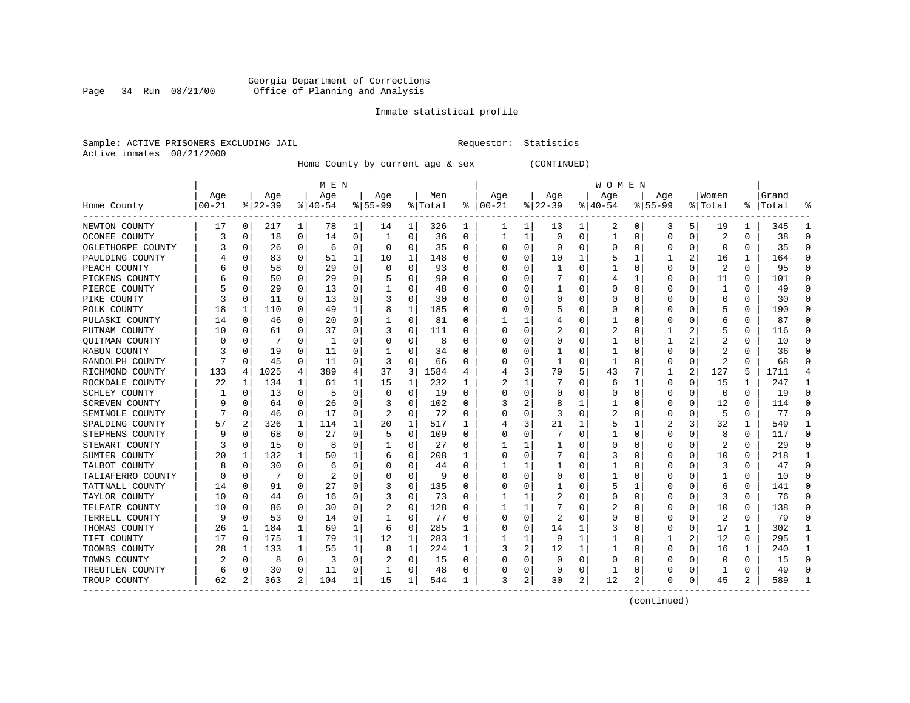Georgia Department of Corrections
Office of Planning and Analysis

Inmate statistical profile

Sample: ACTIVE PRISONERS EXCLUDING JAIL          Requestor: Statistics
Active inmates 08/21/2000

Home County by current age & sex (CONTINUED)

| Home County | MEN Age 00-21 | % | Age 22-39 | % | Age 40-54 | % | Age 55-99 | % | Men Total | % | WOMEN Age 00-21 | % | Age 22-39 | % | Age 40-54 | % | Age 55-99 | % | Women Total | % | Grand Total | % |
|---|---|---|---|---|---|---|---|---|---|---|---|---|---|---|---|---|---|---|---|---|---|---|
| NEWTON COUNTY | 17 | 0 | 217 | 1 | 78 | 1 | 14 | 1 | 326 | 1 | 1 | 1 | 13 | 1 | 2 | 0 | 3 | 5 | 19 | 1 | 345 | 1 |
| OCONEE COUNTY | 3 | 0 | 18 | 0 | 14 | 0 | 1 | 0 | 36 | 0 | 1 | 1 | 0 | 0 | 1 | 0 | 0 | 0 | 2 | 0 | 38 | 0 |
| OGLETHORPE COUNTY | 3 | 0 | 26 | 0 | 6 | 0 | 0 | 0 | 35 | 0 | 0 | 0 | 0 | 0 | 0 | 0 | 0 | 0 | 0 | 0 | 35 | 0 |
| PAULDING COUNTY | 4 | 0 | 83 | 0 | 51 | 1 | 10 | 1 | 148 | 0 | 0 | 0 | 10 | 1 | 5 | 1 | 1 | 2 | 16 | 1 | 164 | 0 |
| PEACH COUNTY | 6 | 0 | 58 | 0 | 29 | 0 | 0 | 0 | 93 | 0 | 0 | 0 | 1 | 0 | 1 | 0 | 0 | 0 | 2 | 0 | 95 | 0 |
| PICKENS COUNTY | 6 | 0 | 50 | 0 | 29 | 0 | 5 | 0 | 90 | 0 | 0 | 0 | 7 | 0 | 4 | 1 | 0 | 0 | 11 | 0 | 101 | 0 |
| PIERCE COUNTY | 5 | 0 | 29 | 0 | 13 | 0 | 1 | 0 | 48 | 0 | 0 | 0 | 1 | 0 | 0 | 0 | 0 | 0 | 1 | 0 | 49 | 0 |
| PIKE COUNTY | 3 | 0 | 11 | 0 | 13 | 0 | 3 | 0 | 30 | 0 | 0 | 0 | 0 | 0 | 0 | 0 | 0 | 0 | 0 | 0 | 30 | 0 |
| POLK COUNTY | 18 | 1 | 110 | 0 | 49 | 1 | 8 | 1 | 185 | 0 | 0 | 0 | 5 | 0 | 0 | 0 | 0 | 0 | 5 | 0 | 190 | 0 |
| PULASKI COUNTY | 14 | 0 | 46 | 0 | 20 | 0 | 1 | 0 | 81 | 0 | 1 | 1 | 4 | 0 | 1 | 0 | 0 | 0 | 6 | 0 | 87 | 0 |
| PUTNAM COUNTY | 10 | 0 | 61 | 0 | 37 | 0 | 3 | 0 | 111 | 0 | 0 | 0 | 2 | 0 | 2 | 0 | 1 | 2 | 5 | 0 | 116 | 0 |
| QUITMAN COUNTY | 0 | 0 | 7 | 0 | 1 | 0 | 0 | 0 | 8 | 0 | 0 | 0 | 0 | 0 | 1 | 0 | 1 | 2 | 2 | 0 | 10 | 0 |
| RABUN COUNTY | 3 | 0 | 19 | 0 | 11 | 0 | 1 | 0 | 34 | 0 | 0 | 0 | 1 | 0 | 1 | 0 | 0 | 0 | 2 | 0 | 36 | 0 |
| RANDOLPH COUNTY | 7 | 0 | 45 | 0 | 11 | 0 | 3 | 0 | 66 | 0 | 0 | 0 | 1 | 0 | 1 | 0 | 0 | 0 | 2 | 0 | 68 | 0 |
| RICHMOND COUNTY | 133 | 4 | 1025 | 4 | 389 | 4 | 37 | 3 | 1584 | 4 | 4 | 3 | 79 | 5 | 43 | 7 | 1 | 2 | 127 | 5 | 1711 | 4 |
| ROCKDALE COUNTY | 22 | 1 | 134 | 1 | 61 | 1 | 15 | 1 | 232 | 1 | 2 | 1 | 7 | 0 | 6 | 1 | 0 | 0 | 15 | 1 | 247 | 1 |
| SCHLEY COUNTY | 1 | 0 | 13 | 0 | 5 | 0 | 0 | 0 | 19 | 0 | 0 | 0 | 0 | 0 | 0 | 0 | 0 | 0 | 0 | 0 | 19 | 0 |
| SCREVEN COUNTY | 9 | 0 | 64 | 0 | 26 | 0 | 3 | 0 | 102 | 0 | 3 | 2 | 8 | 1 | 1 | 0 | 0 | 0 | 12 | 0 | 114 | 0 |
| SEMINOLE COUNTY | 7 | 0 | 46 | 0 | 17 | 0 | 2 | 0 | 72 | 0 | 0 | 0 | 3 | 0 | 2 | 0 | 0 | 0 | 5 | 0 | 77 | 0 |
| SPALDING COUNTY | 57 | 2 | 326 | 1 | 114 | 1 | 20 | 1 | 517 | 1 | 4 | 3 | 21 | 1 | 5 | 1 | 2 | 3 | 32 | 1 | 549 | 1 |
| STEPHENS COUNTY | 9 | 0 | 68 | 0 | 27 | 0 | 5 | 0 | 109 | 0 | 0 | 0 | 7 | 0 | 1 | 0 | 0 | 0 | 8 | 0 | 117 | 0 |
| STEWART COUNTY | 3 | 0 | 15 | 0 | 8 | 0 | 1 | 0 | 27 | 0 | 1 | 1 | 1 | 0 | 0 | 0 | 0 | 0 | 2 | 0 | 29 | 0 |
| SUMTER COUNTY | 20 | 1 | 132 | 1 | 50 | 1 | 6 | 0 | 208 | 1 | 0 | 0 | 7 | 0 | 3 | 0 | 0 | 0 | 10 | 0 | 218 | 1 |
| TALBOT COUNTY | 8 | 0 | 30 | 0 | 6 | 0 | 0 | 0 | 44 | 0 | 1 | 1 | 1 | 0 | 1 | 0 | 0 | 0 | 3 | 0 | 47 | 0 |
| TALIAFERRO COUNTY | 0 | 0 | 7 | 0 | 2 | 0 | 0 | 0 | 9 | 0 | 0 | 0 | 0 | 0 | 1 | 0 | 0 | 0 | 1 | 0 | 10 | 0 |
| TATTNALL COUNTY | 14 | 0 | 91 | 0 | 27 | 0 | 3 | 0 | 135 | 0 | 0 | 0 | 1 | 0 | 5 | 1 | 0 | 0 | 6 | 0 | 141 | 0 |
| TAYLOR COUNTY | 10 | 0 | 44 | 0 | 16 | 0 | 3 | 0 | 73 | 0 | 1 | 1 | 2 | 0 | 0 | 0 | 0 | 0 | 3 | 0 | 76 | 0 |
| TELFAIR COUNTY | 10 | 0 | 86 | 0 | 30 | 0 | 2 | 0 | 128 | 0 | 1 | 1 | 7 | 0 | 2 | 0 | 0 | 0 | 10 | 0 | 138 | 0 |
| TERRELL COUNTY | 9 | 0 | 53 | 0 | 14 | 0 | 1 | 0 | 77 | 0 | 0 | 0 | 2 | 0 | 0 | 0 | 0 | 0 | 2 | 0 | 79 | 0 |
| THOMAS COUNTY | 26 | 1 | 184 | 1 | 69 | 1 | 6 | 0 | 285 | 1 | 0 | 0 | 14 | 1 | 3 | 0 | 0 | 0 | 17 | 1 | 302 | 1 |
| TIFT COUNTY | 17 | 0 | 175 | 1 | 79 | 1 | 12 | 1 | 283 | 1 | 1 | 1 | 9 | 1 | 1 | 0 | 1 | 2 | 12 | 0 | 295 | 1 |
| TOOMBS COUNTY | 28 | 1 | 133 | 1 | 55 | 1 | 8 | 1 | 224 | 1 | 3 | 2 | 12 | 1 | 1 | 0 | 0 | 0 | 16 | 1 | 240 | 1 |
| TOWNS COUNTY | 2 | 0 | 8 | 0 | 3 | 0 | 2 | 0 | 15 | 0 | 0 | 0 | 0 | 0 | 0 | 0 | 0 | 0 | 0 | 0 | 15 | 0 |
| TREUTLEN COUNTY | 6 | 0 | 30 | 0 | 11 | 0 | 1 | 0 | 48 | 0 | 0 | 0 | 0 | 0 | 1 | 0 | 0 | 0 | 1 | 0 | 49 | 0 |
| TROUP COUNTY | 62 | 2 | 363 | 2 | 104 | 1 | 15 | 1 | 544 | 1 | 3 | 2 | 30 | 2 | 12 | 2 | 0 | 0 | 45 | 2 | 589 | 1 |

(continued)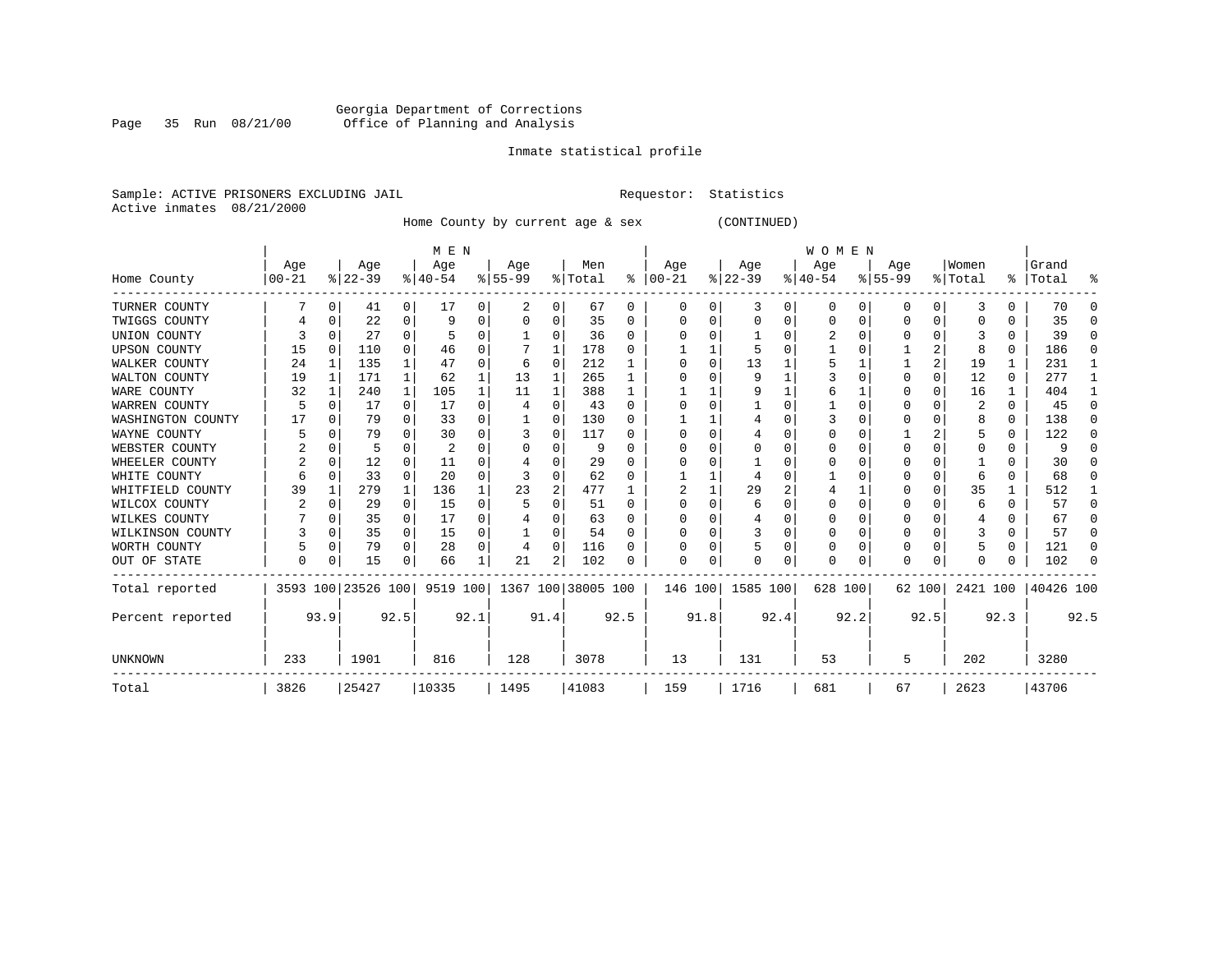Georgia Department of Corrections
Office of Planning and Analysis

Inmate statistical profile

Sample: ACTIVE PRISONERS EXCLUDING JAIL　　　　Requestor: Statistics
Active inmates 08/21/2000

Home County by current age & sex (CONTINUED)

| Home County | MEN Age 00-21 | % | Age 22-39 | % | Age 40-54 | % | Age 55-99 | % | Men Total | % | WOMEN Age 00-21 | % | Age 22-39 | % | Age 40-54 | % | Age 55-99 | % | Women Total | % | Grand Total | % |
|---|---|---|---|---|---|---|---|---|---|---|---|---|---|---|---|---|---|---|---|---|---|---|
| TURNER COUNTY | 7 | 0 | 41 | 0 | 17 | 0 | 2 | 0 | 67 | 0 | 0 | 0 | 3 | 0 | 0 | 0 | 0 | 0 | 3 | 0 | 70 | 0 |
| TWIGGS COUNTY | 4 | 0 | 22 | 0 | 9 | 0 | 0 | 0 | 35 | 0 | 0 | 0 | 0 | 0 | 0 | 0 | 0 | 0 | 0 | 0 | 35 | 0 |
| UNION COUNTY | 3 | 0 | 27 | 0 | 5 | 0 | 1 | 0 | 36 | 0 | 0 | 0 | 1 | 0 | 2 | 0 | 0 | 0 | 3 | 0 | 39 | 0 |
| UPSON COUNTY | 15 | 0 | 110 | 0 | 46 | 0 | 7 | 1 | 178 | 0 | 1 | 1 | 5 | 0 | 1 | 0 | 1 | 2 | 8 | 0 | 186 | 0 |
| WALKER COUNTY | 24 | 1 | 135 | 1 | 47 | 0 | 6 | 0 | 212 | 1 | 0 | 0 | 13 | 1 | 5 | 1 | 1 | 2 | 19 | 1 | 231 | 1 |
| WALTON COUNTY | 19 | 1 | 171 | 1 | 62 | 1 | 13 | 1 | 265 | 1 | 0 | 0 | 9 | 1 | 3 | 0 | 0 | 0 | 12 | 0 | 277 | 1 |
| WARE COUNTY | 32 | 1 | 240 | 1 | 105 | 1 | 11 | 1 | 388 | 1 | 1 | 1 | 9 | 1 | 6 | 1 | 0 | 0 | 16 | 1 | 404 | 1 |
| WARREN COUNTY | 5 | 0 | 17 | 0 | 17 | 0 | 4 | 0 | 43 | 0 | 0 | 0 | 1 | 0 | 1 | 0 | 0 | 0 | 2 | 0 | 45 | 0 |
| WASHINGTON COUNTY | 17 | 0 | 79 | 0 | 33 | 0 | 1 | 0 | 130 | 0 | 1 | 1 | 4 | 0 | 3 | 0 | 0 | 0 | 8 | 0 | 138 | 0 |
| WAYNE COUNTY | 5 | 0 | 79 | 0 | 30 | 0 | 3 | 0 | 117 | 0 | 0 | 0 | 4 | 0 | 0 | 0 | 1 | 2 | 5 | 0 | 122 | 0 |
| WEBSTER COUNTY | 2 | 0 | 5 | 0 | 2 | 0 | 0 | 0 | 9 | 0 | 0 | 0 | 0 | 0 | 0 | 0 | 0 | 0 | 0 | 0 | 9 | 0 |
| WHEELER COUNTY | 2 | 0 | 12 | 0 | 11 | 0 | 4 | 0 | 29 | 0 | 0 | 0 | 1 | 0 | 0 | 0 | 0 | 0 | 1 | 0 | 30 | 0 |
| WHITE COUNTY | 6 | 0 | 33 | 0 | 20 | 0 | 3 | 0 | 62 | 0 | 1 | 1 | 4 | 0 | 1 | 0 | 0 | 0 | 6 | 0 | 68 | 0 |
| WHITFIELD COUNTY | 39 | 1 | 279 | 1 | 136 | 1 | 23 | 2 | 477 | 1 | 2 | 1 | 29 | 2 | 4 | 1 | 0 | 0 | 35 | 1 | 512 | 1 |
| WILCOX COUNTY | 2 | 0 | 29 | 0 | 15 | 0 | 5 | 0 | 51 | 0 | 0 | 0 | 6 | 0 | 0 | 0 | 0 | 0 | 6 | 0 | 57 | 0 |
| WILKES COUNTY | 7 | 0 | 35 | 0 | 17 | 0 | 4 | 0 | 63 | 0 | 0 | 0 | 4 | 0 | 0 | 0 | 0 | 0 | 4 | 0 | 67 | 0 |
| WILKINSON COUNTY | 3 | 0 | 35 | 0 | 15 | 0 | 1 | 0 | 54 | 0 | 0 | 0 | 3 | 0 | 0 | 0 | 0 | 0 | 3 | 0 | 57 | 0 |
| WORTH COUNTY | 5 | 0 | 79 | 0 | 28 | 0 | 4 | 0 | 116 | 0 | 0 | 0 | 5 | 0 | 0 | 0 | 0 | 0 | 5 | 0 | 121 | 0 |
| OUT OF STATE | 0 | 0 | 15 | 0 | 66 | 1 | 21 | 2 | 102 | 0 | 0 | 0 | 0 | 0 | 0 | 0 | 0 | 0 | 0 | 0 | 102 | 0 |
| Total reported | 3593 | 100 | 23526 | 100 | 9519 | 100 | 1367 | 100 | 38005 | 100 | 146 | 100 | 1585 | 100 | 628 | 100 | 62 | 100 | 2421 | 100 | 40426 | 100 |
| Percent reported | | 93.9 | | 92.5 | | 92.1 | | 91.4 | | 92.5 | | 91.8 | | 92.4 | | 92.2 | | 92.5 | | 92.3 | | 92.5 |
| UNKNOWN | 233 | | 1901 | | 816 | | 128 | | 3078 | | 13 | | 131 | | 53 | | 5 | | 202 | | 3280 | |
| Total | 3826 | | 25427 | | 10335 | | 1495 | | 41083 | | 159 | | 1716 | | 681 | | 67 | | 2623 | | 43706 | |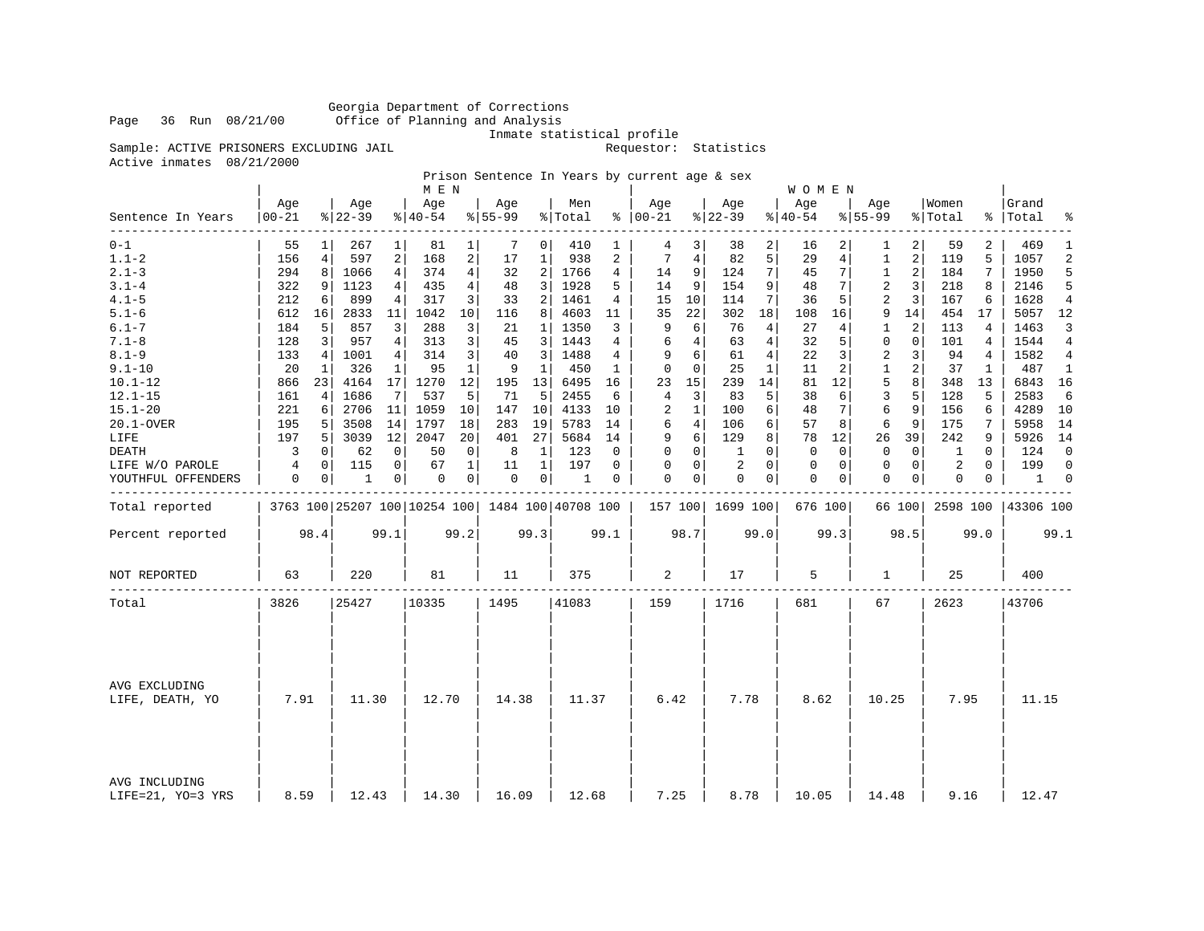Georgia Department of Corrections
Office of Planning and Analysis
Inmate statistical profile

Sample: ACTIVE PRISONERS EXCLUDING JAIL

Requestor: Statistics

Active inmates 08/21/2000

Prison Sentence In Years by current age & sex

| Sentence In Years | MEN Age 00-21 | % | Age 22-39 | % | Age 40-54 | % | Age 55-99 | % | Men Total | % | WOMEN Age 00-21 | % | Age 22-39 | % | Age 40-54 | % | Age 55-99 | % | Women Total | % | Grand Total | % |
|---|---|---|---|---|---|---|---|---|---|---|---|---|---|---|---|---|---|---|---|---|---|---|
| 0-1 | 55 | 1 | 267 | 1 | 81 | 1 | 7 | 0 | 410 | 1 | 4 | 3 | 38 | 2 | 16 | 2 | 1 | 2 | 59 | 2 | 469 | 1 |
| 1.1-2 | 156 | 4 | 597 | 2 | 168 | 2 | 17 | 1 | 938 | 2 | 7 | 4 | 82 | 5 | 29 | 4 | 1 | 2 | 119 | 5 | 1057 | 2 |
| 2.1-3 | 294 | 8 | 1066 | 4 | 374 | 4 | 32 | 2 | 1766 | 4 | 14 | 9 | 124 | 7 | 45 | 7 | 1 | 2 | 184 | 7 | 1950 | 5 |
| 3.1-4 | 322 | 9 | 1123 | 4 | 435 | 4 | 48 | 3 | 1928 | 5 | 14 | 9 | 154 | 9 | 48 | 7 | 2 | 3 | 218 | 8 | 2146 | 5 |
| 4.1-5 | 212 | 6 | 899 | 4 | 317 | 3 | 33 | 2 | 1461 | 4 | 15 | 10 | 114 | 7 | 36 | 5 | 2 | 3 | 167 | 6 | 1628 | 4 |
| 5.1-6 | 612 | 16 | 2833 | 11 | 1042 | 10 | 116 | 8 | 4603 | 11 | 35 | 22 | 302 | 18 | 108 | 16 | 9 | 14 | 454 | 17 | 5057 | 12 |
| 6.1-7 | 184 | 5 | 857 | 3 | 288 | 3 | 21 | 1 | 1350 | 3 | 9 | 6 | 76 | 4 | 27 | 4 | 1 | 2 | 113 | 4 | 1463 | 3 |
| 7.1-8 | 128 | 3 | 957 | 4 | 313 | 3 | 45 | 3 | 1443 | 4 | 6 | 4 | 63 | 4 | 32 | 5 | 0 | 0 | 101 | 4 | 1544 | 4 |
| 8.1-9 | 133 | 4 | 1001 | 4 | 314 | 3 | 40 | 3 | 1488 | 4 | 9 | 6 | 61 | 4 | 22 | 3 | 2 | 3 | 94 | 4 | 1582 | 4 |
| 9.1-10 | 20 | 1 | 326 | 1 | 95 | 1 | 9 | 1 | 450 | 1 | 0 | 0 | 25 | 1 | 11 | 2 | 1 | 2 | 37 | 1 | 487 | 1 |
| 10.1-12 | 866 | 23 | 4164 | 17 | 1270 | 12 | 195 | 13 | 6495 | 16 | 23 | 15 | 239 | 14 | 81 | 12 | 5 | 8 | 348 | 13 | 6843 | 16 |
| 12.1-15 | 161 | 4 | 1686 | 7 | 537 | 5 | 71 | 5 | 2455 | 6 | 4 | 3 | 83 | 5 | 38 | 6 | 3 | 5 | 128 | 5 | 2583 | 6 |
| 15.1-20 | 221 | 6 | 2706 | 11 | 1059 | 10 | 147 | 10 | 4133 | 10 | 2 | 1 | 100 | 6 | 48 | 7 | 6 | 9 | 156 | 6 | 4289 | 10 |
| 20.1-OVER | 195 | 5 | 3508 | 14 | 1797 | 18 | 283 | 19 | 5783 | 14 | 6 | 4 | 106 | 6 | 57 | 8 | 6 | 9 | 175 | 7 | 5958 | 14 |
| LIFE | 197 | 5 | 3039 | 12 | 2047 | 20 | 401 | 27 | 5684 | 14 | 9 | 6 | 129 | 8 | 78 | 12 | 26 | 39 | 242 | 9 | 5926 | 14 |
| DEATH | 3 | 0 | 62 | 0 | 50 | 0 | 8 | 1 | 123 | 0 | 0 | 0 | 1 | 0 | 0 | 0 | 0 | 0 | 1 | 0 | 124 | 0 |
| LIFE W/O PAROLE | 4 | 0 | 115 | 0 | 67 | 1 | 11 | 1 | 197 | 0 | 0 | 0 | 2 | 0 | 0 | 0 | 0 | 0 | 2 | 0 | 199 | 0 |
| YOUTHFUL OFFENDERS | 0 | 0 | 1 | 0 | 0 | 0 | 0 | 0 | 1 | 0 | 0 | 0 | 0 | 0 | 0 | 0 | 0 | 0 | 0 | 0 | 1 | 0 |
| Total reported | 3763 | 100 | 25207 | 100 | 10254 | 100 | 1484 | 100 | 40708 | 100 | 157 | 100 | 1699 | 100 | 676 | 100 | 66 | 100 | 2598 | 100 | 43306 | 100 |
| Percent reported | | 98.4 | | 99.1 | | 99.2 | | 99.3 | | 99.1 | | 98.7 | | 99.0 | | 99.3 | | 98.5 | | 99.0 | | 99.1 |
| NOT REPORTED | 63 | | 220 | | 81 | | 11 | | 375 | | 2 | | 17 | | 5 | | 1 | | 25 | | 400 | |
| Total | 3826 | | 25427 | | 10335 | | 1495 | | 41083 | | 159 | | 1716 | | 681 | | 67 | | 2623 | | 43706 | |
| AVG EXCLUDING LIFE, DEATH, YO | 7.91 | | 11.30 | | 12.70 | | 14.38 | | 11.37 | | 6.42 | | 7.78 | | 8.62 | | 10.25 | | 7.95 | | 11.15 | |
| AVG INCLUDING LIFE=21, YO=3 YRS | 8.59 | | 12.43 | | 14.30 | | 16.09 | | 12.68 | | 7.25 | | 8.78 | | 10.05 | | 14.48 | | 9.16 | | 12.47 | |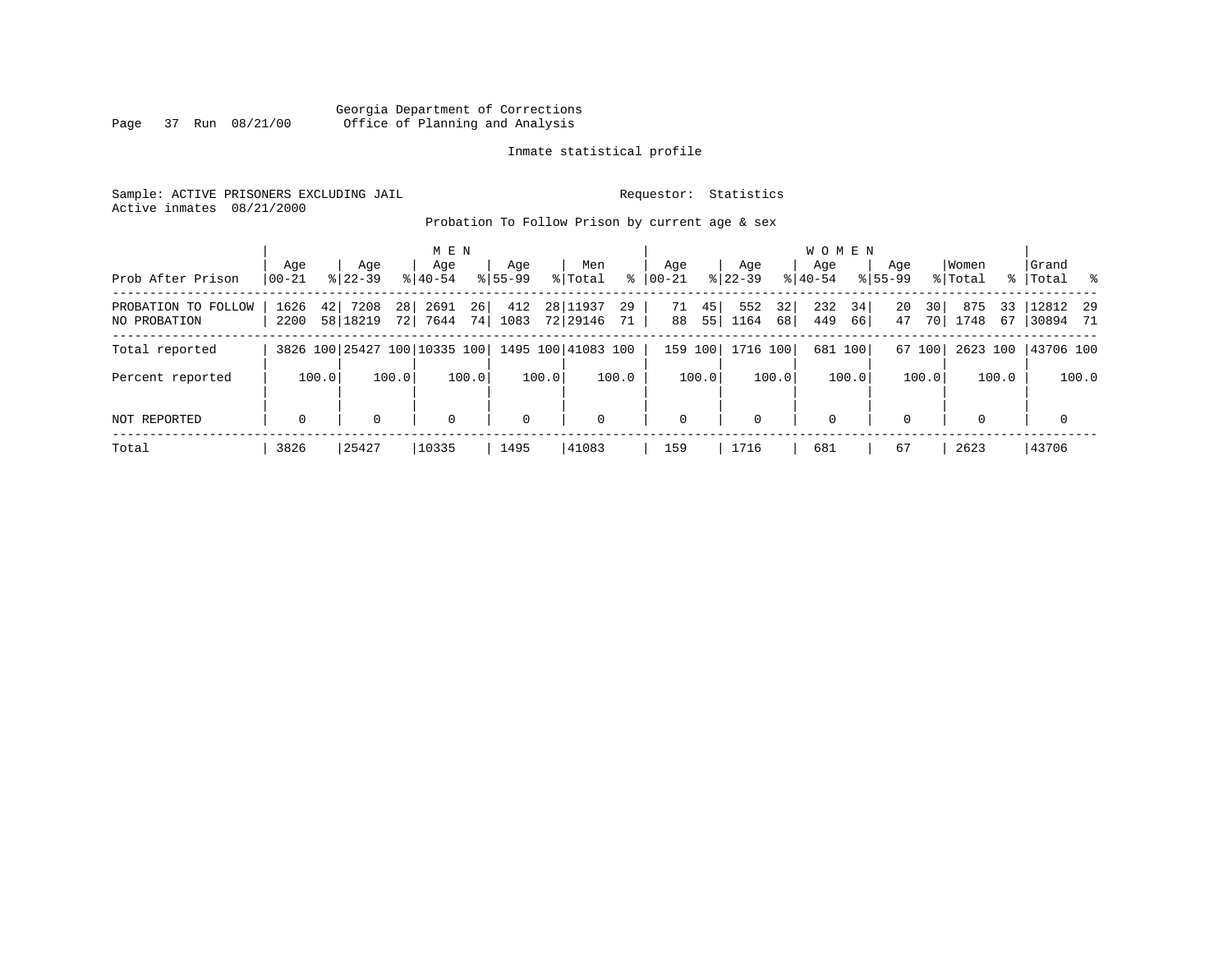Georgia Department of Corrections
Office of Planning and Analysis

Inmate statistical profile

Sample: ACTIVE PRISONERS EXCLUDING JAIL    Requestor: Statistics
Active inmates 08/21/2000

Probation To Follow Prison by current age & sex

| | MEN | | | | | | | | | | WOMEN | | | | | | | | | | | |
|---|---|---|---|---|---|---|---|---|---|---|---|---|---|---|---|---|---|---|---|---|---|---|
| Prob After Prison | Age 00-21 | % | Age 22-39 | % | Age 40-54 | % | Age 55-99 | % | Men Total | % | Age 00-21 | % | Age 22-39 | % | Age 40-54 | % | Age 55-99 | % | Women Total | % | Grand Total | % |
| PROBATION TO FOLLOW | 1626 | 42 | 7208 | 28 | 2691 | 26 | 412 | 28 | 11937 | 29 | 71 | 45 | 552 | 32 | 232 | 34 | 20 | 30 | 875 | 33 | 12812 | 29 |
| NO PROBATION | 2200 | 58 | 18219 | 72 | 7644 | 74 | 1083 | 72 | 29146 | 71 | 88 | 55 | 1164 | 68 | 449 | 66 | 47 | 70 | 1748 | 67 | 30894 | 71 |
| Total reported | 3826 | 100 | 25427 | 100 | 10335 | 100 | 1495 | 100 | 41083 | 100 | 159 | 100 | 1716 | 100 | 681 | 100 | 67 | 100 | 2623 | 100 | 43706 | 100 |
| Percent reported | | 100.0 | | 100.0 | | 100.0 | | 100.0 | | 100.0 | | 100.0 | | 100.0 | | 100.0 | | 100.0 | | 100.0 | | 100.0 |
| NOT REPORTED | 0 | | 0 | | 0 | | 0 | | 0 | | 0 | | 0 | | 0 | | 0 | | 0 | | 0 | |
| Total | 3826 | | 25427 | | 10335 | | 1495 | | 41083 | | 159 | | 1716 | | 681 | | 67 | | 2623 | | 43706 | |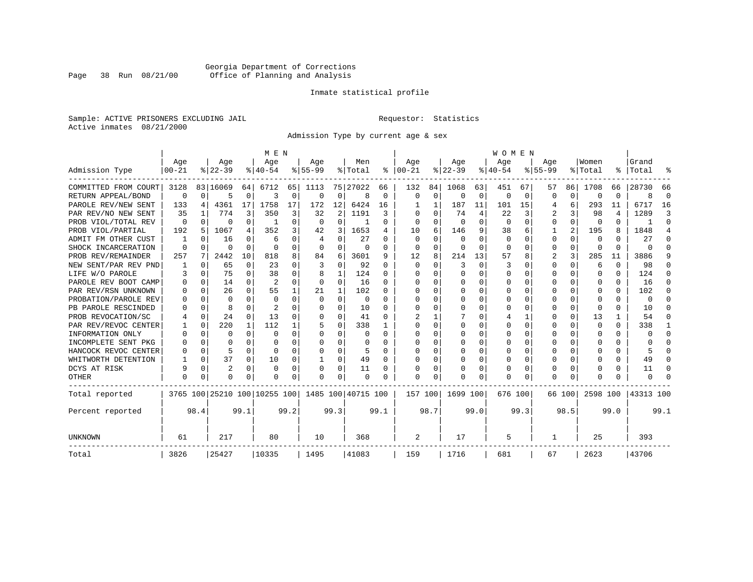Georgia Department of Corrections
Office of Planning and Analysis

Inmate statistical profile

Sample: ACTIVE PRISONERS EXCLUDING JAIL

Requestor: Statistics

Active inmates 08/21/2000

Admission Type by current age & sex

| Admission Type | MEN Age 00-21 | % | Age 22-39 | % | Age 40-54 | % | Age 55-99 | % | Men Total | % | WOMEN Age 00-21 | % | Age 22-39 | % | Age 40-54 | % | Age 55-99 | % | Women Total | % | Grand Total | % |
|---|---|---|---|---|---|---|---|---|---|---|---|---|---|---|---|---|---|---|---|---|---|---|
| COMMITTED FROM COURT | 3128 | 83 | 16069 | 64 | 6712 | 65 | 1113 | 75 | 27022 | 66 | 132 | 84 | 1068 | 63 | 451 | 67 | 57 | 86 | 1708 | 66 | 28730 | 66 |
| RETURN APPEAL/BOND | 0 | 0 | 5 | 0 | 3 | 0 | 0 | 0 | 8 | 0 | 0 | 0 | 0 | 0 | 0 | 0 | 0 | 0 | 0 | 0 | 8 | 0 |
| PAROLE REV/NEW SENT | 133 | 4 | 4361 | 17 | 1758 | 17 | 172 | 12 | 6424 | 16 | 1 | 1 | 187 | 11 | 101 | 15 | 4 | 6 | 293 | 11 | 6717 | 16 |
| PAR REV/NO NEW SENT | 35 | 1 | 774 | 3 | 350 | 3 | 32 | 2 | 1191 | 3 | 0 | 0 | 74 | 4 | 22 | 3 | 2 | 3 | 98 | 4 | 1289 | 3 |
| PROB VIOL/TOTAL REV | 0 | 0 | 0 | 0 | 1 | 0 | 0 | 0 | 1 | 0 | 0 | 0 | 0 | 0 | 0 | 0 | 0 | 0 | 0 | 0 | 1 | 0 |
| PROB VIOL/PARTIAL | 192 | 5 | 1067 | 4 | 352 | 3 | 42 | 3 | 1653 | 4 | 10 | 6 | 146 | 9 | 38 | 6 | 1 | 2 | 195 | 8 | 1848 | 4 |
| ADMIT FM OTHER CUST | 1 | 0 | 16 | 0 | 6 | 0 | 4 | 0 | 27 | 0 | 0 | 0 | 0 | 0 | 0 | 0 | 0 | 0 | 0 | 0 | 27 | 0 |
| SHOCK INCARCERATION | 0 | 0 | 0 | 0 | 0 | 0 | 0 | 0 | 0 | 0 | 0 | 0 | 0 | 0 | 0 | 0 | 0 | 0 | 0 | 0 | 0 | 0 |
| PROB REV/REMAINDER | 257 | 7 | 2442 | 10 | 818 | 8 | 84 | 6 | 3601 | 9 | 12 | 8 | 214 | 13 | 57 | 8 | 2 | 3 | 285 | 11 | 3886 | 9 |
| NEW SENT/PAR REV PND | 1 | 0 | 65 | 0 | 23 | 0 | 3 | 0 | 92 | 0 | 0 | 0 | 3 | 0 | 3 | 0 | 0 | 0 | 6 | 0 | 98 | 0 |
| LIFE W/O PAROLE | 3 | 0 | 75 | 0 | 38 | 0 | 8 | 1 | 124 | 0 | 0 | 0 | 0 | 0 | 0 | 0 | 0 | 0 | 0 | 0 | 124 | 0 |
| PAROLE REV BOOT CAMP | 0 | 0 | 14 | 0 | 2 | 0 | 0 | 0 | 16 | 0 | 0 | 0 | 0 | 0 | 0 | 0 | 0 | 0 | 0 | 0 | 16 | 0 |
| PAR REV/RSN UNKNOWN | 0 | 0 | 26 | 0 | 55 | 1 | 21 | 1 | 102 | 0 | 0 | 0 | 0 | 0 | 0 | 0 | 0 | 0 | 0 | 0 | 102 | 0 |
| PROBATION/PAROLE REV | 0 | 0 | 0 | 0 | 0 | 0 | 0 | 0 | 0 | 0 | 0 | 0 | 0 | 0 | 0 | 0 | 0 | 0 | 0 | 0 | 0 | 0 |
| PB PAROLE RESCINDED | 0 | 0 | 8 | 0 | 2 | 0 | 0 | 0 | 10 | 0 | 0 | 0 | 0 | 0 | 0 | 0 | 0 | 0 | 0 | 0 | 10 | 0 |
| PROB REVOCATION/SC | 4 | 0 | 24 | 0 | 13 | 0 | 0 | 0 | 41 | 0 | 2 | 1 | 7 | 0 | 4 | 1 | 0 | 0 | 13 | 1 | 54 | 0 |
| PAR REV/REVOC CENTER | 1 | 0 | 220 | 1 | 112 | 1 | 5 | 0 | 338 | 1 | 0 | 0 | 0 | 0 | 0 | 0 | 0 | 0 | 0 | 0 | 338 | 1 |
| INFORMATION ONLY | 0 | 0 | 0 | 0 | 0 | 0 | 0 | 0 | 0 | 0 | 0 | 0 | 0 | 0 | 0 | 0 | 0 | 0 | 0 | 0 | 0 | 0 |
| INCOMPLETE SENT PKG | 0 | 0 | 0 | 0 | 0 | 0 | 0 | 0 | 0 | 0 | 0 | 0 | 0 | 0 | 0 | 0 | 0 | 0 | 0 | 0 | 0 | 0 |
| HANCOCK REVOC CENTER | 0 | 0 | 5 | 0 | 0 | 0 | 0 | 0 | 5 | 0 | 0 | 0 | 0 | 0 | 0 | 0 | 0 | 0 | 0 | 0 | 5 | 0 |
| WHITWORTH DETENTION | 1 | 0 | 37 | 0 | 10 | 0 | 1 | 0 | 49 | 0 | 0 | 0 | 0 | 0 | 0 | 0 | 0 | 0 | 0 | 0 | 49 | 0 |
| DCYS AT RISK | 9 | 0 | 2 | 0 | 0 | 0 | 0 | 0 | 11 | 0 | 0 | 0 | 0 | 0 | 0 | 0 | 0 | 0 | 0 | 0 | 11 | 0 |
| OTHER | 0 | 0 | 0 | 0 | 0 | 0 | 0 | 0 | 0 | 0 | 0 | 0 | 0 | 0 | 0 | 0 | 0 | 0 | 0 | 0 | 0 | 0 |
| Total reported | 3765 | 100 | 25210 | 100 | 10255 | 100 | 1485 | 100 | 40715 | 100 | 157 | 100 | 1699 | 100 | 676 | 100 | 66 | 100 | 2598 | 100 | 43313 | 100 |
| Percent reported | | 98.4 | | 99.1 | | 99.2 | | 99.3 | | 99.1 | | 98.7 | | 99.0 | | 99.3 | | 98.5 | | 99.0 | | 99.1 |
| UNKNOWN | 61 | | 217 | | 80 | | 10 | | 368 | | 2 | | 17 | | 5 | | 1 | | 25 | | 393 | |
| Total | 3826 | | 25427 | | 10335 | | 1495 | | 41083 | | 159 | | 1716 | | 681 | | 67 | | 2623 | | 43706 | |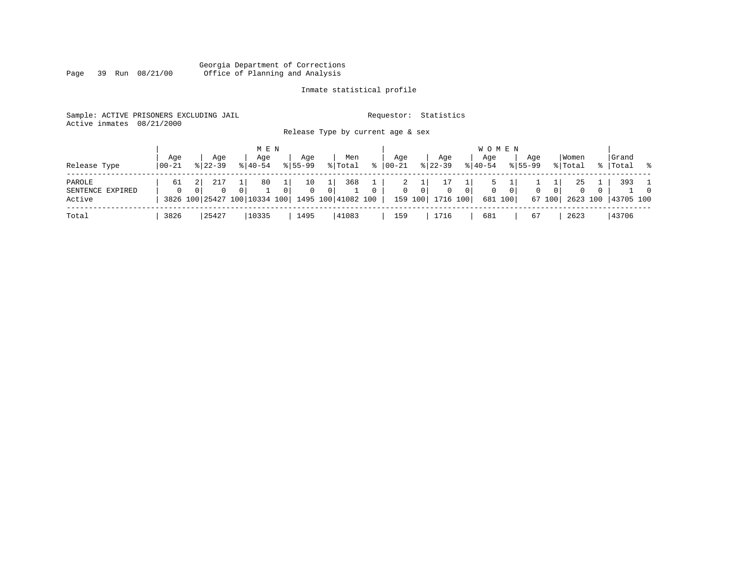Georgia Department of Corrections
Office of Planning and Analysis

Inmate statistical profile

Sample: ACTIVE PRISONERS EXCLUDING JAIL    Requestor: Statistics
Active inmates 08/21/2000

Release Type by current age & sex

| Release Type | MEN Age 00-21 | % | Age 22-39 | % | Age 40-54 | % | Age 55-99 | % | Men Total | % | WOMEN Age 00-21 | % | Age 22-39 | % | Age 40-54 | % | Age 55-99 | % | Women Total | % | Grand Total | % |
|---|---|---|---|---|---|---|---|---|---|---|---|---|---|---|---|---|---|---|---|---|---|---|
| PAROLE | 61 | 2 | 217 | 1 | 80 | 1 | 10 | 1 | 368 | 1 | 2 | 1 | 17 | 1 | 5 | 1 | 1 | 1 | 25 | 1 | 393 | 1 |
| SENTENCE EXPIRED | 0 | 0 | 0 | 0 | 1 | 0 | 0 | 0 | 1 | 0 | 0 | 0 | 0 | 0 | 0 | 0 | 0 | 0 | 0 | 0 | 1 | 0 |
| Active | 3826 | 100 | 25427 | 100 | 10334 | 100 | 1495 | 100 | 41082 | 100 | 159 | 100 | 1716 | 100 | 681 | 100 | 67 | 100 | 2623 | 100 | 43705 | 100 |
| Total | 3826 | | 25427 | | 10335 | | 1495 | | 41083 | | 159 | | 1716 | | 681 | | 67 | | 2623 | | 43706 | |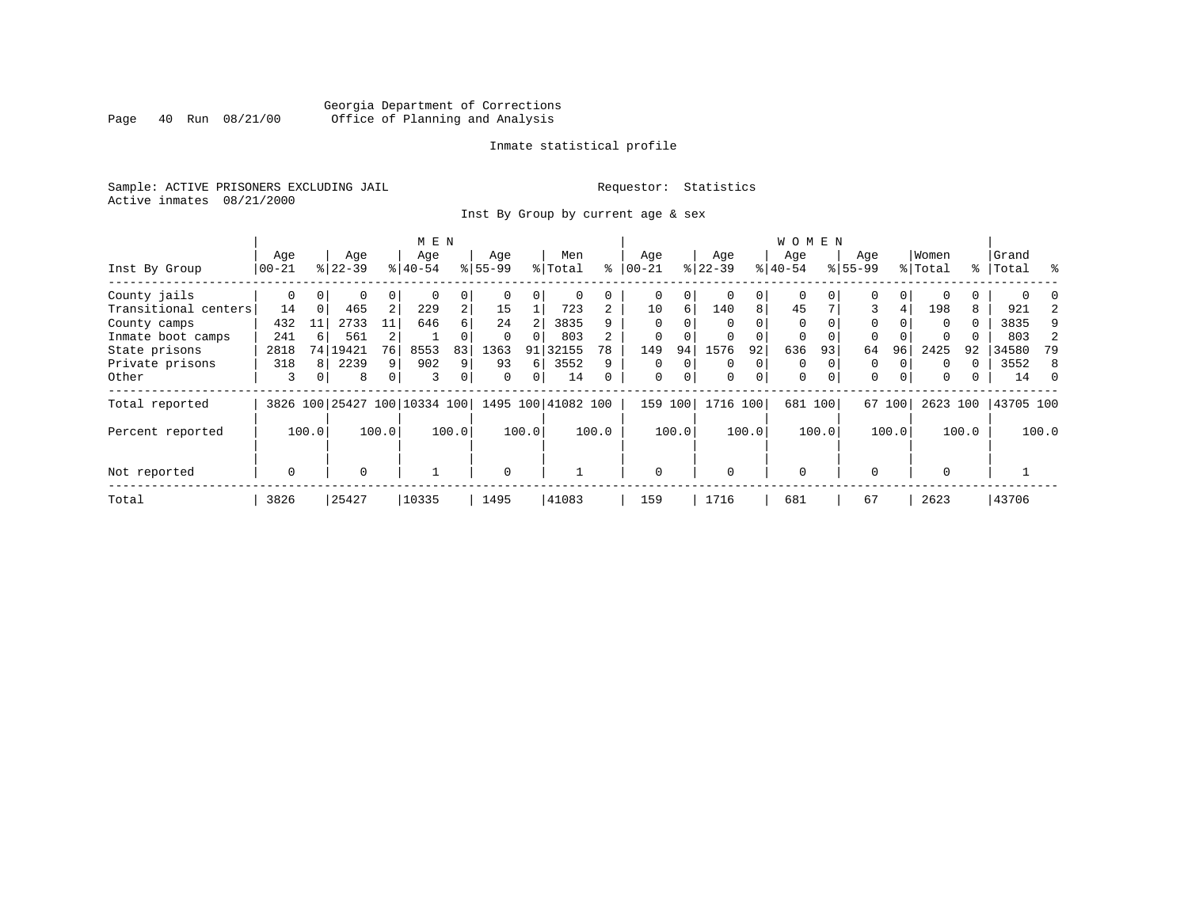Georgia Department of Corrections
Office of Planning and Analysis

Inmate statistical profile

Sample: ACTIVE PRISONERS EXCLUDING JAIL                                  Requestor:  Statistics
Active inmates  08/21/2000

Inst By Group by current age & sex

| Inst By Group | MEN Age 00-21 | % | Age 22-39 | % | Age 40-54 | % | Age 55-99 | % | Men Total | % | WOMEN Age 00-21 | % | Age 22-39 | % | Age 40-54 | % | Age 55-99 | % | Women Total | % | Grand Total | % |
|---|---|---|---|---|---|---|---|---|---|---|---|---|---|---|---|---|---|---|---|---|---|---|
| County jails | 0 | 0 | 0 | 0 | 0 | 0 | 0 | 0 | 0 | 0 | 0 | 0 | 0 | 0 | 0 | 0 | 0 | 0 | 0 | 0 | 0 | 0 |
| Transitional centers | 14 | 0 | 465 | 2 | 229 | 2 | 15 | 1 | 723 | 2 | 10 | 6 | 140 | 8 | 45 | 7 | 3 | 4 | 198 | 8 | 921 | 2 |
| County camps | 432 | 11 | 2733 | 11 | 646 | 6 | 24 | 2 | 3835 | 9 | 0 | 0 | 0 | 0 | 0 | 0 | 0 | 0 | 0 | 0 | 3835 | 9 |
| Inmate boot camps | 241 | 6 | 561 | 2 | 1 | 0 | 0 | 0 | 803 | 2 | 0 | 0 | 0 | 0 | 0 | 0 | 0 | 0 | 0 | 0 | 803 | 2 |
| State prisons | 2818 | 74 | 19421 | 76 | 8553 | 83 | 1363 | 91 | 32155 | 78 | 149 | 94 | 1576 | 92 | 636 | 93 | 64 | 96 | 2425 | 92 | 34580 | 79 |
| Private prisons | 318 | 8 | 2239 | 9 | 902 | 9 | 93 | 6 | 3552 | 9 | 0 | 0 | 0 | 0 | 0 | 0 | 0 | 0 | 0 | 0 | 3552 | 8 |
| Other | 3 | 0 | 8 | 0 | 3 | 0 | 0 | 0 | 14 | 0 | 0 | 0 | 0 | 0 | 0 | 0 | 0 | 0 | 0 | 0 | 14 | 0 |
| Total reported | 3826 | 100 | 25427 | 100 | 10334 | 100 | 1495 | 100 | 41082 | 100 | 159 | 100 | 1716 | 100 | 681 | 100 | 67 | 100 | 2623 | 100 | 43705 | 100 |
| Percent reported | | 100.0 | | 100.0 | | 100.0 | | 100.0 | | 100.0 | | 100.0 | | 100.0 | | 100.0 | | 100.0 | | 100.0 | | 100.0 |
| Not reported | 0 | | 0 | | 1 | | 0 | | 1 | | 0 | | 0 | | 0 | | 0 | | 0 | | 1 | |
| Total | 3826 | | 25427 | | 10335 | | 1495 | | 41083 | | 159 | | 1716 | | 681 | | 67 | | 2623 | | 43706 | |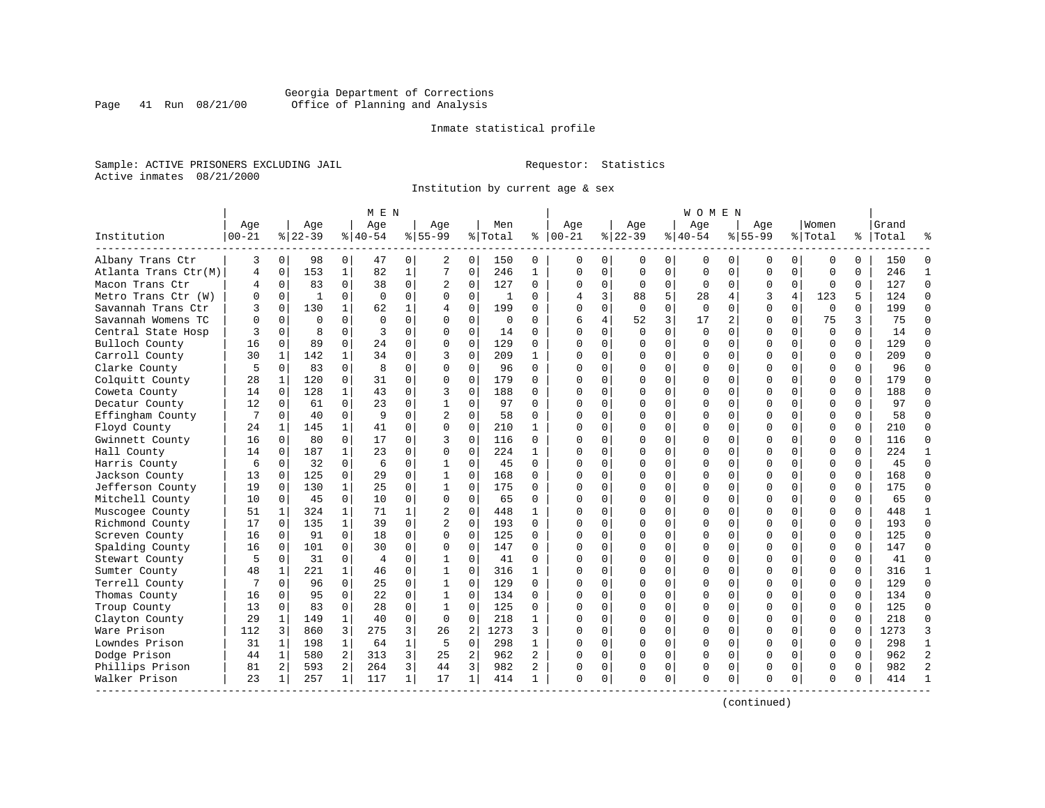Georgia Department of Corrections
Office of Planning and Analysis

Inmate statistical profile

Sample: ACTIVE PRISONERS EXCLUDING JAIL

Requestor: Statistics

Active inmates 08/21/2000

Institution by current age & sex

| Institution | MEN Age 00-21 | % | Age 22-39 | % | Age 40-54 | % | Age 55-99 | % | Men Total | % | WOMEN Age 00-21 | % | Age 22-39 | % | Age 40-54 | % | Age 55-99 | % | Women Total | % | Grand Total | % |
|---|---|---|---|---|---|---|---|---|---|---|---|---|---|---|---|---|---|---|---|---|---|---|
| Albany Trans Ctr | 3 | 0 | 98 | 0 | 47 | 0 | 2 | 0 | 150 | 0 | 0 | 0 | 0 | 0 | 0 | 0 | 0 | 0 | 0 | 0 | 150 | 0 |
| Atlanta Trans Ctr(M) | 4 | 0 | 153 | 1 | 82 | 1 | 7 | 0 | 246 | 1 | 0 | 0 | 0 | 0 | 0 | 0 | 0 | 0 | 0 | 0 | 246 | 1 |
| Macon Trans Ctr | 4 | 0 | 83 | 0 | 38 | 0 | 2 | 0 | 127 | 0 | 0 | 0 | 0 | 0 | 0 | 0 | 0 | 0 | 0 | 0 | 127 | 0 |
| Metro Trans Ctr (W) | 0 | 0 | 1 | 0 | 0 | 0 | 0 | 0 | 1 | 0 | 4 | 3 | 88 | 5 | 28 | 4 | 3 | 4 | 123 | 5 | 124 | 0 |
| Savannah Trans Ctr | 3 | 0 | 130 | 1 | 62 | 1 | 4 | 0 | 199 | 0 | 0 | 0 | 0 | 0 | 0 | 0 | 0 | 0 | 0 | 0 | 199 | 0 |
| Savannah Womens TC | 0 | 0 | 0 | 0 | 0 | 0 | 0 | 0 | 0 | 0 | 6 | 4 | 52 | 3 | 17 | 2 | 0 | 0 | 75 | 3 | 75 | 0 |
| Central State Hosp | 3 | 0 | 8 | 0 | 3 | 0 | 0 | 0 | 14 | 0 | 0 | 0 | 0 | 0 | 0 | 0 | 0 | 0 | 0 | 0 | 14 | 0 |
| Bulloch County | 16 | 0 | 89 | 0 | 24 | 0 | 0 | 0 | 129 | 0 | 0 | 0 | 0 | 0 | 0 | 0 | 0 | 0 | 0 | 0 | 129 | 0 |
| Carroll County | 30 | 1 | 142 | 1 | 34 | 0 | 3 | 0 | 209 | 1 | 0 | 0 | 0 | 0 | 0 | 0 | 0 | 0 | 0 | 0 | 209 | 0 |
| Clarke County | 5 | 0 | 83 | 0 | 8 | 0 | 0 | 0 | 96 | 0 | 0 | 0 | 0 | 0 | 0 | 0 | 0 | 0 | 0 | 0 | 96 | 0 |
| Colquitt County | 28 | 1 | 120 | 0 | 31 | 0 | 0 | 0 | 179 | 0 | 0 | 0 | 0 | 0 | 0 | 0 | 0 | 0 | 0 | 0 | 179 | 0 |
| Coweta County | 14 | 0 | 128 | 1 | 43 | 0 | 3 | 0 | 188 | 0 | 0 | 0 | 0 | 0 | 0 | 0 | 0 | 0 | 0 | 0 | 188 | 0 |
| Decatur County | 12 | 0 | 61 | 0 | 23 | 0 | 1 | 0 | 97 | 0 | 0 | 0 | 0 | 0 | 0 | 0 | 0 | 0 | 0 | 0 | 97 | 0 |
| Effingham County | 7 | 0 | 40 | 0 | 9 | 0 | 2 | 0 | 58 | 0 | 0 | 0 | 0 | 0 | 0 | 0 | 0 | 0 | 0 | 0 | 58 | 0 |
| Floyd County | 24 | 1 | 145 | 1 | 41 | 0 | 0 | 0 | 210 | 1 | 0 | 0 | 0 | 0 | 0 | 0 | 0 | 0 | 0 | 0 | 210 | 0 |
| Gwinnett County | 16 | 0 | 80 | 0 | 17 | 0 | 3 | 0 | 116 | 0 | 0 | 0 | 0 | 0 | 0 | 0 | 0 | 0 | 0 | 0 | 116 | 0 |
| Hall County | 14 | 0 | 187 | 1 | 23 | 0 | 0 | 0 | 224 | 1 | 0 | 0 | 0 | 0 | 0 | 0 | 0 | 0 | 0 | 0 | 224 | 1 |
| Harris County | 6 | 0 | 32 | 0 | 6 | 0 | 1 | 0 | 45 | 0 | 0 | 0 | 0 | 0 | 0 | 0 | 0 | 0 | 0 | 0 | 45 | 0 |
| Jackson County | 13 | 0 | 125 | 0 | 29 | 0 | 1 | 0 | 168 | 0 | 0 | 0 | 0 | 0 | 0 | 0 | 0 | 0 | 0 | 0 | 168 | 0 |
| Jefferson County | 19 | 0 | 130 | 1 | 25 | 0 | 1 | 0 | 175 | 0 | 0 | 0 | 0 | 0 | 0 | 0 | 0 | 0 | 0 | 0 | 175 | 0 |
| Mitchell County | 10 | 0 | 45 | 0 | 10 | 0 | 0 | 0 | 65 | 0 | 0 | 0 | 0 | 0 | 0 | 0 | 0 | 0 | 0 | 0 | 65 | 0 |
| Muscogee County | 51 | 1 | 324 | 1 | 71 | 1 | 2 | 0 | 448 | 1 | 0 | 0 | 0 | 0 | 0 | 0 | 0 | 0 | 0 | 0 | 448 | 1 |
| Richmond County | 17 | 0 | 135 | 1 | 39 | 0 | 2 | 0 | 193 | 0 | 0 | 0 | 0 | 0 | 0 | 0 | 0 | 0 | 0 | 0 | 193 | 0 |
| Screven County | 16 | 0 | 91 | 0 | 18 | 0 | 0 | 0 | 125 | 0 | 0 | 0 | 0 | 0 | 0 | 0 | 0 | 0 | 0 | 0 | 125 | 0 |
| Spalding County | 16 | 0 | 101 | 0 | 30 | 0 | 0 | 0 | 147 | 0 | 0 | 0 | 0 | 0 | 0 | 0 | 0 | 0 | 0 | 0 | 147 | 0 |
| Stewart County | 5 | 0 | 31 | 0 | 4 | 0 | 1 | 0 | 41 | 0 | 0 | 0 | 0 | 0 | 0 | 0 | 0 | 0 | 0 | 0 | 41 | 0 |
| Sumter County | 48 | 1 | 221 | 1 | 46 | 0 | 1 | 0 | 316 | 1 | 0 | 0 | 0 | 0 | 0 | 0 | 0 | 0 | 0 | 0 | 316 | 1 |
| Terrell County | 7 | 0 | 96 | 0 | 25 | 0 | 1 | 0 | 129 | 0 | 0 | 0 | 0 | 0 | 0 | 0 | 0 | 0 | 0 | 0 | 129 | 0 |
| Thomas County | 16 | 0 | 95 | 0 | 22 | 0 | 1 | 0 | 134 | 0 | 0 | 0 | 0 | 0 | 0 | 0 | 0 | 0 | 0 | 0 | 134 | 0 |
| Troup County | 13 | 0 | 83 | 0 | 28 | 0 | 1 | 0 | 125 | 0 | 0 | 0 | 0 | 0 | 0 | 0 | 0 | 0 | 0 | 0 | 125 | 0 |
| Clayton County | 29 | 1 | 149 | 1 | 40 | 0 | 0 | 0 | 218 | 1 | 0 | 0 | 0 | 0 | 0 | 0 | 0 | 0 | 0 | 0 | 218 | 0 |
| Ware Prison | 112 | 3 | 860 | 3 | 275 | 3 | 26 | 2 | 1273 | 3 | 0 | 0 | 0 | 0 | 0 | 0 | 0 | 0 | 0 | 0 | 1273 | 3 |
| Lowndes Prison | 31 | 1 | 198 | 1 | 64 | 1 | 5 | 0 | 298 | 1 | 0 | 0 | 0 | 0 | 0 | 0 | 0 | 0 | 0 | 0 | 298 | 1 |
| Dodge Prison | 44 | 1 | 580 | 2 | 313 | 3 | 25 | 2 | 962 | 2 | 0 | 0 | 0 | 0 | 0 | 0 | 0 | 0 | 0 | 0 | 962 | 2 |
| Phillips Prison | 81 | 2 | 593 | 2 | 264 | 3 | 44 | 3 | 982 | 2 | 0 | 0 | 0 | 0 | 0 | 0 | 0 | 0 | 0 | 0 | 982 | 2 |
| Walker Prison | 23 | 1 | 257 | 1 | 117 | 1 | 17 | 1 | 414 | 1 | 0 | 0 | 0 | 0 | 0 | 0 | 0 | 0 | 0 | 0 | 414 | 1 |

(continued)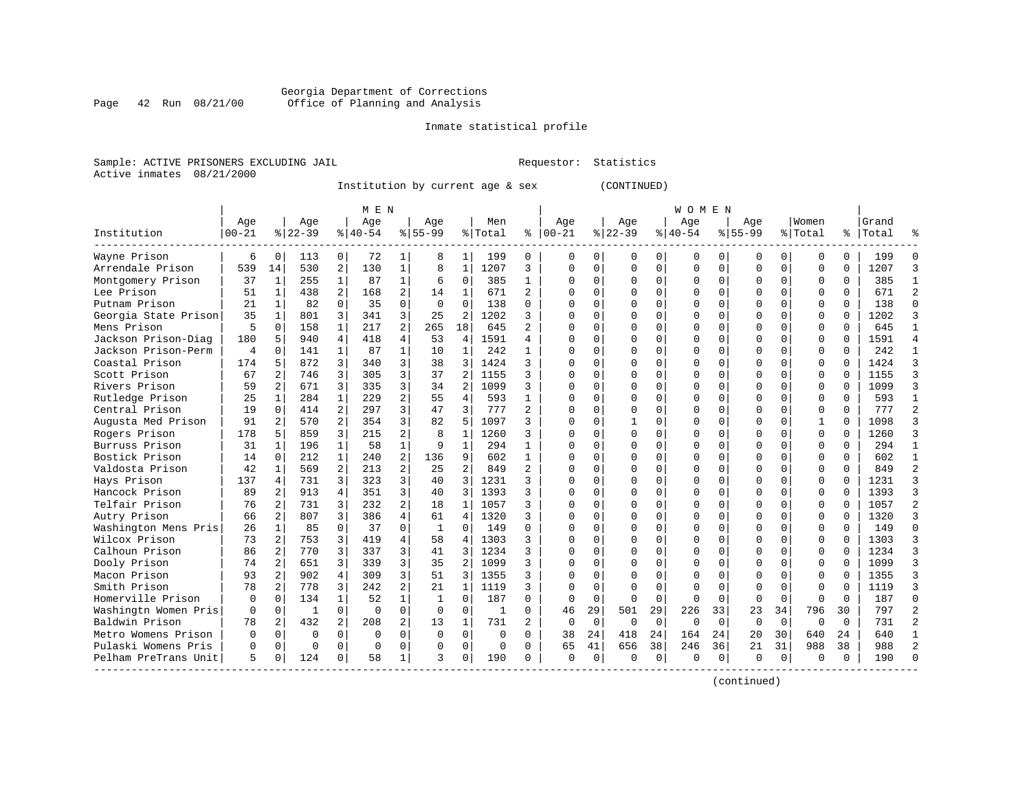Georgia Department of Corrections
Office of Planning and Analysis

Inmate statistical profile

Sample: ACTIVE PRISONERS EXCLUDING JAIL    Requestor: Statistics
Active inmates 08/21/2000

Institution by current age & sex (CONTINUED)

| Institution | MEN Age 00-21 | % | Age 22-39 | % | Age 40-54 | % | Age 55-99 | % | Men Total | % | WOMEN Age 00-21 | % | Age 22-39 | % | Age 40-54 | % | Age 55-99 | % | Women Total | % | Grand Total | % |
|---|---|---|---|---|---|---|---|---|---|---|---|---|---|---|---|---|---|---|---|---|---|---|
| Wayne Prison | 6 | 0 | 113 | 0 | 72 | 1 | 8 | 1 | 199 | 0 | 0 | 0 | 0 | 0 | 0 | 0 | 0 | 0 | 0 | 0 | 199 | 0 |
| Arrendale Prison | 539 | 14 | 530 | 2 | 130 | 1 | 8 | 1 | 1207 | 3 | 0 | 0 | 0 | 0 | 0 | 0 | 0 | 0 | 0 | 0 | 1207 | 3 |
| Montgomery Prison | 37 | 1 | 255 | 1 | 87 | 1 | 6 | 0 | 385 | 1 | 0 | 0 | 0 | 0 | 0 | 0 | 0 | 0 | 0 | 0 | 385 | 1 |
| Lee Prison | 51 | 1 | 438 | 2 | 168 | 2 | 14 | 1 | 671 | 2 | 0 | 0 | 0 | 0 | 0 | 0 | 0 | 0 | 0 | 0 | 671 | 2 |
| Putnam Prison | 21 | 1 | 82 | 0 | 35 | 0 | 0 | 0 | 138 | 0 | 0 | 0 | 0 | 0 | 0 | 0 | 0 | 0 | 0 | 0 | 138 | 0 |
| Georgia State Prison | 35 | 1 | 801 | 3 | 341 | 3 | 25 | 2 | 1202 | 3 | 0 | 0 | 0 | 0 | 0 | 0 | 0 | 0 | 0 | 0 | 1202 | 3 |
| Mens Prison | 5 | 0 | 158 | 1 | 217 | 2 | 265 | 18 | 645 | 2 | 0 | 0 | 0 | 0 | 0 | 0 | 0 | 0 | 0 | 0 | 645 | 1 |
| Jackson Prison-Diag | 180 | 5 | 940 | 4 | 418 | 4 | 53 | 4 | 1591 | 4 | 0 | 0 | 0 | 0 | 0 | 0 | 0 | 0 | 0 | 0 | 1591 | 4 |
| Jackson Prison-Perm | 4 | 0 | 141 | 1 | 87 | 1 | 10 | 1 | 242 | 1 | 0 | 0 | 0 | 0 | 0 | 0 | 0 | 0 | 0 | 0 | 242 | 1 |
| Coastal Prison | 174 | 5 | 872 | 3 | 340 | 3 | 38 | 3 | 1424 | 3 | 0 | 0 | 0 | 0 | 0 | 0 | 0 | 0 | 0 | 0 | 1424 | 3 |
| Scott Prison | 67 | 2 | 746 | 3 | 305 | 3 | 37 | 2 | 1155 | 3 | 0 | 0 | 0 | 0 | 0 | 0 | 0 | 0 | 0 | 0 | 1155 | 3 |
| Rivers Prison | 59 | 2 | 671 | 3 | 335 | 3 | 34 | 2 | 1099 | 3 | 0 | 0 | 0 | 0 | 0 | 0 | 0 | 0 | 0 | 0 | 1099 | 3 |
| Rutledge Prison | 25 | 1 | 284 | 1 | 229 | 2 | 55 | 4 | 593 | 1 | 0 | 0 | 0 | 0 | 0 | 0 | 0 | 0 | 0 | 0 | 593 | 1 |
| Central Prison | 19 | 0 | 414 | 2 | 297 | 3 | 47 | 3 | 777 | 2 | 0 | 0 | 0 | 0 | 0 | 0 | 0 | 0 | 0 | 0 | 777 | 2 |
| Augusta Med Prison | 91 | 2 | 570 | 2 | 354 | 3 | 82 | 5 | 1097 | 3 | 0 | 0 | 1 | 0 | 0 | 0 | 0 | 0 | 1 | 0 | 1098 | 3 |
| Rogers Prison | 178 | 5 | 859 | 3 | 215 | 2 | 8 | 1 | 1260 | 3 | 0 | 0 | 0 | 0 | 0 | 0 | 0 | 0 | 0 | 0 | 1260 | 3 |
| Burruss Prison | 31 | 1 | 196 | 1 | 58 | 1 | 9 | 1 | 294 | 1 | 0 | 0 | 0 | 0 | 0 | 0 | 0 | 0 | 0 | 0 | 294 | 1 |
| Bostick Prison | 14 | 0 | 212 | 1 | 240 | 2 | 136 | 9 | 602 | 1 | 0 | 0 | 0 | 0 | 0 | 0 | 0 | 0 | 0 | 0 | 602 | 1 |
| Valdosta Prison | 42 | 1 | 569 | 2 | 213 | 2 | 25 | 2 | 849 | 2 | 0 | 0 | 0 | 0 | 0 | 0 | 0 | 0 | 0 | 0 | 849 | 2 |
| Hays Prison | 137 | 4 | 731 | 3 | 323 | 3 | 40 | 3 | 1231 | 3 | 0 | 0 | 0 | 0 | 0 | 0 | 0 | 0 | 0 | 0 | 1231 | 3 |
| Hancock Prison | 89 | 2 | 913 | 4 | 351 | 3 | 40 | 3 | 1393 | 3 | 0 | 0 | 0 | 0 | 0 | 0 | 0 | 0 | 0 | 0 | 1393 | 3 |
| Telfair Prison | 76 | 2 | 731 | 3 | 232 | 2 | 18 | 1 | 1057 | 3 | 0 | 0 | 0 | 0 | 0 | 0 | 0 | 0 | 0 | 0 | 1057 | 2 |
| Autry Prison | 66 | 2 | 807 | 3 | 386 | 4 | 61 | 4 | 1320 | 3 | 0 | 0 | 0 | 0 | 0 | 0 | 0 | 0 | 0 | 0 | 1320 | 3 |
| Washington Mens Pris | 26 | 1 | 85 | 0 | 37 | 0 | 1 | 0 | 149 | 0 | 0 | 0 | 0 | 0 | 0 | 0 | 0 | 0 | 0 | 0 | 149 | 0 |
| Wilcox Prison | 73 | 2 | 753 | 3 | 419 | 4 | 58 | 4 | 1303 | 3 | 0 | 0 | 0 | 0 | 0 | 0 | 0 | 0 | 0 | 0 | 1303 | 3 |
| Calhoun Prison | 86 | 2 | 770 | 3 | 337 | 3 | 41 | 3 | 1234 | 3 | 0 | 0 | 0 | 0 | 0 | 0 | 0 | 0 | 0 | 0 | 1234 | 3 |
| Dooly Prison | 74 | 2 | 651 | 3 | 339 | 3 | 35 | 2 | 1099 | 3 | 0 | 0 | 0 | 0 | 0 | 0 | 0 | 0 | 0 | 0 | 1099 | 3 |
| Macon Prison | 93 | 2 | 902 | 4 | 309 | 3 | 51 | 3 | 1355 | 3 | 0 | 0 | 0 | 0 | 0 | 0 | 0 | 0 | 0 | 0 | 1355 | 3 |
| Smith Prison | 78 | 2 | 778 | 3 | 242 | 2 | 21 | 1 | 1119 | 3 | 0 | 0 | 0 | 0 | 0 | 0 | 0 | 0 | 0 | 0 | 1119 | 3 |
| Homerville Prison | 0 | 0 | 134 | 1 | 52 | 1 | 1 | 0 | 187 | 0 | 0 | 0 | 0 | 0 | 0 | 0 | 0 | 0 | 0 | 0 | 187 | 0 |
| Washingtn Women Pris | 0 | 0 | 1 | 0 | 0 | 0 | 0 | 0 | 1 | 0 | 46 | 29 | 501 | 29 | 226 | 33 | 23 | 34 | 796 | 30 | 797 | 2 |
| Baldwin Prison | 78 | 2 | 432 | 2 | 208 | 2 | 13 | 1 | 731 | 2 | 0 | 0 | 0 | 0 | 0 | 0 | 0 | 0 | 0 | 0 | 731 | 2 |
| Metro Womens Prison | 0 | 0 | 0 | 0 | 0 | 0 | 0 | 0 | 0 | 0 | 38 | 24 | 418 | 24 | 164 | 24 | 20 | 30 | 640 | 24 | 640 | 1 |
| Pulaski Womens Pris | 0 | 0 | 0 | 0 | 0 | 0 | 0 | 0 | 0 | 0 | 65 | 41 | 656 | 38 | 246 | 36 | 21 | 31 | 988 | 38 | 988 | 2 |
| Pelham PreTrans Unit | 5 | 0 | 124 | 0 | 58 | 1 | 3 | 0 | 190 | 0 | 0 | 0 | 0 | 0 | 0 | 0 | 0 | 0 | 0 | 0 | 190 | 0 |

(continued)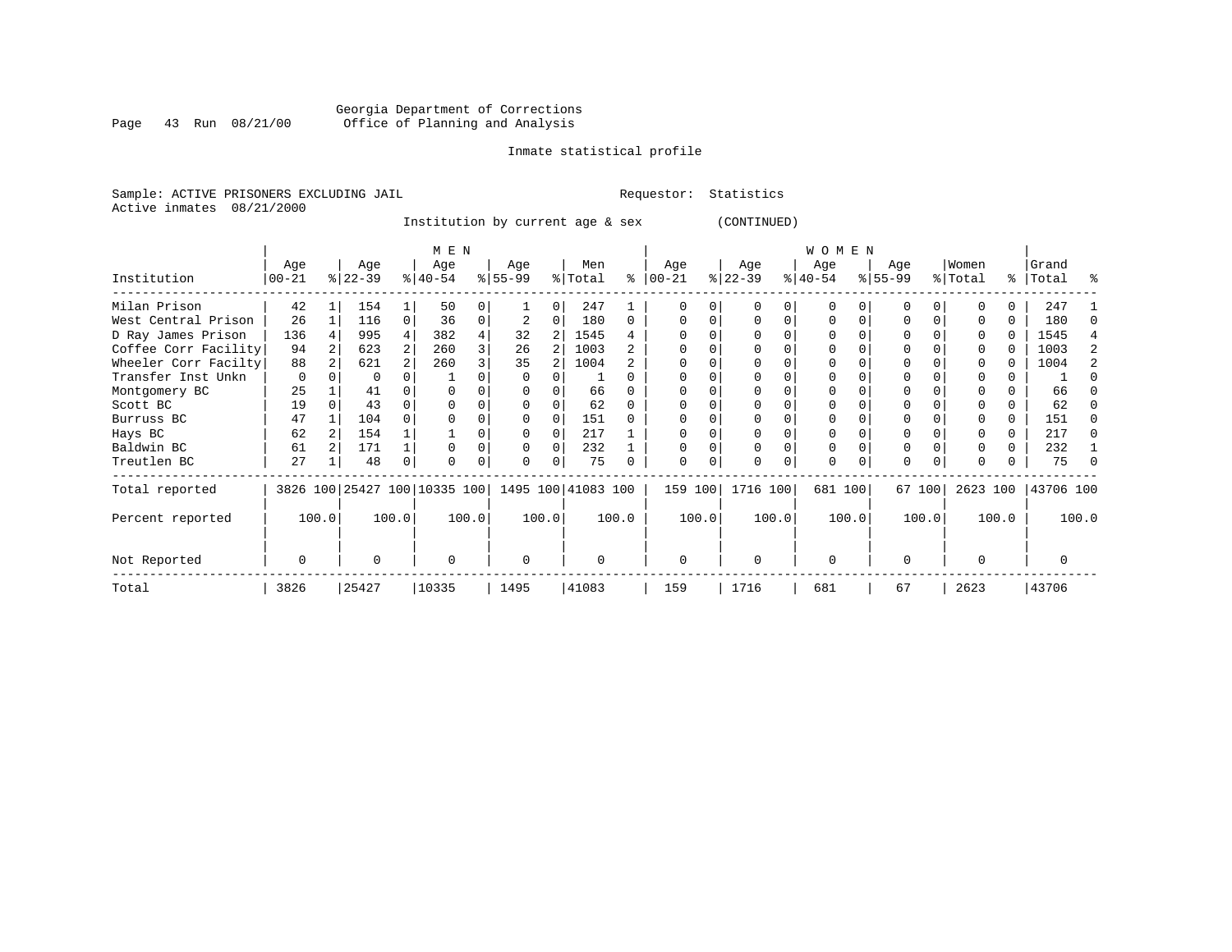Georgia Department of Corrections
Office of Planning and Analysis

Inmate statistical profile

Sample: ACTIVE PRISONERS EXCLUDING JAIL    Requestor: Statistics
Active inmates 08/21/2000

Institution by current age & sex (CONTINUED)

| Institution | MEN Age 00-21 | % | Age 22-39 | % | Age 40-54 | % | Age 55-99 | % | Men Total | % | WOMEN Age 00-21 | % | Age 22-39 | % | Age 40-54 | % | Age 55-99 | % | Women Total | % | Grand Total | % |
|---|---|---|---|---|---|---|---|---|---|---|---|---|---|---|---|---|---|---|---|---|---|---|
| Milan Prison | 42 | 1 | 154 | 1 | 50 | 0 | 1 | 0 | 247 | 1 | 0 | 0 | 0 | 0 | 0 | 0 | 0 | 0 | 0 | 0 | 247 | 1 |
| West Central Prison | 26 | 1 | 116 | 0 | 36 | 0 | 2 | 0 | 180 | 0 | 0 | 0 | 0 | 0 | 0 | 0 | 0 | 0 | 0 | 0 | 180 | 0 |
| D Ray James Prison | 136 | 4 | 995 | 4 | 382 | 4 | 32 | 2 | 1545 | 4 | 0 | 0 | 0 | 0 | 0 | 0 | 0 | 0 | 0 | 0 | 1545 | 4 |
| Coffee Corr Facility | 94 | 2 | 623 | 2 | 260 | 3 | 26 | 2 | 1003 | 2 | 0 | 0 | 0 | 0 | 0 | 0 | 0 | 0 | 0 | 0 | 1003 | 2 |
| Wheeler Corr Facilty | 88 | 2 | 621 | 2 | 260 | 3 | 35 | 2 | 1004 | 2 | 0 | 0 | 0 | 0 | 0 | 0 | 0 | 0 | 0 | 0 | 1004 | 2 |
| Transfer Inst Unkn | 0 | 0 | 0 | 0 | 1 | 0 | 0 | 0 | 1 | 0 | 0 | 0 | 0 | 0 | 0 | 0 | 0 | 0 | 0 | 0 | 1 | 0 |
| Montgomery BC | 25 | 1 | 41 | 0 | 0 | 0 | 0 | 0 | 66 | 0 | 0 | 0 | 0 | 0 | 0 | 0 | 0 | 0 | 0 | 0 | 66 | 0 |
| Scott BC | 19 | 0 | 43 | 0 | 0 | 0 | 0 | 0 | 62 | 0 | 0 | 0 | 0 | 0 | 0 | 0 | 0 | 0 | 0 | 0 | 62 | 0 |
| Burruss BC | 47 | 1 | 104 | 0 | 0 | 0 | 0 | 0 | 151 | 0 | 0 | 0 | 0 | 0 | 0 | 0 | 0 | 0 | 0 | 0 | 151 | 0 |
| Hays BC | 62 | 2 | 154 | 1 | 1 | 0 | 0 | 0 | 217 | 1 | 0 | 0 | 0 | 0 | 0 | 0 | 0 | 0 | 0 | 0 | 217 | 0 |
| Baldwin BC | 61 | 2 | 171 | 1 | 0 | 0 | 0 | 0 | 232 | 1 | 0 | 0 | 0 | 0 | 0 | 0 | 0 | 0 | 0 | 0 | 232 | 1 |
| Treutlen BC | 27 | 1 | 48 | 0 | 0 | 0 | 0 | 0 | 75 | 0 | 0 | 0 | 0 | 0 | 0 | 0 | 0 | 0 | 0 | 0 | 75 | 0 |
| Total reported | 3826 | 100 | 25427 | 100 | 10335 | 100 | 1495 | 100 | 41083 | 100 | 159 | 100 | 1716 | 100 | 681 | 100 | 67 | 100 | 2623 | 100 | 43706 | 100 |
| Percent reported | | 100.0 | | 100.0 | | 100.0 | | 100.0 | | 100.0 | | 100.0 | | 100.0 | | 100.0 | | 100.0 | | 100.0 | | 100.0 |
| Not Reported | 0 | | 0 | | 0 | | 0 | | 0 | | 0 | | 0 | | 0 | | 0 | | 0 | | 0 | |
| Total | 3826 | | 25427 | | 10335 | | 1495 | | 41083 | | 159 | | 1716 | | 681 | | 67 | | 2623 | | 43706 | |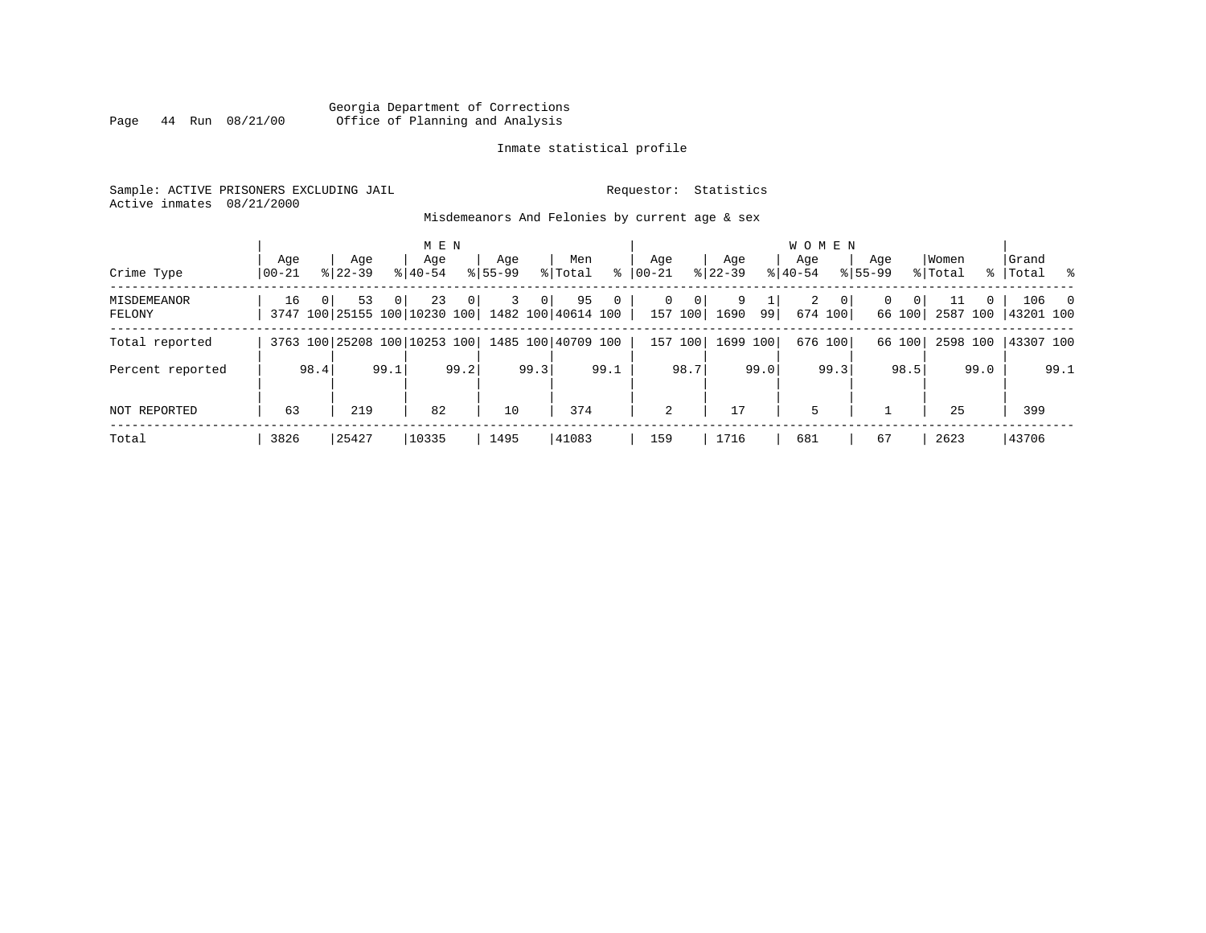Georgia Department of Corrections
Office of Planning and Analysis

Inmate statistical profile

Sample: ACTIVE PRISONERS EXCLUDING JAIL

Requestor: Statistics

Active inmates 08/21/2000

Misdemeanors And Felonies by current age & sex

| Crime Type | MEN Age 00-21 | % | Age 22-39 | % | Age 40-54 | % | Age 55-99 | % | Men Total | % | WOMEN Age 00-21 | % | Age 22-39 | % | Age 40-54 | % | Age 55-99 | % | Women Total | % | Grand Total | % |
|---|---|---|---|---|---|---|---|---|---|---|---|---|---|---|---|---|---|---|---|---|---|---|
| MISDEMEANOR | 16 | 0 | 53 | 0 | 23 | 0 | 3 | 0 | 95 | 0 | 0 | 0 | 9 | 1 | 2 | 0 | 0 | 0 | 11 | 0 | 106 | 0 |
| FELONY | 3747 | 100 | 25155 | 100 | 10230 | 100 | 1482 | 100 | 40614 | 100 | 157 | 100 | 1690 | 99 | 674 | 100 | 66 | 100 | 2587 | 100 | 43201 | 100 |
| Total reported | 3763 | 100 | 25208 | 100 | 10253 | 100 | 1485 | 100 | 40709 | 100 | 157 | 100 | 1699 | 100 | 676 | 100 | 66 | 100 | 2598 | 100 | 43307 | 100 |
| Percent reported | | 98.4 | | 99.1 | | 99.2 | | 99.3 | | 99.1 | | 98.7 | | 99.0 | | 99.3 | | 98.5 | | 99.0 | | 99.1 |
| NOT REPORTED | 63 | | 219 | | 82 | | 10 | | 374 | | 2 | | 17 | | 5 | | 1 | | 25 | | 399 | |
| Total | 3826 | | 25427 | | 10335 | | 1495 | | 41083 | | 159 | | 1716 | | 681 | | 67 | | 2623 | | 43706 | |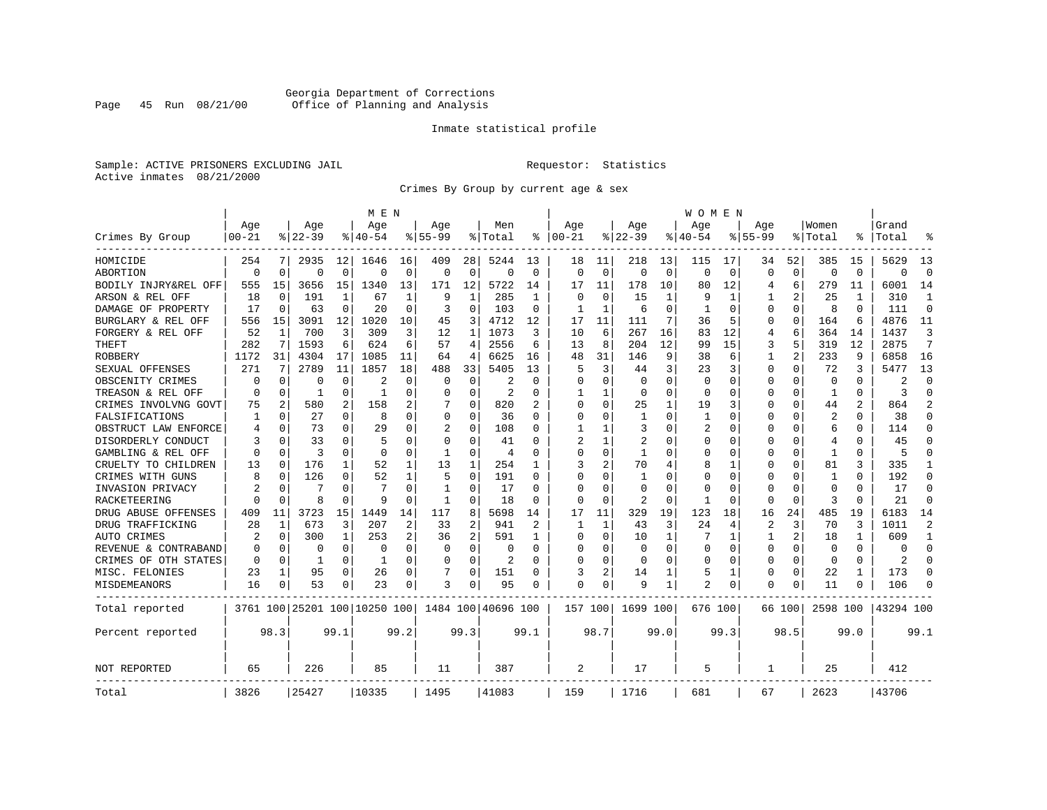Georgia Department of Corrections
Office of Planning and Analysis

Inmate statistical profile

Sample: ACTIVE PRISONERS EXCLUDING JAIL

Requestor: Statistics

Active inmates 08/21/2000

Crimes By Group by current age & sex

| | MEN | | | | | | | | | | | WOMEN | | | | | | | | | | | | |
|---|---|---|---|---|---|---|---|---|---|---|---|---|---|---|---|---|---|---|---|---|---|---|---|---|
| Crimes By Group | Age 00-21 | % | Age 22-39 | % | Age 40-54 | % | Age 55-99 | % | Men Total | % | Age 00-21 | % | Age 22-39 | % | Age 40-54 | % | Age 55-99 | % | Women Total | % | Grand Total | % |
| HOMICIDE | 254 | 7 | 2935 | 12 | 1646 | 16 | 409 | 28 | 5244 | 13 | 18 | 11 | 218 | 13 | 115 | 17 | 34 | 52 | 385 | 15 | 5629 | 13 |
| ABORTION | 0 | 0 | 0 | 0 | 0 | 0 | 0 | 0 | 0 | 0 | 0 | 0 | 0 | 0 | 0 | 0 | 0 | 0 | 0 | 0 | 0 | 0 |
| BODILY INJRY&REL OFF | 555 | 15 | 3656 | 15 | 1340 | 13 | 171 | 12 | 5722 | 14 | 17 | 11 | 178 | 10 | 80 | 12 | 4 | 6 | 279 | 11 | 6001 | 14 |
| ARSON & REL OFF | 18 | 0 | 191 | 1 | 67 | 1 | 9 | 1 | 285 | 1 | 0 | 0 | 15 | 1 | 9 | 1 | 1 | 2 | 25 | 1 | 310 | 1 |
| DAMAGE OF PROPERTY | 17 | 0 | 63 | 0 | 20 | 0 | 3 | 0 | 103 | 0 | 1 | 1 | 6 | 0 | 1 | 0 | 0 | 0 | 8 | 0 | 111 | 0 |
| BURGLARY & REL OFF | 556 | 15 | 3091 | 12 | 1020 | 10 | 45 | 3 | 4712 | 12 | 17 | 11 | 111 | 7 | 36 | 5 | 0 | 0 | 164 | 6 | 4876 | 11 |
| FORGERY & REL OFF | 52 | 1 | 700 | 3 | 309 | 3 | 12 | 1 | 1073 | 3 | 10 | 6 | 267 | 16 | 83 | 12 | 4 | 6 | 364 | 14 | 1437 | 3 |
| THEFT | 282 | 7 | 1593 | 6 | 624 | 6 | 57 | 4 | 2556 | 6 | 13 | 8 | 204 | 12 | 99 | 15 | 3 | 5 | 319 | 12 | 2875 | 7 |
| ROBBERY | 1172 | 31 | 4304 | 17 | 1085 | 11 | 64 | 4 | 6625 | 16 | 48 | 31 | 146 | 9 | 38 | 6 | 1 | 2 | 233 | 9 | 6858 | 16 |
| SEXUAL OFFENSES | 271 | 7 | 2789 | 11 | 1857 | 18 | 488 | 33 | 5405 | 13 | 5 | 3 | 44 | 3 | 23 | 3 | 0 | 0 | 72 | 3 | 5477 | 13 |
| OBSCENITY CRIMES | 0 | 0 | 0 | 0 | 2 | 0 | 0 | 0 | 2 | 0 | 0 | 0 | 0 | 0 | 0 | 0 | 0 | 0 | 0 | 0 | 2 | 0 |
| TREASON & REL OFF | 0 | 0 | 1 | 0 | 1 | 0 | 0 | 0 | 2 | 0 | 1 | 1 | 0 | 0 | 0 | 0 | 0 | 0 | 1 | 0 | 3 | 0 |
| CRIMES INVOLVNG GOVT | 75 | 2 | 580 | 2 | 158 | 2 | 7 | 0 | 820 | 2 | 0 | 0 | 25 | 1 | 19 | 3 | 0 | 0 | 44 | 2 | 864 | 2 |
| FALSIFICATIONS | 1 | 0 | 27 | 0 | 8 | 0 | 0 | 0 | 36 | 0 | 0 | 0 | 1 | 0 | 1 | 0 | 0 | 0 | 2 | 0 | 38 | 0 |
| OBSTRUCT LAW ENFORCE | 4 | 0 | 73 | 0 | 29 | 0 | 2 | 0 | 108 | 0 | 1 | 1 | 3 | 0 | 2 | 0 | 0 | 0 | 6 | 0 | 114 | 0 |
| DISORDERLY CONDUCT | 3 | 0 | 33 | 0 | 5 | 0 | 0 | 0 | 41 | 0 | 2 | 1 | 2 | 0 | 0 | 0 | 0 | 0 | 4 | 0 | 45 | 0 |
| GAMBLING & REL OFF | 0 | 0 | 3 | 0 | 0 | 0 | 1 | 0 | 4 | 0 | 0 | 0 | 1 | 0 | 0 | 0 | 0 | 0 | 1 | 0 | 5 | 0 |
| CRUELTY TO CHILDREN | 13 | 0 | 176 | 1 | 52 | 1 | 13 | 1 | 254 | 1 | 3 | 2 | 70 | 4 | 8 | 1 | 0 | 0 | 81 | 3 | 335 | 1 |
| CRIMES WITH GUNS | 8 | 0 | 126 | 0 | 52 | 1 | 5 | 0 | 191 | 0 | 0 | 0 | 1 | 0 | 0 | 0 | 0 | 0 | 1 | 0 | 192 | 0 |
| INVASION PRIVACY | 2 | 0 | 7 | 0 | 7 | 0 | 1 | 0 | 17 | 0 | 0 | 0 | 0 | 0 | 0 | 0 | 0 | 0 | 0 | 0 | 17 | 0 |
| RACKETEERING | 0 | 0 | 8 | 0 | 9 | 0 | 1 | 0 | 18 | 0 | 0 | 0 | 2 | 0 | 1 | 0 | 0 | 0 | 3 | 0 | 21 | 0 |
| DRUG ABUSE OFFENSES | 409 | 11 | 3723 | 15 | 1449 | 14 | 117 | 8 | 5698 | 14 | 17 | 11 | 329 | 19 | 123 | 18 | 16 | 24 | 485 | 19 | 6183 | 14 |
| DRUG TRAFFICKING | 28 | 1 | 673 | 3 | 207 | 2 | 33 | 2 | 941 | 2 | 1 | 1 | 43 | 3 | 24 | 4 | 2 | 3 | 70 | 3 | 1011 | 2 |
| AUTO CRIMES | 2 | 0 | 300 | 1 | 253 | 2 | 36 | 2 | 591 | 1 | 0 | 0 | 10 | 1 | 7 | 1 | 1 | 2 | 18 | 1 | 609 | 1 |
| REVENUE & CONTRABAND | 0 | 0 | 0 | 0 | 0 | 0 | 0 | 0 | 0 | 0 | 0 | 0 | 0 | 0 | 0 | 0 | 0 | 0 | 0 | 0 | 0 | 0 |
| CRIMES OF OTH STATES | 0 | 0 | 1 | 0 | 1 | 0 | 0 | 0 | 2 | 0 | 0 | 0 | 0 | 0 | 0 | 0 | 0 | 0 | 0 | 0 | 2 | 0 |
| MISC. FELONIES | 23 | 1 | 95 | 0 | 26 | 0 | 7 | 0 | 151 | 0 | 3 | 2 | 14 | 1 | 5 | 1 | 0 | 0 | 22 | 1 | 173 | 0 |
| MISDEMEANORS | 16 | 0 | 53 | 0 | 23 | 0 | 3 | 0 | 95 | 0 | 0 | 0 | 9 | 1 | 2 | 0 | 0 | 0 | 11 | 0 | 106 | 0 |
| Total reported | 3761 | 100 | 25201 | 100 | 10250 | 100 | 1484 | 100 | 40696 | 100 | 157 | 100 | 1699 | 100 | 676 | 100 | 66 | 100 | 2598 | 100 | 43294 | 100 |
| Percent reported | | 98.3 | | 99.1 | | 99.2 | | 99.3 | | 99.1 | | 98.7 | | 99.0 | | 99.3 | | 98.5 | | 99.0 | | 99.1 |
| NOT REPORTED | 65 | | 226 | | 85 | | 11 | | 387 | | 2 | | 17 | | 5 | | 1 | | 25 | | 412 | |
| Total | 3826 | | 25427 | | 10335 | | 1495 | | 41083 | | 159 | | 1716 | | 681 | | 67 | | 2623 | | 43706 | |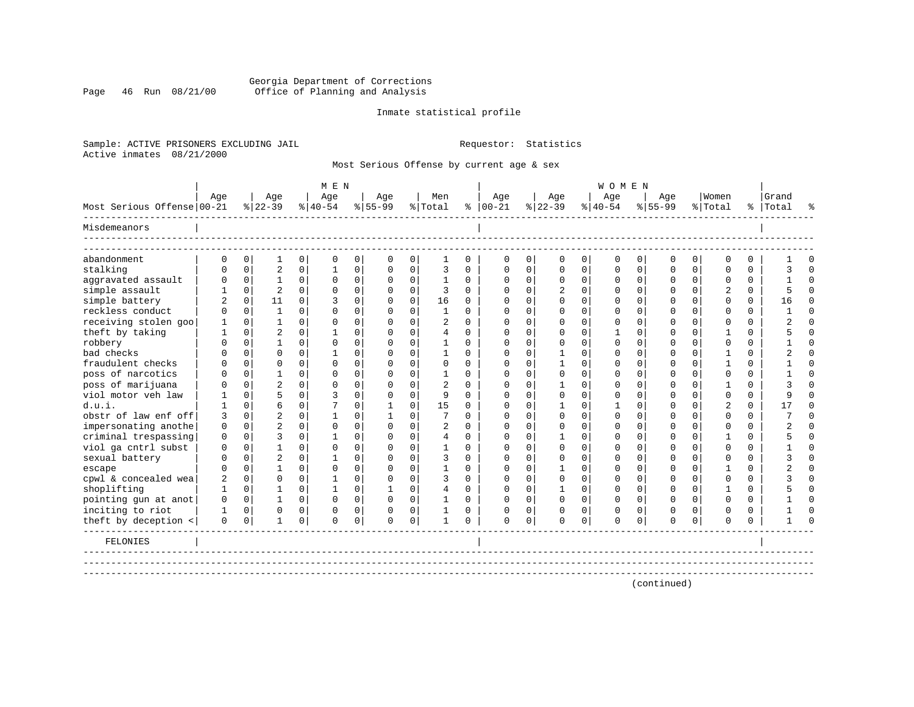Georgia Department of Corrections
Office of Planning and Analysis

Inmate statistical profile

Sample: ACTIVE PRISONERS EXCLUDING JAIL
Active inmates 08/21/2000

Requestor: Statistics

Most Serious Offense by current age & sex

| Most Serious Offense | MEN Age 00-21 | % | Age 22-39 | % | Age 40-54 | % | Age 55-99 | % | Men Total | % | WOMEN Age 00-21 | % | Age 22-39 | % | Age 40-54 | % | Age 55-99 | % | Women Total | % | Grand Total | % |
|---|---|---|---|---|---|---|---|---|---|---|---|---|---|---|---|---|---|---|---|---|---|---|
| **Misdemeanors** | | | | | | | | | | | | | | | | | | | | | | |
| abandonment | 0 | 0 | 1 | 0 | 0 | 0 | 0 | 0 | 1 | 0 | 0 | 0 | 0 | 0 | 0 | 0 | 0 | 0 | 0 | 0 | 1 | 0 |
| stalking | 0 | 0 | 2 | 0 | 1 | 0 | 0 | 0 | 3 | 0 | 0 | 0 | 0 | 0 | 0 | 0 | 0 | 0 | 0 | 0 | 3 | 0 |
| aggravated assault | 0 | 0 | 1 | 0 | 0 | 0 | 0 | 0 | 1 | 0 | 0 | 0 | 0 | 0 | 0 | 0 | 0 | 0 | 0 | 0 | 1 | 0 |
| simple assault | 1 | 0 | 2 | 0 | 0 | 0 | 0 | 0 | 3 | 0 | 0 | 0 | 2 | 0 | 0 | 0 | 0 | 0 | 2 | 0 | 5 | 0 |
| simple battery | 2 | 0 | 11 | 0 | 3 | 0 | 0 | 0 | 16 | 0 | 0 | 0 | 0 | 0 | 0 | 0 | 0 | 0 | 0 | 0 | 16 | 0 |
| reckless conduct | 0 | 0 | 1 | 0 | 0 | 0 | 0 | 0 | 1 | 0 | 0 | 0 | 0 | 0 | 0 | 0 | 0 | 0 | 0 | 0 | 1 | 0 |
| receiving stolen goo | 1 | 0 | 1 | 0 | 0 | 0 | 0 | 0 | 2 | 0 | 0 | 0 | 0 | 0 | 0 | 0 | 0 | 0 | 0 | 0 | 2 | 0 |
| theft by taking | 1 | 0 | 2 | 0 | 1 | 0 | 0 | 0 | 4 | 0 | 0 | 0 | 0 | 0 | 1 | 0 | 0 | 0 | 1 | 0 | 5 | 0 |
| robbery | 0 | 0 | 1 | 0 | 0 | 0 | 0 | 0 | 1 | 0 | 0 | 0 | 0 | 0 | 0 | 0 | 0 | 0 | 0 | 0 | 1 | 0 |
| bad checks | 0 | 0 | 0 | 0 | 1 | 0 | 0 | 0 | 1 | 0 | 0 | 0 | 1 | 0 | 0 | 0 | 0 | 0 | 1 | 0 | 2 | 0 |
| fraudulent checks | 0 | 0 | 0 | 0 | 0 | 0 | 0 | 0 | 0 | 0 | 0 | 0 | 1 | 0 | 0 | 0 | 0 | 0 | 1 | 0 | 1 | 0 |
| poss of narcotics | 0 | 0 | 1 | 0 | 0 | 0 | 0 | 0 | 1 | 0 | 0 | 0 | 0 | 0 | 0 | 0 | 0 | 0 | 0 | 0 | 1 | 0 |
| poss of marijuana | 0 | 0 | 2 | 0 | 0 | 0 | 0 | 0 | 2 | 0 | 0 | 0 | 1 | 0 | 0 | 0 | 0 | 0 | 1 | 0 | 3 | 0 |
| viol motor veh law | 1 | 0 | 5 | 0 | 3 | 0 | 0 | 0 | 9 | 0 | 0 | 0 | 0 | 0 | 0 | 0 | 0 | 0 | 0 | 0 | 9 | 0 |
| d.u.i. | 1 | 0 | 6 | 0 | 7 | 0 | 1 | 0 | 15 | 0 | 0 | 0 | 1 | 0 | 1 | 0 | 0 | 0 | 2 | 0 | 17 | 0 |
| obstr of law enf off | 3 | 0 | 2 | 0 | 1 | 0 | 1 | 0 | 7 | 0 | 0 | 0 | 0 | 0 | 0 | 0 | 0 | 0 | 0 | 0 | 7 | 0 |
| impersonating anothe | 0 | 0 | 2 | 0 | 0 | 0 | 0 | 0 | 2 | 0 | 0 | 0 | 0 | 0 | 0 | 0 | 0 | 0 | 0 | 0 | 2 | 0 |
| criminal trespassing | 0 | 0 | 3 | 0 | 1 | 0 | 0 | 0 | 4 | 0 | 0 | 0 | 1 | 0 | 0 | 0 | 0 | 0 | 1 | 0 | 5 | 0 |
| viol ga cntrl subst | 0 | 0 | 1 | 0 | 0 | 0 | 0 | 0 | 1 | 0 | 0 | 0 | 0 | 0 | 0 | 0 | 0 | 0 | 0 | 0 | 1 | 0 |
| sexual battery | 0 | 0 | 2 | 0 | 1 | 0 | 0 | 0 | 3 | 0 | 0 | 0 | 0 | 0 | 0 | 0 | 0 | 0 | 0 | 0 | 3 | 0 |
| escape | 0 | 0 | 1 | 0 | 0 | 0 | 0 | 0 | 1 | 0 | 0 | 0 | 1 | 0 | 0 | 0 | 0 | 0 | 1 | 0 | 2 | 0 |
| cpwl & concealed wea | 2 | 0 | 0 | 0 | 1 | 0 | 0 | 0 | 3 | 0 | 0 | 0 | 0 | 0 | 0 | 0 | 0 | 0 | 0 | 0 | 3 | 0 |
| shoplifting | 1 | 0 | 1 | 0 | 1 | 0 | 1 | 0 | 4 | 0 | 0 | 0 | 1 | 0 | 0 | 0 | 0 | 0 | 1 | 0 | 5 | 0 |
| pointing gun at anot | 0 | 0 | 1 | 0 | 0 | 0 | 0 | 0 | 1 | 0 | 0 | 0 | 0 | 0 | 0 | 0 | 0 | 0 | 0 | 0 | 1 | 0 |
| inciting to riot | 1 | 0 | 0 | 0 | 0 | 0 | 0 | 0 | 1 | 0 | 0 | 0 | 0 | 0 | 0 | 0 | 0 | 0 | 0 | 0 | 1 | 0 |
| theft by deception < | 0 | 0 | 1 | 0 | 0 | 0 | 0 | 0 | 1 | 0 | 0 | 0 | 0 | 0 | 0 | 0 | 0 | 0 | 0 | 0 | 1 | 0 |
| **FELONIES** | | | | | | | | | | | | | | | | | | | | | | |

(continued)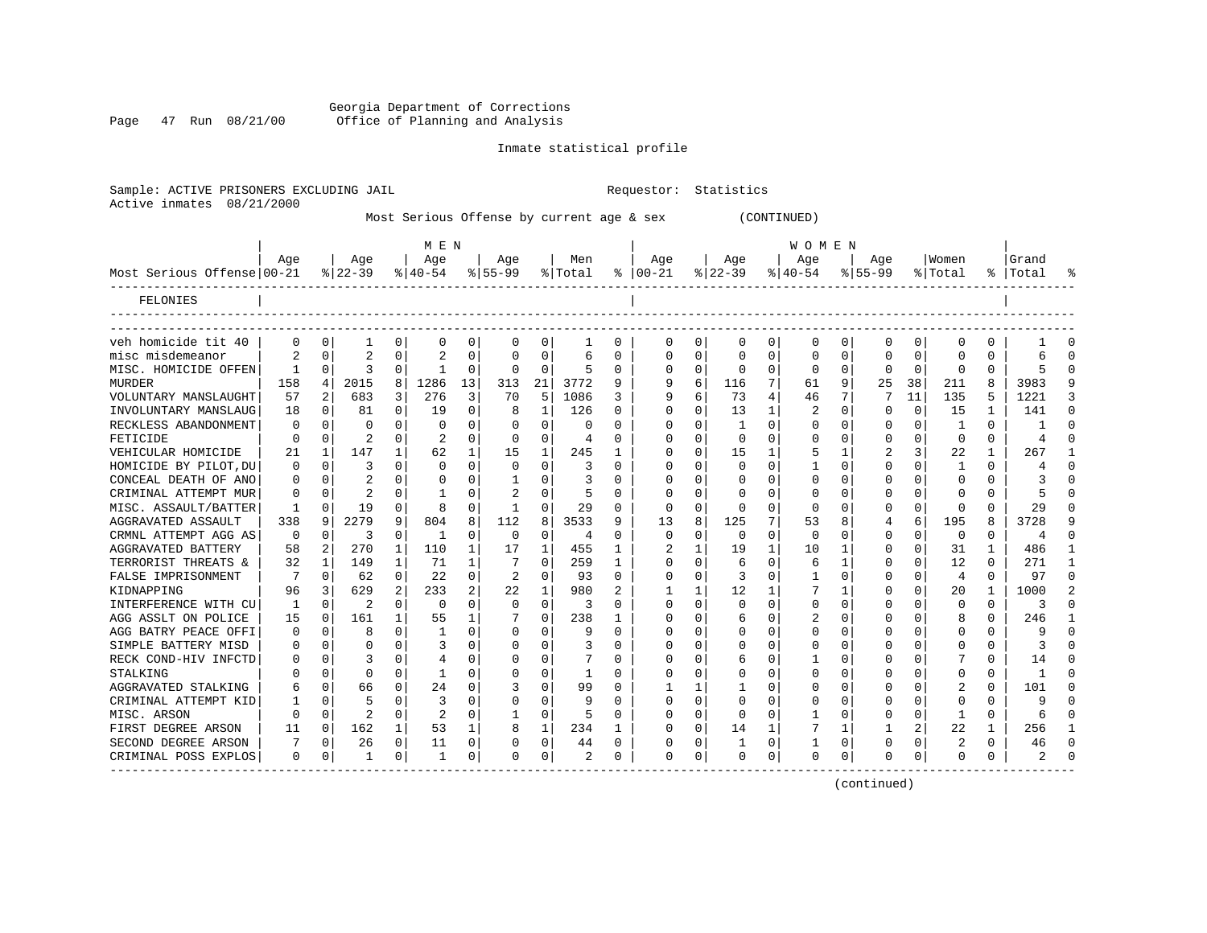Georgia Department of Corrections
Office of Planning and Analysis

Inmate statistical profile

Sample: ACTIVE PRISONERS EXCLUDING JAIL    Requestor: Statistics
Active inmates 08/21/2000

Most Serious Offense by current age & sex (CONTINUED)

| Most Serious Offense | MEN Age 00-21 | % | Age 22-39 | % | Age 40-54 | % | Age 55-99 | % | Men Total | % | WOMEN Age 00-21 | % | Age 22-39 | % | Age 40-54 | % | Age 55-99 | % | Women Total | % | Grand Total | % |
|---|---|---|---|---|---|---|---|---|---|---|---|---|---|---|---|---|---|---|---|---|---|---|
| FELONIES | | | | | | | | | | | | | | | | | | | | | | |
| veh homicide tit 40 | 0 | 0 | 1 | 0 | 0 | 0 | 0 | 0 | 1 | 0 | 0 | 0 | 0 | 0 | 0 | 0 | 0 | 0 | 0 | 0 | 1 | 0 |
| misc misdemeanor | 2 | 0 | 2 | 0 | 2 | 0 | 0 | 0 | 6 | 0 | 0 | 0 | 0 | 0 | 0 | 0 | 0 | 0 | 0 | 0 | 6 | 0 |
| MISC. HOMICIDE OFFEN | 1 | 0 | 3 | 0 | 1 | 0 | 0 | 0 | 5 | 0 | 0 | 0 | 0 | 0 | 0 | 0 | 0 | 0 | 0 | 0 | 5 | 0 |
| MURDER | 158 | 4 | 2015 | 8 | 1286 | 13 | 313 | 21 | 3772 | 9 | 9 | 6 | 116 | 7 | 61 | 9 | 25 | 38 | 211 | 8 | 3983 | 9 |
| VOLUNTARY MANSLAUGHT | 57 | 2 | 683 | 3 | 276 | 3 | 70 | 5 | 1086 | 3 | 9 | 6 | 73 | 4 | 46 | 7 | 7 | 11 | 135 | 5 | 1221 | 3 |
| INVOLUNTARY MANSLAUG | 18 | 0 | 81 | 0 | 19 | 0 | 8 | 1 | 126 | 0 | 0 | 0 | 13 | 1 | 2 | 0 | 0 | 0 | 15 | 1 | 141 | 0 |
| RECKLESS ABANDONMENT | 0 | 0 | 0 | 0 | 0 | 0 | 0 | 0 | 0 | 0 | 0 | 0 | 1 | 0 | 0 | 0 | 0 | 0 | 1 | 0 | 1 | 0 |
| FETICIDE | 0 | 0 | 2 | 0 | 2 | 0 | 0 | 0 | 4 | 0 | 0 | 0 | 0 | 0 | 0 | 0 | 0 | 0 | 0 | 0 | 4 | 0 |
| VEHICULAR HOMICIDE | 21 | 1 | 147 | 1 | 62 | 1 | 15 | 1 | 245 | 1 | 0 | 0 | 15 | 1 | 5 | 1 | 2 | 3 | 22 | 1 | 267 | 1 |
| HOMICIDE BY PILOT,DU | 0 | 0 | 3 | 0 | 0 | 0 | 0 | 0 | 3 | 0 | 0 | 0 | 0 | 0 | 1 | 0 | 0 | 0 | 1 | 0 | 4 | 0 |
| CONCEAL DEATH OF ANO | 0 | 0 | 2 | 0 | 0 | 0 | 1 | 0 | 3 | 0 | 0 | 0 | 0 | 0 | 0 | 0 | 0 | 0 | 0 | 0 | 3 | 0 |
| CRIMINAL ATTEMPT MUR | 0 | 0 | 2 | 0 | 1 | 0 | 2 | 0 | 5 | 0 | 0 | 0 | 0 | 0 | 0 | 0 | 0 | 0 | 0 | 0 | 5 | 0 |
| MISC. ASSAULT/BATTER | 1 | 0 | 19 | 0 | 8 | 0 | 1 | 0 | 29 | 0 | 0 | 0 | 0 | 0 | 0 | 0 | 0 | 0 | 0 | 0 | 29 | 0 |
| AGGRAVATED ASSAULT | 338 | 9 | 2279 | 9 | 804 | 8 | 112 | 8 | 3533 | 9 | 13 | 8 | 125 | 7 | 53 | 8 | 4 | 6 | 195 | 8 | 3728 | 9 |
| CRMNL ATTEMPT AGG AS | 0 | 0 | 3 | 0 | 1 | 0 | 0 | 0 | 4 | 0 | 0 | 0 | 0 | 0 | 0 | 0 | 0 | 0 | 0 | 0 | 4 | 0 |
| AGGRAVATED BATTERY | 58 | 2 | 270 | 1 | 110 | 1 | 17 | 1 | 455 | 1 | 2 | 1 | 19 | 1 | 10 | 1 | 0 | 0 | 31 | 1 | 486 | 1 |
| TERRORIST THREATS & | 32 | 1 | 149 | 1 | 71 | 1 | 7 | 0 | 259 | 1 | 0 | 0 | 6 | 0 | 6 | 1 | 0 | 0 | 12 | 0 | 271 | 1 |
| FALSE IMPRISONMENT | 7 | 0 | 62 | 0 | 22 | 0 | 2 | 0 | 93 | 0 | 0 | 0 | 3 | 0 | 1 | 0 | 0 | 0 | 4 | 0 | 97 | 0 |
| KIDNAPPING | 96 | 3 | 629 | 2 | 233 | 2 | 22 | 1 | 980 | 2 | 1 | 1 | 12 | 1 | 7 | 1 | 0 | 0 | 20 | 1 | 1000 | 2 |
| INTERFERENCE WITH CU | 1 | 0 | 2 | 0 | 0 | 0 | 0 | 0 | 3 | 0 | 0 | 0 | 0 | 0 | 0 | 0 | 0 | 0 | 0 | 0 | 3 | 0 |
| AGG ASSLT ON POLICE | 15 | 0 | 161 | 1 | 55 | 1 | 7 | 0 | 238 | 1 | 0 | 0 | 6 | 0 | 2 | 0 | 0 | 0 | 8 | 0 | 246 | 1 |
| AGG BATRY PEACE OFFI | 0 | 0 | 8 | 0 | 1 | 0 | 0 | 0 | 9 | 0 | 0 | 0 | 0 | 0 | 0 | 0 | 0 | 0 | 0 | 0 | 9 | 0 |
| SIMPLE BATTERY MISD | 0 | 0 | 0 | 0 | 3 | 0 | 0 | 0 | 3 | 0 | 0 | 0 | 0 | 0 | 0 | 0 | 0 | 0 | 0 | 0 | 3 | 0 |
| RECK COND-HIV INFCTD | 0 | 0 | 3 | 0 | 4 | 0 | 0 | 0 | 7 | 0 | 0 | 0 | 6 | 0 | 1 | 0 | 0 | 0 | 7 | 0 | 14 | 0 |
| STALKING | 0 | 0 | 0 | 0 | 1 | 0 | 0 | 0 | 1 | 0 | 0 | 0 | 0 | 0 | 0 | 0 | 0 | 0 | 0 | 0 | 1 | 0 |
| AGGRAVATED STALKING | 6 | 0 | 66 | 0 | 24 | 0 | 3 | 0 | 99 | 0 | 1 | 1 | 1 | 0 | 0 | 0 | 0 | 0 | 2 | 0 | 101 | 0 |
| CRIMINAL ATTEMPT KID | 1 | 0 | 5 | 0 | 3 | 0 | 0 | 0 | 9 | 0 | 0 | 0 | 0 | 0 | 0 | 0 | 0 | 0 | 0 | 0 | 9 | 0 |
| MISC. ARSON | 0 | 0 | 2 | 0 | 2 | 0 | 1 | 0 | 5 | 0 | 0 | 0 | 0 | 0 | 1 | 0 | 0 | 0 | 1 | 0 | 6 | 0 |
| FIRST DEGREE ARSON | 11 | 0 | 162 | 1 | 53 | 1 | 8 | 1 | 234 | 1 | 0 | 0 | 14 | 1 | 7 | 1 | 1 | 2 | 22 | 1 | 256 | 1 |
| SECOND DEGREE ARSON | 7 | 0 | 26 | 0 | 11 | 0 | 0 | 0 | 44 | 0 | 0 | 0 | 1 | 0 | 1 | 0 | 0 | 0 | 2 | 0 | 46 | 0 |
| CRIMINAL POSS EXPLOS | 0 | 0 | 1 | 0 | 1 | 0 | 0 | 0 | 2 | 0 | 0 | 0 | 0 | 0 | 0 | 0 | 0 | 0 | 0 | 0 | 2 | 0 |

(continued)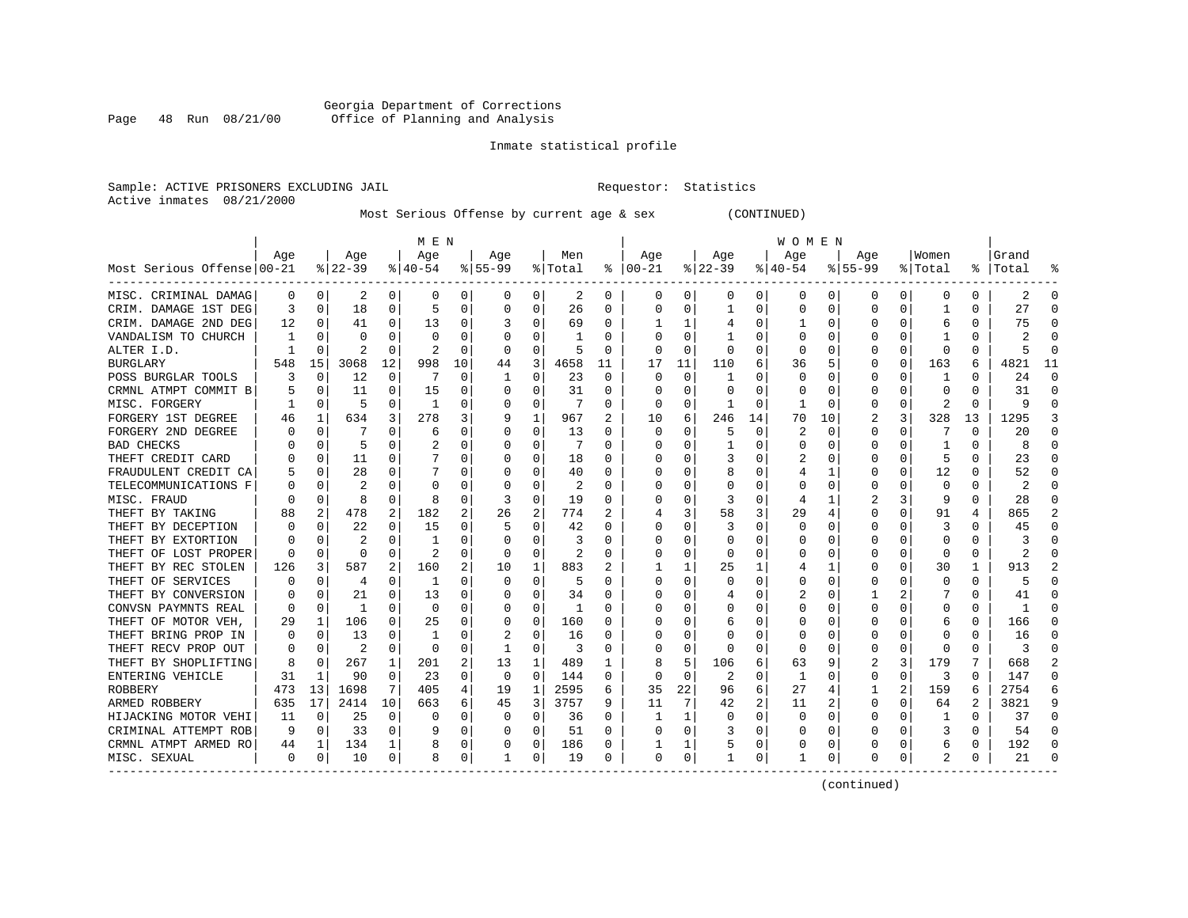Georgia Department of Corrections
Office of Planning and Analysis

Inmate statistical profile

Sample: ACTIVE PRISONERS EXCLUDING JAIL    Requestor: Statistics
Active inmates 08/21/2000

Most Serious Offense by current age & sex (CONTINUED)

| Most Serious Offense | MEN Age 00-21 | % | Age 22-39 | % | Age 40-54 | % | Age 55-99 | % | Men Total | % | WOMEN Age 00-21 | % | Age 22-39 | % | Age 40-54 | % | Age 55-99 | % | Women Total | % | Grand Total | % |
|---|---|---|---|---|---|---|---|---|---|---|---|---|---|---|---|---|---|---|---|---|---|---|
| MISC. CRIMINAL DAMAG | 0 | 0 | 2 | 0 | 0 | 0 | 0 | 0 | 2 | 0 | 0 | 0 | 0 | 0 | 0 | 0 | 0 | 0 | 0 | 0 | 2 | 0 |
| CRIM. DAMAGE 1ST DEG | 3 | 0 | 18 | 0 | 5 | 0 | 0 | 0 | 26 | 0 | 0 | 0 | 1 | 0 | 0 | 0 | 0 | 0 | 1 | 0 | 27 | 0 |
| CRIM. DAMAGE 2ND DEG | 12 | 0 | 41 | 0 | 13 | 0 | 3 | 0 | 69 | 0 | 1 | 1 | 4 | 0 | 1 | 0 | 0 | 0 | 6 | 0 | 75 | 0 |
| VANDALISM TO CHURCH | 1 | 0 | 0 | 0 | 0 | 0 | 0 | 0 | 1 | 0 | 0 | 0 | 1 | 0 | 0 | 0 | 0 | 0 | 1 | 0 | 2 | 0 |
| ALTER I.D. | 1 | 0 | 2 | 0 | 2 | 0 | 0 | 0 | 5 | 0 | 0 | 0 | 0 | 0 | 0 | 0 | 0 | 0 | 0 | 0 | 5 | 0 |
| BURGLARY | 548 | 15 | 3068 | 12 | 998 | 10 | 44 | 3 | 4658 | 11 | 17 | 11 | 110 | 6 | 36 | 5 | 0 | 0 | 163 | 6 | 4821 | 11 |
| POSS BURGLAR TOOLS | 3 | 0 | 12 | 0 | 7 | 0 | 1 | 0 | 23 | 0 | 0 | 0 | 1 | 0 | 0 | 0 | 0 | 0 | 1 | 0 | 24 | 0 |
| CRMNL ATMPT COMMIT B | 5 | 0 | 11 | 0 | 15 | 0 | 0 | 0 | 31 | 0 | 0 | 0 | 0 | 0 | 0 | 0 | 0 | 0 | 0 | 0 | 31 | 0 |
| MISC. FORGERY | 1 | 0 | 5 | 0 | 1 | 0 | 0 | 0 | 7 | 0 | 0 | 0 | 1 | 0 | 1 | 0 | 0 | 0 | 2 | 0 | 9 | 0 |
| FORGERY 1ST DEGREE | 46 | 1 | 634 | 3 | 278 | 3 | 9 | 1 | 967 | 2 | 10 | 6 | 246 | 14 | 70 | 10 | 2 | 3 | 328 | 13 | 1295 | 3 |
| FORGERY 2ND DEGREE | 0 | 0 | 7 | 0 | 6 | 0 | 0 | 0 | 13 | 0 | 0 | 0 | 5 | 0 | 2 | 0 | 0 | 0 | 7 | 0 | 20 | 0 |
| BAD CHECKS | 0 | 0 | 5 | 0 | 2 | 0 | 0 | 0 | 7 | 0 | 0 | 0 | 1 | 0 | 0 | 0 | 0 | 0 | 1 | 0 | 8 | 0 |
| THEFT CREDIT CARD | 0 | 0 | 11 | 0 | 7 | 0 | 0 | 0 | 18 | 0 | 0 | 0 | 3 | 0 | 2 | 0 | 0 | 0 | 5 | 0 | 23 | 0 |
| FRAUDULENT CREDIT CA | 5 | 0 | 28 | 0 | 7 | 0 | 0 | 0 | 40 | 0 | 0 | 0 | 8 | 0 | 4 | 1 | 0 | 0 | 12 | 0 | 52 | 0 |
| TELECOMMUNICATIONS F | 0 | 0 | 2 | 0 | 0 | 0 | 0 | 0 | 2 | 0 | 0 | 0 | 0 | 0 | 0 | 0 | 0 | 0 | 0 | 0 | 2 | 0 |
| MISC. FRAUD | 0 | 0 | 8 | 0 | 8 | 0 | 3 | 0 | 19 | 0 | 0 | 0 | 3 | 0 | 4 | 1 | 2 | 3 | 9 | 0 | 28 | 0 |
| THEFT BY TAKING | 88 | 2 | 478 | 2 | 182 | 2 | 26 | 2 | 774 | 2 | 4 | 3 | 58 | 3 | 29 | 4 | 0 | 0 | 91 | 4 | 865 | 2 |
| THEFT BY DECEPTION | 0 | 0 | 22 | 0 | 15 | 0 | 5 | 0 | 42 | 0 | 0 | 0 | 3 | 0 | 0 | 0 | 0 | 0 | 3 | 0 | 45 | 0 |
| THEFT BY EXTORTION | 0 | 0 | 2 | 0 | 1 | 0 | 0 | 0 | 3 | 0 | 0 | 0 | 0 | 0 | 0 | 0 | 0 | 0 | 0 | 0 | 3 | 0 |
| THEFT OF LOST PROPER | 0 | 0 | 0 | 0 | 2 | 0 | 0 | 0 | 2 | 0 | 0 | 0 | 0 | 0 | 0 | 0 | 0 | 0 | 0 | 0 | 2 | 0 |
| THEFT BY REC STOLEN | 126 | 3 | 587 | 2 | 160 | 2 | 10 | 1 | 883 | 2 | 1 | 1 | 25 | 1 | 4 | 1 | 0 | 0 | 30 | 1 | 913 | 2 |
| THEFT OF SERVICES | 0 | 0 | 4 | 0 | 1 | 0 | 0 | 0 | 5 | 0 | 0 | 0 | 0 | 0 | 0 | 0 | 0 | 0 | 0 | 0 | 5 | 0 |
| THEFT BY CONVERSION | 0 | 0 | 21 | 0 | 13 | 0 | 0 | 0 | 34 | 0 | 0 | 0 | 4 | 0 | 2 | 0 | 1 | 2 | 7 | 0 | 41 | 0 |
| CONVSN PAYMNTS REAL | 0 | 0 | 1 | 0 | 0 | 0 | 0 | 0 | 1 | 0 | 0 | 0 | 0 | 0 | 0 | 0 | 0 | 0 | 0 | 0 | 1 | 0 |
| THEFT OF MOTOR VEH, | 29 | 1 | 106 | 0 | 25 | 0 | 0 | 0 | 160 | 0 | 0 | 0 | 6 | 0 | 0 | 0 | 0 | 0 | 6 | 0 | 166 | 0 |
| THEFT BRING PROP IN | 0 | 0 | 13 | 0 | 1 | 0 | 2 | 0 | 16 | 0 | 0 | 0 | 0 | 0 | 0 | 0 | 0 | 0 | 0 | 0 | 16 | 0 |
| THEFT RECV PROP OUT | 0 | 0 | 2 | 0 | 0 | 0 | 1 | 0 | 3 | 0 | 0 | 0 | 0 | 0 | 0 | 0 | 0 | 0 | 0 | 0 | 3 | 0 |
| THEFT BY SHOPLIFTING | 8 | 0 | 267 | 1 | 201 | 2 | 13 | 1 | 489 | 1 | 8 | 5 | 106 | 6 | 63 | 9 | 2 | 3 | 179 | 7 | 668 | 2 |
| ENTERING VEHICLE | 31 | 1 | 90 | 0 | 23 | 0 | 0 | 0 | 144 | 0 | 0 | 0 | 2 | 0 | 1 | 0 | 0 | 0 | 3 | 0 | 147 | 0 |
| ROBBERY | 473 | 13 | 1698 | 7 | 405 | 4 | 19 | 1 | 2595 | 6 | 35 | 22 | 96 | 6 | 27 | 4 | 1 | 2 | 159 | 6 | 2754 | 6 |
| ARMED ROBBERY | 635 | 17 | 2414 | 10 | 663 | 6 | 45 | 3 | 3757 | 9 | 11 | 7 | 42 | 2 | 11 | 2 | 0 | 0 | 64 | 2 | 3821 | 9 |
| HIJACKING MOTOR VEHI | 11 | 0 | 25 | 0 | 0 | 0 | 0 | 0 | 36 | 0 | 1 | 1 | 0 | 0 | 0 | 0 | 0 | 0 | 1 | 0 | 37 | 0 |
| CRIMINAL ATTEMPT ROB | 9 | 0 | 33 | 0 | 9 | 0 | 0 | 0 | 51 | 0 | 0 | 0 | 3 | 0 | 0 | 0 | 0 | 0 | 3 | 0 | 54 | 0 |
| CRMNL ATMPT ARMED RO | 44 | 1 | 134 | 1 | 8 | 0 | 0 | 0 | 186 | 0 | 1 | 1 | 5 | 0 | 0 | 0 | 0 | 0 | 6 | 0 | 192 | 0 |
| MISC. SEXUAL | 0 | 0 | 10 | 0 | 8 | 0 | 1 | 0 | 19 | 0 | 0 | 0 | 1 | 0 | 1 | 0 | 0 | 0 | 2 | 0 | 21 | 0 |

(continued)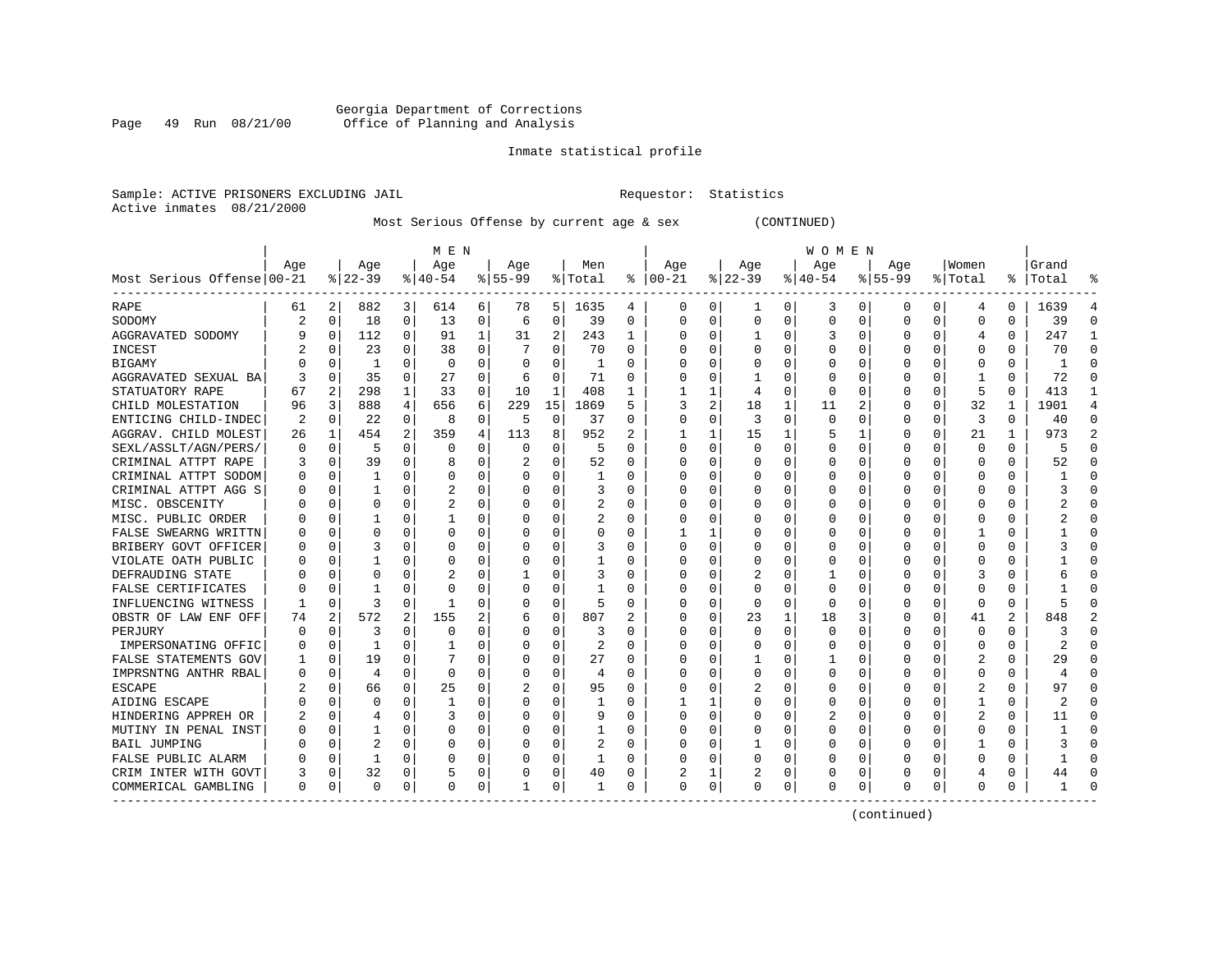Georgia Department of Corrections
Office of Planning and Analysis

Inmate statistical profile

Sample: ACTIVE PRISONERS EXCLUDING JAIL                                    Requestor: Statistics
Active inmates 08/21/2000

Most Serious Offense by current age & sex (CONTINUED)

| Most Serious Offense | MEN Age 00-21 | % | Age 22-39 | % | Age 40-54 | % | Age 55-99 | % | Men Total | % | WOMEN Age 00-21 | % | Age 22-39 | % | Age 40-54 | % | Age 55-99 | % | Women Total | % | Grand Total | % |
|---|---|---|---|---|---|---|---|---|---|---|---|---|---|---|---|---|---|---|---|---|---|---|
| RAPE | 61 | 2 | 882 | 3 | 614 | 6 | 78 | 5 | 1635 | 4 | 0 | 0 | 1 | 0 | 3 | 0 | 0 | 0 | 4 | 0 | 1639 | 4 |
| SODOMY | 2 | 0 | 18 | 0 | 13 | 0 | 6 | 0 | 39 | 0 | 0 | 0 | 0 | 0 | 0 | 0 | 0 | 0 | 0 | 0 | 39 | 0 |
| AGGRAVATED SODOMY | 9 | 0 | 112 | 0 | 91 | 1 | 31 | 2 | 243 | 1 | 0 | 0 | 1 | 0 | 3 | 0 | 0 | 0 | 4 | 0 | 247 | 1 |
| INCEST | 2 | 0 | 23 | 0 | 38 | 0 | 7 | 0 | 70 | 0 | 0 | 0 | 0 | 0 | 0 | 0 | 0 | 0 | 0 | 0 | 70 | 0 |
| BIGAMY | 0 | 0 | 1 | 0 | 0 | 0 | 0 | 0 | 1 | 0 | 0 | 0 | 0 | 0 | 0 | 0 | 0 | 0 | 0 | 0 | 1 | 0 |
| AGGRAVATED SEXUAL BA | 3 | 0 | 35 | 0 | 27 | 0 | 6 | 0 | 71 | 0 | 0 | 0 | 1 | 0 | 0 | 0 | 0 | 0 | 1 | 0 | 72 | 0 |
| STATUTORY RAPE | 67 | 2 | 298 | 1 | 33 | 0 | 10 | 1 | 408 | 1 | 1 | 1 | 4 | 0 | 0 | 0 | 0 | 0 | 5 | 0 | 413 | 1 |
| CHILD MOLESTATION | 96 | 3 | 888 | 4 | 656 | 6 | 229 | 15 | 1869 | 5 | 3 | 2 | 18 | 1 | 11 | 2 | 0 | 0 | 32 | 1 | 1901 | 4 |
| ENTICING CHILD-INDEC | 2 | 0 | 22 | 0 | 8 | 0 | 5 | 0 | 37 | 0 | 0 | 0 | 3 | 0 | 0 | 0 | 0 | 0 | 3 | 0 | 40 | 0 |
| AGGRAV. CHILD MOLEST | 26 | 1 | 454 | 2 | 359 | 4 | 113 | 8 | 952 | 2 | 1 | 1 | 15 | 1 | 5 | 1 | 0 | 0 | 21 | 1 | 973 | 2 |
| SEXL/ASSLT/AGN/PERS/ | 0 | 0 | 5 | 0 | 0 | 0 | 0 | 0 | 5 | 0 | 0 | 0 | 0 | 0 | 0 | 0 | 0 | 0 | 0 | 0 | 5 | 0 |
| CRIMINAL ATTPT RAPE | 3 | 0 | 39 | 0 | 8 | 0 | 2 | 0 | 52 | 0 | 0 | 0 | 0 | 0 | 0 | 0 | 0 | 0 | 0 | 0 | 52 | 0 |
| CRIMINAL ATTPT SODOM | 0 | 0 | 1 | 0 | 0 | 0 | 0 | 0 | 1 | 0 | 0 | 0 | 0 | 0 | 0 | 0 | 0 | 0 | 0 | 0 | 1 | 0 |
| CRIMINAL ATTPT AGG S | 0 | 0 | 1 | 0 | 2 | 0 | 0 | 0 | 3 | 0 | 0 | 0 | 0 | 0 | 0 | 0 | 0 | 0 | 0 | 0 | 3 | 0 |
| MISC. OBSCENITY | 0 | 0 | 0 | 0 | 2 | 0 | 0 | 0 | 2 | 0 | 0 | 0 | 0 | 0 | 0 | 0 | 0 | 0 | 0 | 0 | 2 | 0 |
| MISC. PUBLIC ORDER | 0 | 0 | 1 | 0 | 1 | 0 | 0 | 0 | 2 | 0 | 0 | 0 | 0 | 0 | 0 | 0 | 0 | 0 | 0 | 0 | 2 | 0 |
| FALSE SWEARNG WRITTN | 0 | 0 | 0 | 0 | 0 | 0 | 0 | 0 | 0 | 0 | 1 | 1 | 0 | 0 | 0 | 0 | 0 | 0 | 1 | 0 | 1 | 0 |
| BRIBERY GOVT OFFICER | 0 | 0 | 3 | 0 | 0 | 0 | 0 | 0 | 3 | 0 | 0 | 0 | 0 | 0 | 0 | 0 | 0 | 0 | 0 | 0 | 3 | 0 |
| VIOLATE OATH PUBLIC | 0 | 0 | 1 | 0 | 0 | 0 | 0 | 0 | 1 | 0 | 0 | 0 | 0 | 0 | 0 | 0 | 0 | 0 | 0 | 0 | 1 | 0 |
| DEFRAUDING STATE | 0 | 0 | 0 | 0 | 2 | 0 | 1 | 0 | 3 | 0 | 0 | 0 | 2 | 0 | 1 | 0 | 0 | 0 | 3 | 0 | 6 | 0 |
| FALSE CERTIFICATES | 0 | 0 | 1 | 0 | 0 | 0 | 0 | 0 | 1 | 0 | 0 | 0 | 0 | 0 | 0 | 0 | 0 | 0 | 0 | 0 | 1 | 0 |
| INFLUENCING WITNESS | 1 | 0 | 3 | 0 | 1 | 0 | 0 | 0 | 5 | 0 | 0 | 0 | 0 | 0 | 0 | 0 | 0 | 0 | 0 | 0 | 5 | 0 |
| OBSTR OF LAW ENF OFF | 74 | 2 | 572 | 2 | 155 | 2 | 6 | 0 | 807 | 2 | 0 | 0 | 23 | 1 | 18 | 3 | 0 | 0 | 41 | 2 | 848 | 2 |
| PERJURY | 0 | 0 | 3 | 0 | 0 | 0 | 0 | 0 | 3 | 0 | 0 | 0 | 0 | 0 | 0 | 0 | 0 | 0 | 0 | 0 | 3 | 0 |
| IMPERSONATING OFFIC | 0 | 0 | 1 | 0 | 1 | 0 | 0 | 0 | 2 | 0 | 0 | 0 | 0 | 0 | 0 | 0 | 0 | 0 | 0 | 0 | 2 | 0 |
| FALSE STATEMENTS GOV | 1 | 0 | 19 | 0 | 7 | 0 | 0 | 0 | 27 | 0 | 0 | 0 | 1 | 0 | 1 | 0 | 0 | 0 | 2 | 0 | 29 | 0 |
| IMPRSNTNG ANTHR RBAL | 0 | 0 | 4 | 0 | 0 | 0 | 0 | 0 | 4 | 0 | 0 | 0 | 0 | 0 | 0 | 0 | 0 | 0 | 0 | 0 | 4 | 0 |
| ESCAPE | 2 | 0 | 66 | 0 | 25 | 0 | 2 | 0 | 95 | 0 | 0 | 0 | 2 | 0 | 0 | 0 | 0 | 0 | 2 | 0 | 97 | 0 |
| AIDING ESCAPE | 0 | 0 | 0 | 0 | 1 | 0 | 0 | 0 | 1 | 0 | 1 | 1 | 0 | 0 | 0 | 0 | 0 | 0 | 1 | 0 | 2 | 0 |
| HINDERING APPREH OR | 2 | 0 | 4 | 0 | 3 | 0 | 0 | 0 | 9 | 0 | 0 | 0 | 0 | 0 | 2 | 0 | 0 | 0 | 2 | 0 | 11 | 0 |
| MUTINY IN PENAL INST | 0 | 0 | 1 | 0 | 0 | 0 | 0 | 0 | 1 | 0 | 0 | 0 | 0 | 0 | 0 | 0 | 0 | 0 | 0 | 0 | 1 | 0 |
| BAIL JUMPING | 0 | 0 | 2 | 0 | 0 | 0 | 0 | 0 | 2 | 0 | 0 | 0 | 1 | 0 | 0 | 0 | 0 | 0 | 1 | 0 | 3 | 0 |
| FALSE PUBLIC ALARM | 0 | 0 | 1 | 0 | 0 | 0 | 0 | 0 | 1 | 0 | 0 | 0 | 0 | 0 | 0 | 0 | 0 | 0 | 0 | 0 | 1 | 0 |
| CRIM INTER WITH GOVT | 3 | 0 | 32 | 0 | 5 | 0 | 0 | 0 | 40 | 0 | 2 | 1 | 2 | 0 | 0 | 0 | 0 | 0 | 4 | 0 | 44 | 0 |
| COMMERICAL GAMBLING | 0 | 0 | 0 | 0 | 0 | 0 | 1 | 0 | 1 | 0 | 0 | 0 | 0 | 0 | 0 | 0 | 0 | 0 | 0 | 0 | 1 | 0 |

(continued)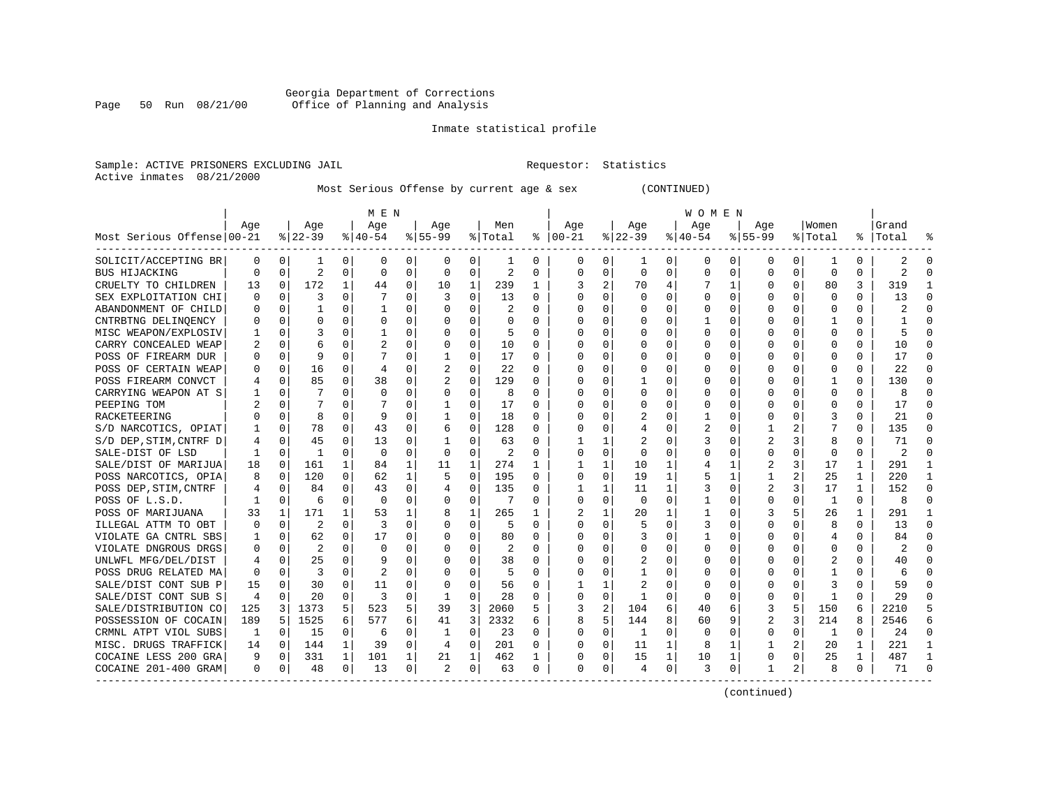Georgia Department of Corrections
Office of Planning and Analysis

Inmate statistical profile

Sample: ACTIVE PRISONERS EXCLUDING JAIL                    Requestor: Statistics
Active inmates 08/21/2000

Most Serious Offense by current age & sex (CONTINUED)

| Most Serious Offense | MEN Age 00-21 | % | Age 22-39 | % | Age 40-54 | % | Age 55-99 | % | Men Total | % | WOMEN Age 00-21 | % | Age 22-39 | % | Age 40-54 | % | Age 55-99 | % | Women Total | % | Grand Total | % |
|---|---|---|---|---|---|---|---|---|---|---|---|---|---|---|---|---|---|---|---|---|---|---|
| SOLICIT/ACCEPTING BR | 0 | 0 | 1 | 0 | 0 | 0 | 0 | 0 | 1 | 0 | 0 | 0 | 1 | 0 | 0 | 0 | 0 | 0 | 1 | 0 | 2 | 0 |
| BUS HIJACKING | 0 | 0 | 2 | 0 | 0 | 0 | 0 | 0 | 2 | 0 | 0 | 0 | 0 | 0 | 0 | 0 | 0 | 0 | 0 | 0 | 2 | 0 |
| CRUELTY TO CHILDREN | 13 | 0 | 172 | 1 | 44 | 0 | 10 | 1 | 239 | 1 | 3 | 2 | 70 | 4 | 7 | 1 | 0 | 0 | 80 | 3 | 319 | 1 |
| SEX EXPLOITATION CHI | 0 | 0 | 3 | 0 | 7 | 0 | 3 | 0 | 13 | 0 | 0 | 0 | 0 | 0 | 0 | 0 | 0 | 0 | 0 | 0 | 13 | 0 |
| ABANDONMENT OF CHILD | 0 | 0 | 1 | 0 | 1 | 0 | 0 | 0 | 2 | 0 | 0 | 0 | 0 | 0 | 0 | 0 | 0 | 0 | 0 | 0 | 2 | 0 |
| CNTRBTNG DELINQENCY | 0 | 0 | 0 | 0 | 0 | 0 | 0 | 0 | 0 | 0 | 0 | 0 | 0 | 0 | 1 | 0 | 0 | 0 | 1 | 0 | 1 | 0 |
| MISC WEAPON/EXPLOSIV | 1 | 0 | 3 | 0 | 1 | 0 | 0 | 0 | 5 | 0 | 0 | 0 | 0 | 0 | 0 | 0 | 0 | 0 | 0 | 0 | 5 | 0 |
| CARRY CONCEALED WEAP | 2 | 0 | 6 | 0 | 2 | 0 | 0 | 0 | 10 | 0 | 0 | 0 | 0 | 0 | 0 | 0 | 0 | 0 | 0 | 0 | 10 | 0 |
| POSS OF FIREARM DUR | 0 | 0 | 9 | 0 | 7 | 0 | 1 | 0 | 17 | 0 | 0 | 0 | 0 | 0 | 0 | 0 | 0 | 0 | 0 | 0 | 17 | 0 |
| POSS OF CERTAIN WEAP | 0 | 0 | 16 | 0 | 4 | 0 | 2 | 0 | 22 | 0 | 0 | 0 | 0 | 0 | 0 | 0 | 0 | 0 | 0 | 0 | 22 | 0 |
| POSS FIREARM CONVCT | 4 | 0 | 85 | 0 | 38 | 0 | 2 | 0 | 129 | 0 | 0 | 0 | 1 | 0 | 0 | 0 | 0 | 0 | 1 | 0 | 130 | 0 |
| CARRYING WEAPON AT S | 1 | 0 | 7 | 0 | 0 | 0 | 0 | 0 | 8 | 0 | 0 | 0 | 0 | 0 | 0 | 0 | 0 | 0 | 0 | 0 | 8 | 0 |
| PEEPING TOM | 2 | 0 | 7 | 0 | 7 | 0 | 1 | 0 | 17 | 0 | 0 | 0 | 0 | 0 | 0 | 0 | 0 | 0 | 0 | 0 | 17 | 0 |
| RACKETEERING | 0 | 0 | 8 | 0 | 9 | 0 | 1 | 0 | 18 | 0 | 0 | 0 | 2 | 0 | 1 | 0 | 0 | 0 | 3 | 0 | 21 | 0 |
| S/D NARCOTICS, OPIAT | 1 | 0 | 78 | 0 | 43 | 0 | 6 | 0 | 128 | 0 | 0 | 0 | 4 | 0 | 2 | 0 | 1 | 2 | 7 | 0 | 135 | 0 |
| S/D DEP,STIM,CNTRF D | 4 | 0 | 45 | 0 | 13 | 0 | 1 | 0 | 63 | 0 | 1 | 1 | 2 | 0 | 3 | 0 | 2 | 3 | 8 | 0 | 71 | 0 |
| SALE-DIST OF LSD | 1 | 0 | 1 | 0 | 0 | 0 | 0 | 0 | 2 | 0 | 0 | 0 | 0 | 0 | 0 | 0 | 0 | 0 | 0 | 0 | 2 | 0 |
| SALE/DIST OF MARIJUA | 18 | 0 | 161 | 1 | 84 | 1 | 11 | 1 | 274 | 1 | 1 | 1 | 10 | 1 | 4 | 1 | 2 | 3 | 17 | 1 | 291 | 1 |
| POSS NARCOTICS, OPIA | 8 | 0 | 120 | 0 | 62 | 1 | 5 | 0 | 195 | 0 | 0 | 0 | 19 | 1 | 5 | 1 | 1 | 2 | 25 | 1 | 220 | 1 |
| POSS DEP,STIM,CNTRF | 4 | 0 | 84 | 0 | 43 | 0 | 4 | 0 | 135 | 0 | 1 | 1 | 11 | 1 | 3 | 0 | 2 | 3 | 17 | 1 | 152 | 0 |
| POSS OF L.S.D. | 1 | 0 | 6 | 0 | 0 | 0 | 0 | 0 | 7 | 0 | 0 | 0 | 0 | 0 | 1 | 0 | 0 | 0 | 1 | 0 | 8 | 0 |
| POSS OF MARIJUANA | 33 | 1 | 171 | 1 | 53 | 1 | 8 | 1 | 265 | 1 | 2 | 1 | 20 | 1 | 1 | 0 | 3 | 5 | 26 | 1 | 291 | 1 |
| ILLEGAL ATTM TO OBT | 0 | 0 | 2 | 0 | 3 | 0 | 0 | 0 | 5 | 0 | 0 | 0 | 5 | 0 | 3 | 0 | 0 | 0 | 8 | 0 | 13 | 0 |
| VIOLATE GA CNTRL SBS | 1 | 0 | 62 | 0 | 17 | 0 | 0 | 0 | 80 | 0 | 0 | 0 | 3 | 0 | 1 | 0 | 0 | 0 | 4 | 0 | 84 | 0 |
| VIOLATE DNGROUS DRGS | 0 | 0 | 2 | 0 | 0 | 0 | 0 | 0 | 2 | 0 | 0 | 0 | 0 | 0 | 0 | 0 | 0 | 0 | 0 | 0 | 2 | 0 |
| UNLWFL MFG/DEL/DIST | 4 | 0 | 25 | 0 | 9 | 0 | 0 | 0 | 38 | 0 | 0 | 0 | 2 | 0 | 0 | 0 | 0 | 0 | 2 | 0 | 40 | 0 |
| POSS DRUG RELATED MA | 0 | 0 | 3 | 0 | 2 | 0 | 0 | 0 | 5 | 0 | 0 | 0 | 1 | 0 | 0 | 0 | 0 | 0 | 1 | 0 | 6 | 0 |
| SALE/DIST CONT SUB P | 15 | 0 | 30 | 0 | 11 | 0 | 0 | 0 | 56 | 0 | 1 | 1 | 2 | 0 | 0 | 0 | 0 | 0 | 3 | 0 | 59 | 0 |
| SALE/DIST CONT SUB S | 4 | 0 | 20 | 0 | 3 | 0 | 1 | 0 | 28 | 0 | 0 | 0 | 1 | 0 | 0 | 0 | 0 | 0 | 1 | 0 | 29 | 0 |
| SALE/DISTRIBUTION CO | 125 | 3 | 1373 | 5 | 523 | 5 | 39 | 3 | 2060 | 5 | 3 | 2 | 104 | 6 | 40 | 6 | 3 | 5 | 150 | 6 | 2210 | 5 |
| POSSESSION OF COCAIN | 189 | 5 | 1525 | 6 | 577 | 6 | 41 | 3 | 2332 | 6 | 8 | 5 | 144 | 8 | 60 | 9 | 2 | 3 | 214 | 8 | 2546 | 6 |
| CRMNL ATPT VIOL SUBS | 1 | 0 | 15 | 0 | 6 | 0 | 1 | 0 | 23 | 0 | 0 | 0 | 1 | 0 | 0 | 0 | 0 | 0 | 1 | 0 | 24 | 0 |
| MISC. DRUGS TRAFFICK | 14 | 0 | 144 | 1 | 39 | 0 | 4 | 0 | 201 | 0 | 0 | 0 | 11 | 1 | 8 | 1 | 1 | 2 | 20 | 1 | 221 | 1 |
| COCAINE LESS 200 GRA | 9 | 0 | 331 | 1 | 101 | 1 | 21 | 1 | 462 | 1 | 0 | 0 | 15 | 1 | 10 | 1 | 0 | 0 | 25 | 1 | 487 | 1 |
| COCAINE 201-400 GRAM | 0 | 0 | 48 | 0 | 13 | 0 | 2 | 0 | 63 | 0 | 0 | 0 | 4 | 0 | 3 | 0 | 1 | 2 | 8 | 0 | 71 | 0 |

(continued)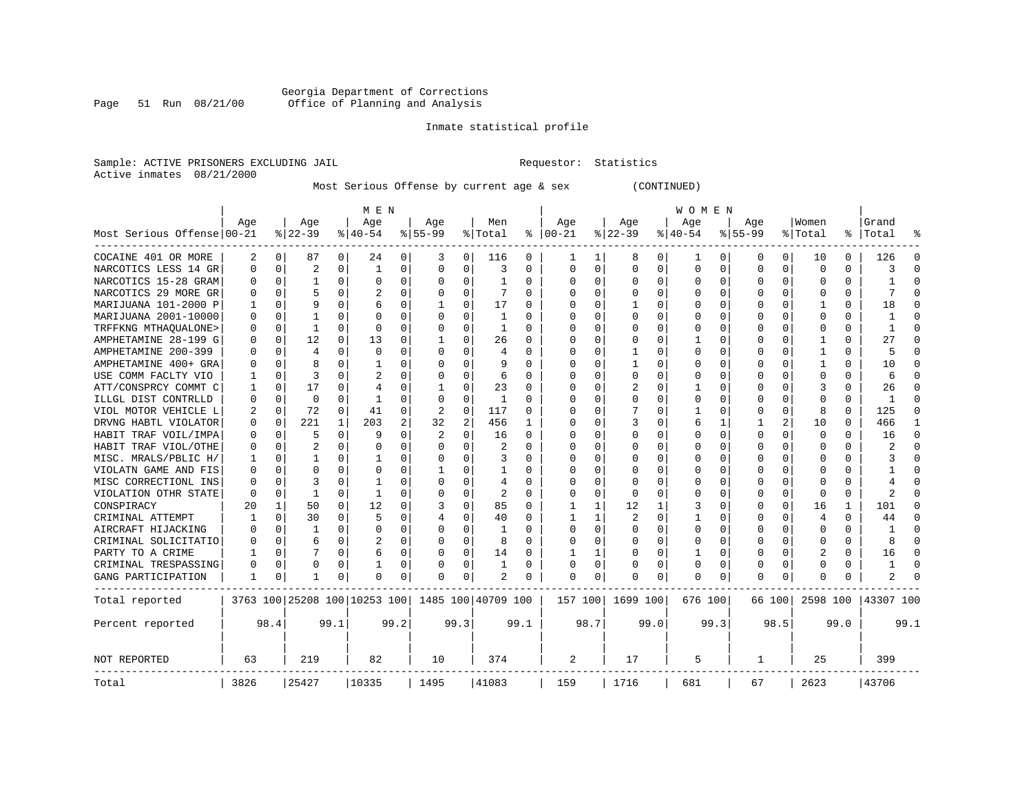Georgia Department of Corrections
Office of Planning and Analysis

Inmate statistical profile

Sample: ACTIVE PRISONERS EXCLUDING JAIL    Requestor: Statistics
Active inmates 08/21/2000

Most Serious Offense by current age & sex (CONTINUED)

| Most Serious Offense | MEN Age 00-21 | % | Age 22-39 | % | Age 40-54 | % | Age 55-99 | % | Men Total | % | WOMEN Age 00-21 | % | Age 22-39 | % | Age 40-54 | % | Age 55-99 | % | Women Total | % | Grand Total | % |
|---|---|---|---|---|---|---|---|---|---|---|---|---|---|---|---|---|---|---|---|---|---|---|
| COCAINE 401 OR MORE | 2 | 0 | 87 | 0 | 24 | 0 | 3 | 0 | 116 | 0 | 1 | 1 | 8 | 0 | 1 | 0 | 0 | 0 | 10 | 0 | 126 | 0 |
| NARCOTICS LESS 14 GR | 0 | 0 | 2 | 0 | 1 | 0 | 0 | 0 | 3 | 0 | 0 | 0 | 0 | 0 | 0 | 0 | 0 | 0 | 0 | 0 | 3 | 0 |
| NARCOTICS 15-28 GRAM | 0 | 0 | 1 | 0 | 0 | 0 | 0 | 0 | 1 | 0 | 0 | 0 | 0 | 0 | 0 | 0 | 0 | 0 | 0 | 0 | 1 | 0 |
| NARCOTICS 29 MORE GR | 0 | 0 | 5 | 0 | 2 | 0 | 0 | 0 | 7 | 0 | 0 | 0 | 0 | 0 | 0 | 0 | 0 | 0 | 0 | 0 | 7 | 0 |
| MARIJUANA 101-2000 P | 1 | 0 | 9 | 0 | 6 | 0 | 1 | 0 | 17 | 0 | 0 | 0 | 1 | 0 | 0 | 0 | 0 | 0 | 1 | 0 | 18 | 0 |
| MARIJUANA 2001-10000 | 0 | 0 | 1 | 0 | 0 | 0 | 0 | 0 | 1 | 0 | 0 | 0 | 0 | 0 | 0 | 0 | 0 | 0 | 0 | 0 | 1 | 0 |
| TRFFKNG MTHAQUALONE> | 0 | 0 | 1 | 0 | 0 | 0 | 0 | 0 | 1 | 0 | 0 | 0 | 0 | 0 | 0 | 0 | 0 | 0 | 0 | 0 | 1 | 0 |
| AMPHETAMINE 28-199 G | 0 | 0 | 12 | 0 | 13 | 0 | 1 | 0 | 26 | 0 | 0 | 0 | 0 | 0 | 1 | 0 | 0 | 0 | 1 | 0 | 27 | 0 |
| AMPHETAMINE 200-399 | 0 | 0 | 4 | 0 | 0 | 0 | 0 | 0 | 4 | 0 | 0 | 0 | 1 | 0 | 0 | 0 | 0 | 0 | 1 | 0 | 5 | 0 |
| AMPHETAMINE 400+ GRA | 0 | 0 | 8 | 0 | 1 | 0 | 0 | 0 | 9 | 0 | 0 | 0 | 1 | 0 | 0 | 0 | 0 | 0 | 1 | 0 | 10 | 0 |
| USE COMM FACLTY VIO | 1 | 0 | 3 | 0 | 2 | 0 | 0 | 0 | 6 | 0 | 0 | 0 | 0 | 0 | 0 | 0 | 0 | 0 | 0 | 0 | 6 | 0 |
| ATT/CONSPRCY COMMT C | 1 | 0 | 17 | 0 | 4 | 0 | 1 | 0 | 23 | 0 | 0 | 0 | 2 | 0 | 1 | 0 | 0 | 0 | 3 | 0 | 26 | 0 |
| ILLGL DIST CONTRLLD | 0 | 0 | 0 | 0 | 1 | 0 | 0 | 0 | 1 | 0 | 0 | 0 | 0 | 0 | 0 | 0 | 0 | 0 | 0 | 0 | 1 | 0 |
| VIOL MOTOR VEHICLE L | 2 | 0 | 72 | 0 | 41 | 0 | 2 | 0 | 117 | 0 | 0 | 0 | 7 | 0 | 1 | 0 | 0 | 0 | 8 | 0 | 125 | 0 |
| DRVNG HABTL VIOLATOR | 0 | 0 | 221 | 1 | 203 | 2 | 32 | 2 | 456 | 1 | 0 | 0 | 3 | 0 | 6 | 1 | 1 | 2 | 10 | 0 | 466 | 1 |
| HABIT TRAF VOIL/IMPA | 0 | 0 | 5 | 0 | 9 | 0 | 2 | 0 | 16 | 0 | 0 | 0 | 0 | 0 | 0 | 0 | 0 | 0 | 0 | 0 | 16 | 0 |
| HABIT TRAF VIOL/OTHE | 0 | 0 | 2 | 0 | 0 | 0 | 0 | 0 | 2 | 0 | 0 | 0 | 0 | 0 | 0 | 0 | 0 | 0 | 0 | 0 | 2 | 0 |
| MISC. MRALS/PBLIC H/ | 1 | 0 | 1 | 0 | 1 | 0 | 0 | 0 | 3 | 0 | 0 | 0 | 0 | 0 | 0 | 0 | 0 | 0 | 0 | 0 | 3 | 0 |
| VIOLATN GAME AND FIS | 0 | 0 | 0 | 0 | 0 | 0 | 1 | 0 | 1 | 0 | 0 | 0 | 0 | 0 | 0 | 0 | 0 | 0 | 0 | 0 | 1 | 0 |
| MISC CORRECTIONL INS | 0 | 0 | 3 | 0 | 1 | 0 | 0 | 0 | 4 | 0 | 0 | 0 | 0 | 0 | 0 | 0 | 0 | 0 | 0 | 0 | 4 | 0 |
| VIOLATION OTHR STATE | 0 | 0 | 1 | 0 | 1 | 0 | 0 | 0 | 2 | 0 | 0 | 0 | 0 | 0 | 0 | 0 | 0 | 0 | 0 | 0 | 2 | 0 |
| CONSPIRACY | 20 | 1 | 50 | 0 | 12 | 0 | 3 | 0 | 85 | 0 | 1 | 1 | 12 | 1 | 3 | 0 | 0 | 0 | 16 | 1 | 101 | 0 |
| CRIMINAL ATTEMPT | 1 | 0 | 30 | 0 | 5 | 0 | 4 | 0 | 40 | 0 | 1 | 1 | 2 | 0 | 1 | 0 | 0 | 0 | 4 | 0 | 44 | 0 |
| AIRCRAFT HIJACKING | 0 | 0 | 1 | 0 | 0 | 0 | 0 | 0 | 1 | 0 | 0 | 0 | 0 | 0 | 0 | 0 | 0 | 0 | 0 | 0 | 1 | 0 |
| CRIMINAL SOLICITATIO | 0 | 0 | 6 | 0 | 2 | 0 | 0 | 0 | 8 | 0 | 0 | 0 | 0 | 0 | 0 | 0 | 0 | 0 | 0 | 0 | 8 | 0 |
| PARTY TO A CRIME | 1 | 0 | 7 | 0 | 6 | 0 | 0 | 0 | 14 | 0 | 1 | 1 | 0 | 0 | 1 | 0 | 0 | 0 | 2 | 0 | 16 | 0 |
| CRIMINAL TRESPASSING | 0 | 0 | 0 | 0 | 1 | 0 | 0 | 0 | 1 | 0 | 0 | 0 | 0 | 0 | 0 | 0 | 0 | 0 | 0 | 0 | 1 | 0 |
| GANG PARTICIPATION | 1 | 0 | 1 | 0 | 0 | 0 | 0 | 0 | 2 | 0 | 0 | 0 | 0 | 0 | 0 | 0 | 0 | 0 | 0 | 0 | 2 | 0 |
| Total reported | 3763 | 100 | 25208 | 100 | 10253 | 100 | 1485 | 100 | 40709 | 100 | 157 | 100 | 1699 | 100 | 676 | 100 | 66 | 100 | 2598 | 100 | 43307 | 100 |
| Percent reported | | 98.4 | | 99.1 | | 99.2 | | 99.3 | | 99.1 | | 98.7 | | 99.0 | | 99.3 | | 98.5 | | 99.0 | | 99.1 |
| NOT REPORTED | 63 | | 219 | | 82 | | 10 | | 374 | | 2 | | 17 | | 5 | | 1 | | 25 | | 399 | |
| Total | 3826 | | 25427 | | 10335 | | 1495 | | 41083 | | 159 | | 1716 | | 681 | | 67 | | 2623 | | 43706 | |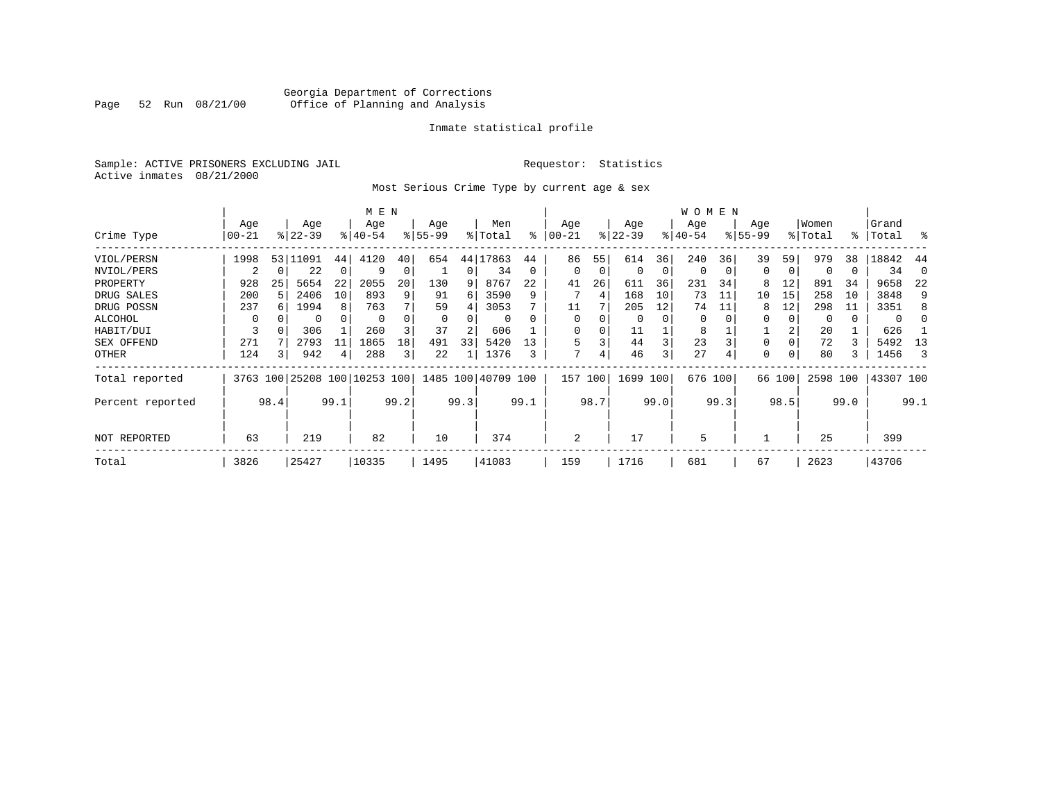Georgia Department of Corrections
Office of Planning and Analysis

Inmate statistical profile

Sample: ACTIVE PRISONERS EXCLUDING JAIL
Active inmates 08/21/2000

Requestor: Statistics

Most Serious Crime Type by current age & sex

| | MEN | | | | | | | | | | WOMEN | | | | | | | | | | | |
|---|---|---|---|---|---|---|---|---|---|---|---|---|---|---|---|---|---|---|---|---|---|---|
| Crime Type | Age 00-21 | % | Age 22-39 | % | Age 40-54 | % | Age 55-99 | % | Men Total | % | Age 00-21 | % | Age 22-39 | % | Age 40-54 | % | Age 55-99 | % | Women Total | % | Grand Total | % |
| VIOL/PERSN | 1998 | 53 | 11091 | 44 | 4120 | 40 | 654 | 44 | 17863 | 44 | 86 | 55 | 614 | 36 | 240 | 36 | 39 | 59 | 979 | 38 | 18842 | 44 |
| NVIOL/PERS | 2 | 0 | 22 | 0 | 9 | 0 | 1 | 0 | 34 | 0 | 0 | 0 | 0 | 0 | 0 | 0 | 0 | 0 | 0 | 0 | 34 | 0 |
| PROPERTY | 928 | 25 | 5654 | 22 | 2055 | 20 | 130 | 9 | 8767 | 22 | 41 | 26 | 611 | 36 | 231 | 34 | 8 | 12 | 891 | 34 | 9658 | 22 |
| DRUG SALES | 200 | 5 | 2406 | 10 | 893 | 9 | 91 | 6 | 3590 | 9 | 7 | 4 | 168 | 10 | 73 | 11 | 10 | 15 | 258 | 10 | 3848 | 9 |
| DRUG POSSN | 237 | 6 | 1994 | 8 | 763 | 7 | 59 | 4 | 3053 | 7 | 11 | 7 | 205 | 12 | 74 | 11 | 8 | 12 | 298 | 11 | 3351 | 8 |
| ALCOHOL | 0 | 0 | 0 | 0 | 0 | 0 | 0 | 0 | 0 | 0 | 0 | 0 | 0 | 0 | 0 | 0 | 0 | 0 | 0 | 0 | 0 | 0 |
| HABIT/DUI | 3 | 0 | 306 | 1 | 260 | 3 | 37 | 2 | 606 | 1 | 0 | 0 | 11 | 1 | 8 | 1 | 1 | 2 | 20 | 1 | 626 | 1 |
| SEX OFFEND | 271 | 7 | 2793 | 11 | 1865 | 18 | 491 | 33 | 5420 | 13 | 5 | 3 | 44 | 3 | 23 | 3 | 0 | 0 | 72 | 3 | 5492 | 13 |
| OTHER | 124 | 3 | 942 | 4 | 288 | 3 | 22 | 1 | 1376 | 3 | 7 | 4 | 46 | 3 | 27 | 4 | 0 | 0 | 80 | 3 | 1456 | 3 |
| Total reported | 3763 | 100 | 25208 | 100 | 10253 | 100 | 1485 | 100 | 40709 | 100 | 157 | 100 | 1699 | 100 | 676 | 100 | 66 | 100 | 2598 | 100 | 43307 | 100 |
| Percent reported | | 98.4 | | 99.1 | | 99.2 | | 99.3 | | 99.1 | | 98.7 | | 99.0 | | 99.3 | | 98.5 | | 99.0 | | 99.1 |
| NOT REPORTED | 63 | | 219 | | 82 | | 10 | | 374 | | 2 | | 17 | | 5 | | 1 | | 25 | | 399 | |
| Total | 3826 | | 25427 | | 10335 | | 1495 | | 41083 | | 159 | | 1716 | | 681 | | 67 | | 2623 | | 43706 | |